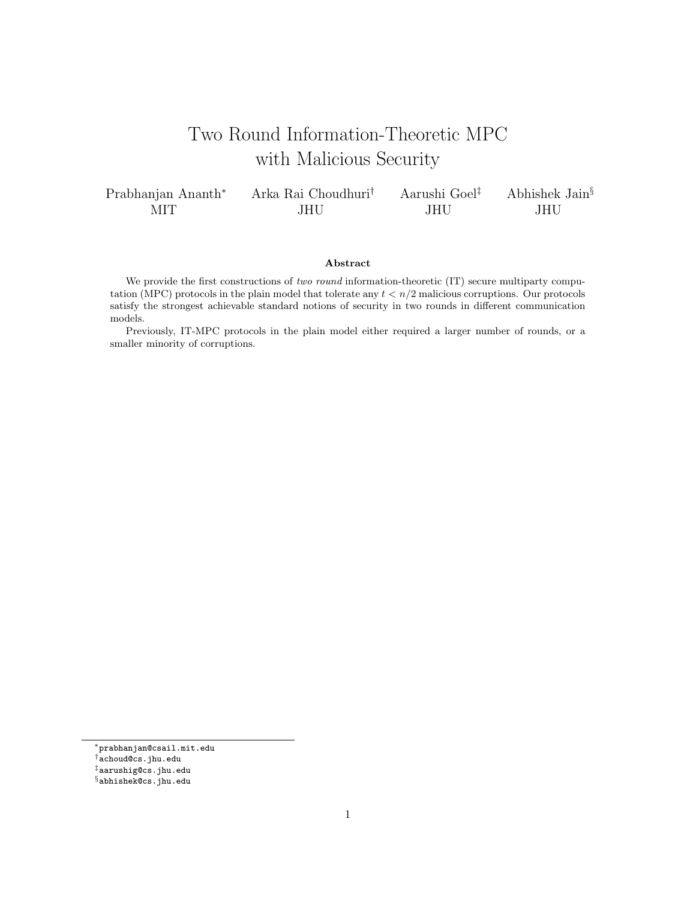# Two Round Information-Theoretic MPC with Malicious Security

Prabhanjan Ananth[*] MIT    Arka Rai Choudhuri[†] JHU    Aarushi Goel[‡] JHU    Abhishek Jain[§] JHU

## Abstract

We provide the first constructions of *two round* information-theoretic (IT) secure multiparty computation (MPC) protocols in the plain model that tolerate any $t < n/2$ malicious corruptions. Our protocols satisfy the strongest achievable standard notions of security in two rounds in different communication models.

Previously, IT-MPC protocols in the plain model either required a larger number of rounds, or a smaller minority of corruptions.

---

[*] prabhanjan@csail.mit.edu

[†] achoud@cs.jhu.edu

[‡] aarushig@cs.jhu.edu

[§] abhishek@cs.jhu.edu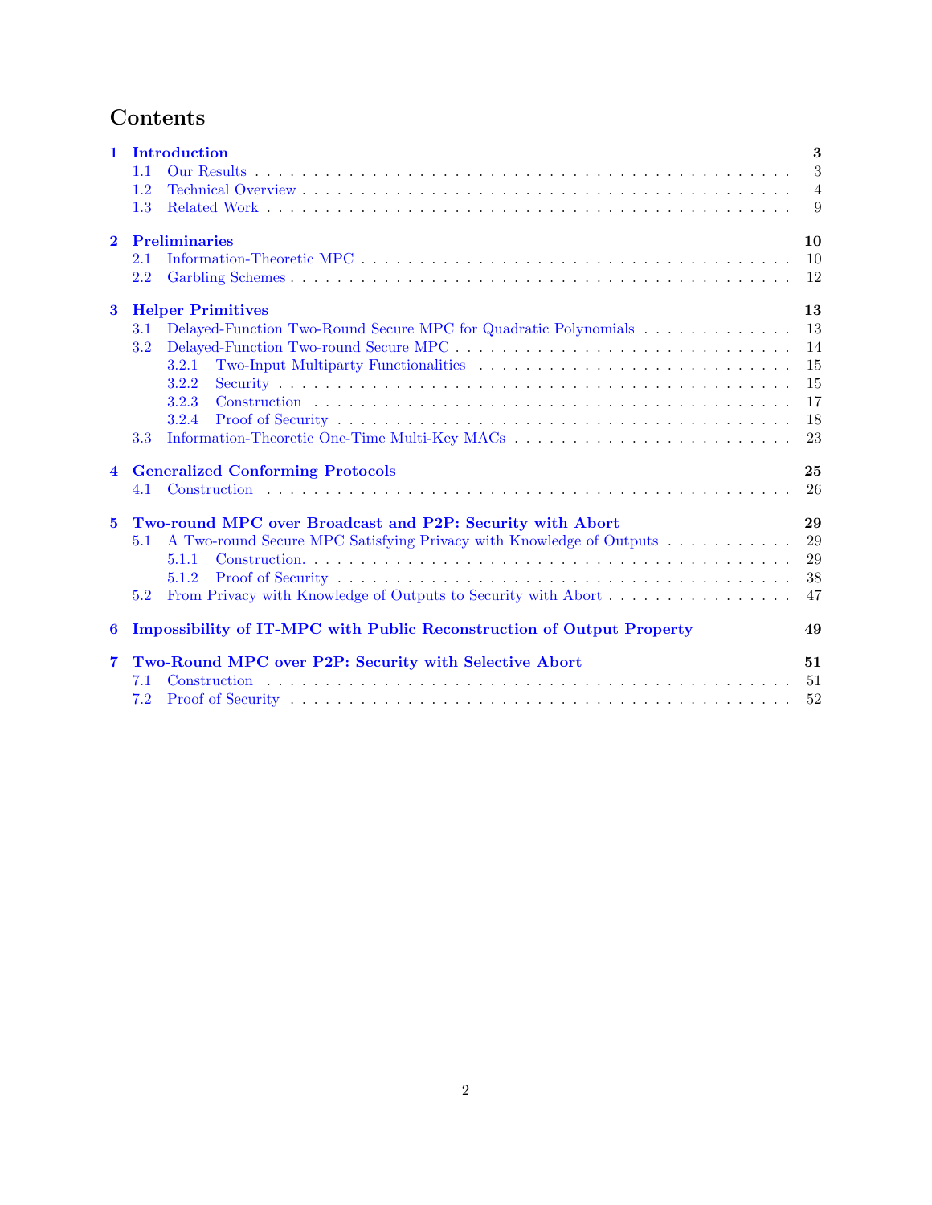# Contents

**1 Introduction** — 3
- 1.1 Our Results — 3
- 1.2 Technical Overview — 4
- 1.3 Related Work — 9

**2 Preliminaries** — 10
- 2.1 Information-Theoretic MPC — 10
- 2.2 Garbling Schemes — 12

**3 Helper Primitives** — 13
- 3.1 Delayed-Function Two-Round Secure MPC for Quadratic Polynomials — 13
- 3.2 Delayed-Function Two-round Secure MPC — 14
  - 3.2.1 Two-Input Multiparty Functionalities — 15
  - 3.2.2 Security — 15
  - 3.2.3 Construction — 17
  - 3.2.4 Proof of Security — 18
- 3.3 Information-Theoretic One-Time Multi-Key MACs — 23

**4 Generalized Conforming Protocols** — 25
- 4.1 Construction — 26

**5 Two-round MPC over Broadcast and P2P: Security with Abort** — 29
- 5.1 A Two-round Secure MPC Satisfying Privacy with Knowledge of Outputs — 29
  - 5.1.1 Construction. — 29
  - 5.1.2 Proof of Security — 38
- 5.2 From Privacy with Knowledge of Outputs to Security with Abort — 47

**6 Impossibility of IT-MPC with Public Reconstruction of Output Property** — 49

**7 Two-Round MPC over P2P: Security with Selective Abort** — 51
- 7.1 Construction — 51
- 7.2 Proof of Security — 52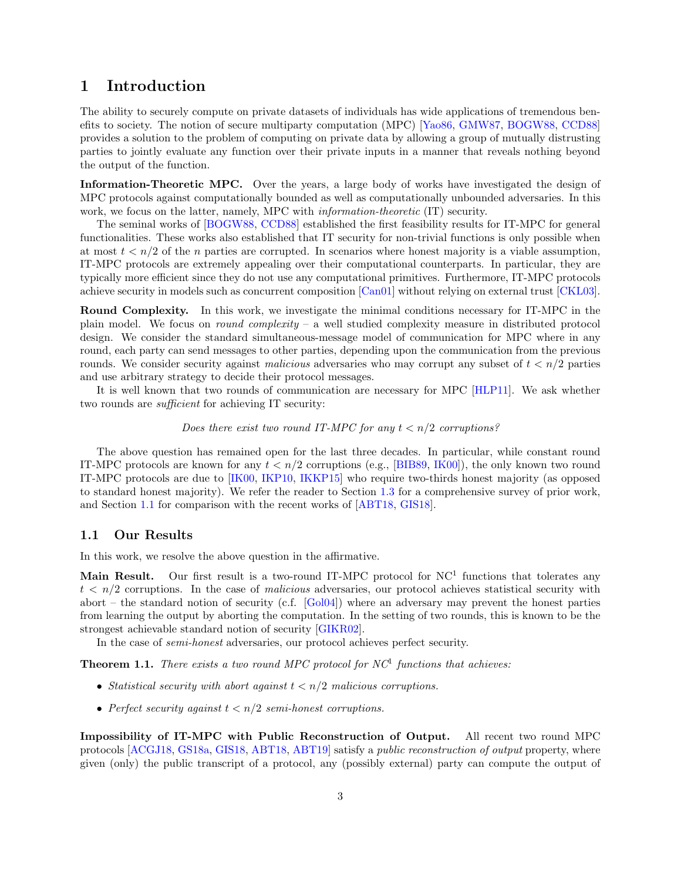# 1 Introduction

The ability to securely compute on private datasets of individuals has wide applications of tremendous benefits to society. The notion of secure multiparty computation (MPC) [Yao86, GMW87, BOGW88, CCD88] provides a solution to the problem of computing on private data by allowing a group of mutually distrusting parties to jointly evaluate any function over their private inputs in a manner that reveals nothing beyond the output of the function.

**Information-Theoretic MPC.** Over the years, a large body of works have investigated the design of MPC protocols against computationally bounded as well as computationally unbounded adversaries. In this work, we focus on the latter, namely, MPC with *information-theoretic* (IT) security.

The seminal works of [BOGW88, CCD88] established the first feasibility results for IT-MPC for general functionalities. These works also established that IT security for non-trivial functions is only possible when at most $t < n/2$ of the $n$ parties are corrupted. In scenarios where honest majority is a viable assumption, IT-MPC protocols are extremely appealing over their computational counterparts. In particular, they are typically more efficient since they do not use any computational primitives. Furthermore, IT-MPC protocols achieve security in models such as concurrent composition [Can01] without relying on external trust [CKL03].

**Round Complexity.** In this work, we investigate the minimal conditions necessary for IT-MPC in the plain model. We focus on *round complexity* – a well studied complexity measure in distributed protocol design. We consider the standard simultaneous-message model of communication for MPC where in any round, each party can send messages to other parties, depending upon the communication from the previous rounds. We consider security against *malicious* adversaries who may corrupt any subset of $t < n/2$ parties and use arbitrary strategy to decide their protocol messages.

It is well known that two rounds of communication are necessary for MPC [HLP11]. We ask whether two rounds are *sufficient* for achieving IT security:

*Does there exist two round IT-MPC for any $t < n/2$ corruptions?*

The above question has remained open for the last three decades. In particular, while constant round IT-MPC protocols are known for any $t < n/2$ corruptions (e.g., [BIB89, IK00]), the only known two round IT-MPC protocols are due to [IK00, IKP10, IKKP15] who require two-thirds honest majority (as opposed to standard honest majority). We refer the reader to Section 1.3 for a comprehensive survey of prior work, and Section 1.1 for comparison with the recent works of [ABT18, GIS18].

## 1.1 Our Results

In this work, we resolve the above question in the affirmative.

**Main Result.** Our first result is a two-round IT-MPC protocol for $NC^1$ functions that tolerates any $t < n/2$ corruptions. In the case of *malicious* adversaries, our protocol achieves statistical security with abort – the standard notion of security (c.f. [Gol04]) where an adversary may prevent the honest parties from learning the output by aborting the computation. In the setting of two rounds, this is known to be the strongest achievable standard notion of security [GIKR02].

In the case of *semi-honest* adversaries, our protocol achieves perfect security.

**Theorem 1.1.** *There exists a two round MPC protocol for $NC^1$ functions that achieves:*

- *Statistical security with abort against $t < n/2$ malicious corruptions.*
- *Perfect security against $t < n/2$ semi-honest corruptions.*

**Impossibility of IT-MPC with Public Reconstruction of Output.** All recent two round MPC protocols [ACGJ18, GS18a, GIS18, ABT18, ABT19] satisfy a *public reconstruction of output* property, where given (only) the public transcript of a protocol, any (possibly external) party can compute the output of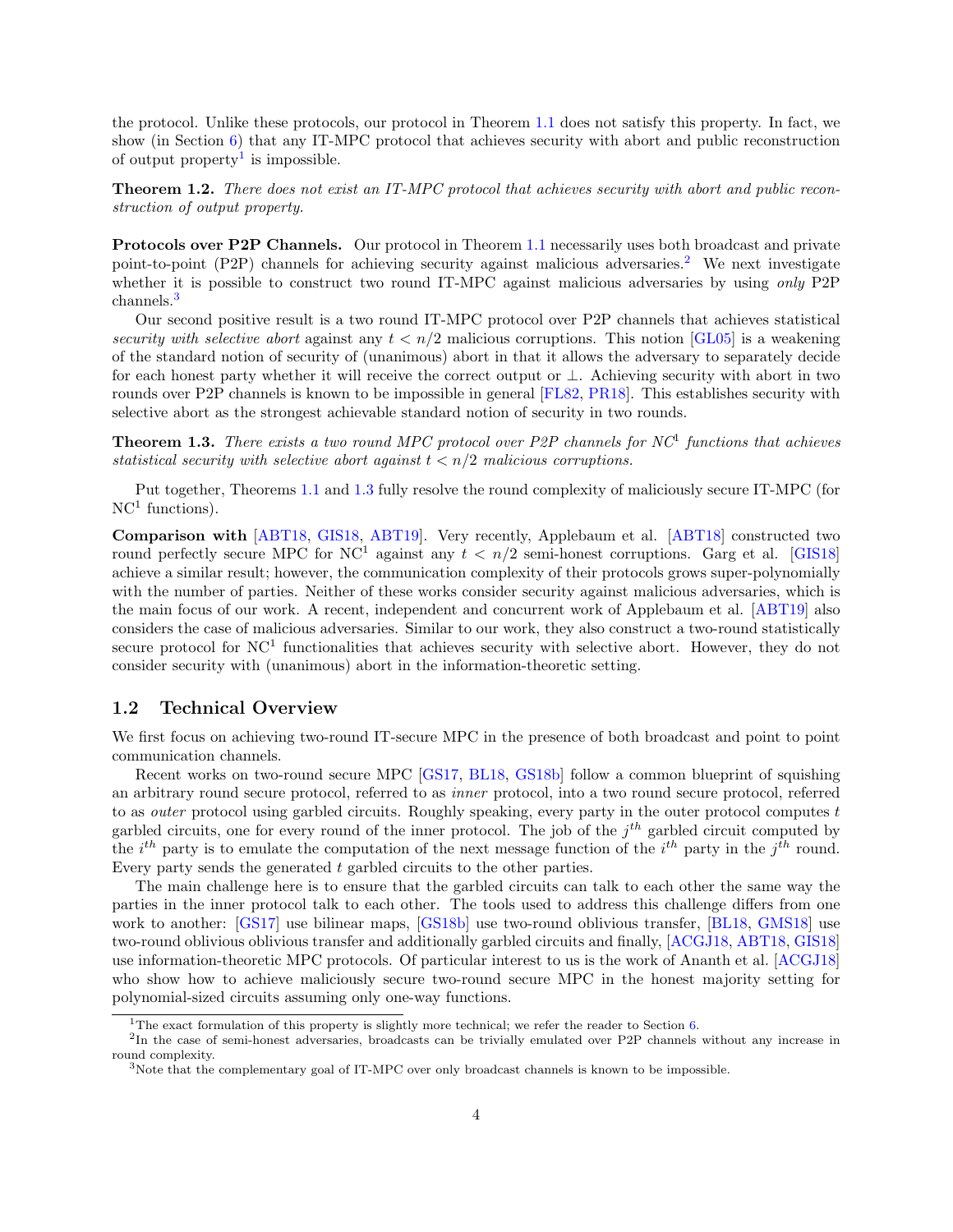the protocol. Unlike these protocols, our protocol in Theorem 1.1 does not satisfy this property. In fact, we show (in Section 6) that any IT-MPC protocol that achieves security with abort and public reconstruction of output property[1] is impossible.

**Theorem 1.2.** *There does not exist an IT-MPC protocol that achieves security with abort and public reconstruction of output property.*

**Protocols over P2P Channels.** Our protocol in Theorem 1.1 necessarily uses both broadcast and private point-to-point (P2P) channels for achieving security against malicious adversaries.[2] We next investigate whether it is possible to construct two round IT-MPC against malicious adversaries by using *only* P2P channels.[3]

Our second positive result is a two round IT-MPC protocol over P2P channels that achieves statistical *security with selective abort* against any $t < n/2$ malicious corruptions. This notion [GL05] is a weakening of the standard notion of security of (unanimous) abort in that it allows the adversary to separately decide for each honest party whether it will receive the correct output or $\perp$. Achieving security with abort in two rounds over P2P channels is known to be impossible in general [FL82, PR18]. This establishes security with selective abort as the strongest achievable standard notion of security in two rounds.

**Theorem 1.3.** *There exists a two round MPC protocol over P2P channels for $\mathrm{NC}^1$ functions that achieves statistical security with selective abort against $t < n/2$ malicious corruptions.*

Put together, Theorems 1.1 and 1.3 fully resolve the round complexity of maliciously secure IT-MPC (for $\mathrm{NC}^1$ functions).

**Comparison with [ABT18, GIS18, ABT19].** Very recently, Applebaum et al. [ABT18] constructed two round perfectly secure MPC for $\mathrm{NC}^1$ against any $t < n/2$ semi-honest corruptions. Garg et al. [GIS18] achieve a similar result; however, the communication complexity of their protocols grows super-polynomially with the number of parties. Neither of these works consider security against malicious adversaries, which is the main focus of our work. A recent, independent and concurrent work of Applebaum et al. [ABT19] also considers the case of malicious adversaries. Similar to our work, they also construct a two-round statistically secure protocol for $\mathrm{NC}^1$ functionalities that achieves security with selective abort. However, they do not consider security with (unanimous) abort in the information-theoretic setting.

## 1.2 Technical Overview

We first focus on achieving two-round IT-secure MPC in the presence of both broadcast and point to point communication channels.

Recent works on two-round secure MPC [GS17, BL18, GS18b] follow a common blueprint of squishing an arbitrary round secure protocol, referred to as *inner* protocol, into a two round secure protocol, referred to as *outer* protocol using garbled circuits. Roughly speaking, every party in the outer protocol computes $t$ garbled circuits, one for every round of the inner protocol. The job of the $j^{th}$ garbled circuit computed by the $i^{th}$ party is to emulate the computation of the next message function of the $i^{th}$ party in the $j^{th}$ round. Every party sends the generated $t$ garbled circuits to the other parties.

The main challenge here is to ensure that the garbled circuits can talk to each other the same way the parties in the inner protocol talk to each other. The tools used to address this challenge differs from one work to another: [GS17] use bilinear maps, [GS18b] use two-round oblivious transfer, [BL18, GMS18] use two-round oblivious oblivious transfer and additionally garbled circuits and finally, [ACGJ18, ABT18, GIS18] use information-theoretic MPC protocols. Of particular interest to us is the work of Ananth et al. [ACGJ18] who show how to achieve maliciously secure two-round secure MPC in the honest majority setting for polynomial-sized circuits assuming only one-way functions.

[1] The exact formulation of this property is slightly more technical; we refer the reader to Section 6.

[2] In the case of semi-honest adversaries, broadcasts can be trivially emulated over P2P channels without any increase in round complexity.

[3] Note that the complementary goal of IT-MPC over only broadcast channels is known to be impossible.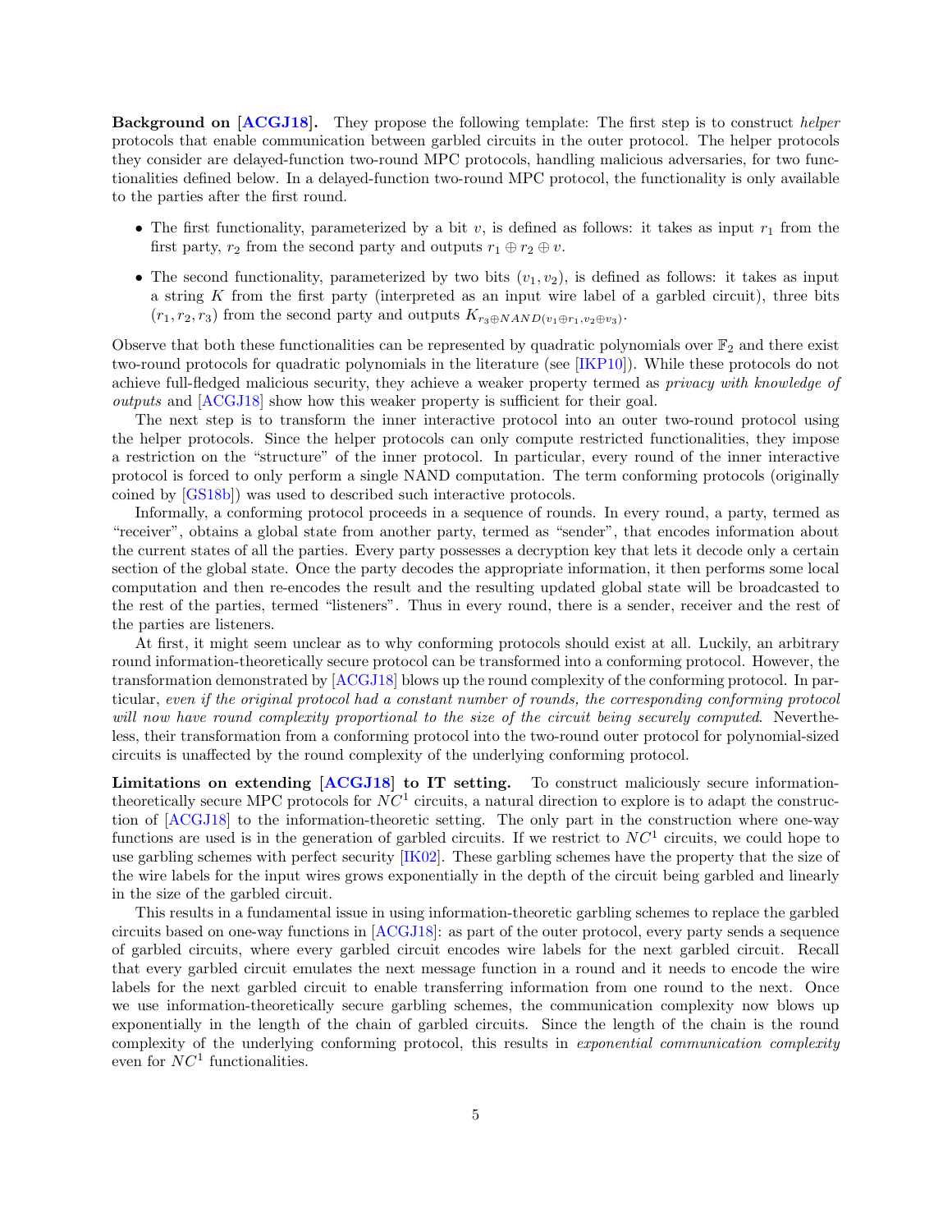**Background on [ACGJ18].** They propose the following template: The first step is to construct *helper* protocols that enable communication between garbled circuits in the outer protocol. The helper protocols they consider are delayed-function two-round MPC protocols, handling malicious adversaries, for two functionalities defined below. In a delayed-function two-round MPC protocol, the functionality is only available to the parties after the first round.

- The first functionality, parameterized by a bit $v$, is defined as follows: it takes as input $r_1$ from the first party, $r_2$ from the second party and outputs $r_1 \oplus r_2 \oplus v$.
- The second functionality, parameterized by two bits $(v_1, v_2)$, is defined as follows: it takes as input a string $K$ from the first party (interpreted as an input wire label of a garbled circuit), three bits $(r_1, r_2, r_3)$ from the second party and outputs $K_{r_3 \oplus NAND(v_1 \oplus r_1, v_2 \oplus v_3)}$.

Observe that both these functionalities can be represented by quadratic polynomials over $\mathbb{F}_2$ and there exist two-round protocols for quadratic polynomials in the literature (see [IKP10]). While these protocols do not achieve full-fledged malicious security, they achieve a weaker property termed as *privacy with knowledge of outputs* and [ACGJ18] show how this weaker property is sufficient for their goal.

The next step is to transform the inner interactive protocol into an outer two-round protocol using the helper protocols. Since the helper protocols can only compute restricted functionalities, they impose a restriction on the "structure" of the inner protocol. In particular, every round of the inner interactive protocol is forced to only perform a single NAND computation. The term conforming protocols (originally coined by [GS18b]) was used to described such interactive protocols.

Informally, a conforming protocol proceeds in a sequence of rounds. In every round, a party, termed as "receiver", obtains a global state from another party, termed as "sender", that encodes information about the current states of all the parties. Every party possesses a decryption key that lets it decode only a certain section of the global state. Once the party decodes the appropriate information, it then performs some local computation and then re-encodes the result and the resulting updated global state will be broadcasted to the rest of the parties, termed "listeners". Thus in every round, there is a sender, receiver and the rest of the parties are listeners.

At first, it might seem unclear as to why conforming protocols should exist at all. Luckily, an arbitrary round information-theoretically secure protocol can be transformed into a conforming protocol. However, the transformation demonstrated by [ACGJ18] blows up the round complexity of the conforming protocol. In particular, *even if the original protocol had a constant number of rounds, the corresponding conforming protocol will now have round complexity proportional to the size of the circuit being securely computed*. Nevertheless, their transformation from a conforming protocol into the two-round outer protocol for polynomial-sized circuits is unaffected by the round complexity of the underlying conforming protocol.

**Limitations on extending [ACGJ18] to IT setting.** To construct maliciously secure information-theoretically secure MPC protocols for $NC^1$ circuits, a natural direction to explore is to adapt the construction of [ACGJ18] to the information-theoretic setting. The only part in the construction where one-way functions are used is in the generation of garbled circuits. If we restrict to $NC^1$ circuits, we could hope to use garbling schemes with perfect security [IK02]. These garbling schemes have the property that the size of the wire labels for the input wires grows exponentially in the depth of the circuit being garbled and linearly in the size of the garbled circuit.

This results in a fundamental issue in using information-theoretic garbling schemes to replace the garbled circuits based on one-way functions in [ACGJ18]: as part of the outer protocol, every party sends a sequence of garbled circuits, where every garbled circuit encodes wire labels for the next garbled circuit. Recall that every garbled circuit emulates the next message function in a round and it needs to encode the wire labels for the next garbled circuit to enable transferring information from one round to the next. Once we use information-theoretically secure garbling schemes, the communication complexity now blows up exponentially in the length of the chain of garbled circuits. Since the length of the chain is the round complexity of the underlying conforming protocol, this results in *exponential communication complexity* even for $NC^1$ functionalities.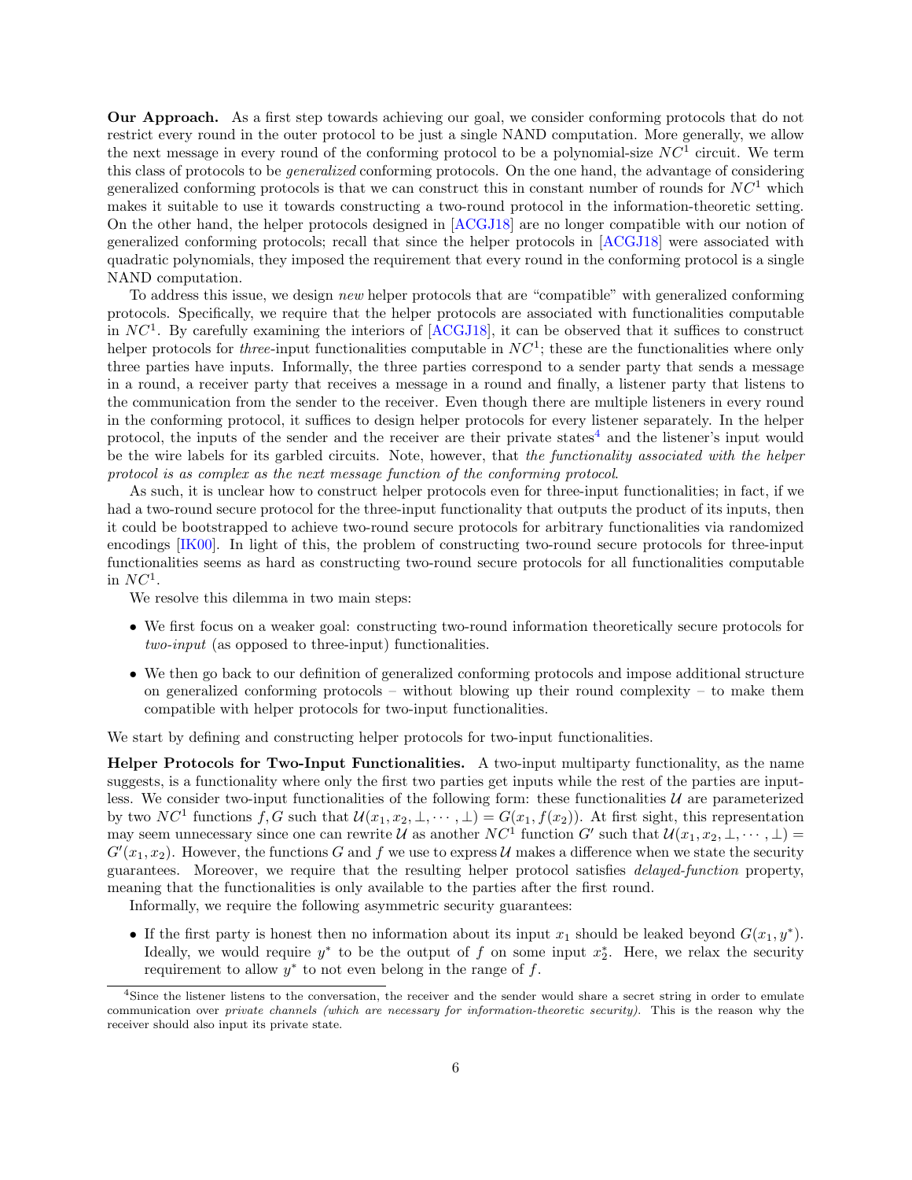**Our Approach.** As a first step towards achieving our goal, we consider conforming protocols that do not restrict every round in the outer protocol to be just a single NAND computation. More generally, we allow the next message in every round of the conforming protocol to be a polynomial-size $NC^1$ circuit. We term this class of protocols to be *generalized* conforming protocols. On the one hand, the advantage of considering generalized conforming protocols is that we can construct this in constant number of rounds for $NC^1$ which makes it suitable to use it towards constructing a two-round protocol in the information-theoretic setting. On the other hand, the helper protocols designed in [ACGJ18] are no longer compatible with our notion of generalized conforming protocols; recall that since the helper protocols in [ACGJ18] were associated with quadratic polynomials, they imposed the requirement that every round in the conforming protocol is a single NAND computation.

To address this issue, we design *new* helper protocols that are "compatible" with generalized conforming protocols. Specifically, we require that the helper protocols are associated with functionalities computable in $NC^1$. By carefully examining the interiors of [ACGJ18], it can be observed that it suffices to construct helper protocols for *three*-input functionalities computable in $NC^1$; these are the functionalities where only three parties have inputs. Informally, the three parties correspond to a sender party that sends a message in a round, a receiver party that receives a message in a round and finally, a listener party that listens to the communication from the sender to the receiver. Even though there are multiple listeners in every round in the conforming protocol, it suffices to design helper protocols for every listener separately. In the helper protocol, the inputs of the sender and the receiver are their private states[4] and the listener's input would be the wire labels for its garbled circuits. Note, however, that *the functionality associated with the helper protocol is as complex as the next message function of the conforming protocol*.

As such, it is unclear how to construct helper protocols even for three-input functionalities; in fact, if we had a two-round secure protocol for the three-input functionality that outputs the product of its inputs, then it could be bootstrapped to achieve two-round secure protocols for arbitrary functionalities via randomized encodings [IK00]. In light of this, the problem of constructing two-round secure protocols for three-input functionalities seems as hard as constructing two-round secure protocols for all functionalities computable in $NC^1$.

We resolve this dilemma in two main steps:

- We first focus on a weaker goal: constructing two-round information theoretically secure protocols for *two-input* (as opposed to three-input) functionalities.
- We then go back to our definition of generalized conforming protocols and impose additional structure on generalized conforming protocols – without blowing up their round complexity – to make them compatible with helper protocols for two-input functionalities.

We start by defining and constructing helper protocols for two-input functionalities.

**Helper Protocols for Two-Input Functionalities.** A two-input multiparty functionality, as the name suggests, is a functionality where only the first two parties get inputs while the rest of the parties are inputless. We consider two-input functionalities of the following form: these functionalities $\mathcal{U}$ are parameterized by two $NC^1$ functions $f, G$ such that $\mathcal{U}(x_1, x_2, \perp, \cdots, \perp) = G(x_1, f(x_2))$. At first sight, this representation may seem unnecessary since one can rewrite $\mathcal{U}$ as another $NC^1$ function $G'$ such that $\mathcal{U}(x_1, x_2, \perp, \cdots, \perp) = G'(x_1, x_2)$. However, the functions $G$ and $f$ we use to express $\mathcal{U}$ makes a difference when we state the security guarantees. Moreover, we require that the resulting helper protocol satisfies *delayed-function* property, meaning that the functionalities is only available to the parties after the first round.

Informally, we require the following asymmetric security guarantees:

- If the first party is honest then no information about its input $x_1$ should be leaked beyond $G(x_1, y^*)$. Ideally, we would require $y^*$ to be the output of $f$ on some input $x_2^*$. Here, we relax the security requirement to allow $y^*$ to not even belong in the range of $f$.

[4] Since the listener listens to the conversation, the receiver and the sender would share a secret string in order to emulate communication over *private channels (which are necessary for information-theoretic security)*. This is the reason why the receiver should also input its private state.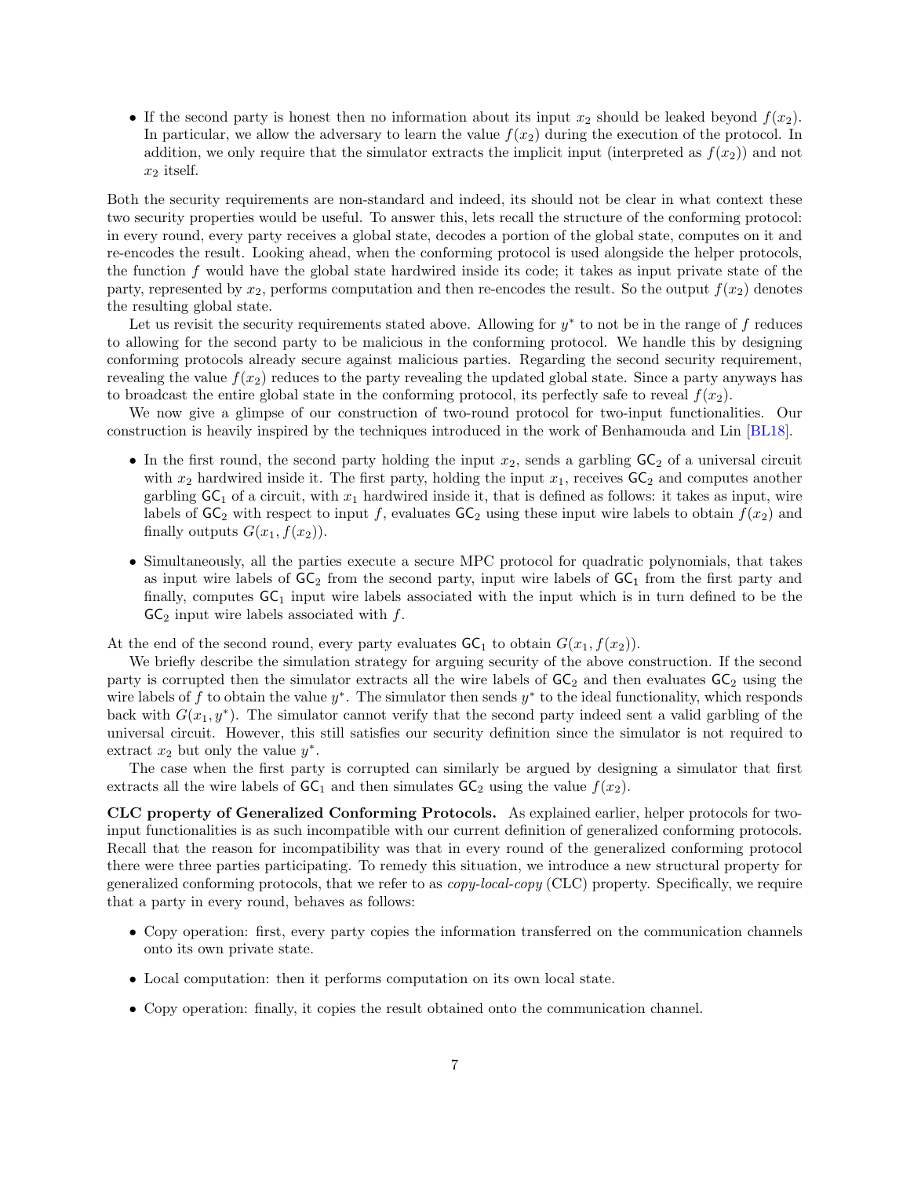- If the second party is honest then no information about its input $x_2$ should be leaked beyond $f(x_2)$. In particular, we allow the adversary to learn the value $f(x_2)$ during the execution of the protocol. In addition, we only require that the simulator extracts the implicit input (interpreted as $f(x_2)$) and not $x_2$ itself.

Both the security requirements are non-standard and indeed, its should not be clear in what context these two security properties would be useful. To answer this, lets recall the structure of the conforming protocol: in every round, every party receives a global state, decodes a portion of the global state, computes on it and re-encodes the result. Looking ahead, when the conforming protocol is used alongside the helper protocols, the function $f$ would have the global state hardwired inside its code; it takes as input private state of the party, represented by $x_2$, performs computation and then re-encodes the result. So the output $f(x_2)$ denotes the resulting global state.

Let us revisit the security requirements stated above. Allowing for $y^*$ to not be in the range of $f$ reduces to allowing for the second party to be malicious in the conforming protocol. We handle this by designing conforming protocols already secure against malicious parties. Regarding the second security requirement, revealing the value $f(x_2)$ reduces to the party revealing the updated global state. Since a party anyways has to broadcast the entire global state in the conforming protocol, its perfectly safe to reveal $f(x_2)$.

We now give a glimpse of our construction of two-round protocol for two-input functionalities. Our construction is heavily inspired by the techniques introduced in the work of Benhamouda and Lin [BL18].

- In the first round, the second party holding the input $x_2$, sends a garbling $\mathsf{GC}_2$ of a universal circuit with $x_2$ hardwired inside it. The first party, holding the input $x_1$, receives $\mathsf{GC}_2$ and computes another garbling $\mathsf{GC}_1$ of a circuit, with $x_1$ hardwired inside it, that is defined as follows: it takes as input, wire labels of $\mathsf{GC}_2$ with respect to input $f$, evaluates $\mathsf{GC}_2$ using these input wire labels to obtain $f(x_2)$ and finally outputs $G(x_1, f(x_2))$.
- Simultaneously, all the parties execute a secure MPC protocol for quadratic polynomials, that takes as input wire labels of $\mathsf{GC}_2$ from the second party, input wire labels of $\mathsf{GC}_1$ from the first party and finally, computes $\mathsf{GC}_1$ input wire labels associated with the input which is in turn defined to be the $\mathsf{GC}_2$ input wire labels associated with $f$.

At the end of the second round, every party evaluates $\mathsf{GC}_1$ to obtain $G(x_1, f(x_2))$.

We briefly describe the simulation strategy for arguing security of the above construction. If the second party is corrupted then the simulator extracts all the wire labels of $\mathsf{GC}_2$ and then evaluates $\mathsf{GC}_2$ using the wire labels of $f$ to obtain the value $y^*$. The simulator then sends $y^*$ to the ideal functionality, which responds back with $G(x_1, y^*)$. The simulator cannot verify that the second party indeed sent a valid garbling of the universal circuit. However, this still satisfies our security definition since the simulator is not required to extract $x_2$ but only the value $y^*$.

The case when the first party is corrupted can similarly be argued by designing a simulator that first extracts all the wire labels of $\mathsf{GC}_1$ and then simulates $\mathsf{GC}_2$ using the value $f(x_2)$.

**CLC property of Generalized Conforming Protocols.** As explained earlier, helper protocols for two-input functionalities is as such incompatible with our current definition of generalized conforming protocols. Recall that the reason for incompatibility was that in every round of the generalized conforming protocol there were three parties participating. To remedy this situation, we introduce a new structural property for generalized conforming protocols, that we refer to as *copy-local-copy* (CLC) property. Specifically, we require that a party in every round, behaves as follows:

- Copy operation: first, every party copies the information transferred on the communication channels onto its own private state.
- Local computation: then it performs computation on its own local state.
- Copy operation: finally, it copies the result obtained onto the communication channel.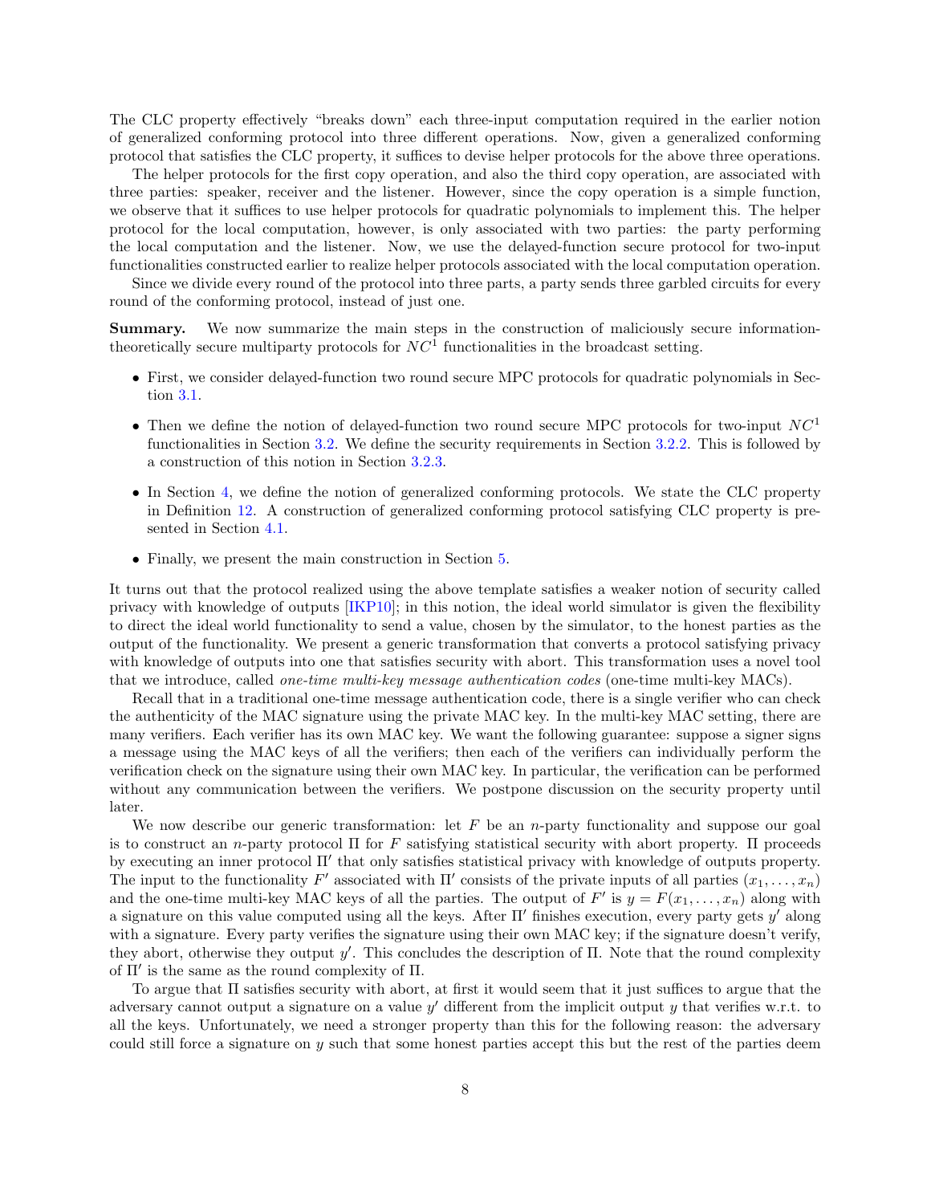The CLC property effectively "breaks down" each three-input computation required in the earlier notion of generalized conforming protocol into three different operations. Now, given a generalized conforming protocol that satisfies the CLC property, it suffices to devise helper protocols for the above three operations.

The helper protocols for the first copy operation, and also the third copy operation, are associated with three parties: speaker, receiver and the listener. However, since the copy operation is a simple function, we observe that it suffices to use helper protocols for quadratic polynomials to implement this. The helper protocol for the local computation, however, is only associated with two parties: the party performing the local computation and the listener. Now, we use the delayed-function secure protocol for two-input functionalities constructed earlier to realize helper protocols associated with the local computation operation.

Since we divide every round of the protocol into three parts, a party sends three garbled circuits for every round of the conforming protocol, instead of just one.

**Summary.** We now summarize the main steps in the construction of maliciously secure information-theoretically secure multiparty protocols for $NC^1$ functionalities in the broadcast setting.

- First, we consider delayed-function two round secure MPC protocols for quadratic polynomials in Section 3.1.
- Then we define the notion of delayed-function two round secure MPC protocols for two-input $NC^1$ functionalities in Section 3.2. We define the security requirements in Section 3.2.2. This is followed by a construction of this notion in Section 3.2.3.
- In Section 4, we define the notion of generalized conforming protocols. We state the CLC property in Definition 12. A construction of generalized conforming protocol satisfying CLC property is presented in Section 4.1.
- Finally, we present the main construction in Section 5.

It turns out that the protocol realized using the above template satisfies a weaker notion of security called privacy with knowledge of outputs [IKP10]; in this notion, the ideal world simulator is given the flexibility to direct the ideal world functionality to send a value, chosen by the simulator, to the honest parties as the output of the functionality. We present a generic transformation that converts a protocol satisfying privacy with knowledge of outputs into one that satisfies security with abort. This transformation uses a novel tool that we introduce, called *one-time multi-key message authentication codes* (one-time multi-key MACs).

Recall that in a traditional one-time message authentication code, there is a single verifier who can check the authenticity of the MAC signature using the private MAC key. In the multi-key MAC setting, there are many verifiers. Each verifier has its own MAC key. We want the following guarantee: suppose a signer signs a message using the MAC keys of all the verifiers; then each of the verifiers can individually perform the verification check on the signature using their own MAC key. In particular, the verification can be performed without any communication between the verifiers. We postpone discussion on the security property until later.

We now describe our generic transformation: let $F$ be an $n$-party functionality and suppose our goal is to construct an $n$-party protocol $\Pi$ for $F$ satisfying statistical security with abort property. $\Pi$ proceeds by executing an inner protocol $\Pi'$ that only satisfies statistical privacy with knowledge of outputs property. The input to the functionality $F'$ associated with $\Pi'$ consists of the private inputs of all parties $(x_1, \ldots, x_n)$ and the one-time multi-key MAC keys of all the parties. The output of $F'$ is $y = F(x_1, \ldots, x_n)$ along with a signature on this value computed using all the keys. After $\Pi'$ finishes execution, every party gets $y'$ along with a signature. Every party verifies the signature using their own MAC key; if the signature doesn't verify, they abort, otherwise they output $y'$. This concludes the description of $\Pi$. Note that the round complexity of $\Pi'$ is the same as the round complexity of $\Pi$.

To argue that $\Pi$ satisfies security with abort, at first it would seem that it just suffices to argue that the adversary cannot output a signature on a value $y'$ different from the implicit output $y$ that verifies w.r.t. to all the keys. Unfortunately, we need a stronger property than this for the following reason: the adversary could still force a signature on $y$ such that some honest parties accept this but the rest of the parties deem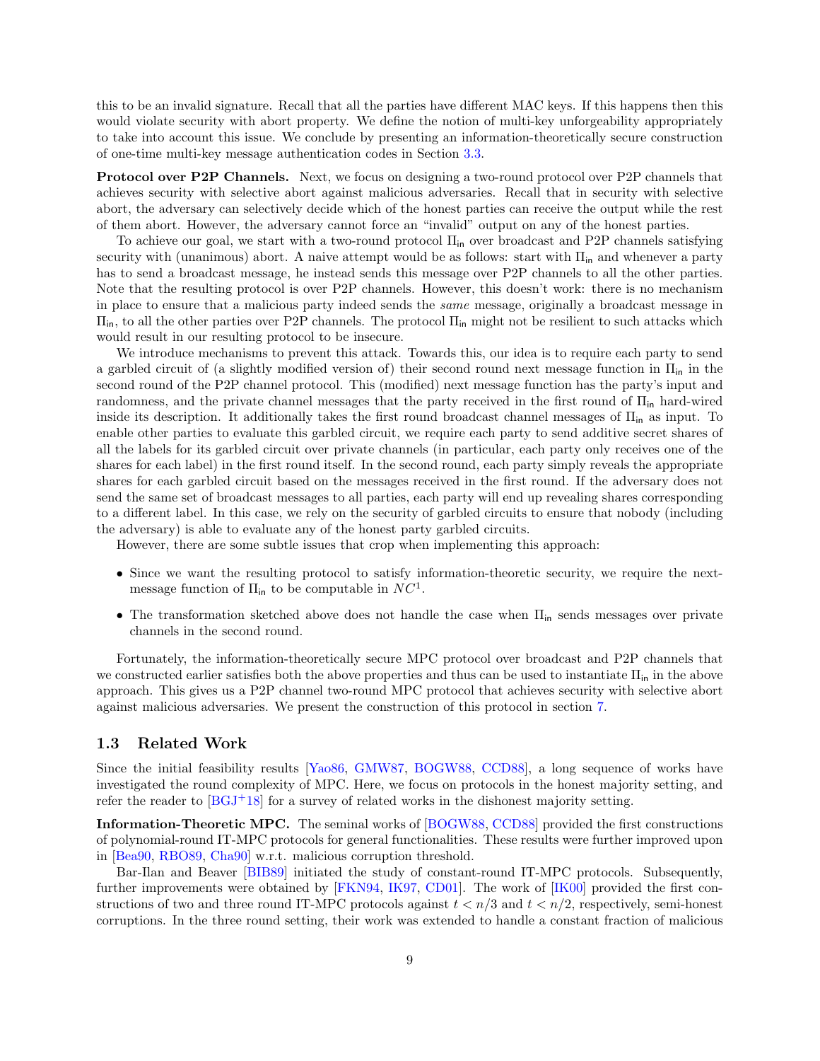this to be an invalid signature. Recall that all the parties have different MAC keys. If this happens then this would violate security with abort property. We define the notion of multi-key unforgeability appropriately to take into account this issue. We conclude by presenting an information-theoretically secure construction of one-time multi-key message authentication codes in Section 3.3.

**Protocol over P2P Channels.** Next, we focus on designing a two-round protocol over P2P channels that achieves security with selective abort against malicious adversaries. Recall that in security with selective abort, the adversary can selectively decide which of the honest parties can receive the output while the rest of them abort. However, the adversary cannot force an "invalid" output on any of the honest parties.

To achieve our goal, we start with a two-round protocol $\Pi_{\mathsf{in}}$ over broadcast and P2P channels satisfying security with (unanimous) abort. A naive attempt would be as follows: start with $\Pi_{\mathsf{in}}$ and whenever a party has to send a broadcast message, he instead sends this message over P2P channels to all the other parties. Note that the resulting protocol is over P2P channels. However, this doesn't work: there is no mechanism in place to ensure that a malicious party indeed sends the *same* message, originally a broadcast message in $\Pi_{\mathsf{in}}$, to all the other parties over P2P channels. The protocol $\Pi_{\mathsf{in}}$ might not be resilient to such attacks which would result in our resulting protocol to be insecure.

We introduce mechanisms to prevent this attack. Towards this, our idea is to require each party to send a garbled circuit of (a slightly modified version of) their second round next message function in $\Pi_{\mathsf{in}}$ in the second round of the P2P channel protocol. This (modified) next message function has the party's input and randomness, and the private channel messages that the party received in the first round of $\Pi_{\mathsf{in}}$ hard-wired inside its description. It additionally takes the first round broadcast channel messages of $\Pi_{\mathsf{in}}$ as input. To enable other parties to evaluate this garbled circuit, we require each party to send additive secret shares of all the labels for its garbled circuit over private channels (in particular, each party only receives one of the shares for each label) in the first round itself. In the second round, each party simply reveals the appropriate shares for each garbled circuit based on the messages received in the first round. If the adversary does not send the same set of broadcast messages to all parties, each party will end up revealing shares corresponding to a different label. In this case, we rely on the security of garbled circuits to ensure that nobody (including the adversary) is able to evaluate any of the honest party garbled circuits.

However, there are some subtle issues that crop when implementing this approach:

- Since we want the resulting protocol to satisfy information-theoretic security, we require the next-message function of $\Pi_{\mathsf{in}}$ to be computable in $NC^1$.
- The transformation sketched above does not handle the case when $\Pi_{\mathsf{in}}$ sends messages over private channels in the second round.

Fortunately, the information-theoretically secure MPC protocol over broadcast and P2P channels that we constructed earlier satisfies both the above properties and thus can be used to instantiate $\Pi_{\mathsf{in}}$ in the above approach. This gives us a P2P channel two-round MPC protocol that achieves security with selective abort against malicious adversaries. We present the construction of this protocol in section 7.

## 1.3 Related Work

Since the initial feasibility results [Yao86, GMW87, BOGW88, CCD88], a long sequence of works have investigated the round complexity of MPC. Here, we focus on protocols in the honest majority setting, and refer the reader to [BGJ+18] for a survey of related works in the dishonest majority setting.

**Information-Theoretic MPC.** The seminal works of [BOGW88, CCD88] provided the first constructions of polynomial-round IT-MPC protocols for general functionalities. These results were further improved upon in [Bea90, RBO89, Cha90] w.r.t. malicious corruption threshold.

Bar-Ilan and Beaver [BIB89] initiated the study of constant-round IT-MPC protocols. Subsequently, further improvements were obtained by [FKN94, IK97, CD01]. The work of [IK00] provided the first constructions of two and three round IT-MPC protocols against $t < n/3$ and $t < n/2$, respectively, semi-honest corruptions. In the three round setting, their work was extended to handle a constant fraction of malicious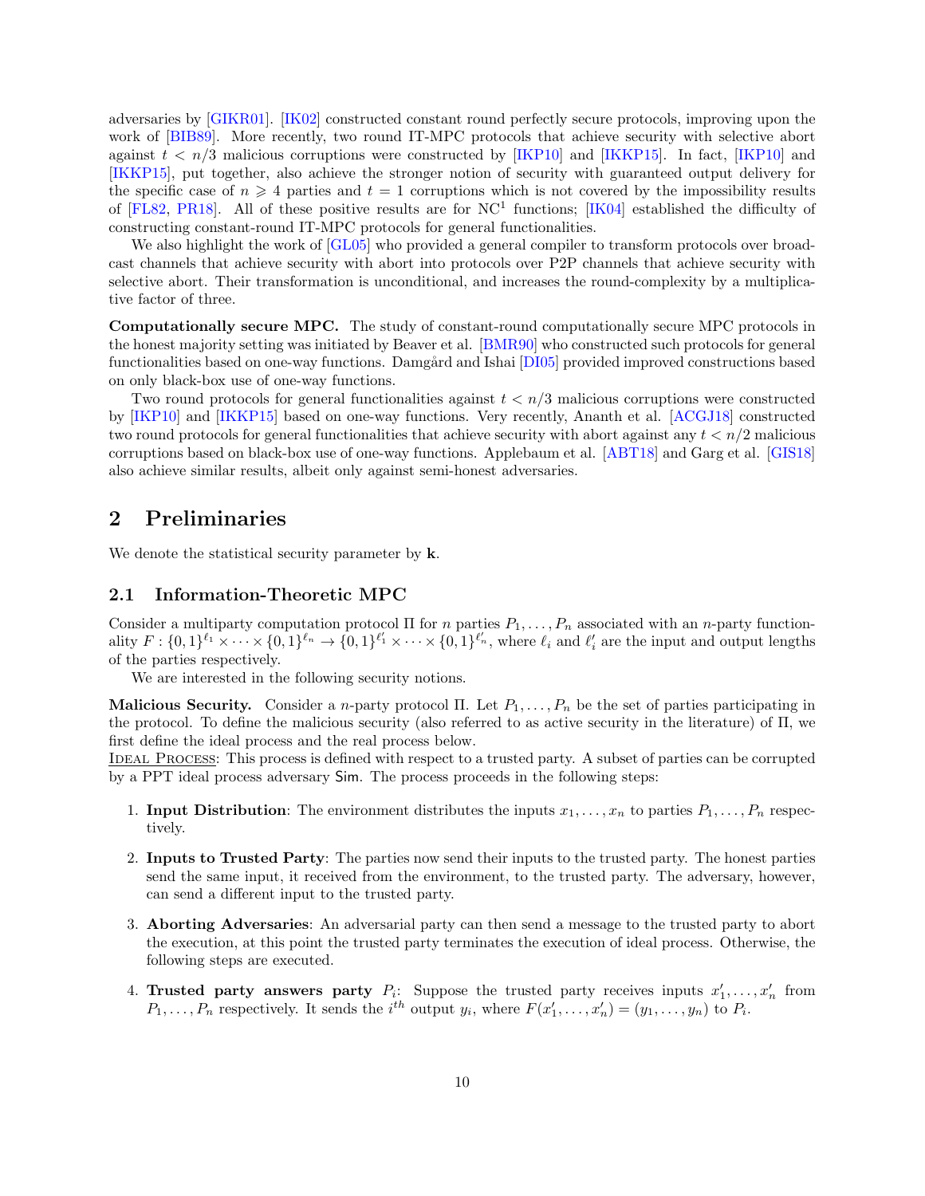adversaries by [GIKR01]. [IK02] constructed constant round perfectly secure protocols, improving upon the work of [BIB89]. More recently, two round IT-MPC protocols that achieve security with selective abort against $t < n/3$ malicious corruptions were constructed by [IKP10] and [IKKP15]. In fact, [IKP10] and [IKKP15], put together, also achieve the stronger notion of security with guaranteed output delivery for the specific case of $n \geqslant 4$ parties and $t = 1$ corruptions which is not covered by the impossibility results of [FL82, PR18]. All of these positive results are for $\mathrm{NC}^1$ functions; [IK04] established the difficulty of constructing constant-round IT-MPC protocols for general functionalities.

We also highlight the work of [GL05] who provided a general compiler to transform protocols over broadcast channels that achieve security with abort into protocols over P2P channels that achieve security with selective abort. Their transformation is unconditional, and increases the round-complexity by a multiplicative factor of three.

**Computationally secure MPC.** The study of constant-round computationally secure MPC protocols in the honest majority setting was initiated by Beaver et al. [BMR90] who constructed such protocols for general functionalities based on one-way functions. Damgård and Ishai [DI05] provided improved constructions based on only black-box use of one-way functions.

Two round protocols for general functionalities against $t < n/3$ malicious corruptions were constructed by [IKP10] and [IKKP15] based on one-way functions. Very recently, Ananth et al. [ACGJ18] constructed two round protocols for general functionalities that achieve security with abort against any $t < n/2$ malicious corruptions based on black-box use of one-way functions. Applebaum et al. [ABT18] and Garg et al. [GIS18] also achieve similar results, albeit only against semi-honest adversaries.

# 2 Preliminaries

We denote the statistical security parameter by $\mathbf{k}$.

## 2.1 Information-Theoretic MPC

Consider a multiparty computation protocol $\Pi$ for $n$ parties $P_1, \ldots, P_n$ associated with an $n$-party functionality $F : \{0,1\}^{\ell_1} \times \cdots \times \{0,1\}^{\ell_n} \rightarrow \{0,1\}^{\ell'_1} \times \cdots \times \{0,1\}^{\ell'_n}$, where $\ell_i$ and $\ell'_i$ are the input and output lengths of the parties respectively.

We are interested in the following security notions.

**Malicious Security.** Consider a $n$-party protocol $\Pi$. Let $P_1, \ldots, P_n$ be the set of parties participating in the protocol. To define the malicious security (also referred to as active security in the literature) of $\Pi$, we first define the ideal process and the real process below.

Ideal Process: This process is defined with respect to a trusted party. A subset of parties can be corrupted by a PPT ideal process adversary $\mathsf{Sim}$. The process proceeds in the following steps:

1. **Input Distribution**: The environment distributes the inputs $x_1, \ldots, x_n$ to parties $P_1, \ldots, P_n$ respectively.

2. **Inputs to Trusted Party**: The parties now send their inputs to the trusted party. The honest parties send the same input, it received from the environment, to the trusted party. The adversary, however, can send a different input to the trusted party.

3. **Aborting Adversaries**: An adversarial party can then send a message to the trusted party to abort the execution, at this point the trusted party terminates the execution of ideal process. Otherwise, the following steps are executed.

4. **Trusted party answers party $P_i$**: Suppose the trusted party receives inputs $x'_1, \ldots, x'_n$ from $P_1, \ldots, P_n$ respectively. It sends the $i^{th}$ output $y_i$, where $F(x'_1, \ldots, x'_n) = (y_1, \ldots, y_n)$ to $P_i$.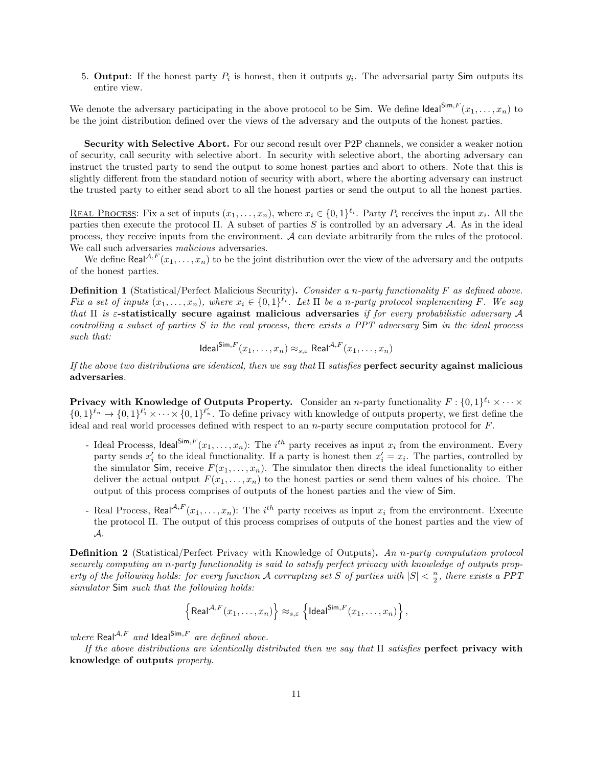5. **Output**: If the honest party $P_i$ is honest, then it outputs $y_i$. The adversarial party $\mathsf{Sim}$ outputs its entire view.

We denote the adversary participating in the above protocol to be $\mathsf{Sim}$. We define $\mathsf{Ideal}^{\mathsf{Sim},F}(x_1,\ldots,x_n)$ to be the joint distribution defined over the views of the adversary and the outputs of the honest parties.

**Security with Selective Abort.** For our second result over P2P channels, we consider a weaker notion of security, call security with selective abort. In security with selective abort, the aborting adversary can instruct the trusted party to send the output to some honest parties and abort to others. Note that this is slightly different from the standard notion of security with abort, where the aborting adversary can instruct the trusted party to either send abort to all the honest parties or send the output to all the honest parties.

<u>Real Process</u>: Fix a set of inputs $(x_1,\ldots,x_n)$, where $x_i \in \{0,1\}^{\ell_i}$. Party $P_i$ receives the input $x_i$. All the parties then execute the protocol $\Pi$. A subset of parties $S$ is controlled by an adversary $\mathcal{A}$. As in the ideal process, they receive inputs from the environment. $\mathcal{A}$ can deviate arbitrarily from the rules of the protocol. We call such adversaries *malicious* adversaries.

We define $\mathsf{Real}^{\mathcal{A},F}(x_1,\ldots,x_n)$ to be the joint distribution over the view of the adversary and the outputs of the honest parties.

**Definition 1** (Statistical/Perfect Malicious Security). *Consider a $n$-party functionality $F$ as defined above. Fix a set of inputs $(x_1,\ldots,x_n)$, where $x_i \in \{0,1\}^{\ell_i}$. Let $\Pi$ be a $n$-party protocol implementing $F$. We say that $\Pi$ is* **$\varepsilon$-statistically secure against malicious adversaries** *if for every probabilistic adversary $\mathcal{A}$ controlling a subset of parties $S$ in the real process, there exists a PPT adversary $\mathsf{Sim}$ in the ideal process such that:*

$$\mathsf{Ideal}^{\mathsf{Sim},F}(x_1,\ldots,x_n) \approx_{s,\varepsilon} \mathsf{Real}^{\mathcal{A},F}(x_1,\ldots,x_n)$$

*If the above two distributions are identical, then we say that $\Pi$ satisfies* **perfect security against malicious adversaries**.

**Privacy with Knowledge of Outputs Property.** Consider an $n$-party functionality $F : \{0,1\}^{\ell_1} \times \cdots \times \{0,1\}^{\ell_n} \to \{0,1\}^{\ell'_1} \times \cdots \times \{0,1\}^{\ell'_n}$. To define privacy with knowledge of outputs property, we first define the ideal and real world processes defined with respect to an $n$-party secure computation protocol for $F$.

- Ideal Processs, $\mathsf{Ideal}^{\mathsf{Sim},F}(x_1,\ldots,x_n)$: The $i^{th}$ party receives as input $x_i$ from the environment. Every party sends $x'_i$ to the ideal functionality. If a party is honest then $x'_i = x_i$. The parties, controlled by the simulator $\mathsf{Sim}$, receive $F(x_1,\ldots,x_n)$. The simulator then directs the ideal functionality to either deliver the actual output $F(x_1,\ldots,x_n)$ to the honest parties or send them values of his choice. The output of this process comprises of outputs of the honest parties and the view of $\mathsf{Sim}$.
- Real Process, $\mathsf{Real}^{\mathcal{A},F}(x_1,\ldots,x_n)$: The $i^{th}$ party receives as input $x_i$ from the environment. Execute the protocol $\Pi$. The output of this process comprises of outputs of the honest parties and the view of $\mathcal{A}$.

**Definition 2** (Statistical/Perfect Privacy with Knowledge of Outputs). *An $n$-party computation protocol securely computing an $n$-party functionality is said to satisfy perfect privacy with knowledge of outputs property of the following holds: for every function $\mathcal{A}$ corrupting set $S$ of parties with $|S| < \frac{n}{2}$, there exists a PPT simulator $\mathsf{Sim}$ such that the following holds:*

$$\left\{\mathsf{Real}^{\mathcal{A},F}(x_1,\ldots,x_n)\right\} \approx_{s,\varepsilon} \left\{\mathsf{Ideal}^{\mathsf{Sim},F}(x_1,\ldots,x_n)\right\},$$

*where $\mathsf{Real}^{\mathcal{A},F}$ and $\mathsf{Ideal}^{\mathsf{Sim},F}$ are defined above.*

*If the above distributions are identically distributed then we say that $\Pi$ satisfies* **perfect privacy with knowledge of outputs** *property.*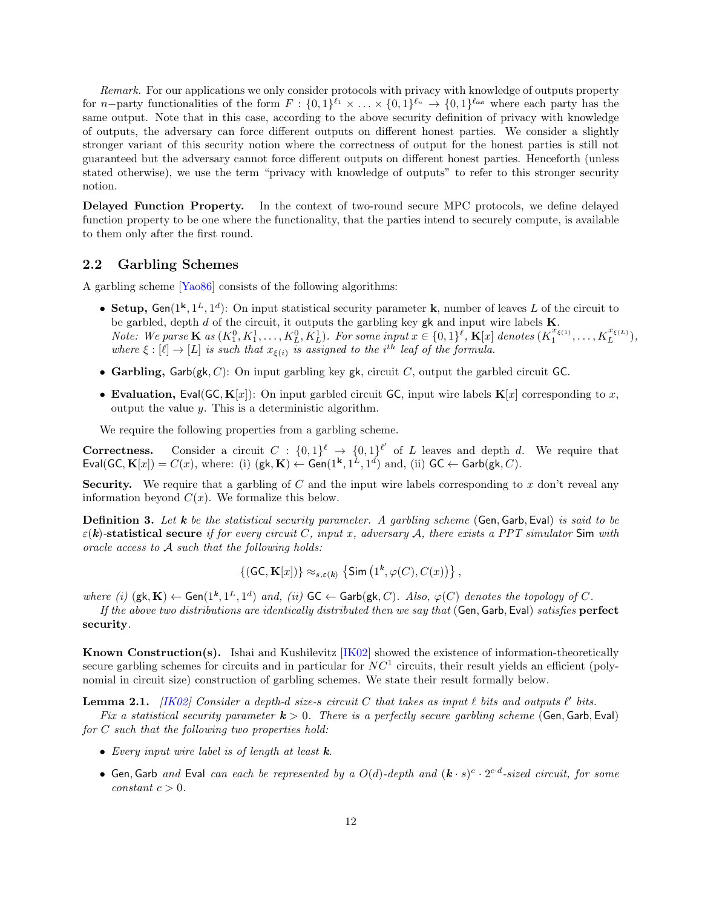*Remark.* For our applications we only consider protocols with privacy with knowledge of outputs property for $n-$party functionalities of the form $F : \{0,1\}^{\ell_1} \times \ldots \times \{0,1\}^{\ell_n} \to \{0,1\}^{\ell_{\mathsf{out}}}$ where each party has the same output. Note that in this case, according to the above security definition of privacy with knowledge of outputs, the adversary can force different outputs on different honest parties. We consider a slightly stronger variant of this security notion where the correctness of output for the honest parties is still not guaranteed but the adversary cannot force different outputs on different honest parties. Henceforth (unless stated otherwise), we use the term "privacy with knowledge of outputs" to refer to this stronger security notion.

**Delayed Function Property.** In the context of two-round secure MPC protocols, we define delayed function property to be one where the functionality, that the parties intend to securely compute, is available to them only after the first round.

## 2.2 Garbling Schemes

A garbling scheme [Yao86] consists of the following algorithms:

- **Setup,** $\mathsf{Gen}(1^{\mathbf{k}}, 1^L, 1^d)$: On input statistical security parameter $\mathbf{k}$, number of leaves $L$ of the circuit to be garbled, depth $d$ of the circuit, it outputs the garbling key $\mathsf{gk}$ and input wire labels $\mathbf{K}$.
  *Note: We parse* $\mathbf{K}$ *as* $(K_1^0, K_1^1, \ldots, K_L^0, K_L^1)$. *For some input* $x \in \{0,1\}^{\ell}$, $\mathbf{K}[x]$ *denotes* $(K_1^{x_{\xi(1)}}, \ldots, K_L^{x_{\xi(L)}})$, *where* $\xi : [\ell] \to [L]$ *is such that* $x_{\xi(i)}$ *is assigned to the* $i^{th}$ *leaf of the formula.*
- **Garbling,** $\mathsf{Garb}(\mathsf{gk}, C)$: On input garbling key $\mathsf{gk}$, circuit $C$, output the garbled circuit $\mathsf{GC}$.
- **Evaluation,** $\mathsf{Eval}(\mathsf{GC}, \mathbf{K}[x])$: On input garbled circuit $\mathsf{GC}$, input wire labels $\mathbf{K}[x]$ corresponding to $x$, output the value $y$. This is a deterministic algorithm.

We require the following properties from a garbling scheme.

**Correctness.** Consider a circuit $C : \{0,1\}^{\ell} \to \{0,1\}^{\ell'}$ of $L$ leaves and depth $d$. We require that $\mathsf{Eval}(\mathsf{GC}, \mathbf{K}[x]) = C(x)$, where: (i) $(\mathsf{gk}, \mathbf{K}) \leftarrow \mathsf{Gen}(1^{\mathbf{k}}, 1^L, 1^d)$ and, (ii) $\mathsf{GC} \leftarrow \mathsf{Garb}(\mathsf{gk}, C)$.

**Security.** We require that a garbling of $C$ and the input wire labels corresponding to $x$ don't reveal any information beyond $C(x)$. We formalize this below.

**Definition 3.** *Let* $\boldsymbol{k}$ *be the statistical security parameter. A garbling scheme* $(\mathsf{Gen}, \mathsf{Garb}, \mathsf{Eval})$ *is said to be* $\varepsilon(\boldsymbol{k})$**-statistical secure** *if for every circuit* $C$*, input* $x$*, adversary* $\mathcal{A}$*, there exists a PPT simulator* $\mathsf{Sim}$ *with oracle access to* $\mathcal{A}$ *such that the following holds:*

$$\{(\mathsf{GC}, \mathbf{K}[x])\} \approx_{s,\varepsilon(\boldsymbol{k})} \left\{\mathsf{Sim}\left(1^{\boldsymbol{k}}, \varphi(C), C(x)\right)\right\},$$

*where (i)* $(\mathsf{gk}, \mathbf{K}) \leftarrow \mathsf{Gen}(1^{\boldsymbol{k}}, 1^L, 1^d)$ *and, (ii)* $\mathsf{GC} \leftarrow \mathsf{Garb}(\mathsf{gk}, C)$*. Also,* $\varphi(C)$ *denotes the topology of* $C$*.*

*If the above two distributions are identically distributed then we say that* $(\mathsf{Gen}, \mathsf{Garb}, \mathsf{Eval})$ *satisfies* **perfect security**.

**Known Construction(s).** Ishai and Kushilevitz [IK02] showed the existence of information-theoretically secure garbling schemes for circuits and in particular for $NC^1$ circuits, their result yields an efficient (polynomial in circuit size) construction of garbling schemes. We state their result formally below.

**Lemma 2.1.** *[IK02] Consider a depth-*$d$ *size-*$s$ *circuit* $C$ *that takes as input* $\ell$ *bits and outputs* $\ell'$ *bits.*

*Fix a statistical security parameter* $\boldsymbol{k} > 0$*. There is a perfectly secure garbling scheme* $(\mathsf{Gen}, \mathsf{Garb}, \mathsf{Eval})$ *for* $C$ *such that the following two properties hold:*

- *Every input wire label is of length at least* $\boldsymbol{k}$*.*
- $\mathsf{Gen}, \mathsf{Garb}$ *and* $\mathsf{Eval}$ *can each be represented by a* $O(d)$*-depth and* $(\boldsymbol{k} \cdot s)^c \cdot 2^{c \cdot d}$*-sized circuit, for some constant* $c > 0$*.*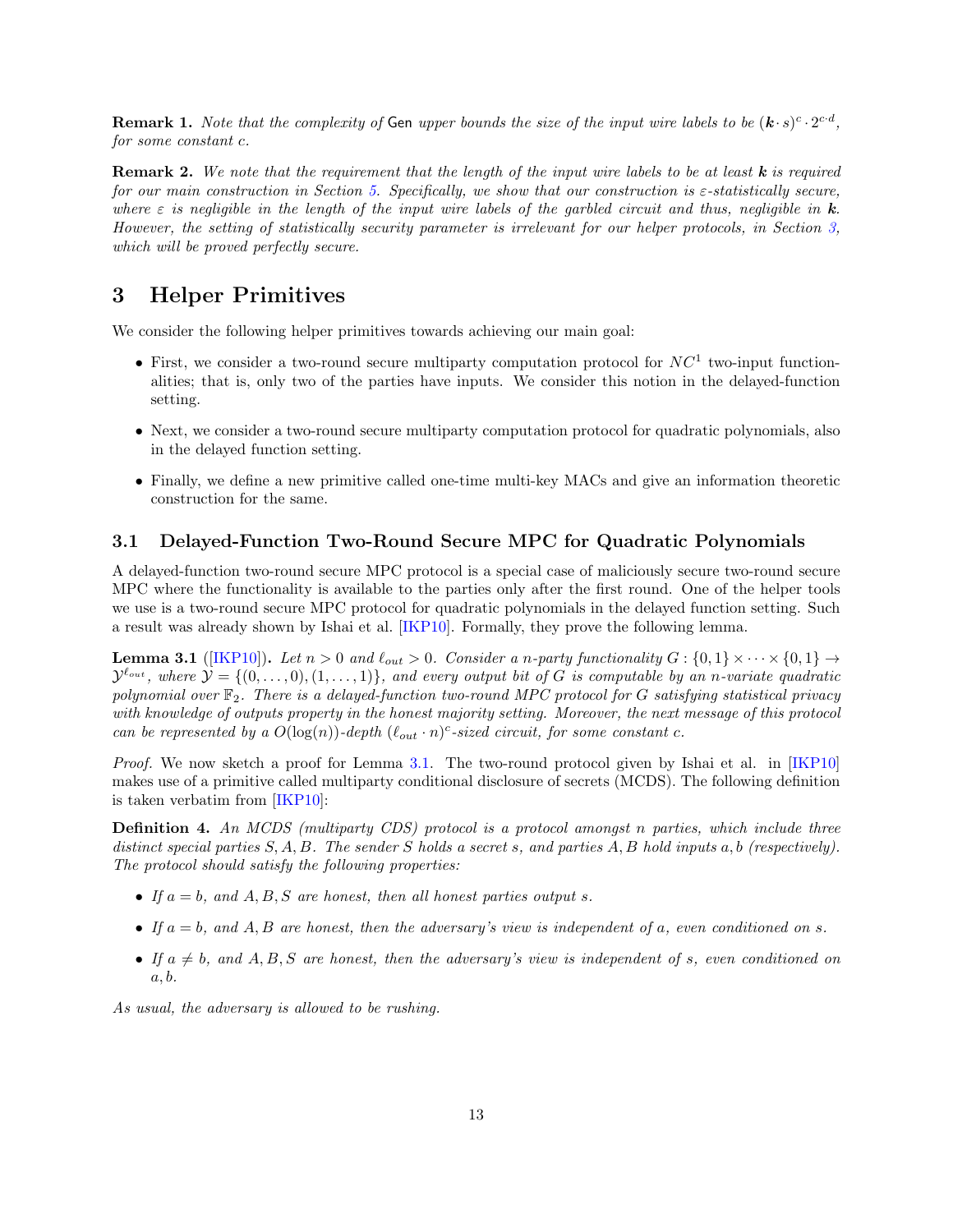**Remark 1.** *Note that the complexity of* Gen *upper bounds the size of the input wire labels to be $(\boldsymbol{k} \cdot s)^c \cdot 2^{c \cdot d}$, for some constant $c$.*

**Remark 2.** *We note that the requirement that the length of the input wire labels to be at least $\boldsymbol{k}$ is required for our main construction in Section 5. Specifically, we show that our construction is $\varepsilon$-statistically secure, where $\varepsilon$ is negligible in the length of the input wire labels of the garbled circuit and thus, negligible in $\boldsymbol{k}$. However, the setting of statistically security parameter is irrelevant for our helper protocols, in Section 3, which will be proved perfectly secure.*

# 3 Helper Primitives

We consider the following helper primitives towards achieving our main goal:

- First, we consider a two-round secure multiparty computation protocol for $NC^1$ two-input functionalities; that is, only two of the parties have inputs. We consider this notion in the delayed-function setting.
- Next, we consider a two-round secure multiparty computation protocol for quadratic polynomials, also in the delayed function setting.
- Finally, we define a new primitive called one-time multi-key MACs and give an information theoretic construction for the same.

## 3.1 Delayed-Function Two-Round Secure MPC for Quadratic Polynomials

A delayed-function two-round secure MPC protocol is a special case of maliciously secure two-round secure MPC where the functionality is available to the parties only after the first round. One of the helper tools we use is a two-round secure MPC protocol for quadratic polynomials in the delayed function setting. Such a result was already shown by Ishai et al. [IKP10]. Formally, they prove the following lemma.

**Lemma 3.1** ([IKP10]). *Let $n > 0$ and $\ell_{out} > 0$. Consider a $n$-party functionality $G : \{0,1\} \times \cdots \times \{0,1\} \to \mathcal{Y}^{\ell_{out}}$, where $\mathcal{Y} = \{(0,\ldots,0),(1,\ldots,1)\}$, and every output bit of $G$ is computable by an $n$-variate quadratic polynomial over $\mathbb{F}_2$. There is a delayed-function two-round MPC protocol for $G$ satisfying statistical privacy with knowledge of outputs property in the honest majority setting. Moreover, the next message of this protocol can be represented by a $O(\log(n))$-depth $(\ell_{out} \cdot n)^c$-sized circuit, for some constant $c$.*

*Proof.* We now sketch a proof for Lemma 3.1. The two-round protocol given by Ishai et al. in [IKP10] makes use of a primitive called multiparty conditional disclosure of secrets (MCDS). The following definition is taken verbatim from [IKP10]:

**Definition 4.** *An MCDS (multiparty CDS) protocol is a protocol amongst $n$ parties, which include three distinct special parties $S, A, B$. The sender $S$ holds a secret $s$, and parties $A, B$ hold inputs $a, b$ (respectively). The protocol should satisfy the following properties:*

- *If $a = b$, and $A, B, S$ are honest, then all honest parties output $s$.*
- *If $a = b$, and $A, B$ are honest, then the adversary's view is independent of $a$, even conditioned on $s$.*
- *If $a \neq b$, and $A, B, S$ are honest, then the adversary's view is independent of $s$, even conditioned on $a, b$.*

*As usual, the adversary is allowed to be rushing.*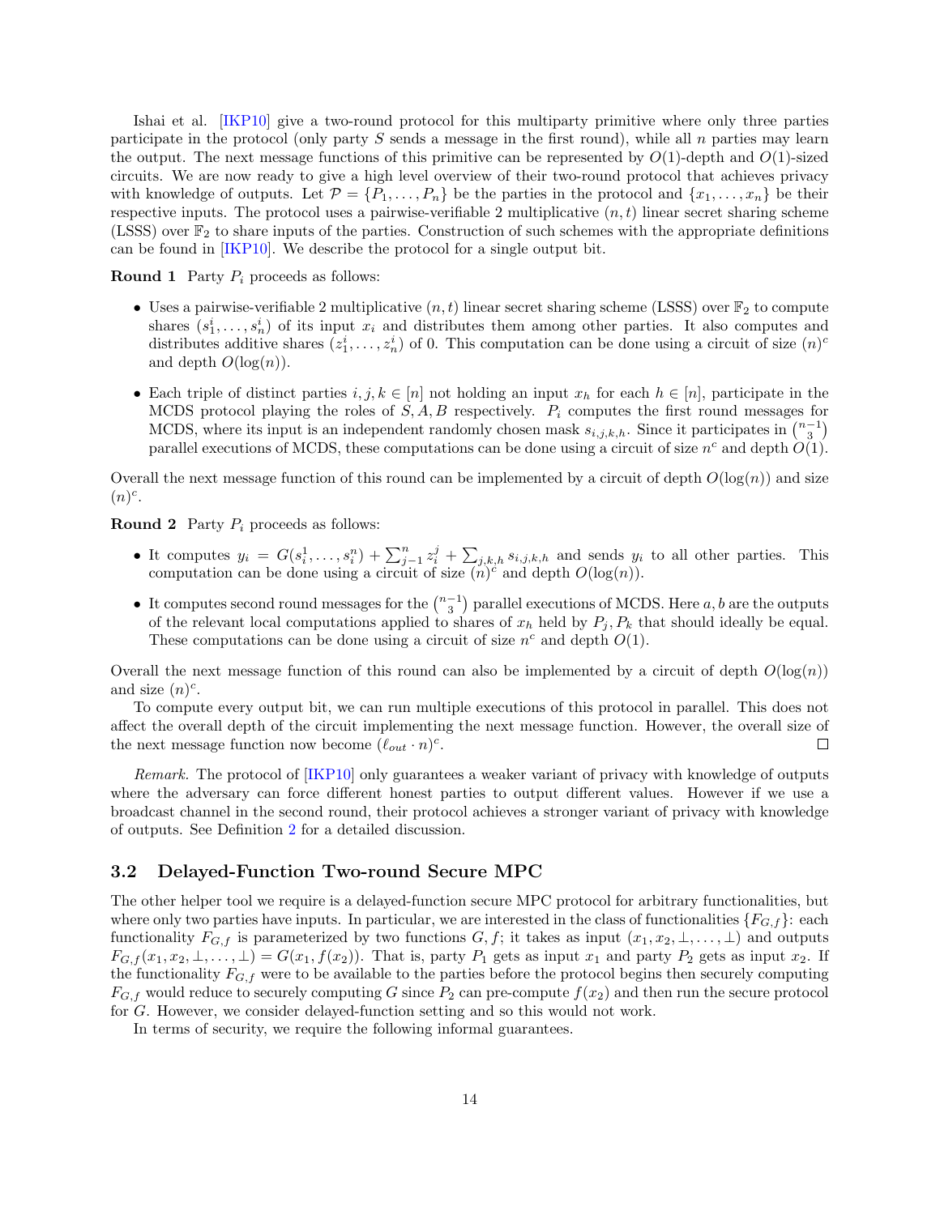Ishai et al. [IKP10] give a two-round protocol for this multiparty primitive where only three parties participate in the protocol (only party $S$ sends a message in the first round), while all $n$ parties may learn the output. The next message functions of this primitive can be represented by $O(1)$-depth and $O(1)$-sized circuits. We are now ready to give a high level overview of their two-round protocol that achieves privacy with knowledge of outputs. Let $\mathcal{P} = \{P_1, \ldots, P_n\}$ be the parties in the protocol and $\{x_1, \ldots, x_n\}$ be their respective inputs. The protocol uses a pairwise-verifiable 2 multiplicative $(n, t)$ linear secret sharing scheme (LSSS) over $\mathbb{F}_2$ to share inputs of the parties. Construction of such schemes with the appropriate definitions can be found in [IKP10]. We describe the protocol for a single output bit.

**Round 1** Party $P_i$ proceeds as follows:

- Uses a pairwise-verifiable 2 multiplicative $(n, t)$ linear secret sharing scheme (LSSS) over $\mathbb{F}_2$ to compute shares $(s^i_1, \ldots, s^i_n)$ of its input $x_i$ and distributes them among other parties. It also computes and distributes additive shares $(z^i_1, \ldots, z^i_n)$ of 0. This computation can be done using a circuit of size $(n)^c$ and depth $O(\log(n))$.
- Each triple of distinct parties $i, j, k \in [n]$ not holding an input $x_h$ for each $h \in [n]$, participate in the MCDS protocol playing the roles of $S, A, B$ respectively. $P_i$ computes the first round messages for MCDS, where its input is an independent randomly chosen mask $s_{i,j,k,h}$. Since it participates in $\binom{n-1}{3}$ parallel executions of MCDS, these computations can be done using a circuit of size $n^c$ and depth $O(1)$.

Overall the next message function of this round can be implemented by a circuit of depth $O(\log(n))$ and size $(n)^c$.

**Round 2** Party $P_i$ proceeds as follows:

- It computes $y_i = G(s^1_i, \ldots, s^n_i) + \sum_{j-1}^{n} z^j_i + \sum_{j,k,h} s_{i,j,k,h}$ and sends $y_i$ to all other parties. This computation can be done using a circuit of size $(n)^c$ and depth $O(\log(n))$.
- It computes second round messages for the $\binom{n-1}{3}$ parallel executions of MCDS. Here $a, b$ are the outputs of the relevant local computations applied to shares of $x_h$ held by $P_j, P_k$ that should ideally be equal. These computations can be done using a circuit of size $n^c$ and depth $O(1)$.

Overall the next message function of this round can also be implemented by a circuit of depth $O(\log(n))$ and size $(n)^c$.

To compute every output bit, we can run multiple executions of this protocol in parallel. This does not affect the overall depth of the circuit implementing the next message function. However, the overall size of the next message function now become $(\ell_{out} \cdot n)^c$. □

*Remark.* The protocol of [IKP10] only guarantees a weaker variant of privacy with knowledge of outputs where the adversary can force different honest parties to output different values. However if we use a broadcast channel in the second round, their protocol achieves a stronger variant of privacy with knowledge of outputs. See Definition 2 for a detailed discussion.

### 3.2 Delayed-Function Two-round Secure MPC

The other helper tool we require is a delayed-function secure MPC protocol for arbitrary functionalities, but where only two parties have inputs. In particular, we are interested in the class of functionalities $\{F_{G,f}\}$: each functionality $F_{G,f}$ is parameterized by two functions $G, f$; it takes as input $(x_1, x_2, \perp, \ldots, \perp)$ and outputs $F_{G,f}(x_1, x_2, \perp, \ldots, \perp) = G(x_1, f(x_2))$. That is, party $P_1$ gets as input $x_1$ and party $P_2$ gets as input $x_2$. If the functionality $F_{G,f}$ were to be available to the parties before the protocol begins then securely computing $F_{G,f}$ would reduce to securely computing $G$ since $P_2$ can pre-compute $f(x_2)$ and then run the secure protocol for $G$. However, we consider delayed-function setting and so this would not work.

In terms of security, we require the following informal guarantees.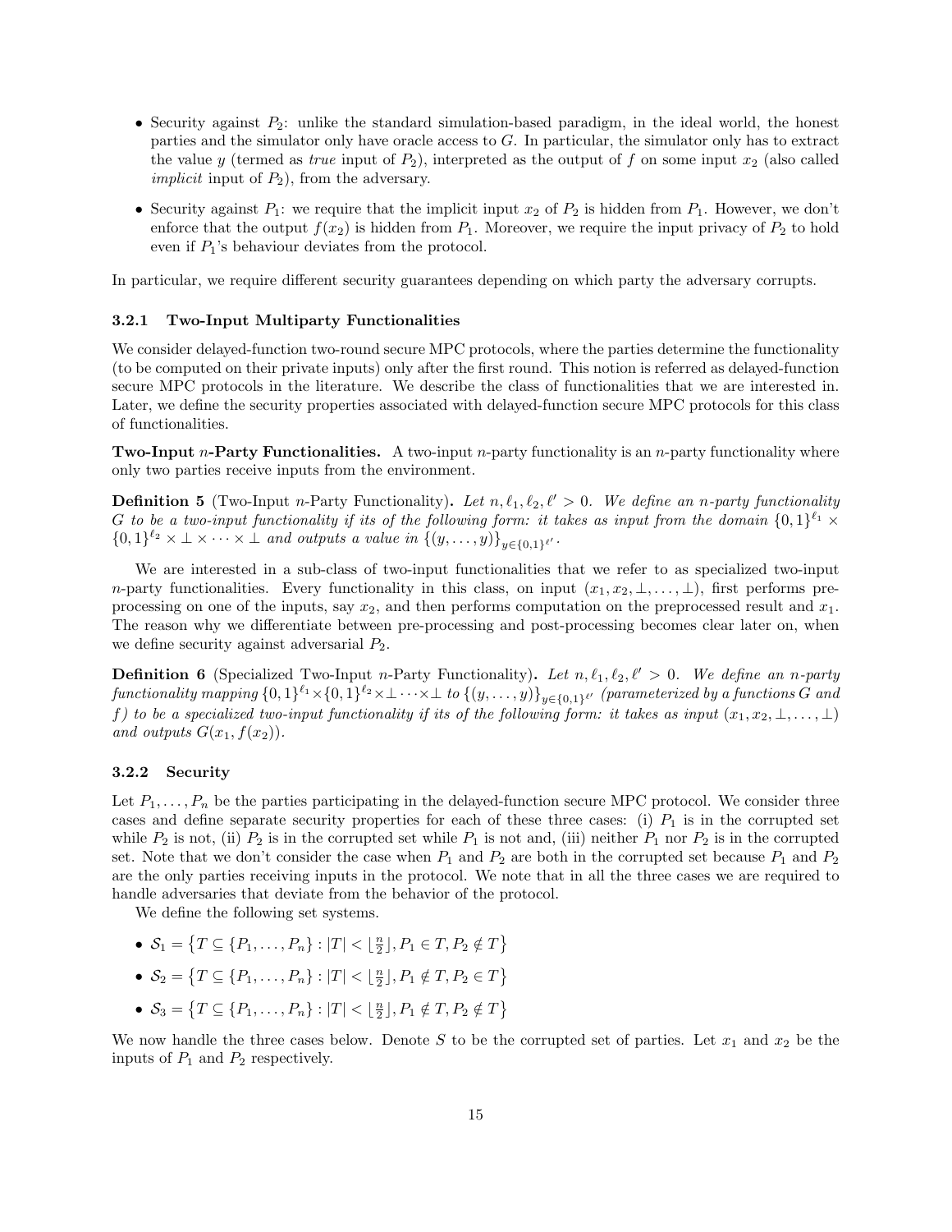- Security against $P_2$: unlike the standard simulation-based paradigm, in the ideal world, the honest parties and the simulator only have oracle access to $G$. In particular, the simulator only has to extract the value $y$ (termed as *true* input of $P_2$), interpreted as the output of $f$ on some input $x_2$ (also called *implicit* input of $P_2$), from the adversary.
- Security against $P_1$: we require that the implicit input $x_2$ of $P_2$ is hidden from $P_1$. However, we don't enforce that the output $f(x_2)$ is hidden from $P_1$. Moreover, we require the input privacy of $P_2$ to hold even if $P_1$'s behaviour deviates from the protocol.

In particular, we require different security guarantees depending on which party the adversary corrupts.

### 3.2.1 Two-Input Multiparty Functionalities

We consider delayed-function two-round secure MPC protocols, where the parties determine the functionality (to be computed on their private inputs) only after the first round. This notion is referred as delayed-function secure MPC protocols in the literature. We describe the class of functionalities that we are interested in. Later, we define the security properties associated with delayed-function secure MPC protocols for this class of functionalities.

**Two-Input $n$-Party Functionalities.** A two-input $n$-party functionality is an $n$-party functionality where only two parties receive inputs from the environment.

**Definition 5** (Two-Input $n$-Party Functionality). *Let $n, \ell_1, \ell_2, \ell' > 0$. We define an $n$-party functionality $G$ to be a two-input functionality if its of the following form: it takes as input from the domain $\{0,1\}^{\ell_1} \times \{0,1\}^{\ell_2} \times \bot \times \cdots \times \bot$ and outputs a value in $\{(y, \ldots, y)\}_{y \in \{0,1\}^{\ell'}}$.*

We are interested in a sub-class of two-input functionalities that we refer to as specialized two-input $n$-party functionalities. Every functionality in this class, on input $(x_1, x_2, \bot, \ldots, \bot)$, first performs pre-processing on one of the inputs, say $x_2$, and then performs computation on the preprocessed result and $x_1$. The reason why we differentiate between pre-processing and post-processing becomes clear later on, when we define security against adversarial $P_2$.

**Definition 6** (Specialized Two-Input $n$-Party Functionality). *Let $n, \ell_1, \ell_2, \ell' > 0$. We define an $n$-party functionality mapping $\{0,1\}^{\ell_1} \times \{0,1\}^{\ell_2} \times \bot \cdots \times \bot$ to $\{(y, \ldots, y)\}_{y \in \{0,1\}^{\ell'}}$ (parameterized by a functions $G$ and $f$) to be a specialized two-input functionality if its of the following form: it takes as input $(x_1, x_2, \bot, \ldots, \bot)$ and outputs $G(x_1, f(x_2))$.*

### 3.2.2 Security

Let $P_1, \ldots, P_n$ be the parties participating in the delayed-function secure MPC protocol. We consider three cases and define separate security properties for each of these three cases: (i) $P_1$ is in the corrupted set while $P_2$ is not, (ii) $P_2$ is in the corrupted set while $P_1$ is not and, (iii) neither $P_1$ nor $P_2$ is in the corrupted set. Note that we don't consider the case when $P_1$ and $P_2$ are both in the corrupted set because $P_1$ and $P_2$ are the only parties receiving inputs in the protocol. We note that in all the three cases we are required to handle adversaries that deviate from the behavior of the protocol.

We define the following set systems.

- $\mathcal{S}_1 = \left\{ T \subseteq \{P_1, \ldots, P_n\} : |T| < \lfloor \frac{n}{2} \rfloor, P_1 \in T, P_2 \notin T \right\}$
- $\mathcal{S}_2 = \left\{ T \subseteq \{P_1, \ldots, P_n\} : |T| < \lfloor \frac{n}{2} \rfloor, P_1 \notin T, P_2 \in T \right\}$
- $\mathcal{S}_3 = \left\{ T \subseteq \{P_1, \ldots, P_n\} : |T| < \lfloor \frac{n}{2} \rfloor, P_1 \notin T, P_2 \notin T \right\}$

We now handle the three cases below. Denote $S$ to be the corrupted set of parties. Let $x_1$ and $x_2$ be the inputs of $P_1$ and $P_2$ respectively.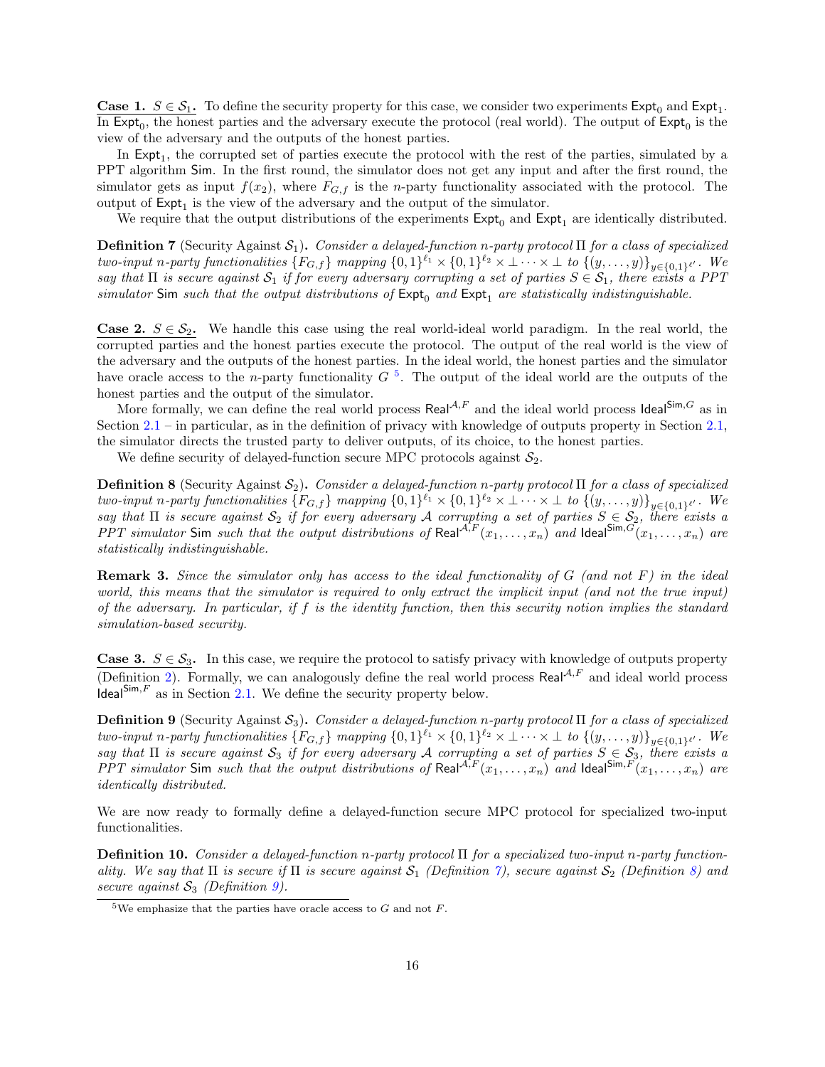**Case 1.** $S \in \mathcal{S}_1$**.** To define the security property for this case, we consider two experiments $\mathsf{Expt}_0$ and $\mathsf{Expt}_1$. In $\mathsf{Expt}_0$, the honest parties and the adversary execute the protocol (real world). The output of $\mathsf{Expt}_0$ is the view of the adversary and the outputs of the honest parties.

In $\mathsf{Expt}_1$, the corrupted set of parties execute the protocol with the rest of the parties, simulated by a PPT algorithm $\mathsf{Sim}$. In the first round, the simulator does not get any input and after the first round, the simulator gets as input $f(x_2)$, where $F_{G,f}$ is the $n$-party functionality associated with the protocol. The output of $\mathsf{Expt}_1$ is the view of the adversary and the output of the simulator.

We require that the output distributions of the experiments $\mathsf{Expt}_0$ and $\mathsf{Expt}_1$ are identically distributed.

**Definition 7** (Security Against $\mathcal{S}_1$)**.** *Consider a delayed-function $n$-party protocol $\Pi$ for a class of specialized two-input $n$-party functionalities $\{F_{G,f}\}$ mapping $\{0,1\}^{\ell_1} \times \{0,1\}^{\ell_2} \times \bot \cdots \times \bot$ to $\{(y,\ldots,y)\}_{y \in \{0,1\}^{\ell'}}$. We say that $\Pi$ is secure against $\mathcal{S}_1$ if for every adversary corrupting a set of parties $S \in \mathcal{S}_1$, there exists a PPT simulator $\mathsf{Sim}$ such that the output distributions of $\mathsf{Expt}_0$ and $\mathsf{Expt}_1$ are statistically indistinguishable.*

**Case 2.** $S \in \mathcal{S}_2$**.** We handle this case using the real world-ideal world paradigm. In the real world, the corrupted parties and the honest parties execute the protocol. The output of the real world is the view of the adversary and the outputs of the honest parties. In the ideal world, the honest parties and the simulator have oracle access to the $n$-party functionality $G$ [5]. The output of the ideal world are the outputs of the honest parties and the output of the simulator.

More formally, we can define the real world process $\mathsf{Real}^{\mathcal{A},F}$ and the ideal world process $\mathsf{Ideal}^{\mathsf{Sim},G}$ as in Section 2.1 – in particular, as in the definition of privacy with knowledge of outputs property in Section 2.1, the simulator directs the trusted party to deliver outputs, of its choice, to the honest parties.

We define security of delayed-function secure MPC protocols against $\mathcal{S}_2$.

**Definition 8** (Security Against $\mathcal{S}_2$)**.** *Consider a delayed-function $n$-party protocol $\Pi$ for a class of specialized two-input $n$-party functionalities $\{F_{G,f}\}$ mapping $\{0,1\}^{\ell_1} \times \{0,1\}^{\ell_2} \times \bot \cdots \times \bot$ to $\{(y,\ldots,y)\}_{y \in \{0,1\}^{\ell'}}$. We say that $\Pi$ is secure against $\mathcal{S}_2$ if for every adversary $\mathcal{A}$ corrupting a set of parties $S \in \mathcal{S}_2$, there exists a PPT simulator $\mathsf{Sim}$ such that the output distributions of $\mathsf{Real}^{\mathcal{A},F}(x_1,\ldots,x_n)$ and $\mathsf{Ideal}^{\mathsf{Sim},G}(x_1,\ldots,x_n)$ are statistically indistinguishable.*

**Remark 3.** *Since the simulator only has access to the ideal functionality of $G$ (and not $F$) in the ideal world, this means that the simulator is required to only extract the implicit input (and not the true input) of the adversary. In particular, if $f$ is the identity function, then this security notion implies the standard simulation-based security.*

**Case 3.** $S \in \mathcal{S}_3$**.** In this case, we require the protocol to satisfy privacy with knowledge of outputs property (Definition 2). Formally, we can analogously define the real world process $\mathsf{Real}^{\mathcal{A},F}$ and ideal world process $\mathsf{Ideal}^{\mathsf{Sim},F}$ as in Section 2.1. We define the security property below.

**Definition 9** (Security Against $\mathcal{S}_3$)**.** *Consider a delayed-function $n$-party protocol $\Pi$ for a class of specialized two-input $n$-party functionalities $\{F_{G,f}\}$ mapping $\{0,1\}^{\ell_1} \times \{0,1\}^{\ell_2} \times \bot \cdots \times \bot$ to $\{(y,\ldots,y)\}_{y \in \{0,1\}^{\ell'}}$. We say that $\Pi$ is secure against $\mathcal{S}_3$ if for every adversary $\mathcal{A}$ corrupting a set of parties $S \in \mathcal{S}_3$, there exists a PPT simulator $\mathsf{Sim}$ such that the output distributions of $\mathsf{Real}^{\mathcal{A},F}(x_1,\ldots,x_n)$ and $\mathsf{Ideal}^{\mathsf{Sim},F}(x_1,\ldots,x_n)$ are identically distributed.*

We are now ready to formally define a delayed-function secure MPC protocol for specialized two-input functionalities.

**Definition 10.** *Consider a delayed-function $n$-party protocol $\Pi$ for a specialized two-input $n$-party functionality. We say that $\Pi$ is secure if $\Pi$ is secure against $\mathcal{S}_1$ (Definition 7), secure against $\mathcal{S}_2$ (Definition 8) and secure against $\mathcal{S}_3$ (Definition 9).*

[5] We emphasize that the parties have oracle access to $G$ and not $F$.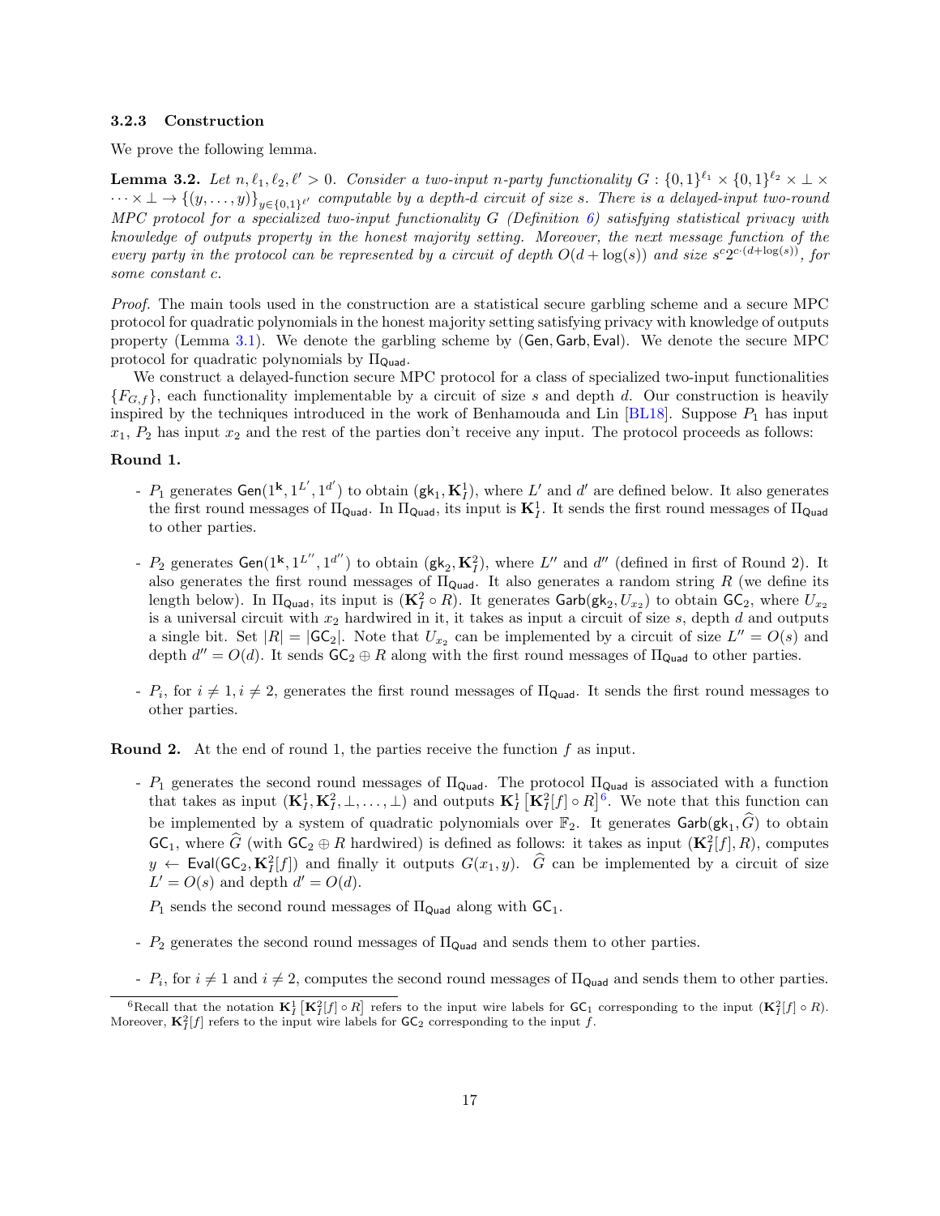### 3.2.3 Construction

We prove the following lemma.

**Lemma 3.2.** *Let $n, \ell_1, \ell_2, \ell' > 0$. Consider a two-input $n$-party functionality $G : \{0,1\}^{\ell_1} \times \{0,1\}^{\ell_2} \times \perp \times \cdots \times \perp \to \{(y, \ldots, y)\}_{y \in \{0,1\}^{\ell'}}$ computable by a depth-$d$ circuit of size $s$. There is a delayed-input two-round MPC protocol for a specialized two-input functionality $G$ (Definition 6) satisfying statistical privacy with knowledge of outputs property in the honest majority setting. Moreover, the next message function of the every party in the protocol can be represented by a circuit of depth $O(d + \log(s))$ and size $s^c 2^{c\cdot(d+\log(s))}$, for some constant $c$.*

*Proof.* The main tools used in the construction are a statistical secure garbling scheme and a secure MPC protocol for quadratic polynomials in the honest majority setting satisfying privacy with knowledge of outputs property (Lemma 3.1). We denote the garbling scheme by $(\mathsf{Gen}, \mathsf{Garb}, \mathsf{Eval})$. We denote the secure MPC protocol for quadratic polynomials by $\Pi_{\mathsf{Quad}}$.

We construct a delayed-function secure MPC protocol for a class of specialized two-input functionalities $\{F_{G,f}\}$, each functionality implementable by a circuit of size $s$ and depth $d$. Our construction is heavily inspired by the techniques introduced in the work of Benhamouda and Lin [BL18]. Suppose $P_1$ has input $x_1$, $P_2$ has input $x_2$ and the rest of the parties don't receive any input. The protocol proceeds as follows:

**Round 1.**

- $P_1$ generates $\mathsf{Gen}(1^{\mathbf{k}}, 1^{L'}, 1^{d'})$ to obtain $(\mathsf{gk}_1, \mathbf{K}^1_I)$, where $L'$ and $d'$ are defined below. It also generates the first round messages of $\Pi_{\mathsf{Quad}}$. In $\Pi_{\mathsf{Quad}}$, its input is $\mathbf{K}^1_I$. It sends the first round messages of $\Pi_{\mathsf{Quad}}$ to other parties.

- $P_2$ generates $\mathsf{Gen}(1^{\mathbf{k}}, 1^{L''}, 1^{d''})$ to obtain $(\mathsf{gk}_2, \mathbf{K}^2_I)$, where $L''$ and $d''$ (defined in first of Round 2). It also generates the first round messages of $\Pi_{\mathsf{Quad}}$. It also generates a random string $R$ (we define its length below). In $\Pi_{\mathsf{Quad}}$, its input is $(\mathbf{K}^2_I \circ R)$. It generates $\mathsf{Garb}(\mathsf{gk}_2, U_{x_2})$ to obtain $\mathsf{GC}_2$, where $U_{x_2}$ is a universal circuit with $x_2$ hardwired in it, it takes as input a circuit of size $s$, depth $d$ and outputs a single bit. Set $|R| = |\mathsf{GC}_2|$. Note that $U_{x_2}$ can be implemented by a circuit of size $L'' = O(s)$ and depth $d'' = O(d)$. It sends $\mathsf{GC}_2 \oplus R$ along with the first round messages of $\Pi_{\mathsf{Quad}}$ to other parties.

- $P_i$, for $i \neq 1, i \neq 2$, generates the first round messages of $\Pi_{\mathsf{Quad}}$. It sends the first round messages to other parties.

**Round 2.** At the end of round 1, the parties receive the function $f$ as input.

- $P_1$ generates the second round messages of $\Pi_{\mathsf{Quad}}$. The protocol $\Pi_{\mathsf{Quad}}$ is associated with a function that takes as input $(\mathbf{K}^1_I, \mathbf{K}^2_I, \perp, \ldots, \perp)$ and outputs $\mathbf{K}^1_I\left[\mathbf{K}^2_I[f] \circ R\right]$[6]. We note that this function can be implemented by a system of quadratic polynomials over $\mathbb{F}_2$. It generates $\mathsf{Garb}(\mathsf{gk}_1, \widehat{G})$ to obtain $\mathsf{GC}_1$, where $\widehat{G}$ (with $\mathsf{GC}_2 \oplus R$ hardwired) is defined as follows: it takes as input $(\mathbf{K}^2_I[f], R)$, computes $y \leftarrow \mathsf{Eval}(\mathsf{GC}_2, \mathbf{K}^2_I[f])$ and finally it outputs $G(x_1, y)$. $\widehat{G}$ can be implemented by a circuit of size $L' = O(s)$ and depth $d' = O(d)$.

  $P_1$ sends the second round messages of $\Pi_{\mathsf{Quad}}$ along with $\mathsf{GC}_1$.

- $P_2$ generates the second round messages of $\Pi_{\mathsf{Quad}}$ and sends them to other parties.

- $P_i$, for $i \neq 1$ and $i \neq 2$, computes the second round messages of $\Pi_{\mathsf{Quad}}$ and sends them to other parties.

[6] Recall that the notation $\mathbf{K}^1_I\left[\mathbf{K}^2_I[f] \circ R\right]$ refers to the input wire labels for $\mathsf{GC}_1$ corresponding to the input $(\mathbf{K}^2_I[f] \circ R)$. Moreover, $\mathbf{K}^2_I[f]$ refers to the input wire labels for $\mathsf{GC}_2$ corresponding to the input $f$.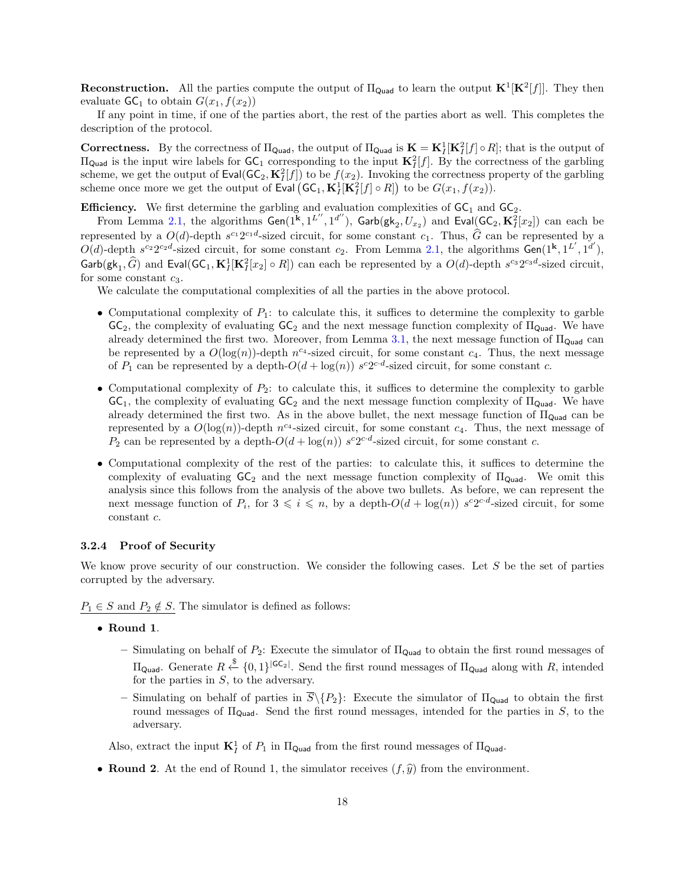**Reconstruction.** All the parties compute the output of $\Pi_{\mathsf{Quad}}$ to learn the output $\mathbf{K}^1[\mathbf{K}^2[f]]$. They then evaluate $\mathsf{GC}_1$ to obtain $G(x_1, f(x_2))$

If any point in time, if one of the parties abort, the rest of the parties abort as well. This completes the description of the protocol.

**Correctness.** By the correctness of $\Pi_{\mathsf{Quad}}$, the output of $\Pi_{\mathsf{Quad}}$ is $\mathbf{K} = \mathbf{K}^1_I[\mathbf{K}^2_I[f] \circ R]$; that is the output of $\Pi_{\mathsf{Quad}}$ is the input wire labels for $\mathsf{GC}_1$ corresponding to the input $\mathbf{K}^2_I[f]$. By the correctness of the garbling scheme, we get the output of $\mathsf{Eval}(\mathsf{GC}_2, \mathbf{K}^2_I[f])$ to be $f(x_2)$. Invoking the correctness property of the garbling scheme once more we get the output of $\mathsf{Eval}\left(\mathsf{GC}_1, \mathbf{K}^1_I[\mathbf{K}^2_I[f] \circ R]\right)$ to be $G(x_1, f(x_2))$.

**Efficiency.** We first determine the garbling and evaluation complexities of $\mathsf{GC}_1$ and $\mathsf{GC}_2$.

From Lemma 2.1, the algorithms $\mathsf{Gen}(1^{\mathbf{k}}, 1^{L''}, 1^{d''})$, $\mathsf{Garb}(\mathsf{gk}_2, U_{x_2})$ and $\mathsf{Eval}(\mathsf{GC}_2, \mathbf{K}^2_I[x_2])$ can each be represented by a $O(d)$-depth $s^{c_1}2^{c_1 d}$-sized circuit, for some constant $c_1$. Thus, $\widehat{G}$ can be represented by a $O(d)$-depth $s^{c_2}2^{c_2 d}$-sized circuit, for some constant $c_2$. From Lemma 2.1, the algorithms $\mathsf{Gen}(1^{\mathbf{k}}, 1^{L'}, 1^{d'})$, $\mathsf{Garb}(\mathsf{gk}_1, \widehat{G})$ and $\mathsf{Eval}(\mathsf{GC}_1, \mathbf{K}^1_I[\mathbf{K}^2_I[x_2] \circ R])$ can each be represented by a $O(d)$-depth $s^{c_3}2^{c_3 d}$-sized circuit, for some constant $c_3$.

We calculate the computational complexities of all the parties in the above protocol.

- Computational complexity of $P_1$: to calculate this, it suffices to determine the complexity to garble $\mathsf{GC}_2$, the complexity of evaluating $\mathsf{GC}_2$ and the next message function complexity of $\Pi_{\mathsf{Quad}}$. We have already determined the first two. Moreover, from Lemma 3.1, the next message function of $\Pi_{\mathsf{Quad}}$ can be represented by a $O(\log(n))$-depth $n^{c_4}$-sized circuit, for some constant $c_4$. Thus, the next message of $P_1$ can be represented by a depth-$O(d + \log(n))$ $s^c 2^{c \cdot d}$-sized circuit, for some constant $c$.
- Computational complexity of $P_2$: to calculate this, it suffices to determine the complexity to garble $\mathsf{GC}_1$, the complexity of evaluating $\mathsf{GC}_2$ and the next message function complexity of $\Pi_{\mathsf{Quad}}$. We have already determined the first two. As in the above bullet, the next message function of $\Pi_{\mathsf{Quad}}$ can be represented by a $O(\log(n))$-depth $n^{c_4}$-sized circuit, for some constant $c_4$. Thus, the next message of $P_2$ can be represented by a depth-$O(d + \log(n))$ $s^c 2^{c \cdot d}$-sized circuit, for some constant $c$.
- Computational complexity of the rest of the parties: to calculate this, it suffices to determine the complexity of evaluating $\mathsf{GC}_2$ and the next message function complexity of $\Pi_{\mathsf{Quad}}$. We omit this analysis since this follows from the analysis of the above two bullets. As before, we can represent the next message function of $P_i$, for $3 \leqslant i \leqslant n$, by a depth-$O(d + \log(n))$ $s^c 2^{c \cdot d}$-sized circuit, for some constant $c$.

#### 3.2.4 Proof of Security

We know prove security of our construction. We consider the following cases. Let $S$ be the set of parties corrupted by the adversary.

<u>$P_1 \in S$ and $P_2 \notin S$.</u> The simulator is defined as follows:

- **Round 1**.
  - Simulating on behalf of $P_2$: Execute the simulator of $\Pi_{\mathsf{Quad}}$ to obtain the first round messages of $\Pi_{\mathsf{Quad}}$. Generate $R \xleftarrow{\$} \{0,1\}^{|\mathsf{GC}_2|}$. Send the first round messages of $\Pi_{\mathsf{Quad}}$ along with $R$, intended for the parties in $S$, to the adversary.
  - Simulating on behalf of parties in $\overline{S} \backslash \{P_2\}$: Execute the simulator of $\Pi_{\mathsf{Quad}}$ to obtain the first round messages of $\Pi_{\mathsf{Quad}}$. Send the first round messages, intended for the parties in $S$, to the adversary.

  Also, extract the input $\mathbf{K}^1_I$ of $P_1$ in $\Pi_{\mathsf{Quad}}$ from the first round messages of $\Pi_{\mathsf{Quad}}$.
- **Round 2**. At the end of Round 1, the simulator receives $(f, \widehat{y})$ from the environment.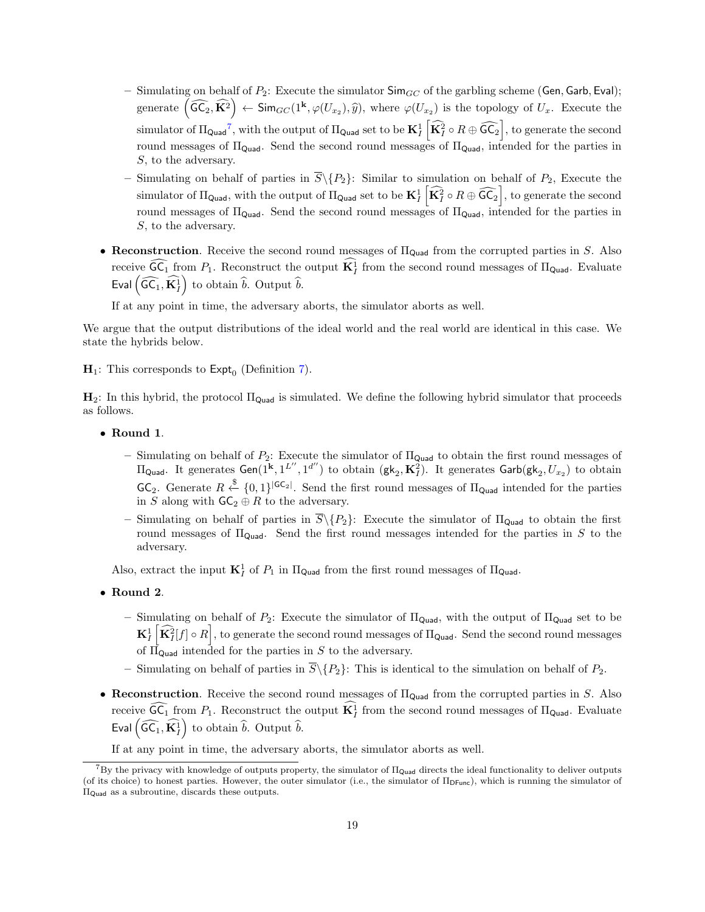- Simulating on behalf of $P_2$: Execute the simulator $\mathsf{Sim}_{GC}$ of the garbling scheme $(\mathsf{Gen}, \mathsf{Garb}, \mathsf{Eval})$; generate $\left(\widehat{\mathsf{GC}_2}, \widehat{\mathbf{K}^2}\right) \leftarrow \mathsf{Sim}_{GC}(1^{\mathbf{k}}, \varphi(U_{x_2}), \widehat{y})$, where $\varphi(U_{x_2})$ is the topology of $U_x$. Execute the simulator of $\Pi_{\mathsf{Quad}}$[7], with the output of $\Pi_{\mathsf{Quad}}$ set to be $\mathbf{K}_I^1\left[\widehat{\mathbf{K}_I^2} \circ R \oplus \widehat{\mathsf{GC}_2}\right]$, to generate the second round messages of $\Pi_{\mathsf{Quad}}$. Send the second round messages of $\Pi_{\mathsf{Quad}}$, intended for the parties in $S$, to the adversary.
  - Simulating on behalf of parties in $\overline{S} \backslash \{P_2\}$: Similar to simulation on behalf of $P_2$, Execute the simulator of $\Pi_{\mathsf{Quad}}$, with the output of $\Pi_{\mathsf{Quad}}$ set to be $\mathbf{K}_I^1\left[\widehat{\mathbf{K}_I^2} \circ R \oplus \widehat{\mathsf{GC}_2}\right]$, to generate the second round messages of $\Pi_{\mathsf{Quad}}$. Send the second round messages of $\Pi_{\mathsf{Quad}}$, intended for the parties in $S$, to the adversary.

- **Reconstruction**. Receive the second round messages of $\Pi_{\mathsf{Quad}}$ from the corrupted parties in $S$. Also receive $\widehat{\mathsf{GC}_1}$ from $P_1$. Reconstruct the output $\widehat{\mathbf{K}_I^1}$ from the second round messages of $\Pi_{\mathsf{Quad}}$. Evaluate $\mathsf{Eval}\left(\widehat{\mathsf{GC}_1}, \widehat{\mathbf{K}_I^1}\right)$ to obtain $\widehat{b}$. Output $\widehat{b}$.

  If at any point in time, the adversary aborts, the simulator aborts as well.

We argue that the output distributions of the ideal world and the real world are identical in this case. We state the hybrids below.

$\mathbf{H}_1$: This corresponds to $\mathsf{Expt}_0$ (Definition 7).

$\mathbf{H}_2$: In this hybrid, the protocol $\Pi_{\mathsf{Quad}}$ is simulated. We define the following hybrid simulator that proceeds as follows.

- **Round 1**.
  - Simulating on behalf of $P_2$: Execute the simulator of $\Pi_{\mathsf{Quad}}$ to obtain the first round messages of $\Pi_{\mathsf{Quad}}$. It generates $\mathsf{Gen}(1^{\mathbf{k}}, 1^{L''}, 1^{d''})$ to obtain $(\mathsf{gk}_2, \mathbf{K}_I^2)$. It generates $\mathsf{Garb}(\mathsf{gk}_2, U_{x_2})$ to obtain $\mathsf{GC}_2$. Generate $R \xleftarrow{\$} \{0,1\}^{|\mathsf{GC}_2|}$. Send the first round messages of $\Pi_{\mathsf{Quad}}$ intended for the parties in $S$ along with $\mathsf{GC}_2 \oplus R$ to the adversary.
  - Simulating on behalf of parties in $\overline{S} \backslash \{P_2\}$: Execute the simulator of $\Pi_{\mathsf{Quad}}$ to obtain the first round messages of $\Pi_{\mathsf{Quad}}$. Send the first round messages intended for the parties in $S$ to the adversary.

  Also, extract the input $\mathbf{K}_I^1$ of $P_1$ in $\Pi_{\mathsf{Quad}}$ from the first round messages of $\Pi_{\mathsf{Quad}}$.

- **Round 2**.
  - Simulating on behalf of $P_2$: Execute the simulator of $\Pi_{\mathsf{Quad}}$, with the output of $\Pi_{\mathsf{Quad}}$ set to be $\mathbf{K}_I^1\left[\widehat{\mathbf{K}_I^2}[f] \circ R\right]$, to generate the second round messages of $\Pi_{\mathsf{Quad}}$. Send the second round messages of $\Pi_{\mathsf{Quad}}$ intended for the parties in $S$ to the adversary.
  - Simulating on behalf of parties in $\overline{S} \backslash \{P_2\}$: This is identical to the simulation on behalf of $P_2$.

- **Reconstruction**. Receive the second round messages of $\Pi_{\mathsf{Quad}}$ from the corrupted parties in $S$. Also receive $\widehat{\mathsf{GC}_1}$ from $P_1$. Reconstruct the output $\widehat{\mathbf{K}_I^1}$ from the second round messages of $\Pi_{\mathsf{Quad}}$. Evaluate $\mathsf{Eval}\left(\widehat{\mathsf{GC}_1}, \widehat{\mathbf{K}_I^1}\right)$ to obtain $\widehat{b}$. Output $\widehat{b}$.

  If at any point in time, the adversary aborts, the simulator aborts as well.

---

[7] By the privacy with knowledge of outputs property, the simulator of $\Pi_{\mathsf{Quad}}$ directs the ideal functionality to deliver outputs (of its choice) to honest parties. However, the outer simulator (i.e., the simulator of $\Pi_{\mathsf{DFunc}}$), which is running the simulator of $\Pi_{\mathsf{Quad}}$ as a subroutine, discards these outputs.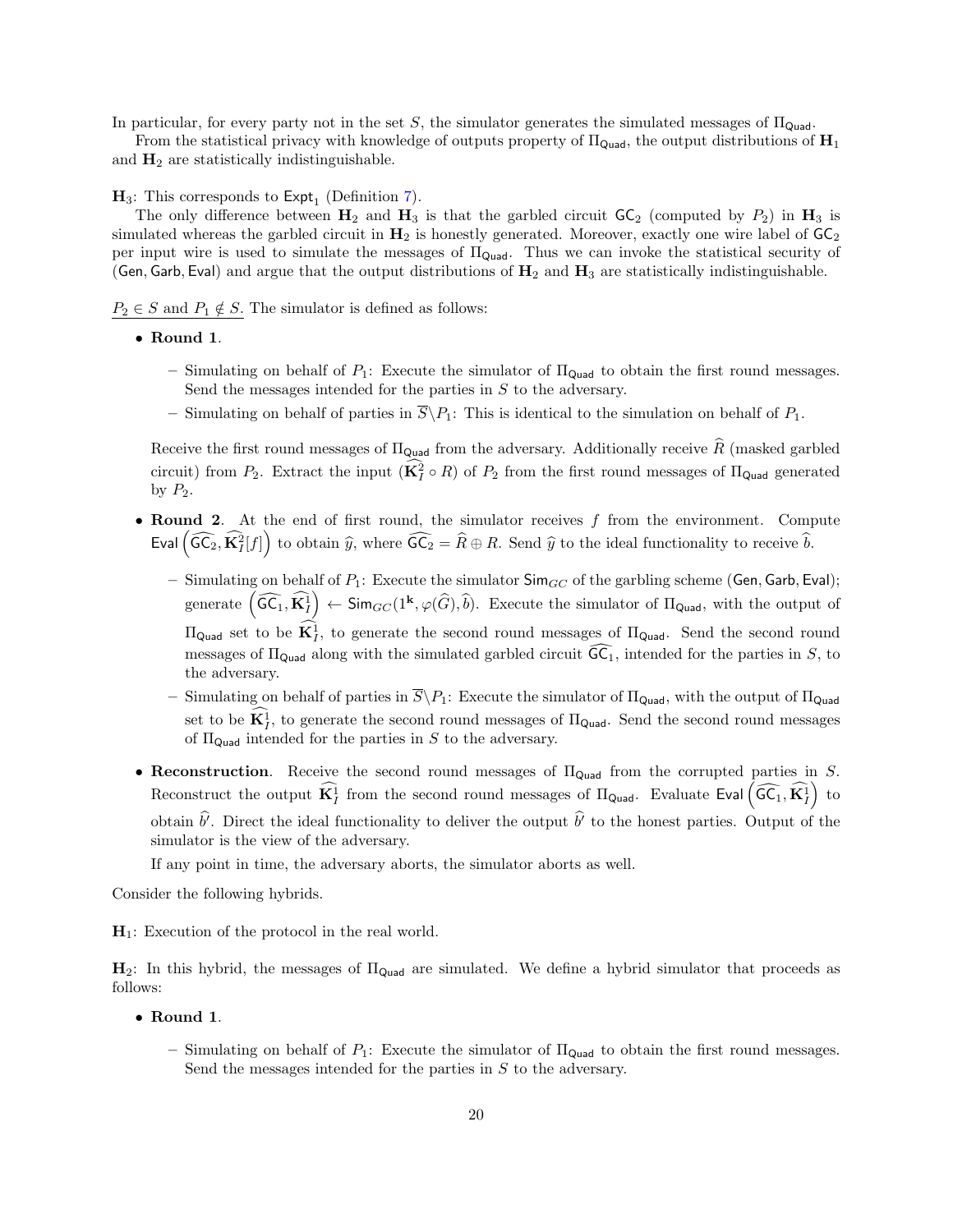In particular, for every party not in the set $S$, the simulator generates the simulated messages of $\Pi_{\mathsf{Quad}}$.

From the statistical privacy with knowledge of outputs property of $\Pi_{\mathsf{Quad}}$, the output distributions of $\mathbf{H}_1$ and $\mathbf{H}_2$ are statistically indistinguishable.

$\mathbf{H}_3$: This corresponds to $\mathsf{Expt}_1$ (Definition 7).

The only difference between $\mathbf{H}_2$ and $\mathbf{H}_3$ is that the garbled circuit $\mathsf{GC}_2$ (computed by $P_2$) in $\mathbf{H}_3$ is simulated whereas the garbled circuit in $\mathbf{H}_2$ is honestly generated. Moreover, exactly one wire label of $\mathsf{GC}_2$ per input wire is used to simulate the messages of $\Pi_{\mathsf{Quad}}$. Thus we can invoke the statistical security of $(\mathsf{Gen}, \mathsf{Garb}, \mathsf{Eval})$ and argue that the output distributions of $\mathbf{H}_2$ and $\mathbf{H}_3$ are statistically indistinguishable.

$P_2 \in S$ and $P_1 \notin S$. The simulator is defined as follows:

- **Round 1**.
  - Simulating on behalf of $P_1$: Execute the simulator of $\Pi_{\mathsf{Quad}}$ to obtain the first round messages. Send the messages intended for the parties in $S$ to the adversary.
  - Simulating on behalf of parties in $\overline{S} \backslash P_1$: This is identical to the simulation on behalf of $P_1$.

  Receive the first round messages of $\Pi_{\mathsf{Quad}}$ from the adversary. Additionally receive $\widehat{R}$ (masked garbled circuit) from $P_2$. Extract the input $(\widehat{\mathbf{K}_I^2} \circ R)$ of $P_2$ from the first round messages of $\Pi_{\mathsf{Quad}}$ generated by $P_2$.

- **Round 2**. At the end of first round, the simulator receives $f$ from the environment. Compute $\mathsf{Eval}\left(\widehat{\mathsf{GC}_2}, \widehat{\mathbf{K}_I^2}[f]\right)$ to obtain $\widehat{y}$, where $\widehat{\mathsf{GC}_2} = \widehat{R} \oplus R$. Send $\widehat{y}$ to the ideal functionality to receive $\widehat{b}$.
  - Simulating on behalf of $P_1$: Execute the simulator $\mathsf{Sim}_{GC}$ of the garbling scheme $(\mathsf{Gen}, \mathsf{Garb}, \mathsf{Eval})$; generate $\left(\widehat{\mathsf{GC}_1}, \widehat{\mathbf{K}_I^1}\right) \leftarrow \mathsf{Sim}_{GC}(1^{\mathbf{k}}, \varphi(\widehat{G}), \widehat{b})$. Execute the simulator of $\Pi_{\mathsf{Quad}}$, with the output of $\Pi_{\mathsf{Quad}}$ set to be $\widehat{\mathbf{K}_I^1}$, to generate the second round messages of $\Pi_{\mathsf{Quad}}$. Send the second round messages of $\Pi_{\mathsf{Quad}}$ along with the simulated garbled circuit $\widehat{\mathsf{GC}_1}$, intended for the parties in $S$, to the adversary.
  - Simulating on behalf of parties in $\overline{S} \backslash P_1$: Execute the simulator of $\Pi_{\mathsf{Quad}}$, with the output of $\Pi_{\mathsf{Quad}}$ set to be $\widehat{\mathbf{K}_I^1}$, to generate the second round messages of $\Pi_{\mathsf{Quad}}$. Send the second round messages of $\Pi_{\mathsf{Quad}}$ intended for the parties in $S$ to the adversary.

- **Reconstruction**. Receive the second round messages of $\Pi_{\mathsf{Quad}}$ from the corrupted parties in $S$. Reconstruct the output $\widehat{\mathbf{K}_I^1}$ from the second round messages of $\Pi_{\mathsf{Quad}}$. Evaluate $\mathsf{Eval}\left(\widehat{\mathsf{GC}_1}, \widehat{\mathbf{K}_I^1}\right)$ to obtain $\widehat{b}'$. Direct the ideal functionality to deliver the output $\widehat{b}'$ to the honest parties. Output of the simulator is the view of the adversary.

  If any point in time, the adversary aborts, the simulator aborts as well.

Consider the following hybrids.

$\mathbf{H}_1$: Execution of the protocol in the real world.

$\mathbf{H}_2$: In this hybrid, the messages of $\Pi_{\mathsf{Quad}}$ are simulated. We define a hybrid simulator that proceeds as follows:

- **Round 1**.
  - Simulating on behalf of $P_1$: Execute the simulator of $\Pi_{\mathsf{Quad}}$ to obtain the first round messages. Send the messages intended for the parties in $S$ to the adversary.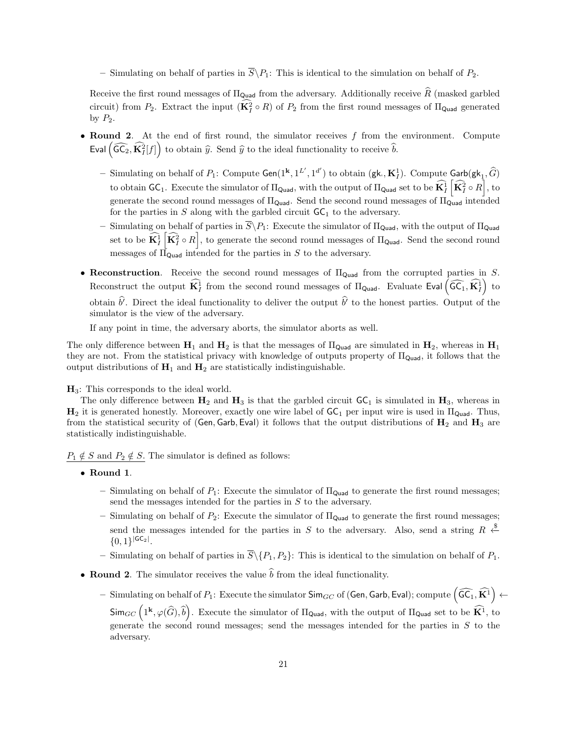– Simulating on behalf of parties in $\overline{S}\backslash P_1$: This is identical to the simulation on behalf of $P_2$.

Receive the first round messages of $\Pi_{\mathsf{Quad}}$ from the adversary. Additionally receive $\widehat{R}$ (masked garbled circuit) from $P_2$. Extract the input $(\widehat{\mathbf{K}_I^2} \circ R)$ of $P_2$ from the first round messages of $\Pi_{\mathsf{Quad}}$ generated by $P_2$.

- **Round 2**. At the end of first round, the simulator receives $f$ from the environment. Compute $\mathsf{Eval}\left(\widehat{\mathsf{GC}_2}, \widehat{\mathbf{K}_I^2}[f]\right)$ to obtain $\widehat{y}$. Send $\widehat{y}$ to the ideal functionality to receive $\widehat{b}$.
  - Simulating on behalf of $P_1$: Compute $\mathsf{Gen}(1^{\mathbf{k}}, 1^{L'}, 1^{d'})$ to obtain $(\mathsf{gk}., \mathbf{K}_I^1)$. Compute $\mathsf{Garb}(\mathsf{gk}_1, \widehat{G})$ to obtain $\mathsf{GC}_1$. Execute the simulator of $\Pi_{\mathsf{Quad}}$, with the output of $\Pi_{\mathsf{Quad}}$ set to be $\widehat{\mathbf{K}_I^1}\left[\widehat{\mathbf{K}_I^2} \circ R\right]$, to generate the second round messages of $\Pi_{\mathsf{Quad}}$. Send the second round messages of $\Pi_{\mathsf{Quad}}$ intended for the parties in $S$ along with the garbled circuit $\mathsf{GC}_1$ to the adversary.
  - Simulating on behalf of parties in $\overline{S}\backslash P_1$: Execute the simulator of $\Pi_{\mathsf{Quad}}$, with the output of $\Pi_{\mathsf{Quad}}$ set to be $\widehat{\mathbf{K}_I^1}\left[\widehat{\mathbf{K}_I^2} \circ R\right]$, to generate the second round messages of $\Pi_{\mathsf{Quad}}$. Send the second round messages of $\Pi_{\mathsf{Quad}}$ intended for the parties in $S$ to the adversary.
- **Reconstruction**. Receive the second round messages of $\Pi_{\mathsf{Quad}}$ from the corrupted parties in $S$. Reconstruct the output $\widehat{\mathbf{K}_I^1}$ from the second round messages of $\Pi_{\mathsf{Quad}}$. Evaluate $\mathsf{Eval}\left(\widehat{\mathsf{GC}_1}, \widehat{\mathbf{K}_I^1}\right)$ to obtain $\widehat{b'}$. Direct the ideal functionality to deliver the output $\widehat{b'}$ to the honest parties. Output of the simulator is the view of the adversary.

  If any point in time, the adversary aborts, the simulator aborts as well.

The only difference between $\mathbf{H}_1$ and $\mathbf{H}_2$ is that the messages of $\Pi_{\mathsf{Quad}}$ are simulated in $\mathbf{H}_2$, whereas in $\mathbf{H}_1$ they are not. From the statistical privacy with knowledge of outputs property of $\Pi_{\mathsf{Quad}}$, it follows that the output distributions of $\mathbf{H}_1$ and $\mathbf{H}_2$ are statistically indistinguishable.

$\mathbf{H}_3$: This corresponds to the ideal world.

The only difference between $\mathbf{H}_2$ and $\mathbf{H}_3$ is that the garbled circuit $\mathsf{GC}_1$ is simulated in $\mathbf{H}_3$, whereas in $\mathbf{H}_2$ it is generated honestly. Moreover, exactly one wire label of $\mathsf{GC}_1$ per input wire is used in $\Pi_{\mathsf{Quad}}$. Thus, from the statistical security of $(\mathsf{Gen}, \mathsf{Garb}, \mathsf{Eval})$ it follows that the output distributions of $\mathbf{H}_2$ and $\mathbf{H}_3$ are statistically indistinguishable.

$P_1 \notin S$ and $P_2 \notin S$. The simulator is defined as follows:

- **Round 1**.
  - Simulating on behalf of $P_1$: Execute the simulator of $\Pi_{\mathsf{Quad}}$ to generate the first round messages; send the messages intended for the parties in $S$ to the adversary.
  - Simulating on behalf of $P_2$: Execute the simulator of $\Pi_{\mathsf{Quad}}$ to generate the first round messages; send the messages intended for the parties in $S$ to the adversary. Also, send a string $R \xleftarrow{\$} \{0,1\}^{|\mathsf{GC}_2|}$.
  - Simulating on behalf of parties in $\overline{S}\backslash\{P_1, P_2\}$: This is identical to the simulation on behalf of $P_1$.
- **Round 2**. The simulator receives the value $\widehat{b}$ from the ideal functionality.
  - Simulating on behalf of $P_1$: Execute the simulator $\mathsf{Sim}_{GC}$ of $(\mathsf{Gen}, \mathsf{Garb}, \mathsf{Eval})$; compute $\left(\widehat{\mathsf{GC}_1}, \widehat{\mathbf{K}^1}\right) \leftarrow \mathsf{Sim}_{GC}\left(1^{\mathbf{k}}, \varphi(\widehat{G}), \widehat{b}\right)$. Execute the simulator of $\Pi_{\mathsf{Quad}}$, with the output of $\Pi_{\mathsf{Quad}}$ set to be $\widehat{\mathbf{K}^1}$, to generate the second round messages; send the messages intended for the parties in $S$ to the adversary.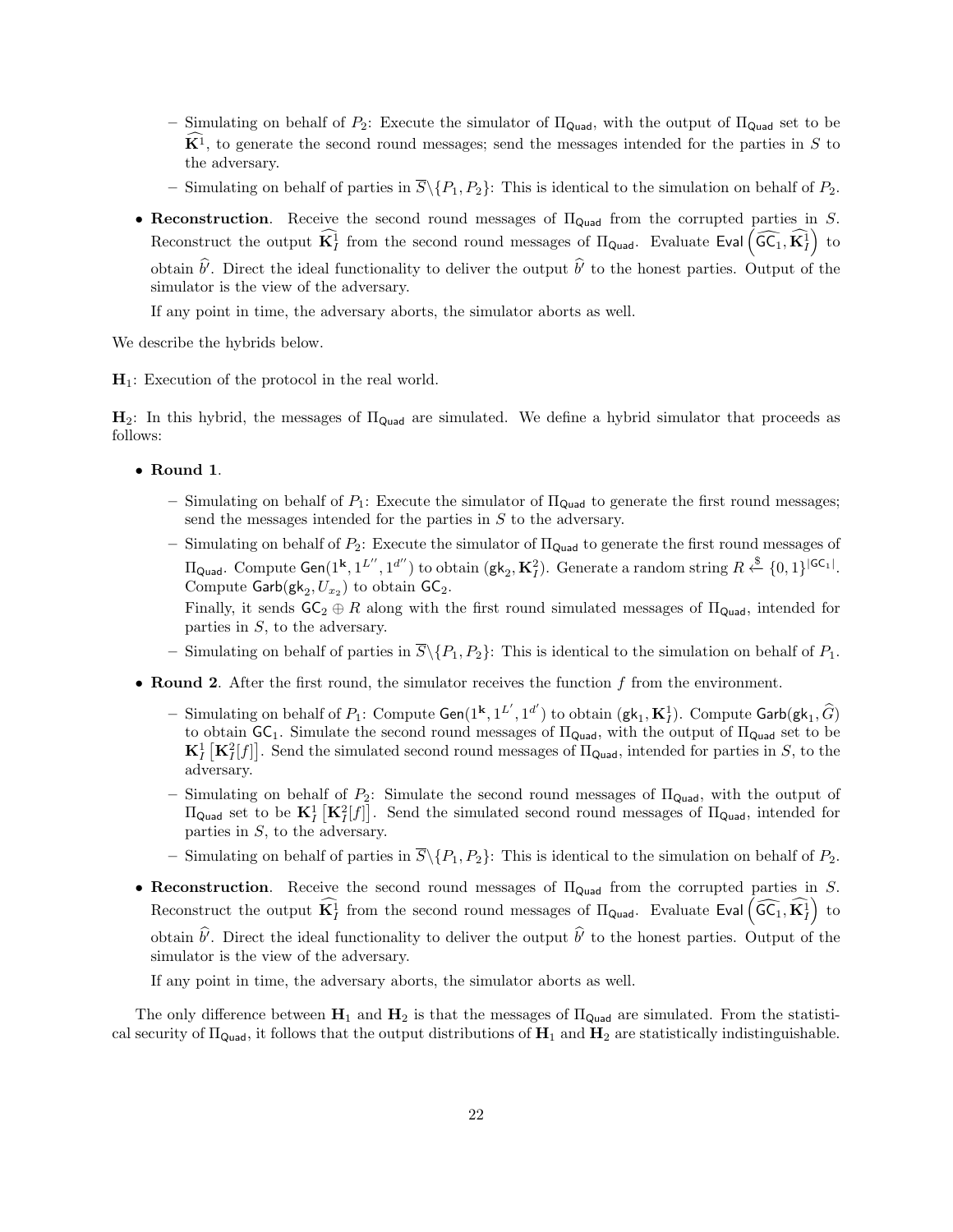- Simulating on behalf of $P_2$: Execute the simulator of $\Pi_{\mathsf{Quad}}$, with the output of $\Pi_{\mathsf{Quad}}$ set to be $\widehat{\mathbf{K}}^1$, to generate the second round messages; send the messages intended for the parties in $S$ to the adversary.
  - Simulating on behalf of parties in $\overline{S}\backslash\{P_1, P_2\}$: This is identical to the simulation on behalf of $P_2$.

- **Reconstruction**. Receive the second round messages of $\Pi_{\mathsf{Quad}}$ from the corrupted parties in $S$. Reconstruct the output $\widehat{\mathbf{K}}_I^1$ from the second round messages of $\Pi_{\mathsf{Quad}}$. Evaluate $\mathsf{Eval}\left(\widehat{\mathsf{GC}}_1, \widehat{\mathbf{K}}_I^1\right)$ to obtain $\widehat{b}'$. Direct the ideal functionality to deliver the output $\widehat{b}'$ to the honest parties. Output of the simulator is the view of the adversary.

  If any point in time, the adversary aborts, the simulator aborts as well.

We describe the hybrids below.

$\mathbf{H}_1$: Execution of the protocol in the real world.

$\mathbf{H}_2$: In this hybrid, the messages of $\Pi_{\mathsf{Quad}}$ are simulated. We define a hybrid simulator that proceeds as follows:

- **Round 1**.
  - Simulating on behalf of $P_1$: Execute the simulator of $\Pi_{\mathsf{Quad}}$ to generate the first round messages; send the messages intended for the parties in $S$ to the adversary.
  - Simulating on behalf of $P_2$: Execute the simulator of $\Pi_{\mathsf{Quad}}$ to generate the first round messages of $\Pi_{\mathsf{Quad}}$. Compute $\mathsf{Gen}(1^{\mathbf{k}}, 1^{L''}, 1^{d''})$ to obtain $(\mathsf{gk}_2, \mathbf{K}_I^2)$. Generate a random string $R \xleftarrow{\$} \{0,1\}^{|\mathsf{GC}_1|}$. Compute $\mathsf{Garb}(\mathsf{gk}_2, U_{x_2})$ to obtain $\mathsf{GC}_2$.

    Finally, it sends $\mathsf{GC}_2 \oplus R$ along with the first round simulated messages of $\Pi_{\mathsf{Quad}}$, intended for parties in $S$, to the adversary.
  - Simulating on behalf of parties in $\overline{S}\backslash\{P_1, P_2\}$: This is identical to the simulation on behalf of $P_1$.

- **Round 2**. After the first round, the simulator receives the function $f$ from the environment.
  - Simulating on behalf of $P_1$: Compute $\mathsf{Gen}(1^{\mathbf{k}}, 1^{L'}, 1^{d'})$ to obtain $(\mathsf{gk}_1, \mathbf{K}_I^1)$. Compute $\mathsf{Garb}(\mathsf{gk}_1, \widehat{G})$ to obtain $\mathsf{GC}_1$. Simulate the second round messages of $\Pi_{\mathsf{Quad}}$, with the output of $\Pi_{\mathsf{Quad}}$ set to be $\mathbf{K}_I^1\left[\mathbf{K}_I^2[f]\right]$. Send the simulated second round messages of $\Pi_{\mathsf{Quad}}$, intended for parties in $S$, to the adversary.
  - Simulating on behalf of $P_2$: Simulate the second round messages of $\Pi_{\mathsf{Quad}}$, with the output of $\Pi_{\mathsf{Quad}}$ set to be $\mathbf{K}_I^1\left[\mathbf{K}_I^2[f]\right]$. Send the simulated second round messages of $\Pi_{\mathsf{Quad}}$, intended for parties in $S$, to the adversary.
  - Simulating on behalf of parties in $\overline{S}\backslash\{P_1, P_2\}$: This is identical to the simulation on behalf of $P_2$.

- **Reconstruction**. Receive the second round messages of $\Pi_{\mathsf{Quad}}$ from the corrupted parties in $S$. Reconstruct the output $\widehat{\mathbf{K}}_I^1$ from the second round messages of $\Pi_{\mathsf{Quad}}$. Evaluate $\mathsf{Eval}\left(\widehat{\mathsf{GC}}_1, \widehat{\mathbf{K}}_I^1\right)$ to obtain $\widehat{b}'$. Direct the ideal functionality to deliver the output $\widehat{b}'$ to the honest parties. Output of the simulator is the view of the adversary.

  If any point in time, the adversary aborts, the simulator aborts as well.

The only difference between $\mathbf{H}_1$ and $\mathbf{H}_2$ is that the messages of $\Pi_{\mathsf{Quad}}$ are simulated. From the statistical security of $\Pi_{\mathsf{Quad}}$, it follows that the output distributions of $\mathbf{H}_1$ and $\mathbf{H}_2$ are statistically indistinguishable.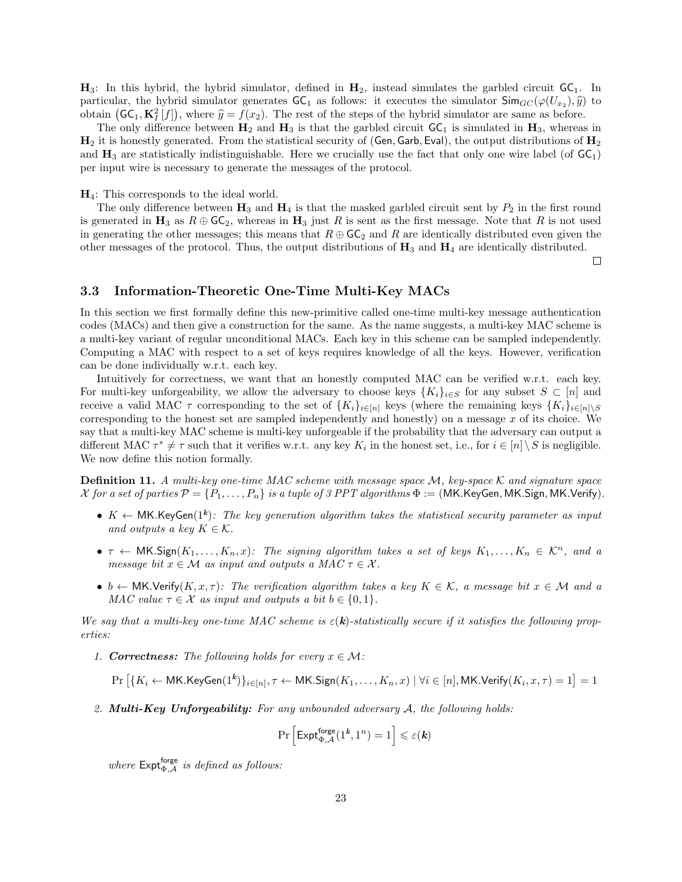$\mathbf{H}_3$: In this hybrid, the hybrid simulator, defined in $\mathbf{H}_2$, instead simulates the garbled circuit $\mathsf{GC}_1$. In particular, the hybrid simulator generates $\mathsf{GC}_1$ as follows: it executes the simulator $\mathsf{Sim}_{GC}(\varphi(U_{x_2}), \widehat{y})$ to obtain $(\mathsf{GC}_1, \mathbf{K}_I^2[f])$, where $\widehat{y} = f(x_2)$. The rest of the steps of the hybrid simulator are same as before.

The only difference between $\mathbf{H}_2$ and $\mathbf{H}_3$ is that the garbled circuit $\mathsf{GC}_1$ is simulated in $\mathbf{H}_3$, whereas in $\mathbf{H}_2$ it is honestly generated. From the statistical security of $(\mathsf{Gen}, \mathsf{Garb}, \mathsf{Eval})$, the output distributions of $\mathbf{H}_2$ and $\mathbf{H}_3$ are statistically indistinguishable. Here we crucially use the fact that only one wire label (of $\mathsf{GC}_1$) per input wire is necessary to generate the messages of the protocol.

$\mathbf{H}_4$: This corresponds to the ideal world.

The only difference between $\mathbf{H}_3$ and $\mathbf{H}_4$ is that the masked garbled circuit sent by $P_2$ in the first round is generated in $\mathbf{H}_3$ as $R \oplus \mathsf{GC}_2$, whereas in $\mathbf{H}_3$ just $R$ is sent as the first message. Note that $R$ is not used in generating the other messages; this means that $R \oplus \mathsf{GC}_2$ and $R$ are identically distributed even given the other messages of the protocol. Thus, the output distributions of $\mathbf{H}_3$ and $\mathbf{H}_4$ are identically distributed.

□

### 3.3 Information-Theoretic One-Time Multi-Key MACs

In this section we first formally define this new-primitive called one-time multi-key message authentication codes (MACs) and then give a construction for the same. As the name suggests, a multi-key MAC scheme is a multi-key variant of regular unconditional MACs. Each key in this scheme can be sampled independently. Computing a MAC with respect to a set of keys requires knowledge of all the keys. However, verification can be done individually w.r.t. each key.

Intuitively for correctness, we want that an honestly computed MAC can be verified w.r.t. each key. For multi-key unforgeability, we allow the adversary to choose keys $\{K_i\}_{i \in S}$ for any subset $S \subset [n]$ and receive a valid MAC $\tau$ corresponding to the set of $\{K_i\}_{i \in [n]}$ keys (where the remaining keys $\{K_i\}_{i \in [n] \setminus S}$ corresponding to the honest set are sampled independently and honestly) on a message $x$ of its choice. We say that a multi-key MAC scheme is multi-key unforgeable if the probability that the adversary can output a different MAC $\tau^* \neq \tau$ such that it verifies w.r.t. any key $K_i$ in the honest set, i.e., for $i \in [n] \setminus S$ is negligible. We now define this notion formally.

**Definition 11.** *A multi-key one-time MAC scheme with message space $\mathcal{M}$, key-space $\mathcal{K}$ and signature space $\mathcal{X}$ for a set of parties $\mathcal{P} = \{P_1, \ldots, P_n\}$ is a tuple of 3 PPT algorithms $\Phi := (\mathsf{MK.KeyGen}, \mathsf{MK.Sign}, \mathsf{MK.Verify})$.*

- $K \leftarrow \mathsf{MK.KeyGen}(1^{\boldsymbol{k}})$: *The key generation algorithm takes the statistical security parameter as input and outputs a key $K \in \mathcal{K}$.*
- $\tau \leftarrow \mathsf{MK.Sign}(K_1, \ldots, K_n, x)$: *The signing algorithm takes a set of keys $K_1, \ldots, K_n \in \mathcal{K}^n$, and a message bit $x \in \mathcal{M}$ as input and outputs a MAC $\tau \in \mathcal{X}$.*
- $b \leftarrow \mathsf{MK.Verify}(K, x, \tau)$: *The verification algorithm takes a key $K \in \mathcal{K}$, a message bit $x \in \mathcal{M}$ and a MAC value $\tau \in \mathcal{X}$ as input and outputs a bit $b \in \{0, 1\}$.*

*We say that a multi-key one-time MAC scheme is $\varepsilon(\boldsymbol{k})$-statistically secure if it satisfies the following properties:*

1. ***Correctness:** The following holds for every $x \in \mathcal{M}$:*

$$\Pr\left[\{K_i \leftarrow \mathsf{MK.KeyGen}(1^{\boldsymbol{k}})\}_{i \in [n]}, \tau \leftarrow \mathsf{MK.Sign}(K_1, \ldots, K_n, x) \mid \forall i \in [n], \mathsf{MK.Verify}(K_i, x, \tau) = 1\right] = 1$$

2. ***Multi-Key Unforgeability:** For any unbounded adversary $\mathcal{A}$, the following holds:*

$$\Pr\left[\mathsf{Expt}^{\mathsf{forge}}_{\Phi, \mathcal{A}}(1^{\boldsymbol{k}}, 1^n) = 1\right] \leqslant \varepsilon(\boldsymbol{k})$$

*where $\mathsf{Expt}^{\mathsf{forge}}_{\Phi, \mathcal{A}}$ is defined as follows:*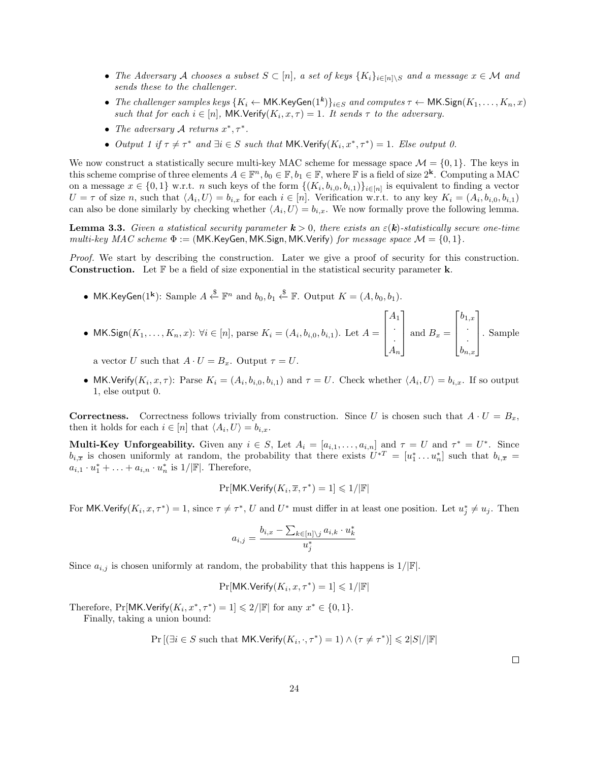- *The Adversary $\mathcal{A}$ chooses a subset $S \subset [n]$, a set of keys $\{K_i\}_{i \in [n] \setminus S}$ and a message $x \in \mathcal{M}$ and sends these to the challenger.*
- *The challenger samples keys $\{K_i \leftarrow \mathsf{MK.KeyGen}(1^{\boldsymbol{k}})\}_{i \in S}$ and computes $\tau \leftarrow \mathsf{MK.Sign}(K_1, \ldots, K_n, x)$ such that for each $i \in [n]$, $\mathsf{MK.Verify}(K_i, x, \tau) = 1$. It sends $\tau$ to the adversary.*
- *The adversary $\mathcal{A}$ returns $x^*, \tau^*$.*
- *Output 1 if $\tau \neq \tau^*$ and $\exists i \in S$ such that $\mathsf{MK.Verify}(K_i, x^*, \tau^*) = 1$. Else output 0.*

We now construct a statistically secure multi-key MAC scheme for message space $\mathcal{M} = \{0, 1\}$. The keys in this scheme comprise of three elements $A \in \mathbb{F}^n, b_0 \in \mathbb{F}, b_1 \in \mathbb{F}$, where $\mathbb{F}$ is a field of size $2^{\mathbf{k}}$. Computing a MAC on a message $x \in \{0, 1\}$ w.r.t. $n$ such keys of the form $\{(K_i, b_{i,0}, b_{i,1})\}_{i \in [n]}$ is equivalent to finding a vector $U = \tau$ of size $n$, such that $\langle A_i, U \rangle = b_{i,x}$ for each $i \in [n]$. Verification w.r.t. to any key $K_i = (A_i, b_{i,0}, b_{i,1})$ can also be done similarly by checking whether $\langle A_i, U \rangle = b_{i,x}$. We now formally prove the following lemma.

**Lemma 3.3.** *Given a statistical security parameter $\boldsymbol{k} > 0$, there exists an $\varepsilon(\boldsymbol{k})$-statistically secure one-time multi-key MAC scheme $\Phi := (\mathsf{MK.KeyGen}, \mathsf{MK.Sign}, \mathsf{MK.Verify})$ for message space $\mathcal{M} = \{0, 1\}$.*

*Proof.* We start by describing the construction. Later we give a proof of security for this construction.
**Construction.** Let $\mathbb{F}$ be a field of size exponential in the statistical security parameter $\mathbf{k}$.

- $\mathsf{MK.KeyGen}(1^{\mathbf{k}})$: Sample $A \xleftarrow{\$} \mathbb{F}^n$ and $b_0, b_1 \xleftarrow{\$} \mathbb{F}$. Output $K = (A, b_0, b_1)$.
- $\mathsf{MK.Sign}(K_1, \ldots, K_n, x)$: $\forall i \in [n]$, parse $K_i = (A_i, b_{i,0}, b_{i,1})$. Let $A = \begin{bmatrix} A_1 \\ \cdot \\ \cdot \\ A_n \end{bmatrix}$ and $B_x = \begin{bmatrix} b_{1,x} \\ \cdot \\ \cdot \\ b_{n,x} \end{bmatrix}$. Sample a vector $U$ such that $A \cdot U = B_x$. Output $\tau = U$.
- $\mathsf{MK.Verify}(K_i, x, \tau)$: Parse $K_i = (A_i, b_{i,0}, b_{i,1})$ and $\tau = U$. Check whether $\langle A_i, U \rangle = b_{i,x}$. If so output 1, else output 0.

**Correctness.** Correctness follows trivially from construction. Since $U$ is chosen such that $A \cdot U = B_x$, then it holds for each $i \in [n]$ that $\langle A_i, U \rangle = b_{i,x}$.

**Multi-Key Unforgeability.** Given any $i \in S$, Let $A_i = [a_{i,1}, \ldots, a_{i,n}]$ and $\tau = U$ and $\tau^* = U^*$. Since $b_{i,\overline{x}}$ is chosen uniformly at random, the probability that there exists $U^{*T} = [u_1^* \ldots u_n^*]$ such that $b_{i,\overline{x}} = a_{i,1} \cdot u_1^* + \ldots + a_{i,n} \cdot u_n^*$ is $1/|\mathbb{F}|$. Therefore,

$$\Pr[\mathsf{MK.Verify}(K_i, \overline{x}, \tau^*) = 1] \leqslant 1/|\mathbb{F}|$$

For $\mathsf{MK.Verify}(K_i, x, \tau^*) = 1$, since $\tau \neq \tau^*$, $U$ and $U^*$ must differ in at least one position. Let $u_j^* \neq u_j$. Then

$$a_{i,j} = \frac{b_{i,x} - \sum_{k \in [n] \setminus j} a_{i,k} \cdot u_k^*}{u_j^*}$$

Since $a_{i,j}$ is chosen uniformly at random, the probability that this happens is $1/|\mathbb{F}|$.

$$\Pr[\mathsf{MK.Verify}(K_i, x, \tau^*) = 1] \leqslant 1/|\mathbb{F}|$$

Therefore, $\Pr[\mathsf{MK.Verify}(K_i, x^*, \tau^*) = 1] \leqslant 2/|\mathbb{F}|$ for any $x^* \in \{0, 1\}$.

Finally, taking a union bound:

$$\Pr\left[(\exists i \in S \text{ such that } \mathsf{MK.Verify}(K_i, \cdot, \tau^*) = 1) \wedge (\tau \neq \tau^*)\right] \leqslant 2|S|/|\mathbb{F}|$$

$\square$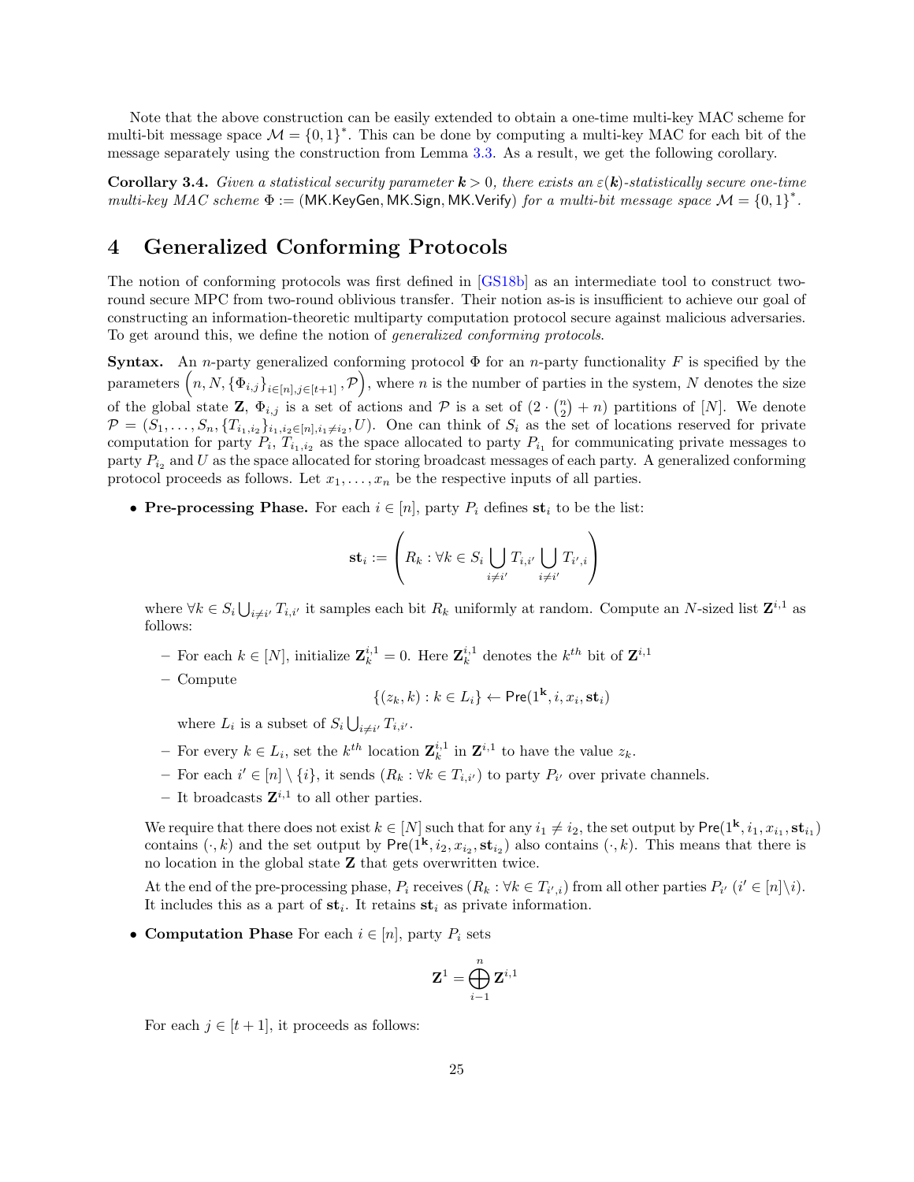Note that the above construction can be easily extended to obtain a one-time multi-key MAC scheme for multi-bit message space $\mathcal{M} = \{0,1\}^*$. This can be done by computing a multi-key MAC for each bit of the message separately using the construction from Lemma 3.3. As a result, we get the following corollary.

**Corollary 3.4.** *Given a statistical security parameter $\boldsymbol{k} > 0$, there exists an $\varepsilon(\boldsymbol{k})$-statistically secure one-time multi-key MAC scheme $\Phi := (\mathsf{MK.KeyGen}, \mathsf{MK.Sign}, \mathsf{MK.Verify})$ for a multi-bit message space $\mathcal{M} = \{0,1\}^*$.*

# 4 Generalized Conforming Protocols

The notion of conforming protocols was first defined in [GS18b] as an intermediate tool to construct two-round secure MPC from two-round oblivious transfer. Their notion as-is is insufficient to achieve our goal of constructing an information-theoretic multiparty computation protocol secure against malicious adversaries. To get around this, we define the notion of *generalized conforming protocols*.

**Syntax.** An $n$-party generalized conforming protocol $\Phi$ for an $n$-party functionality $F$ is specified by the parameters $\left(n, N, \{\Phi_{i,j}\}_{i\in[n],j\in[t+1]}, \mathcal{P}\right)$, where $n$ is the number of parties in the system, $N$ denotes the size of the global state $\mathbf{Z}$, $\Phi_{i,j}$ is a set of actions and $\mathcal{P}$ is a set of $(2 \cdot \binom{n}{2} + n)$ partitions of $[N]$. We denote $\mathcal{P} = (S_1, \ldots, S_n, \{T_{i_1,i_2}\}_{i_1,i_2\in[n],i_1\neq i_2}, U)$. One can think of $S_i$ as the set of locations reserved for private computation for party $P_i$, $T_{i_1,i_2}$ as the space allocated to party $P_{i_1}$ for communicating private messages to party $P_{i_2}$ and $U$ as the space allocated for storing broadcast messages of each party. A generalized conforming protocol proceeds as follows. Let $x_1, \ldots, x_n$ be the respective inputs of all parties.

- **Pre-processing Phase.** For each $i \in [n]$, party $P_i$ defines $\mathbf{st}_i$ to be the list:

$$\mathbf{st}_i := \left(R_k : \forall k \in S_i \bigcup_{i\neq i'} T_{i,i'} \bigcup_{i\neq i'} T_{i',i}\right)$$

  where $\forall k \in S_i \bigcup_{i\neq i'} T_{i,i'}$ it samples each bit $R_k$ uniformly at random. Compute an $N$-sized list $\mathbf{Z}^{i,1}$ as follows:

  - For each $k \in [N]$, initialize $\mathbf{Z}^{i,1}_k = 0$. Here $\mathbf{Z}^{i,1}_k$ denotes the $k^{th}$ bit of $\mathbf{Z}^{i,1}$
  - Compute
  $$\{(z_k, k) : k \in L_i\} \leftarrow \mathsf{Pre}(1^{\mathbf{k}}, i, x_i, \mathbf{st}_i)$$
    where $L_i$ is a subset of $S_i \bigcup_{i\neq i'} T_{i,i'}$.
  - For every $k \in L_i$, set the $k^{th}$ location $\mathbf{Z}^{i,1}_k$ in $\mathbf{Z}^{i,1}$ to have the value $z_k$.
  - For each $i' \in [n] \setminus \{i\}$, it sends $(R_k : \forall k \in T_{i,i'})$ to party $P_{i'}$ over private channels.
  - It broadcasts $\mathbf{Z}^{i,1}$ to all other parties.

  We require that there does not exist $k \in [N]$ such that for any $i_1 \neq i_2$, the set output by $\mathsf{Pre}(1^{\mathbf{k}}, i_1, x_{i_1}, \mathbf{st}_{i_1})$ contains $(\cdot, k)$ and the set output by $\mathsf{Pre}(1^{\mathbf{k}}, i_2, x_{i_2}, \mathbf{st}_{i_2})$ also contains $(\cdot, k)$. This means that there is no location in the global state $\mathbf{Z}$ that gets overwritten twice.

  At the end of the pre-processing phase, $P_i$ receives $(R_k : \forall k \in T_{i',i})$ from all other parties $P_{i'}$ ($i' \in [n]\backslash i$). It includes this as a part of $\mathbf{st}_i$. It retains $\mathbf{st}_i$ as private information.

- **Computation Phase** For each $i \in [n]$, party $P_i$ sets

$$\mathbf{Z}^1 = \bigoplus_{i-1}^{n} \mathbf{Z}^{i,1}$$

  For each $j \in [t+1]$, it proceeds as follows: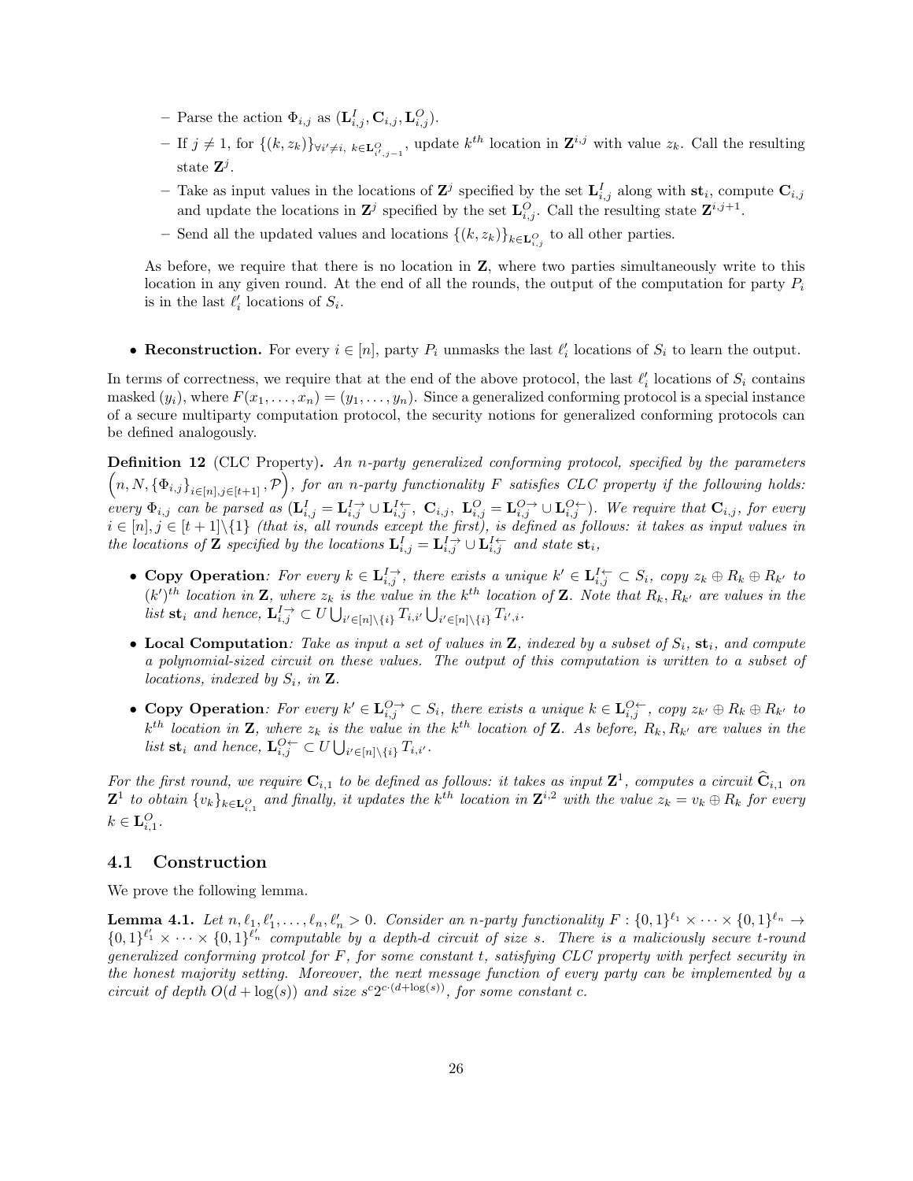- Parse the action $\Phi_{i,j}$ as $(\mathbf{L}^I_{i,j}, \mathbf{C}_{i,j}, \mathbf{L}^O_{i,j})$.
  - If $j \neq 1$, for $\{(k, z_k)\}_{\forall i' \neq i,\ k \in \mathbf{L}^O_{i',j-1}}$, update $k^{th}$ location in $\mathbf{Z}^{i,j}$ with value $z_k$. Call the resulting state $\mathbf{Z}^j$.
  - Take as input values in the locations of $\mathbf{Z}^j$ specified by the set $\mathbf{L}^I_{i,j}$ along with $\mathbf{st}_i$, compute $\mathbf{C}_{i,j}$ and update the locations in $\mathbf{Z}^j$ specified by the set $\mathbf{L}^O_{i,j}$. Call the resulting state $\mathbf{Z}^{i,j+1}$.
  - Send all the updated values and locations $\{(k, z_k)\}_{k \in \mathbf{L}^O_{i,j}}$ to all other parties.

  As before, we require that there is no location in $\mathbf{Z}$, where two parties simultaneously write to this location in any given round. At the end of all the rounds, the output of the computation for party $P_i$ is in the last $\ell'_i$ locations of $S_i$.

- **Reconstruction.** For every $i \in [n]$, party $P_i$ unmasks the last $\ell'_i$ locations of $S_i$ to learn the output.

In terms of correctness, we require that at the end of the above protocol, the last $\ell'_i$ locations of $S_i$ contains masked $(y_i)$, where $F(x_1, \ldots, x_n) = (y_1, \ldots, y_n)$. Since a generalized conforming protocol is a special instance of a secure multiparty computation protocol, the security notions for generalized conforming protocols can be defined analogously.

**Definition 12** (CLC Property). *An $n$-party generalized conforming protocol, specified by the parameters $\left(n, N, \{\Phi_{i,j}\}_{i\in[n],j\in[t+1]}, \mathcal{P}\right)$, for an $n$-party functionality $F$ satisfies CLC property if the following holds: every $\Phi_{i,j}$ can be parsed as $(\mathbf{L}^I_{i,j} = \mathbf{L}^{I\rightarrow}_{i,j} \cup \mathbf{L}^{I\leftarrow}_{i,j},\ \mathbf{C}_{i,j},\ \mathbf{L}^O_{i,j} = \mathbf{L}^{O\rightarrow}_{i,j} \cup \mathbf{L}^{O\leftarrow}_{i,j})$. We require that $\mathbf{C}_{i,j}$, for every $i \in [n], j \in [t+1]\backslash\{1\}$ (that is, all rounds except the first), is defined as follows: it takes as input values in the locations of $\mathbf{Z}$ specified by the locations $\mathbf{L}^I_{i,j} = \mathbf{L}^{I\rightarrow}_{i,j} \cup \mathbf{L}^{I\leftarrow}_{i,j}$ and state $\mathbf{st}_i$,*

- **Copy Operation**: *For every $k \in \mathbf{L}^{I\rightarrow}_{i,j}$, there exists a unique $k' \in \mathbf{L}^{I\leftarrow}_{i,j} \subset S_i$, copy $z_k \oplus R_k \oplus R_{k'}$ to $(k')^{th}$ location in $\mathbf{Z}$, where $z_k$ is the value in the $k^{th}$ location of $\mathbf{Z}$. Note that $R_k, R_{k'}$ are values in the list $\mathbf{st}_i$ and hence, $\mathbf{L}^{I\rightarrow}_{i,j} \subset U \bigcup_{i'\in[n]\backslash\{i\}} T_{i,i'} \bigcup_{i'\in[n]\backslash\{i\}} T_{i',i}$.*
- **Local Computation**: *Take as input a set of values in $\mathbf{Z}$, indexed by a subset of $S_i$, $\mathbf{st}_i$, and compute a polynomial-sized circuit on these values. The output of this computation is written to a subset of locations, indexed by $S_i$, in $\mathbf{Z}$.*
- **Copy Operation**: *For every $k' \in \mathbf{L}^{O\rightarrow}_{i,j} \subset S_i$, there exists a unique $k \in \mathbf{L}^{O\leftarrow}_{i,j}$, copy $z_{k'} \oplus R_k \oplus R_{k'}$ to $k^{th}$ location in $\mathbf{Z}$, where $z_k$ is the value in the $k^{th}$ location of $\mathbf{Z}$. As before, $R_k, R_{k'}$ are values in the list $\mathbf{st}_i$ and hence, $\mathbf{L}^{O\leftarrow}_{i,j} \subset U \bigcup_{i'\in[n]\backslash\{i\}} T_{i,i'}$.*

*For the first round, we require $\mathbf{C}_{i,1}$ to be defined as follows: it takes as input $\mathbf{Z}^1$, computes a circuit $\widehat{\mathbf{C}}_{i,1}$ on $\mathbf{Z}^1$ to obtain $\{v_k\}_{k\in\mathbf{L}^O_{i,1}}$ and finally, it updates the $k^{th}$ location in $\mathbf{Z}^{i,2}$ with the value $z_k = v_k \oplus R_k$ for every $k \in \mathbf{L}^O_{i,1}$.*

## 4.1 Construction

We prove the following lemma.

**Lemma 4.1.** *Let $n, \ell_1, \ell'_1, \ldots, \ell_n, \ell'_n > 0$. Consider an $n$-party functionality $F : \{0,1\}^{\ell_1} \times \cdots \times \{0,1\}^{\ell_n} \rightarrow \{0,1\}^{\ell'_1} \times \cdots \times \{0,1\}^{\ell'_n}$ computable by a depth-$d$ circuit of size $s$. There is a maliciously secure $t$-round generalized conforming protcol for $F$, for some constant $t$, satisfying CLC property with perfect security in the honest majority setting. Moreover, the next message function of every party can be implemented by a circuit of depth $O(d + \log(s))$ and size $s^c 2^{c\cdot(d+\log(s))}$, for some constant $c$.*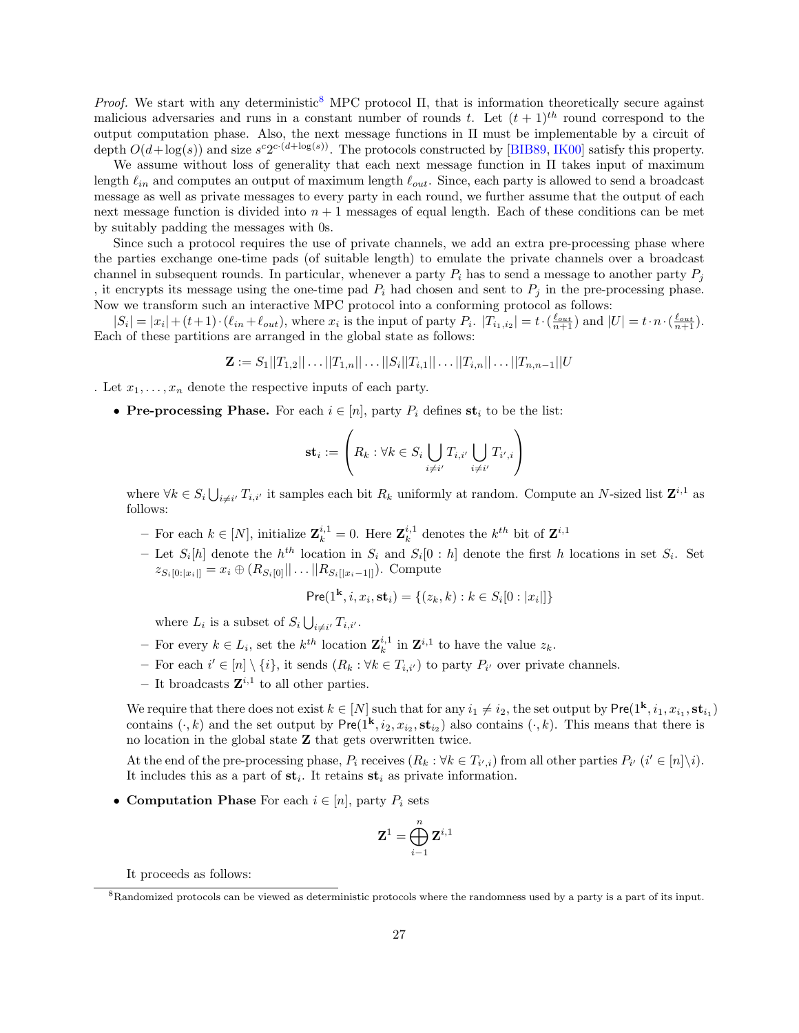*Proof.* We start with any deterministic[8] MPC protocol $\Pi$, that is information theoretically secure against malicious adversaries and runs in a constant number of rounds $t$. Let $(t+1)^{th}$ round correspond to the output computation phase. Also, the next message functions in $\Pi$ must be implementable by a circuit of depth $O(d+\log(s))$ and size $s^c 2^{c\cdot(d+\log(s))}$. The protocols constructed by [BIB89, IK00] satisfy this property.

We assume without loss of generality that each next message function in $\Pi$ takes input of maximum length $\ell_{in}$ and computes an output of maximum length $\ell_{out}$. Since, each party is allowed to send a broadcast message as well as private messages to every party in each round, we further assume that the output of each next message function is divided into $n+1$ messages of equal length. Each of these conditions can be met by suitably padding the messages with 0s.

Since such a protocol requires the use of private channels, we add an extra pre-processing phase where the parties exchange one-time pads (of suitable length) to emulate the private channels over a broadcast channel in subsequent rounds. In particular, whenever a party $P_i$ has to send a message to another party $P_j$ , it encrypts its message using the one-time pad $P_i$ had chosen and sent to $P_j$ in the pre-processing phase. Now we transform such an interactive MPC protocol into a conforming protocol as follows:

$|S_i| = |x_i| + (t+1)\cdot(\ell_{in}+\ell_{out})$, where $x_i$ is the input of party $P_i$. $|T_{i_1,i_2}| = t\cdot(\frac{\ell_{out}}{n+1})$ and $|U| = t\cdot n\cdot(\frac{\ell_{out}}{n+1})$. Each of these partitions are arranged in the global state as follows:

$$\mathbf{Z} := S_1||T_{1,2}||\ldots||T_{1,n}||\ldots||S_i||T_{i,1}||\ldots||T_{i,n}||\ldots||T_{n,n-1}||U$$

. Let $x_1,\ldots,x_n$ denote the respective inputs of each party.

- **Pre-processing Phase.** For each $i\in[n]$, party $P_i$ defines $\mathbf{st}_i$ to be the list:

$$\mathbf{st}_i := \left(R_k : \forall k \in S_i \bigcup_{i\neq i'} T_{i,i'} \bigcup_{i\neq i'} T_{i',i}\right)$$

  where $\forall k\in S_i\bigcup_{i\neq i'}T_{i,i'}$ it samples each bit $R_k$ uniformly at random. Compute an $N$-sized list $\mathbf{Z}^{i,1}$ as follows:

  - For each $k\in[N]$, initialize $\mathbf{Z}^{i,1}_k = 0$. Here $\mathbf{Z}^{i,1}_k$ denotes the $k^{th}$ bit of $\mathbf{Z}^{i,1}$
  - Let $S_i[h]$ denote the $h^{th}$ location in $S_i$ and $S_i[0:h]$ denote the first $h$ locations in set $S_i$. Set $z_{S_i[0:|x_i|]} = x_i \oplus (R_{S_i[0]}||\ldots||R_{S_i[|x_i-1|]})$. Compute

  $$\mathsf{Pre}(1^{\mathbf{k}}, i, x_i, \mathbf{st}_i) = \{(z_k, k) : k \in S_i[0:|x_i|]\}$$

    where $L_i$ is a subset of $S_i\bigcup_{i\neq i'}T_{i,i'}$.
  - For every $k\in L_i$, set the $k^{th}$ location $\mathbf{Z}^{i,1}_k$ in $\mathbf{Z}^{i,1}$ to have the value $z_k$.
  - For each $i'\in[n]\setminus\{i\}$, it sends $(R_k : \forall k\in T_{i,i'})$ to party $P_{i'}$ over private channels.
  - It broadcasts $\mathbf{Z}^{i,1}$ to all other parties.

  We require that there does not exist $k\in[N]$ such that for any $i_1\neq i_2$, the set output by $\mathsf{Pre}(1^{\mathbf{k}}, i_1, x_{i_1}, \mathbf{st}_{i_1})$ contains $(\cdot,k)$ and the set output by $\mathsf{Pre}(1^{\mathbf{k}}, i_2, x_{i_2}, \mathbf{st}_{i_2})$ also contains $(\cdot,k)$. This means that there is no location in the global state $\mathbf{Z}$ that gets overwritten twice.

  At the end of the pre-processing phase, $P_i$ receives $(R_k : \forall k\in T_{i',i})$ from all other parties $P_{i'}$ ($i'\in[n]\setminus i$). It includes this as a part of $\mathbf{st}_i$. It retains $\mathbf{st}_i$ as private information.

- **Computation Phase** For each $i\in[n]$, party $P_i$ sets

$$\mathbf{Z}^1 = \bigoplus_{i-1}^{n} \mathbf{Z}^{i,1}$$

  It proceeds as follows:

[8] Randomized protocols can be viewed as deterministic protocols where the randomness used by a party is a part of its input.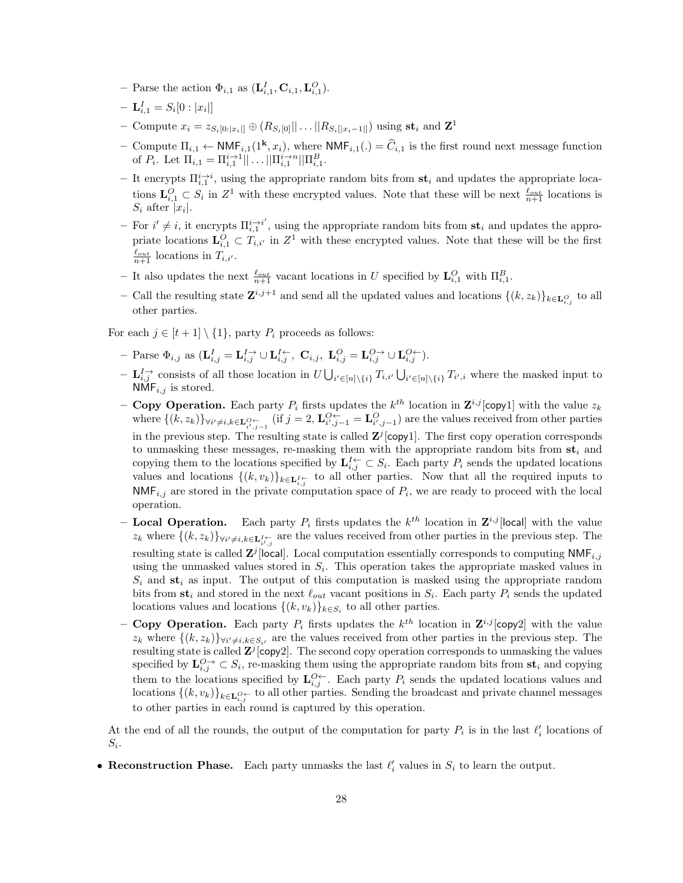– Parse the action $\Phi_{i,1}$ as $(\mathbf{L}^I_{i,1}, \mathbf{C}_{i,1}, \mathbf{L}^O_{i,1})$.

– $\mathbf{L}^I_{i,1} = S_i[0 : |x_i|]$

– Compute $x_i = z_{S_i[0:|x_i|]} \oplus (R_{S_i[0]}|| \ldots ||R_{S_i[|x_i - 1|]})$ using $\mathbf{st}_i$ and $\mathbf{Z}^1$

– Compute $\Pi_{i,1} \leftarrow \mathsf{NMF}_{i,1}(1^\mathbf{k}, x_i)$, where $\mathsf{NMF}_{i,1}(.) = \widehat{C}_{i,1}$ is the first round next message function of $P_i$. Let $\Pi_{i,1} = \Pi^{i \to 1}_{i,1}|| \ldots ||\Pi^{i \to n}_{i,1}||\Pi^B_{i,1}$.

– It encrypts $\Pi^{i \to i}_{i,1}$, using the appropriate random bits from $\mathbf{st}_i$ and updates the appropriate locations $\mathbf{L}^O_{i,1} \subset S_i$ in $Z^1$ with these encrypted values. Note that these will be next $\frac{\ell_{out}}{n+1}$ locations is $S_i$ after $|x_i|$.

– For $i' \neq i$, it encrypts $\Pi^{i \to i'}_{i,1}$, using the appropriate random bits from $\mathbf{st}_i$ and updates the appropriate locations $\mathbf{L}^O_{i,1} \subset T_{i,i'}$ in $Z^1$ with these encrypted values. Note that these will be the first $\frac{\ell_{out}}{n+1}$ locations in $T_{i,i'}$.

– It also updates the next $\frac{\ell_{out}}{n+1}$ vacant locations in $U$ specified by $\mathbf{L}^O_{i,1}$ with $\Pi^B_{i,1}$.

– Call the resulting state $\mathbf{Z}^{i,j+1}$ and send all the updated values and locations $\{(k, z_k)\}_{k \in \mathbf{L}^O_{i,j}}$ to all other parties.

For each $j \in [t+1] \setminus \{1\}$, party $P_i$ proceeds as follows:

– Parse $\Phi_{i,j}$ as $(\mathbf{L}^I_{i,j} = \mathbf{L}^{I\to}_{i,j} \cup \mathbf{L}^{I\leftarrow}_{i,j},\ \mathbf{C}_{i,j},\ \mathbf{L}^O_{i,j} = \mathbf{L}^{O\to}_{i,j} \cup \mathbf{L}^{O\leftarrow}_{i,j})$.

– $\mathbf{L}^{I\to}_{i,j}$ consists of all those location in $U \bigcup_{i' \in [n]\setminus\{i\}} T_{i,i'} \bigcup_{i' \in [n]\setminus\{i\}} T_{i',i}$ where the masked input to $\mathsf{NMF}_{i,j}$ is stored.

– **Copy Operation.** Each party $P_i$ firsts updates the $k^{th}$ location in $\mathbf{Z}^{i,j}[\mathsf{copy1}]$ with the value $z_k$ where $\{(k, z_k)\}_{\forall i' \neq i, k \in \mathbf{L}^{O\leftarrow}_{i',j-1}}$ (if $j = 2$, $\mathbf{L}^{O\leftarrow}_{i',j-1} = \mathbf{L}^O_{i',j-1}$) are the values received from other parties in the previous step. The resulting state is called $\mathbf{Z}^j[\mathsf{copy1}]$. The first copy operation corresponds to unmasking these messages, re-masking them with the appropriate random bits from $\mathbf{st}_i$ and copying them to the locations specified by $\mathbf{L}^{I\leftarrow}_{i,j} \subset S_i$. Each party $P_i$ sends the updated locations values and locations $\{(k, v_k)\}_{k \in \mathbf{L}^{I\leftarrow}_{i,j}}$ to all other parties. Now that all the required inputs to $\mathsf{NMF}_{i,j}$ are stored in the private computation space of $P_i$, we are ready to proceed with the local operation.

– **Local Operation.** Each party $P_i$ firsts updates the $k^{th}$ location in $\mathbf{Z}^{i,j}[\mathsf{local}]$ with the value $z_k$ where $\{(k, z_k)\}_{\forall i' \neq i, k \in \mathbf{L}^{I\leftarrow}_{i',j}}$ are the values received from other parties in the previous step. The resulting state is called $\mathbf{Z}^j[\mathsf{local}]$. Local computation essentially corresponds to computing $\mathsf{NMF}_{i,j}$ using the unmasked values stored in $S_i$. This operation takes the appropriate masked values in $S_i$ and $\mathbf{st}_i$ as input. The output of this computation is masked using the appropriate random bits from $\mathbf{st}_i$ and stored in the next $\ell_{out}$ vacant positions in $S_i$. Each party $P_i$ sends the updated locations values and locations $\{(k, v_k)\}_{k \in S_i}$ to all other parties.

– **Copy Operation.** Each party $P_i$ firsts updates the $k^{th}$ location in $\mathbf{Z}^{i,j}[\mathsf{copy2}]$ with the value $z_k$ where $\{(k, z_k)\}_{\forall i' \neq i, k \in S_{i'}}$ are the values received from other parties in the previous step. The resulting state is called $\mathbf{Z}^j[\mathsf{copy2}]$. The second copy operation corresponds to unmasking the values specified by $\mathbf{L}^{O\to}_{i,j} \subset S_i$, re-masking them using the appropriate random bits from $\mathbf{st}_i$ and copying them to the locations specified by $\mathbf{L}^{O\leftarrow}_{i,j}$. Each party $P_i$ sends the updated locations values and locations $\{(k, v_k)\}_{k \in \mathbf{L}^{O\leftarrow}_{i,j}}$ to all other parties. Sending the broadcast and private channel messages to other parties in each round is captured by this operation.

At the end of all the rounds, the output of the computation for party $P_i$ is in the last $\ell'_i$ locations of $S_i$.

- **Reconstruction Phase.** Each party unmasks the last $\ell'_i$ values in $S_i$ to learn the output.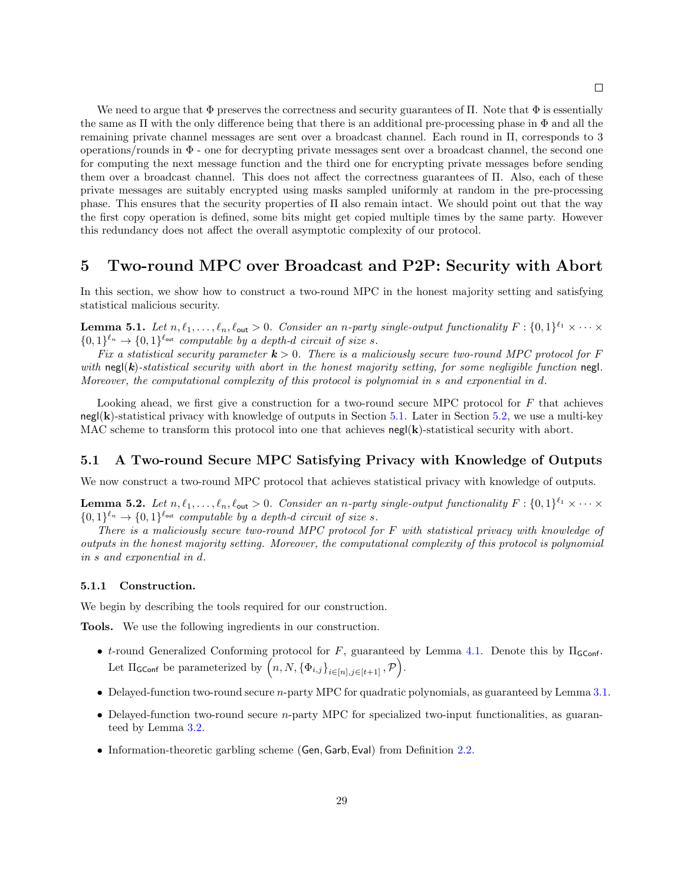□

We need to argue that $\Phi$ preserves the correctness and security guarantees of $\Pi$. Note that $\Phi$ is essentially the same as $\Pi$ with the only difference being that there is an additional pre-processing phase in $\Phi$ and all the remaining private channel messages are sent over a broadcast channel. Each round in $\Pi$, corresponds to 3 operations/rounds in $\Phi$ - one for decrypting private messages sent over a broadcast channel, the second one for computing the next message function and the third one for encrypting private messages before sending them over a broadcast channel. This does not affect the correctness guarantees of $\Pi$. Also, each of these private messages are suitably encrypted using masks sampled uniformly at random in the pre-processing phase. This ensures that the security properties of $\Pi$ also remain intact. We should point out that the way the first copy operation is defined, some bits might get copied multiple times by the same party. However this redundancy does not affect the overall asymptotic complexity of our protocol.

# 5 Two-round MPC over Broadcast and P2P: Security with Abort

In this section, we show how to construct a two-round MPC in the honest majority setting and satisfying statistical malicious security.

**Lemma 5.1.** *Let $n, \ell_1, \ldots, \ell_n, \ell_{\mathsf{out}} > 0$. Consider an $n$-party single-output functionality $F : \{0,1\}^{\ell_1} \times \cdots \times \{0,1\}^{\ell_n} \to \{0,1\}^{\ell_{\mathsf{out}}}$ computable by a depth-$d$ circuit of size $s$.*

*Fix a statistical security parameter $\boldsymbol{k} > 0$. There is a maliciously secure two-round MPC protocol for $F$ with $\mathsf{negl}(\boldsymbol{k})$-statistical security with abort in the honest majority setting, for some negligible function $\mathsf{negl}$. Moreover, the computational complexity of this protocol is polynomial in $s$ and exponential in $d$.*

Looking ahead, we first give a construction for a two-round secure MPC protocol for $F$ that achieves $\mathsf{negl}(\mathbf{k})$-statistical privacy with knowledge of outputs in Section 5.1. Later in Section 5.2, we use a multi-key MAC scheme to transform this protocol into one that achieves $\mathsf{negl}(\mathbf{k})$-statistical security with abort.

## 5.1 A Two-round Secure MPC Satisfying Privacy with Knowledge of Outputs

We now construct a two-round MPC protocol that achieves statistical privacy with knowledge of outputs.

**Lemma 5.2.** *Let $n, \ell_1, \ldots, \ell_n, \ell_{\mathsf{out}} > 0$. Consider an $n$-party single-output functionality $F : \{0,1\}^{\ell_1} \times \cdots \times \{0,1\}^{\ell_n} \to \{0,1\}^{\ell_{\mathsf{out}}}$ computable by a depth-$d$ circuit of size $s$.*

*There is a maliciously secure two-round MPC protocol for $F$ with statistical privacy with knowledge of outputs in the honest majority setting. Moreover, the computational complexity of this protocol is polynomial in $s$ and exponential in $d$.*

### 5.1.1 Construction.

We begin by describing the tools required for our construction.

**Tools.** We use the following ingredients in our construction.

- $t$-round Generalized Conforming protocol for $F$, guaranteed by Lemma 4.1. Denote this by $\Pi_{\mathsf{GConf}}$. Let $\Pi_{\mathsf{GConf}}$ be parameterized by $\left(n, N, \{\Phi_{i,j}\}_{i\in[n],j\in[t+1]}, \mathcal{P}\right)$.
- Delayed-function two-round secure $n$-party MPC for quadratic polynomials, as guaranteed by Lemma 3.1.
- Delayed-function two-round secure $n$-party MPC for specialized two-input functionalities, as guaranteed by Lemma 3.2.
- Information-theoretic garbling scheme $(\mathsf{Gen}, \mathsf{Garb}, \mathsf{Eval})$ from Definition 2.2.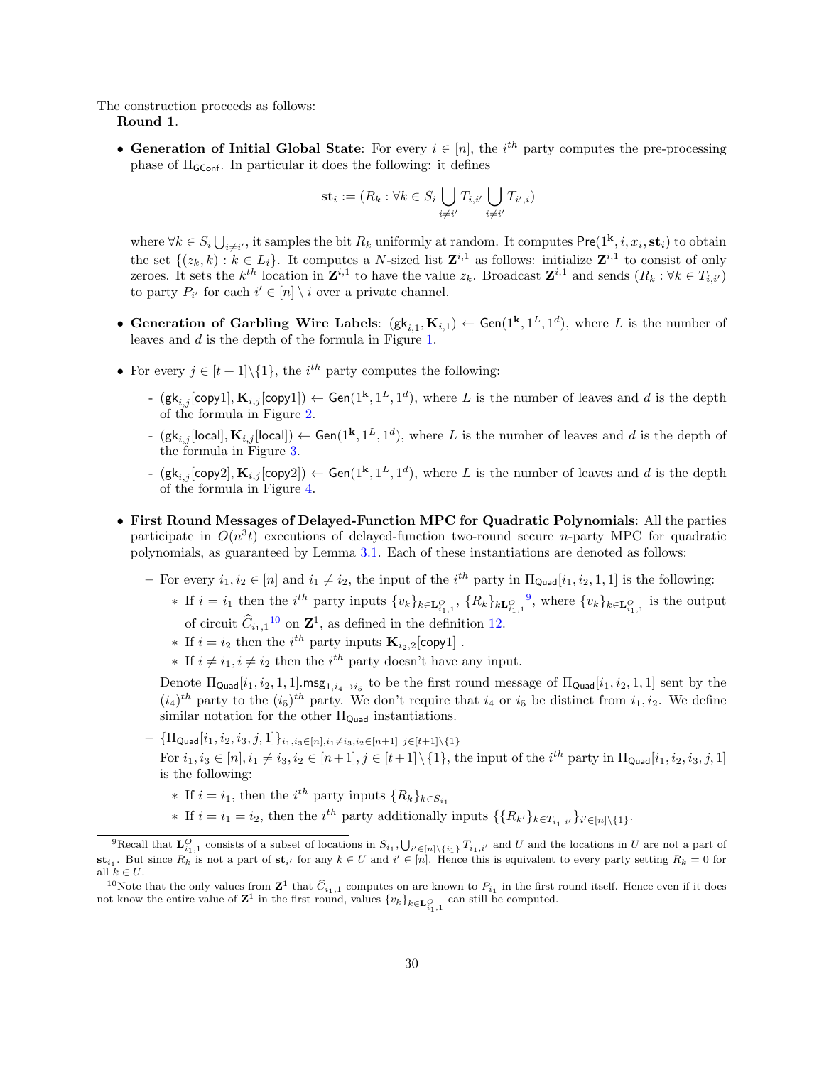The construction proceeds as follows:

**Round 1**.

- **Generation of Initial Global State**: For every $i \in [n]$, the $i^{th}$ party computes the pre-processing phase of $\Pi_{\mathsf{GConf}}$. In particular it does the following: it defines

$$\mathbf{st}_i := (R_k : \forall k \in S_i \bigcup_{i \neq i'} T_{i,i'} \bigcup_{i \neq i'} T_{i',i})$$

where $\forall k \in S_i \bigcup_{i \neq i'}$, it samples the bit $R_k$ uniformly at random. It computes $\mathsf{Pre}(1^{\mathbf{k}}, i, x_i, \mathbf{st}_i)$ to obtain the set $\{(z_k, k) : k \in L_i\}$. It computes a $N$-sized list $\mathbf{Z}^{i,1}$ as follows: initialize $\mathbf{Z}^{i,1}$ to consist of only zeroes. It sets the $k^{th}$ location in $\mathbf{Z}^{i,1}$ to have the value $z_k$. Broadcast $\mathbf{Z}^{i,1}$ and sends $(R_k : \forall k \in T_{i,i'})$ to party $P_{i'}$ for each $i' \in [n] \setminus i$ over a private channel.

- **Generation of Garbling Wire Labels**: $(\mathsf{gk}_{i,1}, \mathbf{K}_{i,1}) \leftarrow \mathsf{Gen}(1^{\mathbf{k}}, 1^L, 1^d)$, where $L$ is the number of leaves and $d$ is the depth of the formula in Figure 1.

- For every $j \in [t+1] \backslash \{1\}$, the $i^{th}$ party computes the following:
  - $(\mathsf{gk}_{i,j}[\mathsf{copy1}], \mathbf{K}_{i,j}[\mathsf{copy1}]) \leftarrow \mathsf{Gen}(1^{\mathbf{k}}, 1^L, 1^d)$, where $L$ is the number of leaves and $d$ is the depth of the formula in Figure 2.
  - $(\mathsf{gk}_{i,j}[\mathsf{local}], \mathbf{K}_{i,j}[\mathsf{local}]) \leftarrow \mathsf{Gen}(1^{\mathbf{k}}, 1^L, 1^d)$, where $L$ is the number of leaves and $d$ is the depth of the formula in Figure 3.
  - $(\mathsf{gk}_{i,j}[\mathsf{copy2}], \mathbf{K}_{i,j}[\mathsf{copy2}]) \leftarrow \mathsf{Gen}(1^{\mathbf{k}}, 1^L, 1^d)$, where $L$ is the number of leaves and $d$ is the depth of the formula in Figure 4.

- **First Round Messages of Delayed-Function MPC for Quadratic Polynomials**: All the parties participate in $O(n^3 t)$ executions of delayed-function two-round secure $n$-party MPC for quadratic polynomials, as guaranteed by Lemma 3.1. Each of these instantiations are denoted as follows:
  - For every $i_1, i_2 \in [n]$ and $i_1 \neq i_2$, the input of the $i^{th}$ party in $\Pi_{\mathsf{Quad}}[i_1, i_2, 1, 1]$ is the following:
    - If $i = i_1$ then the $i^{th}$ party inputs $\{v_k\}_{k \in \mathbf{L}^O_{i_1,1}}$, $\{R_k\}_{k \mathbf{L}^O_{i_1,1}}$ [9], where $\{v_k\}_{k \in \mathbf{L}^O_{i_1,1}}$ is the output of circuit $\widehat{C}_{i_1,1}$ [10] on $\mathbf{Z}^1$, as defined in the definition 12.
    - If $i = i_2$ then the $i^{th}$ party inputs $\mathbf{K}_{i_2,2}[\mathsf{copy1}]$ .
    - If $i \neq i_1, i \neq i_2$ then the $i^{th}$ party doesn't have any input.

    Denote $\Pi_{\mathsf{Quad}}[i_1, i_2, 1, 1].\mathsf{msg}_{1, i_4 \to i_5}$ to be the first round message of $\Pi_{\mathsf{Quad}}[i_1, i_2, 1, 1]$ sent by the $(i_4)^{th}$ party to the $(i_5)^{th}$ party. We don't require that $i_4$ or $i_5$ be distinct from $i_1, i_2$. We define similar notation for the other $\Pi_{\mathsf{Quad}}$ instantiations.
  - $\{\Pi_{\mathsf{Quad}}[i_1, i_2, i_3, j, 1]\}_{i_1, i_3 \in [n], i_1 \neq i_3, i_2 \in [n+1]\ j \in [t+1] \backslash \{1\}}$

    For $i_1, i_3 \in [n], i_1 \neq i_3, i_2 \in [n+1], j \in [t+1] \backslash \{1\}$, the input of the $i^{th}$ party in $\Pi_{\mathsf{Quad}}[i_1, i_2, i_3, j, 1]$ is the following:
    - If $i = i_1$, then the $i^{th}$ party inputs $\{R_k\}_{k \in S_{i_1}}$
    - If $i = i_1 = i_2$, then the $i^{th}$ party additionally inputs $\{\{R_{k'}\}_{k' \in T_{i_1,i'}}\}_{i' \in [n] \backslash \{1\}}$.

---

[9] Recall that $\mathbf{L}^O_{i_1,1}$ consists of a subset of locations in $S_{i_1}, \bigcup_{i' \in [n] \backslash \{i_1\}} T_{i_1,i'}$ and $U$ and the locations in $U$ are not a part of $\mathbf{st}_{i_1}$. But since $R_k$ is not a part of $\mathbf{st}_{i'}$ for any $k \in U$ and $i' \in [n]$. Hence this is equivalent to every party setting $R_k = 0$ for all $k \in U$.

[10] Note that the only values from $\mathbf{Z}^1$ that $\widehat{C}_{i_1,1}$ computes on are known to $P_{i_1}$ in the first round itself. Hence even if it does not know the entire value of $\mathbf{Z}^1$ in the first round, values $\{v_k\}_{k \in \mathbf{L}^O_{i_1,1}}$ can still be computed.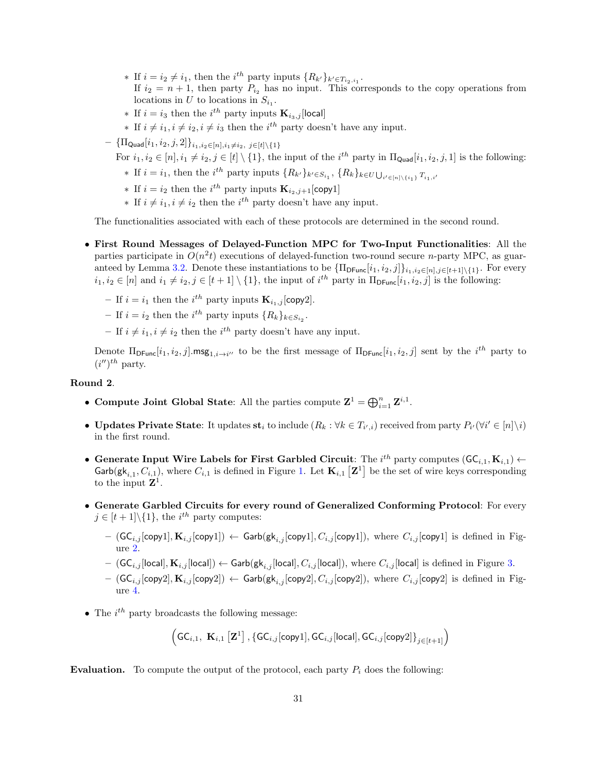* If $i = i_2 \neq i_1$, then the $i^{th}$ party inputs $\{R_{k'}\}_{k' \in T_{i_2,i_1}}$.
      If $i_2 = n+1$, then party $P_{i_2}$ has no input. This corresponds to the copy operations from locations in $U$ to locations in $S_{i_1}$.
    * If $i = i_3$ then the $i^{th}$ party inputs $\mathbf{K}_{i_3,j}[\mathsf{local}]$
    * If $i \neq i_1, i \neq i_2, i \neq i_3$ then the $i^{th}$ party doesn't have any input.
  - $\{\Pi_{\mathsf{Quad}}[i_1, i_2, j, 2]\}_{i_1,i_2 \in [n], i_1 \neq i_2,\ j \in [t] \setminus \{1\}}$
    For $i_1, i_2 \in [n], i_1 \neq i_2, j \in [t] \setminus \{1\}$, the input of the $i^{th}$ party in $\Pi_{\mathsf{Quad}}[i_1, i_2, j, 1]$ is the following:
    * If $i = i_1$, then the $i^{th}$ party inputs $\{R_{k'}\}_{k' \in S_{i_1}}$, $\{R_k\}_{k \in U \bigcup_{i' \in [n] \setminus \{i_1\}} T_{i_1,i'}}$
    * If $i = i_2$ then the $i^{th}$ party inputs $\mathbf{K}_{i_2,j+1}[\mathsf{copy1}]$
    * If $i \neq i_1, i \neq i_2$ then the $i^{th}$ party doesn't have any input.

  The functionalities associated with each of these protocols are determined in the second round.

- **First Round Messages of Delayed-Function MPC for Two-Input Functionalities**: All the parties participate in $O(n^2 t)$ executions of delayed-function two-round secure $n$-party MPC, as guaranteed by Lemma 3.2. Denote these instantiations to be $\{\Pi_{\mathsf{DFunc}}[i_1, i_2, j]\}_{i_1,i_2 \in [n], j \in [t+1] \setminus \{1\}}$. For every $i_1, i_2 \in [n]$ and $i_1 \neq i_2, j \in [t+1] \setminus \{1\}$, the input of $i^{th}$ party in $\Pi_{\mathsf{DFunc}}[i_1, i_2, j]$ is the following:
  - If $i = i_1$ then the $i^{th}$ party inputs $\mathbf{K}_{i_1,j}[\mathsf{copy2}]$.
  - If $i = i_2$ then the $i^{th}$ party inputs $\{R_k\}_{k \in S_{i_2}}$.
  - If $i \neq i_1, i \neq i_2$ then the $i^{th}$ party doesn't have any input.

  Denote $\Pi_{\mathsf{DFunc}}[i_1, i_2, j].\mathsf{msg}_{1, i \to i''}$ to be the first message of $\Pi_{\mathsf{DFunc}}[i_1, i_2, j]$ sent by the $i^{th}$ party to $(i'')^{th}$ party.

**Round 2**.

- **Compute Joint Global State**: All the parties compute $\mathbf{Z}^1 = \bigoplus_{i=1}^{n} \mathbf{Z}^{i,1}$.
- **Updates Private State**: It updates $\mathbf{st}_i$ to include $(R_k : \forall k \in T_{i',i})$ received from party $P_{i'} (\forall i' \in [n] \setminus i)$ in the first round.
- **Generate Input Wire Labels for First Garbled Circuit**: The $i^{th}$ party computes $(\mathsf{GC}_{i,1}, \mathbf{K}_{i,1}) \leftarrow \mathsf{Garb}(\mathsf{gk}_{i,1}, C_{i,1})$, where $C_{i,1}$ is defined in Figure 1. Let $\mathbf{K}_{i,1}\left[\mathbf{Z}^1\right]$ be the set of wire keys corresponding to the input $\mathbf{Z}^1$.
- **Generate Garbled Circuits for every round of Generalized Conforming Protocol**: For every $j \in [t+1] \setminus \{1\}$, the $i^{th}$ party computes:
  - $(\mathsf{GC}_{i,j}[\mathsf{copy1}], \mathbf{K}_{i,j}[\mathsf{copy1}]) \leftarrow \mathsf{Garb}(\mathsf{gk}_{i,j}[\mathsf{copy1}], C_{i,j}[\mathsf{copy1}])$, where $C_{i,j}[\mathsf{copy1}]$ is defined in Figure 2.
  - $(\mathsf{GC}_{i,j}[\mathsf{local}], \mathbf{K}_{i,j}[\mathsf{local}]) \leftarrow \mathsf{Garb}(\mathsf{gk}_{i,j}[\mathsf{local}], C_{i,j}[\mathsf{local}])$, where $C_{i,j}[\mathsf{local}]$ is defined in Figure 3.
  - $(\mathsf{GC}_{i,j}[\mathsf{copy2}], \mathbf{K}_{i,j}[\mathsf{copy2}]) \leftarrow \mathsf{Garb}(\mathsf{gk}_{i,j}[\mathsf{copy2}], C_{i,j}[\mathsf{copy2}])$, where $C_{i,j}[\mathsf{copy2}]$ is defined in Figure 4.
- The $i^{th}$ party broadcasts the following message:

$$\left(\mathsf{GC}_{i,1},\ \mathbf{K}_{i,1}\left[\mathbf{Z}^1\right], \{\mathsf{GC}_{i,j}[\mathsf{copy1}], \mathsf{GC}_{i,j}[\mathsf{local}], \mathsf{GC}_{i,j}[\mathsf{copy2}]\}_{j \in [t+1]}\right)$$

**Evaluation.** To compute the output of the protocol, each party $P_i$ does the following: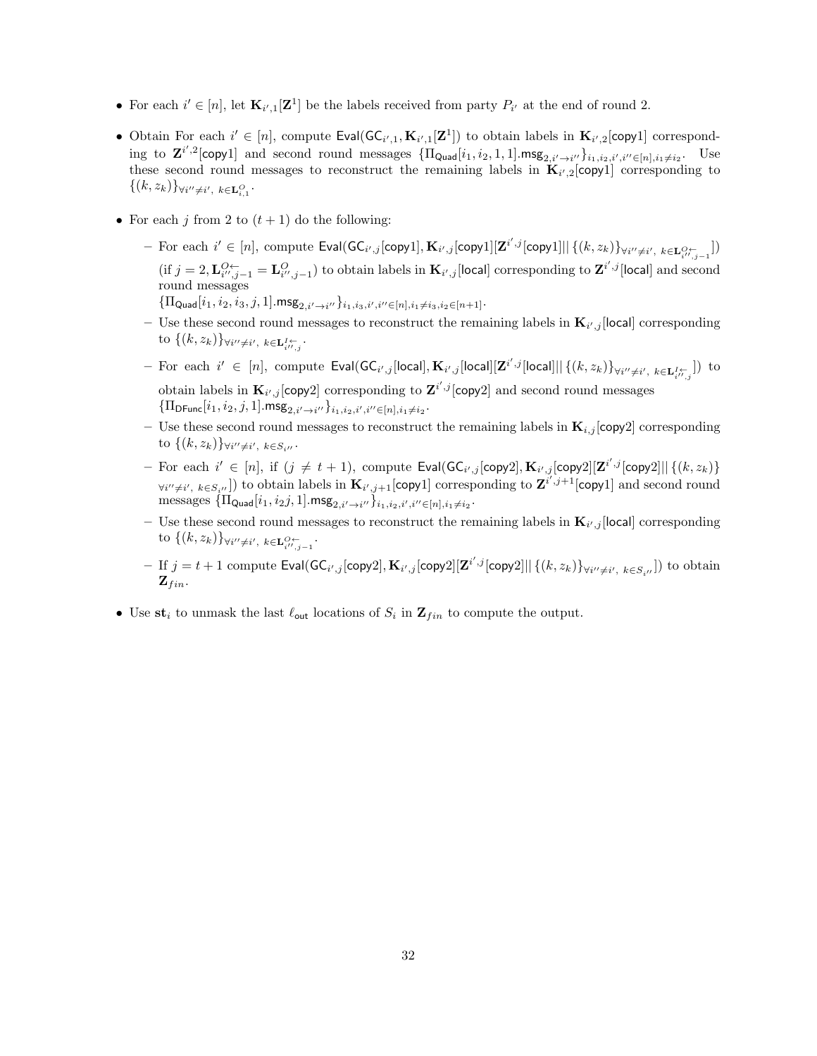- For each $i' \in [n]$, let $\mathbf{K}_{i',1}[\mathbf{Z}^1]$ be the labels received from party $P_{i'}$ at the end of round 2.
- Obtain For each $i' \in [n]$, compute $\mathsf{Eval}(\mathsf{GC}_{i',1}, \mathbf{K}_{i',1}[\mathbf{Z}^1])$ to obtain labels in $\mathbf{K}_{i',2}[\mathsf{copy1}]$ corresponding to $\mathbf{Z}^{i',2}[\mathsf{copy1}]$ and second round messages $\{\Pi_{\mathsf{Quad}}[i_1, i_2, 1, 1].\mathsf{msg}_{2,i' \to i''}\}_{i_1,i_2,i',i'' \in [n], i_1 \neq i_2}$. Use these second round messages to reconstruct the remaining labels in $\mathbf{K}_{i',2}[\mathsf{copy1}]$ corresponding to $\{(k, z_k)\}_{\forall i'' \neq i',\ k \in \mathbf{L}^O_{i,1}}$.
- For each $j$ from 2 to $(t+1)$ do the following:
  - For each $i' \in [n]$, compute $\mathsf{Eval}(\mathsf{GC}_{i',j}[\mathsf{copy1}], \mathbf{K}_{i',j}[\mathsf{copy1}][\mathbf{Z}^{i',j}[\mathsf{copy1}] || \{(k, z_k)\}_{\forall i'' \neq i',\ k \in \mathbf{L}^{O\leftarrow}_{i'',j-1}}])$ (if $j = 2, \mathbf{L}^{O\leftarrow}_{i'',j-1} = \mathbf{L}^{O}_{i'',j-1}$) to obtain labels in $\mathbf{K}_{i',j}[\mathsf{local}]$ corresponding to $\mathbf{Z}^{i',j}[\mathsf{local}]$ and second round messages
    $\{\Pi_{\mathsf{Quad}}[i_1, i_2, i_3, j, 1].\mathsf{msg}_{2,i' \to i''}\}_{i_1,i_3,i',i'' \in [n], i_1 \neq i_3, i_2 \in [n+1]}$.
  - Use these second round messages to reconstruct the remaining labels in $\mathbf{K}_{i',j}[\mathsf{local}]$ corresponding to $\{(k, z_k)\}_{\forall i'' \neq i',\ k \in \mathbf{L}^{I\leftarrow}_{i'',j}}$.
  - For each $i' \in [n]$, compute $\mathsf{Eval}(\mathsf{GC}_{i',j}[\mathsf{local}], \mathbf{K}_{i',j}[\mathsf{local}][\mathbf{Z}^{i',j}[\mathsf{local}] || \{(k, z_k)\}_{\forall i'' \neq i',\ k \in \mathbf{L}^{I\leftarrow}_{i'',j}}])$ to obtain labels in $\mathbf{K}_{i',j}[\mathsf{copy2}]$ corresponding to $\mathbf{Z}^{i',j}[\mathsf{copy2}]$ and second round messages $\{\Pi_{\mathsf{DFunc}}[i_1, i_2, j, 1].\mathsf{msg}_{2,i' \to i''}\}_{i_1,i_2,i',i'' \in [n], i_1 \neq i_2}$.
  - Use these second round messages to reconstruct the remaining labels in $\mathbf{K}_{i,j}[\mathsf{copy2}]$ corresponding to $\{(k, z_k)\}_{\forall i'' \neq i',\ k \in S_{i''}}$.
  - For each $i' \in [n]$, if $(j \neq t+1)$, compute $\mathsf{Eval}(\mathsf{GC}_{i',j}[\mathsf{copy2}], \mathbf{K}_{i',j}[\mathsf{copy2}][\mathbf{Z}^{i',j}[\mathsf{copy2}] || \{(k, z_k)\}_{\forall i'' \neq i',\ k \in S_{i''}}])$ to obtain labels in $\mathbf{K}_{i',j+1}[\mathsf{copy1}]$ corresponding to $\mathbf{Z}^{i',j+1}[\mathsf{copy1}]$ and second round messages $\{\Pi_{\mathsf{Quad}}[i_1, i_2 j, 1].\mathsf{msg}_{2,i' \to i''}\}_{i_1,i_2,i',i'' \in [n], i_1 \neq i_2}$.
  - Use these second round messages to reconstruct the remaining labels in $\mathbf{K}_{i',j}[\mathsf{local}]$ corresponding to $\{(k, z_k)\}_{\forall i'' \neq i',\ k \in \mathbf{L}^{O\leftarrow}_{i'',j-1}}$.
  - If $j = t+1$ compute $\mathsf{Eval}(\mathsf{GC}_{i',j}[\mathsf{copy2}], \mathbf{K}_{i',j}[\mathsf{copy2}][\mathbf{Z}^{i',j}[\mathsf{copy2}] || \{(k, z_k)\}_{\forall i'' \neq i',\ k \in S_{i''}}])$ to obtain $\mathbf{Z}_{fin}$.
- Use $\mathbf{st}_i$ to unmask the last $\ell_{\mathsf{out}}$ locations of $S_i$ in $\mathbf{Z}_{fin}$ to compute the output.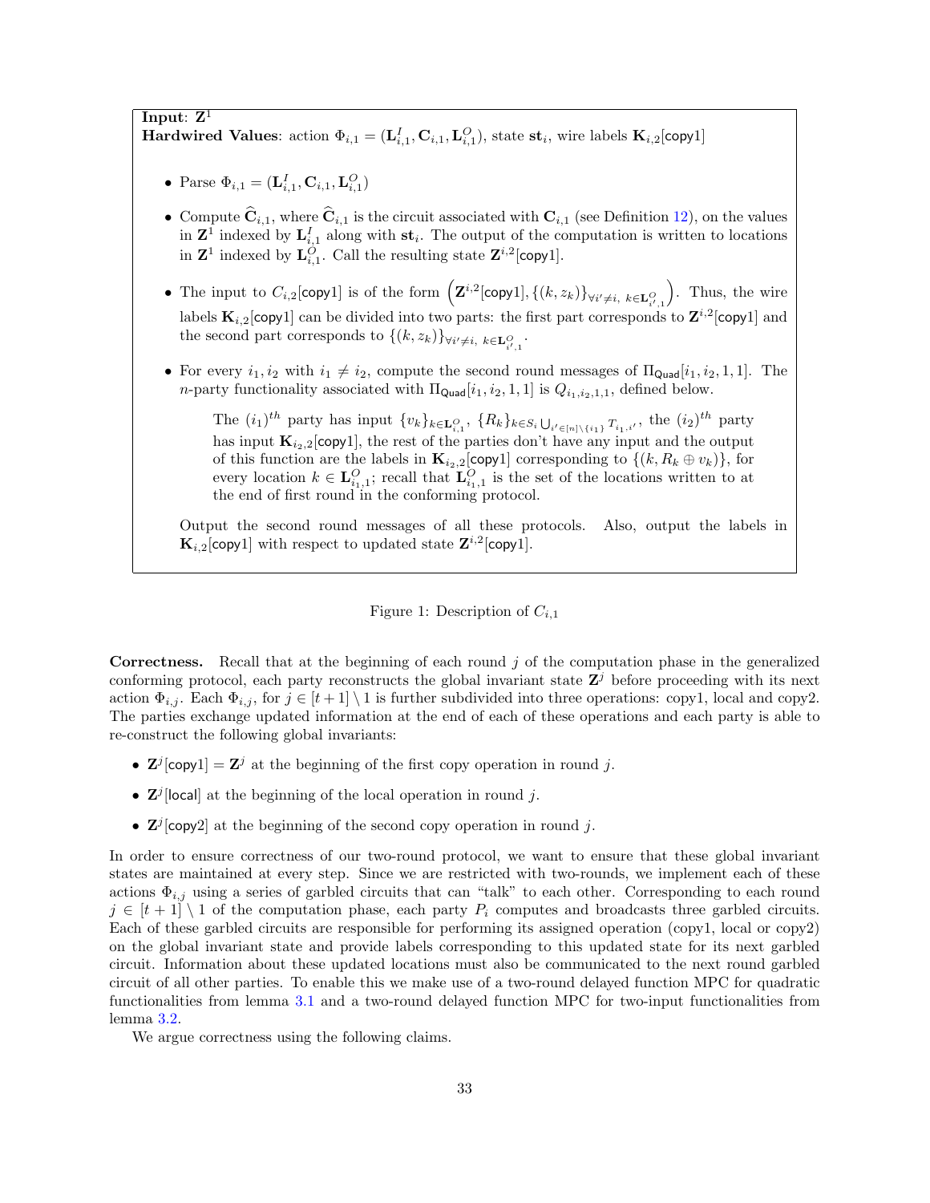**Input**: $\mathbf{Z}^1$
**Hardwired Values**: action $\Phi_{i,1} = (\mathbf{L}^I_{i,1}, \mathbf{C}_{i,1}, \mathbf{L}^O_{i,1})$, state $\mathbf{st}_i$, wire labels $\mathbf{K}_{i,2}[\mathsf{copy1}]$

- Parse $\Phi_{i,1} = (\mathbf{L}^I_{i,1}, \mathbf{C}_{i,1}, \mathbf{L}^O_{i,1})$
- Compute $\widehat{\mathbf{C}}_{i,1}$, where $\widehat{\mathbf{C}}_{i,1}$ is the circuit associated with $\mathbf{C}_{i,1}$ (see Definition 12), on the values in $\mathbf{Z}^1$ indexed by $\mathbf{L}^I_{i,1}$ along with $\mathbf{st}_i$. The output of the computation is written to locations in $\mathbf{Z}^1$ indexed by $\mathbf{L}^O_{i,1}$. Call the resulting state $\mathbf{Z}^{i,2}[\mathsf{copy1}]$.
- The input to $C_{i,2}[\mathsf{copy1}]$ is of the form $\left(\mathbf{Z}^{i,2}[\mathsf{copy1}], \{(k, z_k)\}_{\forall i' \neq i,\ k \in \mathbf{L}^O_{i',1}}\right)$. Thus, the wire labels $\mathbf{K}_{i,2}[\mathsf{copy1}]$ can be divided into two parts: the first part corresponds to $\mathbf{Z}^{i,2}[\mathsf{copy1}]$ and the second part corresponds to $\{(k, z_k)\}_{\forall i' \neq i,\ k \in \mathbf{L}^O_{i',1}}$.
- For every $i_1, i_2$ with $i_1 \neq i_2$, compute the second round messages of $\Pi_{\mathsf{Quad}}[i_1, i_2, 1, 1]$. The $n$-party functionality associated with $\Pi_{\mathsf{Quad}}[i_1, i_2, 1, 1]$ is $Q_{i_1,i_2,1,1}$, defined below.

  The $(i_1)^{th}$ party has input $\{v_k\}_{k \in \mathbf{L}^O_{i,1}}$, $\{R_k\}_{k \in S_i \bigcup_{i' \in [n] \setminus \{i_1\}} T_{i_1,i'}}$, the $(i_2)^{th}$ party has input $\mathbf{K}_{i_2,2}[\mathsf{copy1}]$, the rest of the parties don't have any input and the output of this function are the labels in $\mathbf{K}_{i_2,2}[\mathsf{copy1}]$ corresponding to $\{(k, R_k \oplus v_k)\}$, for every location $k \in \mathbf{L}^O_{i_1,1}$; recall that $\mathbf{L}^O_{i_1,1}$ is the set of the locations written to at the end of first round in the conforming protocol.

  Output the second round messages of all these protocols. Also, output the labels in $\mathbf{K}_{i,2}[\mathsf{copy1}]$ with respect to updated state $\mathbf{Z}^{i,2}[\mathsf{copy1}]$.

Figure 1: Description of $C_{i,1}$

**Correctness.** Recall that at the beginning of each round $j$ of the computation phase in the generalized conforming protocol, each party reconstructs the global invariant state $\mathbf{Z}^j$ before proceeding with its next action $\Phi_{i,j}$. Each $\Phi_{i,j}$, for $j \in [t+1] \setminus 1$ is further subdivided into three operations: copy1, local and copy2. The parties exchange updated information at the end of each of these operations and each party is able to re-construct the following global invariants:

- $\mathbf{Z}^j[\mathsf{copy1}] = \mathbf{Z}^j$ at the beginning of the first copy operation in round $j$.
- $\mathbf{Z}^j[\mathsf{local}]$ at the beginning of the local operation in round $j$.
- $\mathbf{Z}^j[\mathsf{copy2}]$ at the beginning of the second copy operation in round $j$.

In order to ensure correctness of our two-round protocol, we want to ensure that these global invariant states are maintained at every step. Since we are restricted with two-rounds, we implement each of these actions $\Phi_{i,j}$ using a series of garbled circuits that can "talk" to each other. Corresponding to each round $j \in [t+1] \setminus 1$ of the computation phase, each party $P_i$ computes and broadcasts three garbled circuits. Each of these garbled circuits are responsible for performing its assigned operation (copy1, local or copy2) on the global invariant state and provide labels corresponding to this updated state for its next garbled circuit. Information about these updated locations must also be communicated to the next round garbled circuit of all other parties. To enable this we make use of a two-round delayed function MPC for quadratic functionalities from lemma 3.1 and a two-round delayed function MPC for two-input functionalities from lemma 3.2.

We argue correctness using the following claims.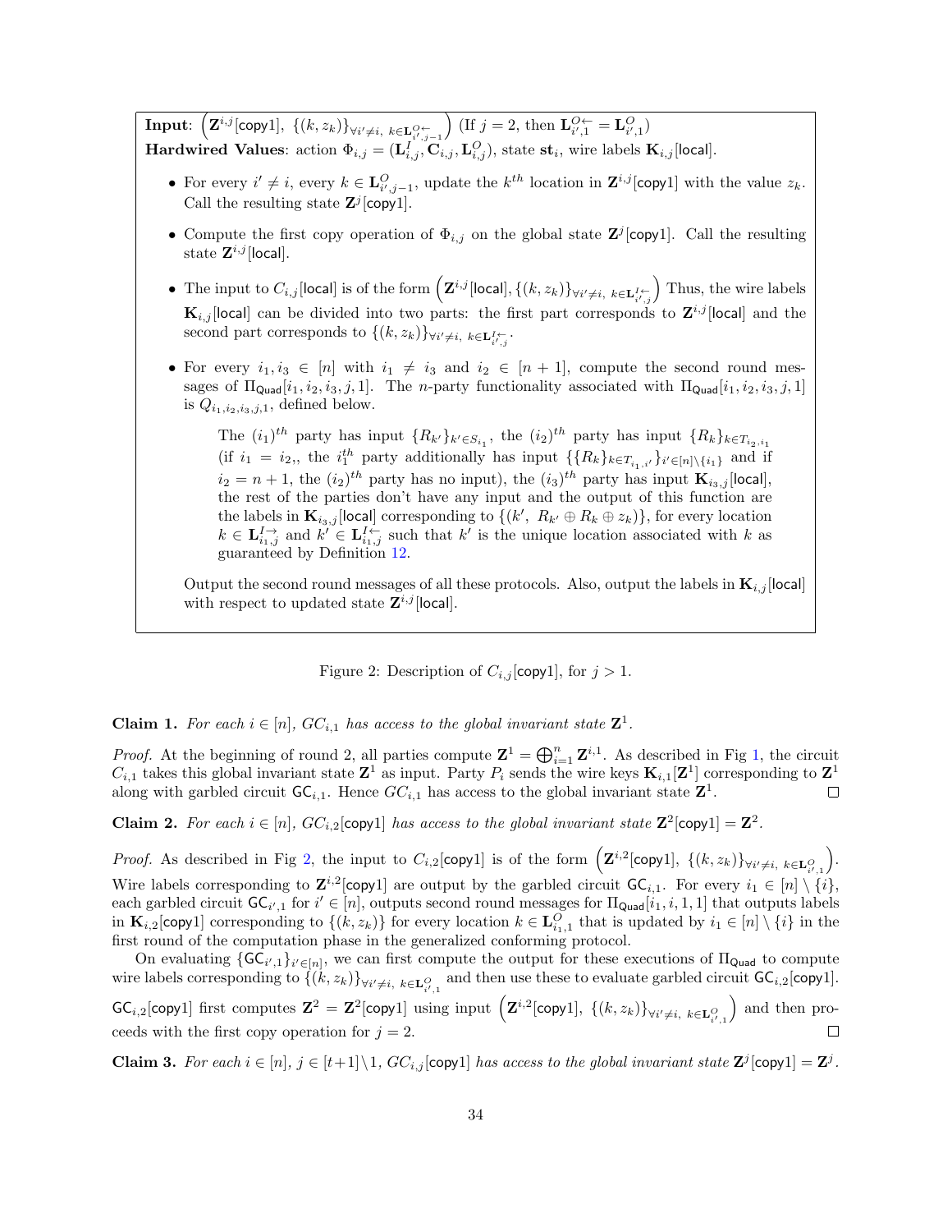**Input**: $\left(\mathbf{Z}^{i,j}[\mathsf{copy1}],\ \{(k, z_k)\}_{\forall i' \neq i,\ k \in \mathbf{L}^{O\leftarrow}_{i',j-1}}\right)$ (If $j = 2$, then $\mathbf{L}^{O\leftarrow}_{i',1} = \mathbf{L}^{O}_{i',1}$)
**Hardwired Values**: action $\Phi_{i,j} = (\mathbf{L}^{I}_{i,j}, \mathbf{C}_{i,j}, \mathbf{L}^{O}_{i,j})$, state $\mathbf{st}_i$, wire labels $\mathbf{K}_{i,j}[\mathsf{local}]$.

- For every $i' \neq i$, every $k \in \mathbf{L}^{O}_{i',j-1}$, update the $k^{th}$ location in $\mathbf{Z}^{i,j}[\mathsf{copy1}]$ with the value $z_k$. Call the resulting state $\mathbf{Z}^{j}[\mathsf{copy1}]$.
- Compute the first copy operation of $\Phi_{i,j}$ on the global state $\mathbf{Z}^{j}[\mathsf{copy1}]$. Call the resulting state $\mathbf{Z}^{i,j}[\mathsf{local}]$.
- The input to $C_{i,j}[\mathsf{local}]$ is of the form $\left(\mathbf{Z}^{i,j}[\mathsf{local}], \{(k, z_k)\}_{\forall i' \neq i,\ k \in \mathbf{L}^{I\leftarrow}_{i',j}}\right)$ Thus, the wire labels $\mathbf{K}_{i,j}[\mathsf{local}]$ can be divided into two parts: the first part corresponds to $\mathbf{Z}^{i,j}[\mathsf{local}]$ and the second part corresponds to $\{(k, z_k)\}_{\forall i' \neq i,\ k \in \mathbf{L}^{I\leftarrow}_{i',j}}$.
- For every $i_1, i_3 \in [n]$ with $i_1 \neq i_3$ and $i_2 \in [n+1]$, compute the second round messages of $\Pi_{\mathsf{Quad}}[i_1, i_2, i_3, j, 1]$. The $n$-party functionality associated with $\Pi_{\mathsf{Quad}}[i_1, i_2, i_3, j, 1]$ is $Q_{i_1,i_2,i_3,j,1}$, defined below.

  The $(i_1)^{th}$ party has input $\{R_{k'}\}_{k' \in S_{i_1}}$, the $(i_2)^{th}$ party has input $\{R_k\}_{k \in T_{i_2,i_1}}$ (if $i_1 = i_2$,, the $i_1^{th}$ party additionally has input $\{\{R_k\}_{k \in T_{i_1,i'}}\}_{i' \in [n]\setminus\{i_1\}}$ and if $i_2 = n+1$, the $(i_2)^{th}$ party has no input), the $(i_3)^{th}$ party has input $\mathbf{K}_{i_3,j}[\mathsf{local}]$, the rest of the parties don't have any input and the output of this function are the labels in $\mathbf{K}_{i_3,j}[\mathsf{local}]$ corresponding to $\{(k',\ R_{k'} \oplus R_k \oplus z_k)\}$, for every location $k \in \mathbf{L}^{I\rightarrow}_{i_1,j}$ and $k' \in \mathbf{L}^{I\leftarrow}_{i_1,j}$ such that $k'$ is the unique location associated with $k$ as guaranteed by Definition 12.

  Output the second round messages of all these protocols. Also, output the labels in $\mathbf{K}_{i,j}[\mathsf{local}]$ with respect to updated state $\mathbf{Z}^{i,j}[\mathsf{local}]$.

Figure 2: Description of $C_{i,j}[\mathsf{copy1}]$, for $j > 1$.

**Claim 1.** *For each $i \in [n]$, $GC_{i,1}$ has access to the global invariant state $\mathbf{Z}^1$.*

*Proof.* At the beginning of round 2, all parties compute $\mathbf{Z}^1 = \bigoplus_{i=1}^{n} \mathbf{Z}^{i,1}$. As described in Fig 1, the circuit $C_{i,1}$ takes this global invariant state $\mathbf{Z}^1$ as input. Party $P_i$ sends the wire keys $\mathbf{K}_{i,1}[\mathbf{Z}^1]$ corresponding to $\mathbf{Z}^1$ along with garbled circuit $\mathsf{GC}_{i,1}$. Hence $GC_{i,1}$ has access to the global invariant state $\mathbf{Z}^1$. □

**Claim 2.** *For each $i \in [n]$, $GC_{i,2}[\mathsf{copy1}]$ has access to the global invariant state $\mathbf{Z}^2[\mathsf{copy1}] = \mathbf{Z}^2$.*

*Proof.* As described in Fig 2, the input to $C_{i,2}[\mathsf{copy1}]$ is of the form $\left(\mathbf{Z}^{i,2}[\mathsf{copy1}],\ \{(k, z_k)\}_{\forall i' \neq i,\ k \in \mathbf{L}^{O}_{i',1}}\right)$. Wire labels corresponding to $\mathbf{Z}^{i,2}[\mathsf{copy1}]$ are output by the garbled circuit $\mathsf{GC}_{i,1}$. For every $i_1 \in [n] \setminus \{i\}$, each garbled circuit $\mathsf{GC}_{i',1}$ for $i' \in [n]$, outputs second round messages for $\Pi_{\mathsf{Quad}}[i_1, i, 1, 1]$ that outputs labels in $\mathbf{K}_{i,2}[\mathsf{copy1}]$ corresponding to $\{(k, z_k)\}$ for every location $k \in \mathbf{L}^{O}_{i_1,1}$ that is updated by $i_1 \in [n] \setminus \{i\}$ in the first round of the computation phase in the generalized conforming protocol.

On evaluating $\{\mathsf{GC}_{i',1}\}_{i' \in [n]}$, we can first compute the output for these executions of $\Pi_{\mathsf{Quad}}$ to compute wire labels corresponding to $\{(k, z_k)\}_{\forall i' \neq i,\ k \in \mathbf{L}^{O}_{i',1}}$ and then use these to evaluate garbled circuit $\mathsf{GC}_{i,2}[\mathsf{copy1}]$. $\mathsf{GC}_{i,2}[\mathsf{copy1}]$ first computes $\mathbf{Z}^2 = \mathbf{Z}^2[\mathsf{copy1}]$ using input $\left(\mathbf{Z}^{i,2}[\mathsf{copy1}],\ \{(k, z_k)\}_{\forall i' \neq i,\ k \in \mathbf{L}^{O}_{i',1}}\right)$ and then proceeds with the first copy operation for $j = 2$. □

**Claim 3.** *For each $i \in [n]$, $j \in [t+1]\setminus 1$, $GC_{i,j}[\mathsf{copy1}]$ has access to the global invariant state $\mathbf{Z}^j[\mathsf{copy1}] = \mathbf{Z}^j$.*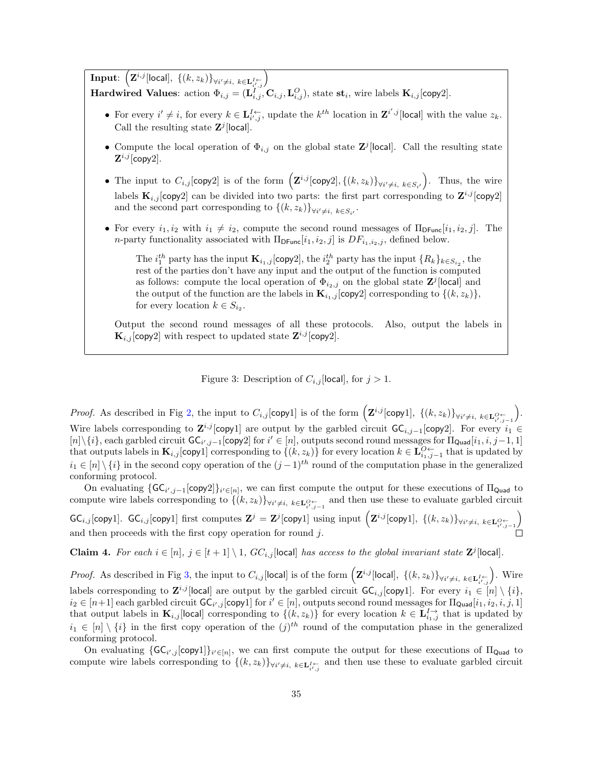**Input**: $\left(\mathbf{Z}^{i,j}[\mathsf{local}],\ \{(k,z_k)\}_{\forall i'\neq i,\ k\in \mathbf{L}^{I\leftarrow}_{i',j}}\right)$
**Hardwired Values**: action $\Phi_{i,j} = (\mathbf{L}^{I}_{i,j}, \mathbf{C}_{i,j}, \mathbf{L}^{O}_{i,j})$, state $\mathbf{st}_i$, wire labels $\mathbf{K}_{i,j}[\mathsf{copy2}]$.

- For every $i' \neq i$, for every $k \in \mathbf{L}^{I\leftarrow}_{i',j}$, update the $k^{th}$ location in $\mathbf{Z}^{i',j}[\mathsf{local}]$ with the value $z_k$. Call the resulting state $\mathbf{Z}^{j}[\mathsf{local}]$.
- Compute the local operation of $\Phi_{i,j}$ on the global state $\mathbf{Z}^{j}[\mathsf{local}]$. Call the resulting state $\mathbf{Z}^{i,j}[\mathsf{copy2}]$.
- The input to $C_{i,j}[\mathsf{copy2}]$ is of the form $\left(\mathbf{Z}^{i,j}[\mathsf{copy2}], \{(k,z_k)\}_{\forall i'\neq i,\ k\in S_{i'}}\right)$. Thus, the wire labels $\mathbf{K}_{i,j}[\mathsf{copy2}]$ can be divided into two parts: the first part corresponding to $\mathbf{Z}^{i,j}[\mathsf{copy2}]$ and the second part corresponding to $\{(k,z_k)\}_{\forall i'\neq i,\ k\in S_{i'}}$.
- For every $i_1, i_2$ with $i_1 \neq i_2$, compute the second round messages of $\Pi_{\mathsf{DFunc}}[i_1,i_2,j]$. The $n$-party functionality associated with $\Pi_{\mathsf{DFunc}}[i_1,i_2,j]$ is $DF_{i_1,i_2,j}$, defined below.

  The $i_1^{th}$ party has the input $\mathbf{K}_{i_1,j}[\mathsf{copy2}]$, the $i_2^{th}$ party has the input $\{R_k\}_{k\in S_{i_2}}$, the rest of the parties don't have any input and the output of the function is computed as follows: compute the local operation of $\Phi_{i_2,j}$ on the global state $\mathbf{Z}^{j}[\mathsf{local}]$ and the output of the function are the labels in $\mathbf{K}_{i_1,j}[\mathsf{copy2}]$ corresponding to $\{(k,z_k)\}$, for every location $k \in S_{i_2}$.

  Output the second round messages of all these protocols. Also, output the labels in $\mathbf{K}_{i,j}[\mathsf{copy2}]$ with respect to updated state $\mathbf{Z}^{i,j}[\mathsf{copy2}]$.

Figure 3: Description of $C_{i,j}[\mathsf{local}]$, for $j > 1$.

*Proof.* As described in Fig 2, the input to $C_{i,j}[\mathsf{copy1}]$ is of the form $\left(\mathbf{Z}^{i,j}[\mathsf{copy1}],\ \{(k,z_k)\}_{\forall i'\neq i,\ k\in \mathbf{L}^{O\leftarrow}_{i',j-1}}\right)$. Wire labels corresponding to $\mathbf{Z}^{i,j}[\mathsf{copy1}]$ are output by the garbled circuit $\mathsf{GC}_{i,j-1}[\mathsf{copy2}]$. For every $i_1 \in [n]\setminus\{i\}$, each garbled circuit $\mathsf{GC}_{i',j-1}[\mathsf{copy2}]$ for $i' \in [n]$, outputs second round messages for $\Pi_{\mathsf{Quad}}[i_1,i,j-1,1]$ that outputs labels in $\mathbf{K}_{i,j}[\mathsf{copy1}]$ corresponding to $\{(k,z_k)\}$ for every location $k \in \mathbf{L}^{O\leftarrow}_{i_1,j-1}$ that is updated by $i_1 \in [n]\setminus\{i\}$ in the second copy operation of the $(j-1)^{th}$ round of the computation phase in the generalized conforming protocol.

On evaluating $\{\mathsf{GC}_{i',j-1}[\mathsf{copy2}]\}_{i'\in[n]}$, we can first compute the output for these executions of $\Pi_{\mathsf{Quad}}$ to compute wire labels corresponding to $\{(k,z_k)\}_{\forall i'\neq i,\ k\in \mathbf{L}^{O\leftarrow}_{i',j-1}}$ and then use these to evaluate garbled circuit $\mathsf{GC}_{i,j}[\mathsf{copy1}]$. $\mathsf{GC}_{i,j}[\mathsf{copy1}]$ first computes $\mathbf{Z}^{j} = \mathbf{Z}^{j}[\mathsf{copy1}]$ using input $\left(\mathbf{Z}^{i,j}[\mathsf{copy1}],\ \{(k,z_k)\}_{\forall i'\neq i,\ k\in \mathbf{L}^{O\leftarrow}_{i',j-1}}\right)$ and then proceeds with the first copy operation for round $j$. $\square$

**Claim 4.** *For each $i \in [n]$, $j \in [t+1]\setminus 1$, $GC_{i,j}[\mathsf{local}]$ has access to the global invariant state $\mathbf{Z}^{j}[\mathsf{local}]$.*

*Proof.* As described in Fig 3, the input to $C_{i,j}[\mathsf{local}]$ is of the form $\left(\mathbf{Z}^{i,j}[\mathsf{local}],\ \{(k,z_k)\}_{\forall i'\neq i,\ k\in \mathbf{L}^{I\leftarrow}_{i',j}}\right)$. Wire labels corresponding to $\mathbf{Z}^{i,j}[\mathsf{local}]$ are output by the garbled circuit $\mathsf{GC}_{i,j}[\mathsf{copy1}]$. For every $i_1 \in [n]\setminus\{i\}$, $i_2 \in [n+1]$ each garbled circuit $\mathsf{GC}_{i',j}[\mathsf{copy1}]$ for $i' \in [n]$, outputs second round messages for $\Pi_{\mathsf{Quad}}[i_1,i_2,i,j,1]$ that output labels in $\mathbf{K}_{i,j}[\mathsf{local}]$ corresponding to $\{(k,z_k)\}$ for every location $k \in \mathbf{L}^{I\rightarrow}_{i_1,j}$ that is updated by $i_1 \in [n]\setminus\{i\}$ in the first copy operation of the $(j)^{th}$ round of the computation phase in the generalized conforming protocol.

On evaluating $\{\mathsf{GC}_{i',j}[\mathsf{copy1}]\}_{i'\in[n]}$, we can first compute the output for these executions of $\Pi_{\mathsf{Quad}}$ to compute wire labels corresponding to $\{(k,z_k)\}_{\forall i'\neq i,\ k\in \mathbf{L}^{I\leftarrow}_{i',j}}$ and then use these to evaluate garbled circuit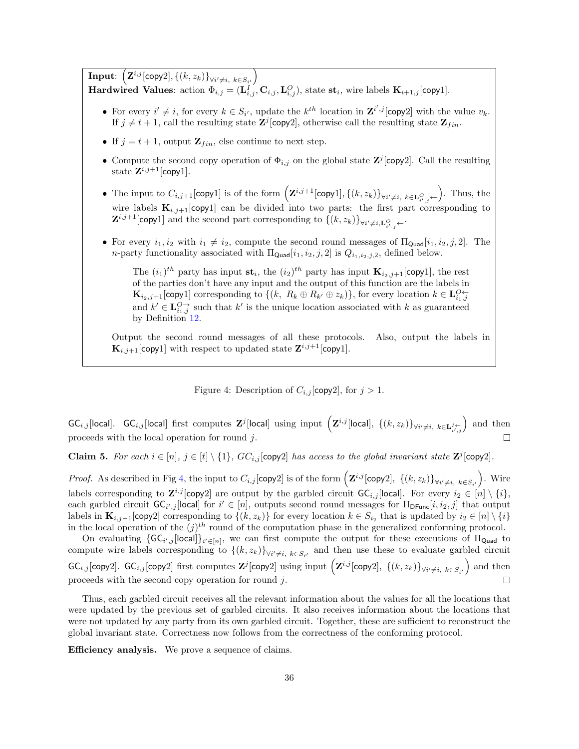**Input**: $\left(\mathbf{Z}^{i,j}[\mathsf{copy2}], \{(k, z_k)\}_{\forall i' \neq i,\ k \in S_{i'}}\right)$
**Hardwired Values**: action $\Phi_{i,j} = (\mathbf{L}^I_{i,j}, \mathbf{C}_{i,j}, \mathbf{L}^O_{i,j})$, state $\mathbf{st}_i$, wire labels $\mathbf{K}_{i+1,j}[\mathsf{copy1}]$.

- For every $i' \neq i$, for every $k \in S_{i'}$, update the $k^{th}$ location in $\mathbf{Z}^{i',j}[\mathsf{copy2}]$ with the value $v_k$. If $j \neq t+1$, call the resulting state $\mathbf{Z}^j[\mathsf{copy2}]$, otherwise call the resulting state $\mathbf{Z}_{fin}$.
- If $j = t+1$, output $\mathbf{Z}_{fin}$, else continue to next step.
- Compute the second copy operation of $\Phi_{i,j}$ on the global state $\mathbf{Z}^j[\mathsf{copy2}]$. Call the resulting state $\mathbf{Z}^{i,j+1}[\mathsf{copy1}]$.
- The input to $C_{i,j+1}[\mathsf{copy1}]$ is of the form $\left(\mathbf{Z}^{i,j+1}[\mathsf{copy1}], \{(k, z_k)\}_{\forall i' \neq i,\ k \in \mathbf{L}^O_{i',j}\leftarrow}\right)$. Thus, the wire labels $\mathbf{K}_{i,j+1}[\mathsf{copy1}]$ can be divided into two parts: the first part corresponding to $\mathbf{Z}^{i,j+1}[\mathsf{copy1}]$ and the second part corresponding to $\{(k, z_k)\}_{\forall i' \neq i, \mathbf{L}^O_{i',j}\leftarrow}$.
- For every $i_1, i_2$ with $i_1 \neq i_2$, compute the second round messages of $\Pi_{\mathsf{Quad}}[i_1, i_2, j, 2]$. The $n$-party functionality associated with $\Pi_{\mathsf{Quad}}[i_1, i_2, j, 2]$ is $Q_{i_1,i_2,j,2}$, defined below.

  The $(i_1)^{th}$ party has input $\mathbf{st}_i$, the $(i_2)^{th}$ party has input $\mathbf{K}_{i_2,j+1}[\mathsf{copy1}]$, the rest of the parties don't have any input and the output of this function are the labels in $\mathbf{K}_{i_2,j+1}[\mathsf{copy1}]$ corresponding to $\{(k,\ R_k \oplus R_{k'} \oplus z_k)\}$, for every location $k \in \mathbf{L}^{O\leftarrow}_{i_1,j}$ and $k' \in \mathbf{L}^{O\rightarrow}_{i_1,j}$ such that $k'$ is the unique location associated with $k$ as guaranteed by Definition 12.

  Output the second round messages of all these protocols. Also, output the labels in $\mathbf{K}_{i,j+1}[\mathsf{copy1}]$ with respect to updated state $\mathbf{Z}^{i,j+1}[\mathsf{copy1}]$.

Figure 4: Description of $C_{i,j}[\mathsf{copy2}]$, for $j > 1$.

$\mathsf{GC}_{i,j}[\mathsf{local}]$. $\mathsf{GC}_{i,j}[\mathsf{local}]$ first computes $\mathbf{Z}^j[\mathsf{local}]$ using input $\left(\mathbf{Z}^{i,j}[\mathsf{local}],\ \{(k, z_k)\}_{\forall i' \neq i,\ k \in \mathbf{L}^{I\leftarrow}_{i',j}}\right)$ and then proceeds with the local operation for round $j$. □

**Claim 5.** *For each $i \in [n]$, $j \in [t] \setminus \{1\}$, $GC_{i,j}[\mathsf{copy2}]$ has access to the global invariant state $\mathbf{Z}^j[\mathsf{copy2}]$.*

*Proof.* As described in Fig 4, the input to $C_{i,j}[\mathsf{copy2}]$ is of the form $\left(\mathbf{Z}^{i,j}[\mathsf{copy2}],\ \{(k, z_k)\}_{\forall i' \neq i,\ k \in S_{i'}}\right)$. Wire labels corresponding to $\mathbf{Z}^{i,j}[\mathsf{copy2}]$ are output by the garbled circuit $\mathsf{GC}_{i,j}[\mathsf{local}]$. For every $i_2 \in [n] \setminus \{i\}$, each garbled circuit $\mathsf{GC}_{i',j}[\mathsf{local}]$ for $i' \in [n]$, outputs second round messages for $\Pi_{\mathsf{DFunc}}[i, i_2, j]$ that output labels in $\mathbf{K}_{i,j-1}[\mathsf{copy2}]$ corresponding to $\{(k, z_k)\}$ for every location $k \in S_{i_2}$ that is updated by $i_2 \in [n] \setminus \{i\}$ in the local operation of the $(j)^{th}$ round of the computation phase in the generalized conforming protocol.

On evaluating $\{\mathsf{GC}_{i',j}[\mathsf{local}]\}_{i' \in [n]}$, we can first compute the output for these executions of $\Pi_{\mathsf{Quad}}$ to compute wire labels corresponding to $\{(k, z_k)\}_{\forall i' \neq i,\ k \in S_{i'}}$ and then use these to evaluate garbled circuit $\mathsf{GC}_{i,j}[\mathsf{copy2}]$. $\mathsf{GC}_{i,j}[\mathsf{copy2}]$ first computes $\mathbf{Z}^j[\mathsf{copy2}]$ using input $\left(\mathbf{Z}^{i,j}[\mathsf{copy2}],\ \{(k, z_k)\}_{\forall i' \neq i,\ k \in S_{i'}}\right)$ and then proceeds with the second copy operation for round $j$. □

Thus, each garbled circuit receives all the relevant information about the values for all the locations that were updated by the previous set of garbled circuits. It also receives information about the locations that were not updated by any party from its own garbled circuit. Together, these are sufficient to reconstruct the global invariant state. Correctness now follows from the correctness of the conforming protocol.

**Efficiency analysis.** We prove a sequence of claims.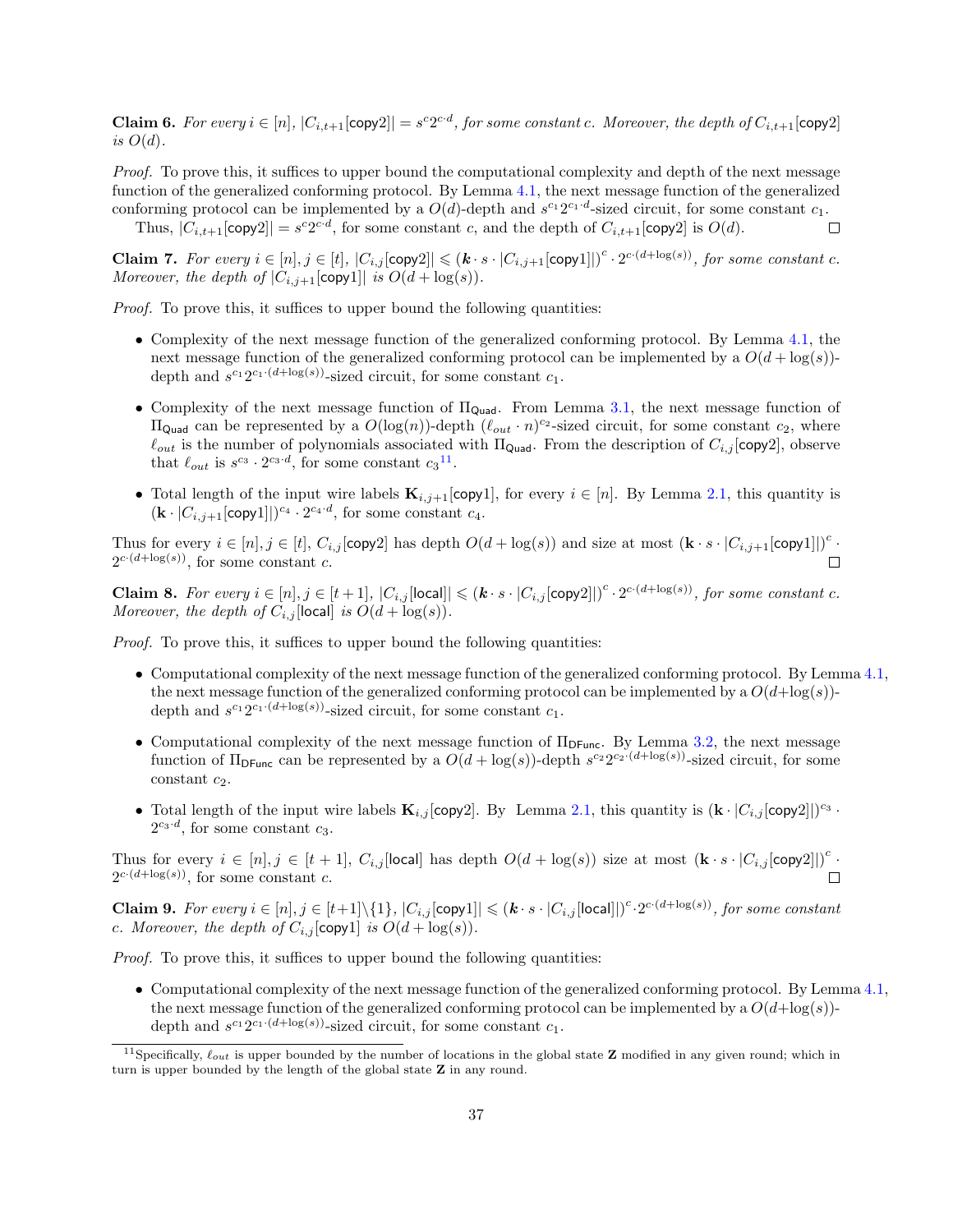**Claim 6.** *For every $i \in [n]$, $|C_{i,t+1}[\mathsf{copy2}]| = s^c 2^{c \cdot d}$, for some constant $c$. Moreover, the depth of $C_{i,t+1}[\mathsf{copy2}]$ is $O(d)$.*

*Proof.* To prove this, it suffices to upper bound the computational complexity and depth of the next message function of the generalized conforming protocol. By Lemma 4.1, the next message function of the generalized conforming protocol can be implemented by a $O(d)$-depth and $s^{c_1} 2^{c_1 \cdot d}$-sized circuit, for some constant $c_1$.

Thus, $|C_{i,t+1}[\mathsf{copy2}]| = s^c 2^{c \cdot d}$, for some constant $c$, and the depth of $C_{i,t+1}[\mathsf{copy2}]$ is $O(d)$. $\square$

**Claim 7.** *For every $i \in [n], j \in [t]$, $|C_{i,j}[\mathsf{copy2}]| \leqslant (\boldsymbol{k} \cdot s \cdot |C_{i,j+1}[\mathsf{copy1}]|)^c \cdot 2^{c \cdot (d + \log(s))}$, for some constant $c$. Moreover, the depth of $|C_{i,j+1}[\mathsf{copy1}]|$ is $O(d + \log(s))$.*

*Proof.* To prove this, it suffices to upper bound the following quantities:

- Complexity of the next message function of the generalized conforming protocol. By Lemma 4.1, the next message function of the generalized conforming protocol can be implemented by a $O(d + \log(s))$-depth and $s^{c_1} 2^{c_1 \cdot (d + \log(s))}$-sized circuit, for some constant $c_1$.
- Complexity of the next message function of $\Pi_{\mathsf{Quad}}$. From Lemma 3.1, the next message function of $\Pi_{\mathsf{Quad}}$ can be represented by a $O(\log(n))$-depth $(\ell_{out} \cdot n)^{c_2}$-sized circuit, for some constant $c_2$, where $\ell_{out}$ is the number of polynomials associated with $\Pi_{\mathsf{Quad}}$. From the description of $C_{i,j}[\mathsf{copy2}]$, observe that $\ell_{out}$ is $s^{c_3} \cdot 2^{c_3 \cdot d}$, for some constant $c_3$[11].
- Total length of the input wire labels $\mathbf{K}_{i,j+1}[\mathsf{copy1}]$, for every $i \in [n]$. By Lemma 2.1, this quantity is $(\mathbf{k} \cdot |C_{i,j+1}[\mathsf{copy1}]|)^{c_4} \cdot 2^{c_4 \cdot d}$, for some constant $c_4$.

Thus for every $i \in [n], j \in [t]$, $C_{i,j}[\mathsf{copy2}]$ has depth $O(d + \log(s))$ and size at most $(\mathbf{k} \cdot s \cdot |C_{i,j+1}[\mathsf{copy1}]|)^c \cdot 2^{c \cdot (d + \log(s))}$, for some constant $c$. $\square$

**Claim 8.** *For every $i \in [n], j \in [t+1]$, $|C_{i,j}[\mathsf{local}]| \leqslant (\boldsymbol{k} \cdot s \cdot |C_{i,j}[\mathsf{copy2}]|)^c \cdot 2^{c \cdot (d + \log(s))}$, for some constant $c$. Moreover, the depth of $C_{i,j}[\mathsf{local}]$ is $O(d + \log(s))$.*

*Proof.* To prove this, it suffices to upper bound the following quantities:

- Computational complexity of the next message function of the generalized conforming protocol. By Lemma 4.1, the next message function of the generalized conforming protocol can be implemented by a $O(d + \log(s))$-depth and $s^{c_1} 2^{c_1 \cdot (d + \log(s))}$-sized circuit, for some constant $c_1$.
- Computational complexity of the next message function of $\Pi_{\mathsf{DFunc}}$. By Lemma 3.2, the next message function of $\Pi_{\mathsf{DFunc}}$ can be represented by a $O(d + \log(s))$-depth $s^{c_2} 2^{c_2 \cdot (d + \log(s))}$-sized circuit, for some constant $c_2$.
- Total length of the input wire labels $\mathbf{K}_{i,j}[\mathsf{copy2}]$. By Lemma 2.1, this quantity is $(\mathbf{k} \cdot |C_{i,j}[\mathsf{copy2}]|)^{c_3} \cdot 2^{c_3 \cdot d}$, for some constant $c_3$.

Thus for every $i \in [n], j \in [t+1]$, $C_{i,j}[\mathsf{local}]$ has depth $O(d + \log(s))$ size at most $(\mathbf{k} \cdot s \cdot |C_{i,j}[\mathsf{copy2}]|)^c \cdot 2^{c \cdot (d + \log(s))}$, for some constant $c$. $\square$

**Claim 9.** *For every $i \in [n], j \in [t+1] \setminus \{1\}$, $|C_{i,j}[\mathsf{copy1}]| \leqslant (\boldsymbol{k} \cdot s \cdot |C_{i,j}[\mathsf{local}]|)^c \cdot 2^{c \cdot (d + \log(s))}$, for some constant $c$. Moreover, the depth of $C_{i,j}[\mathsf{copy1}]$ is $O(d + \log(s))$.*

*Proof.* To prove this, it suffices to upper bound the following quantities:

- Computational complexity of the next message function of the generalized conforming protocol. By Lemma 4.1, the next message function of the generalized conforming protocol can be implemented by a $O(d + \log(s))$-depth and $s^{c_1} 2^{c_1 \cdot (d + \log(s))}$-sized circuit, for some constant $c_1$.

[11] Specifically, $\ell_{out}$ is upper bounded by the number of locations in the global state $\mathbf{Z}$ modified in any given round; which in turn is upper bounded by the length of the global state $\mathbf{Z}$ in any round.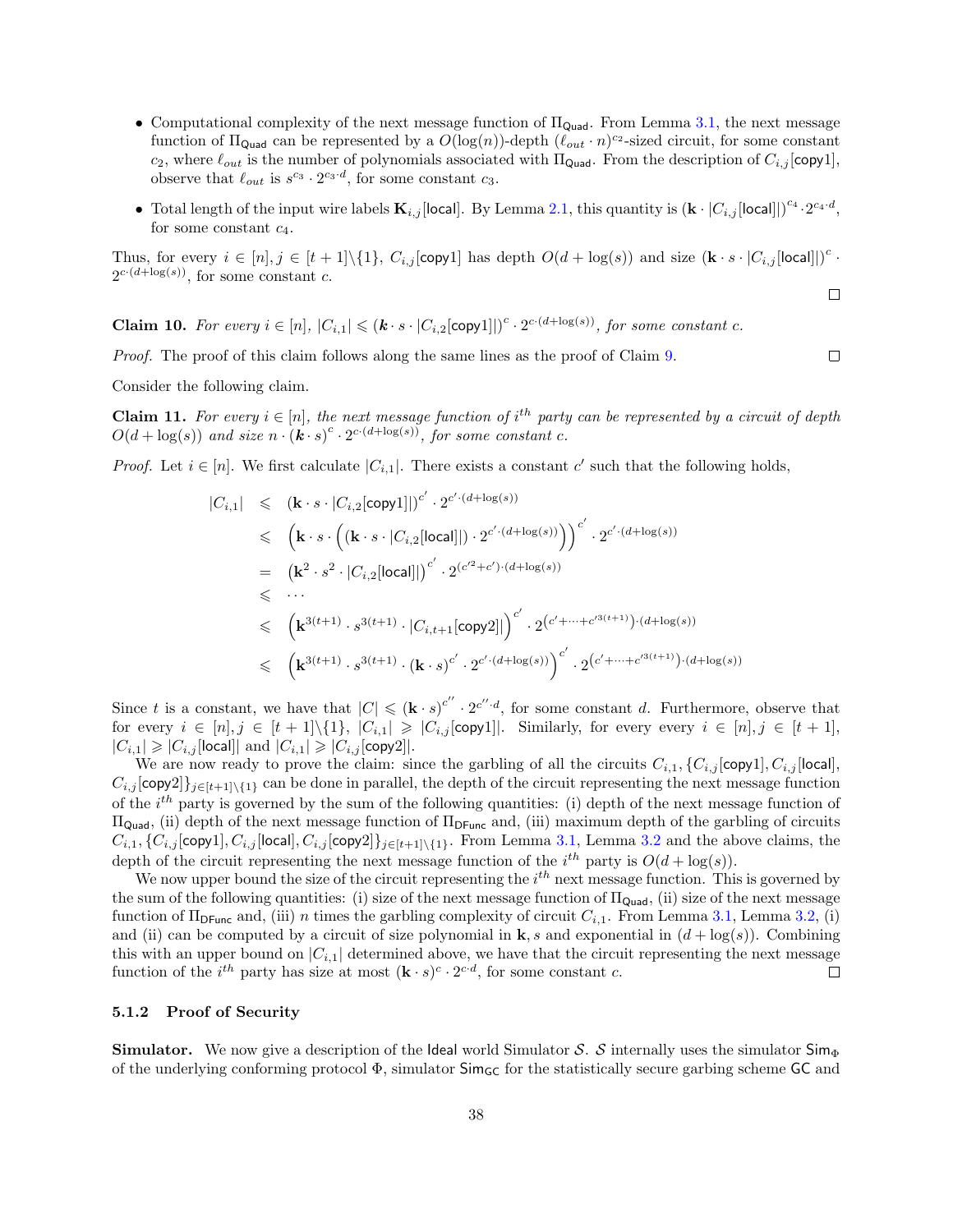- Computational complexity of the next message function of $\Pi_{\mathsf{Quad}}$. From Lemma 3.1, the next message function of $\Pi_{\mathsf{Quad}}$ can be represented by a $O(\log(n))$-depth $(\ell_{out} \cdot n)^{c_2}$-sized circuit, for some constant $c_2$, where $\ell_{out}$ is the number of polynomials associated with $\Pi_{\mathsf{Quad}}$. From the description of $C_{i,j}[\mathsf{copy1}]$, observe that $\ell_{out}$ is $s^{c_3} \cdot 2^{c_3 \cdot d}$, for some constant $c_3$.
- Total length of the input wire labels $\mathbf{K}_{i,j}[\mathsf{local}]$. By Lemma 2.1, this quantity is $(\mathbf{k} \cdot |C_{i,j}[\mathsf{local}]|)^{c_4} \cdot 2^{c_4 \cdot d}$, for some constant $c_4$.

Thus, for every $i \in [n], j \in [t+1] \backslash \{1\}$, $C_{i,j}[\mathsf{copy1}]$ has depth $O(d + \log(s))$ and size $(\mathbf{k} \cdot s \cdot |C_{i,j}[\mathsf{local}]|)^c \cdot 2^{c \cdot (d + \log(s))}$, for some constant $c$. □

**Claim 10.** *For every $i \in [n]$, $|C_{i,1}| \leqslant (\boldsymbol{k} \cdot s \cdot |C_{i,2}[\mathsf{copy1}]|)^c \cdot 2^{c \cdot (d+\log(s))}$, for some constant $c$.*

*Proof.* The proof of this claim follows along the same lines as the proof of Claim 9. □

Consider the following claim.

**Claim 11.** *For every $i \in [n]$, the next message function of $i^{th}$ party can be represented by a circuit of depth $O(d + \log(s))$ and size $n \cdot (\boldsymbol{k} \cdot s)^c \cdot 2^{c \cdot (d+\log(s))}$, for some constant $c$.*

*Proof.* Let $i \in [n]$. We first calculate $|C_{i,1}|$. There exists a constant $c'$ such that the following holds,

$$\begin{aligned}
|C_{i,1}| &\leqslant \left(\mathbf{k} \cdot s \cdot |C_{i,2}[\mathsf{copy1}]|\right)^{c'} \cdot 2^{c' \cdot (d+\log(s))} \\
&\leqslant \left(\mathbf{k} \cdot s \cdot \left( (\mathbf{k} \cdot s \cdot |C_{i,2}[\mathsf{local}]|) \cdot 2^{c' \cdot (d+\log(s))} \right)\right)^{c'} \cdot 2^{c' \cdot (d+\log(s))} \\
&= \left(\mathbf{k}^2 \cdot s^2 \cdot |C_{i,2}[\mathsf{local}]|\right)^{c'} \cdot 2^{(c'^2 + c') \cdot (d+\log(s))} \\
&\leqslant \cdots \\
&\leqslant \left(\mathbf{k}^{3(t+1)} \cdot s^{3(t+1)} \cdot |C_{i,t+1}[\mathsf{copy2}]|\right)^{c'} \cdot 2^{\left(c' + \cdots + c'^{3(t+1)}\right) \cdot (d+\log(s))} \\
&\leqslant \left(\mathbf{k}^{3(t+1)} \cdot s^{3(t+1)} \cdot (\mathbf{k} \cdot s)^{c'} \cdot 2^{c' \cdot (d+\log(s))}\right)^{c'} \cdot 2^{\left(c' + \cdots + c'^{3(t+1)}\right) \cdot (d+\log(s))}
\end{aligned}$$

Since $t$ is a constant, we have that $|C| \leqslant (\mathbf{k} \cdot s)^{c''} \cdot 2^{c'' \cdot d}$, for some constant $d$. Furthermore, observe that for every $i \in [n], j \in [t+1] \backslash \{1\}$, $|C_{i,1}| \geqslant |C_{i,j}[\mathsf{copy1}]|$. Similarly, for every every $i \in [n], j \in [t+1]$, $|C_{i,1}| \geqslant |C_{i,j}[\mathsf{local}]|$ and $|C_{i,1}| \geqslant |C_{i,j}[\mathsf{copy2}]|$.

We are now ready to prove the claim: since the garbling of all the circuits $C_{i,1}, \{C_{i,j}[\mathsf{copy1}], C_{i,j}[\mathsf{local}], C_{i,j}[\mathsf{copy2}]\}_{j \in [t+1] \backslash \{1\}}$ can be done in parallel, the depth of the circuit representing the next message function of the $i^{th}$ party is governed by the sum of the following quantities: (i) depth of the next message function of $\Pi_{\mathsf{Quad}}$, (ii) depth of the next message function of $\Pi_{\mathsf{DFunc}}$ and, (iii) maximum depth of the garbling of circuits $C_{i,1}, \{C_{i,j}[\mathsf{copy1}], C_{i,j}[\mathsf{local}], C_{i,j}[\mathsf{copy2}]\}_{j \in [t+1] \backslash \{1\}}$. From Lemma 3.1, Lemma 3.2 and the above claims, the depth of the circuit representing the next message function of the $i^{th}$ party is $O(d + \log(s))$.

We now upper bound the size of the circuit representing the $i^{th}$ next message function. This is governed by the sum of the following quantities: (i) size of the next message function of $\Pi_{\mathsf{Quad}}$, (ii) size of the next message function of $\Pi_{\mathsf{DFunc}}$ and, (iii) $n$ times the garbling complexity of circuit $C_{i,1}$. From Lemma 3.1, Lemma 3.2, (i) and (ii) can be computed by a circuit of size polynomial in $\mathbf{k}, s$ and exponential in $(d + \log(s))$. Combining this with an upper bound on $|C_{i,1}|$ determined above, we have that the circuit representing the next message function of the $i^{th}$ party has size at most $(\mathbf{k} \cdot s)^c \cdot 2^{c \cdot d}$, for some constant $c$. □

#### 5.1.2 Proof of Security

**Simulator.** We now give a description of the Ideal world Simulator $\mathcal{S}$. $\mathcal{S}$ internally uses the simulator $\mathsf{Sim}_{\Phi}$ of the underlying conforming protocol $\Phi$, simulator $\mathsf{Sim}_{\mathsf{GC}}$ for the statistically secure garbing scheme $\mathsf{GC}$ and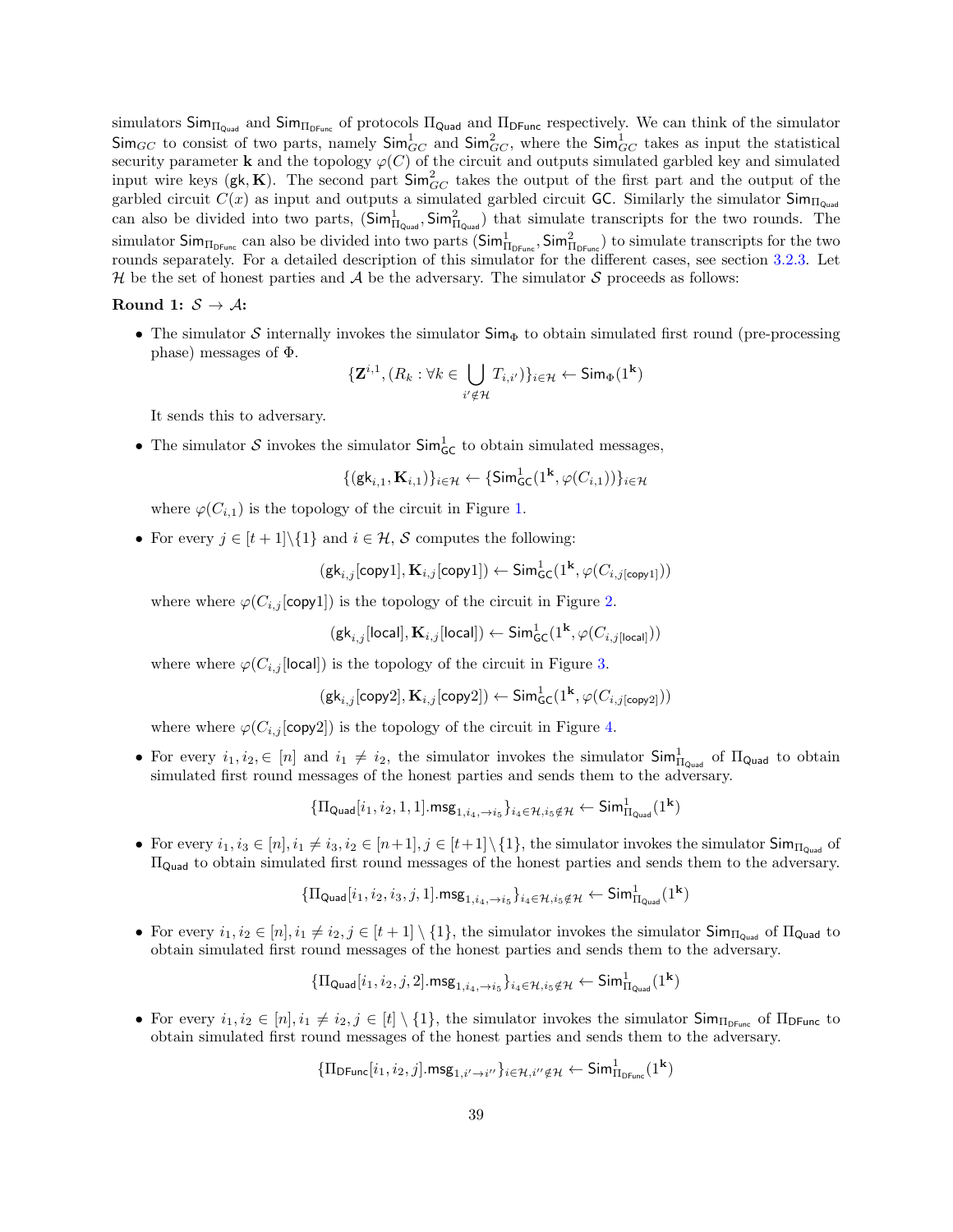simulators $\mathsf{Sim}_{\Pi_{\mathsf{Quad}}}$ and $\mathsf{Sim}_{\Pi_{\mathsf{DFunc}}}$ of protocols $\Pi_{\mathsf{Quad}}$ and $\Pi_{\mathsf{DFunc}}$ respectively. We can think of the simulator $\mathsf{Sim}_{GC}$ to consist of two parts, namely $\mathsf{Sim}^1_{GC}$ and $\mathsf{Sim}^2_{GC}$, where the $\mathsf{Sim}^1_{GC}$ takes as input the statistical security parameter $\mathbf{k}$ and the topology $\varphi(C)$ of the circuit and outputs simulated garbled key and simulated input wire keys $(\mathsf{gk}, \mathbf{K})$. The second part $\mathsf{Sim}^2_{GC}$ takes the output of the first part and the output of the garbled circuit $C(x)$ as input and outputs a simulated garbled circuit $\mathsf{GC}$. Similarly the simulator $\mathsf{Sim}_{\Pi_{\mathsf{Quad}}}$ can also be divided into two parts, $(\mathsf{Sim}^1_{\Pi_{\mathsf{Quad}}}, \mathsf{Sim}^2_{\Pi_{\mathsf{Quad}}})$ that simulate transcripts for the two rounds. The simulator $\mathsf{Sim}_{\Pi_{\mathsf{DFunc}}}$ can also be divided into two parts $(\mathsf{Sim}^1_{\Pi_{\mathsf{DFunc}}}, \mathsf{Sim}^2_{\Pi_{\mathsf{DFunc}}})$ to simulate transcripts for the two rounds separately. For a detailed description of this simulator for the different cases, see section 3.2.3. Let $\mathcal{H}$ be the set of honest parties and $\mathcal{A}$ be the adversary. The simulator $\mathcal{S}$ proceeds as follows:

**Round 1: $\mathcal{S} \to \mathcal{A}$:**

- The simulator $\mathcal{S}$ internally invokes the simulator $\mathsf{Sim}_\Phi$ to obtain simulated first round (pre-processing phase) messages of $\Phi$.

  $$\{\mathbf{Z}^{i,1}, (R_k : \forall k \in \bigcup_{i' \notin \mathcal{H}} T_{i,i'})\}_{i \in \mathcal{H}} \leftarrow \mathsf{Sim}_\Phi(1^{\mathbf{k}})$$

  It sends this to adversary.

- The simulator $\mathcal{S}$ invokes the simulator $\mathsf{Sim}^1_{\mathsf{GC}}$ to obtain simulated messages,

  $$\{(\mathsf{gk}_{i,1}, \mathbf{K}_{i,1})\}_{i \in \mathcal{H}} \leftarrow \{\mathsf{Sim}^1_{\mathsf{GC}}(1^{\mathbf{k}}, \varphi(C_{i,1}))\}_{i \in \mathcal{H}}$$

  where $\varphi(C_{i,1})$ is the topology of the circuit in Figure 1.

- For every $j \in [t+1] \backslash \{1\}$ and $i \in \mathcal{H}$, $\mathcal{S}$ computes the following:

  $$(\mathsf{gk}_{i,j}[\mathsf{copy1}], \mathbf{K}_{i,j}[\mathsf{copy1}]) \leftarrow \mathsf{Sim}^1_{\mathsf{GC}}(1^{\mathbf{k}}, \varphi(C_{i,j[\mathsf{copy1}]}))$$

  where where $\varphi(C_{i,j}[\mathsf{copy1}])$ is the topology of the circuit in Figure 2.

  $$(\mathsf{gk}_{i,j}[\mathsf{local}], \mathbf{K}_{i,j}[\mathsf{local}]) \leftarrow \mathsf{Sim}^1_{\mathsf{GC}}(1^{\mathbf{k}}, \varphi(C_{i,j[\mathsf{local}]}))$$

  where where $\varphi(C_{i,j}[\mathsf{local}])$ is the topology of the circuit in Figure 3.

  $$(\mathsf{gk}_{i,j}[\mathsf{copy2}], \mathbf{K}_{i,j}[\mathsf{copy2}]) \leftarrow \mathsf{Sim}^1_{\mathsf{GC}}(1^{\mathbf{k}}, \varphi(C_{i,j[\mathsf{copy2}]}))$$

  where where $\varphi(C_{i,j}[\mathsf{copy2}])$ is the topology of the circuit in Figure 4.

- For every $i_1, i_2, \in [n]$ and $i_1 \neq i_2$, the simulator invokes the simulator $\mathsf{Sim}^1_{\Pi_{\mathsf{Quad}}}$ of $\Pi_{\mathsf{Quad}}$ to obtain simulated first round messages of the honest parties and sends them to the adversary.

  $$\{\Pi_{\mathsf{Quad}}[i_1, i_2, 1, 1].\mathsf{msg}_{1, i_4, \to i_5}\}_{i_4 \in \mathcal{H}, i_5 \notin \mathcal{H}} \leftarrow \mathsf{Sim}^1_{\Pi_{\mathsf{Quad}}}(1^{\mathbf{k}})$$

- For every $i_1, i_3 \in [n], i_1 \neq i_3, i_2 \in [n+1], j \in [t+1] \setminus \{1\}$, the simulator invokes the simulator $\mathsf{Sim}_{\Pi_{\mathsf{Quad}}}$ of $\Pi_{\mathsf{Quad}}$ to obtain simulated first round messages of the honest parties and sends them to the adversary.

  $$\{\Pi_{\mathsf{Quad}}[i_1, i_2, i_3, j, 1].\mathsf{msg}_{1, i_4, \to i_5}\}_{i_4 \in \mathcal{H}, i_5 \notin \mathcal{H}} \leftarrow \mathsf{Sim}^1_{\Pi_{\mathsf{Quad}}}(1^{\mathbf{k}})$$

- For every $i_1, i_2 \in [n], i_1 \neq i_2, j \in [t+1] \setminus \{1\}$, the simulator invokes the simulator $\mathsf{Sim}_{\Pi_{\mathsf{Quad}}}$ of $\Pi_{\mathsf{Quad}}$ to obtain simulated first round messages of the honest parties and sends them to the adversary.

  $$\{\Pi_{\mathsf{Quad}}[i_1, i_2, j, 2].\mathsf{msg}_{1, i_4, \to i_5}\}_{i_4 \in \mathcal{H}, i_5 \notin \mathcal{H}} \leftarrow \mathsf{Sim}^1_{\Pi_{\mathsf{Quad}}}(1^{\mathbf{k}})$$

- For every $i_1, i_2 \in [n], i_1 \neq i_2, j \in [t] \setminus \{1\}$, the simulator invokes the simulator $\mathsf{Sim}_{\Pi_{\mathsf{DFunc}}}$ of $\Pi_{\mathsf{DFunc}}$ to obtain simulated first round messages of the honest parties and sends them to the adversary.

  $$\{\Pi_{\mathsf{DFunc}}[i_1, i_2, j].\mathsf{msg}_{1, i' \to i''}\}_{i \in \mathcal{H}, i'' \notin \mathcal{H}} \leftarrow \mathsf{Sim}^1_{\Pi_{\mathsf{DFunc}}}(1^{\mathbf{k}})$$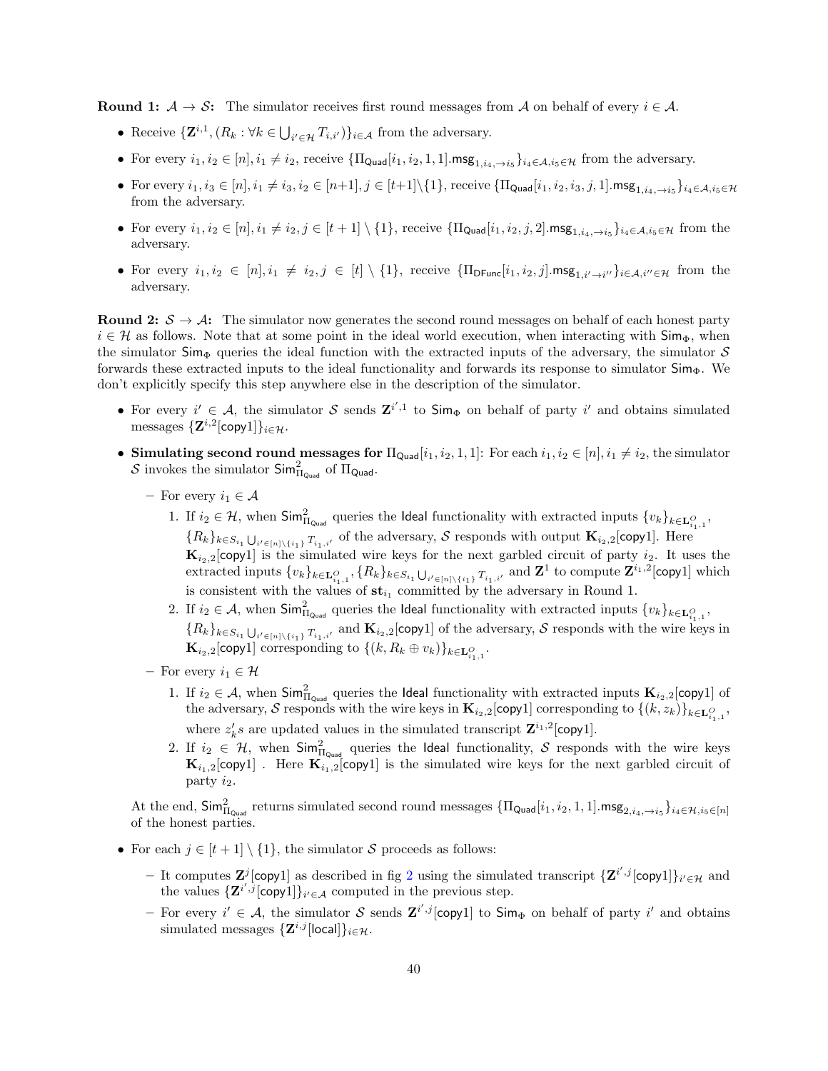**Round 1: $\mathcal{A} \to \mathcal{S}$:** The simulator receives first round messages from $\mathcal{A}$ on behalf of every $i \in \mathcal{A}$.

- Receive $\{\mathbf{Z}^{i,1}, (R_k : \forall k \in \bigcup_{i' \in \mathcal{H}} T_{i,i'})\}_{i \in \mathcal{A}}$ from the adversary.
- For every $i_1, i_2 \in [n], i_1 \neq i_2$, receive $\{\Pi_{\mathsf{Quad}}[i_1, i_2, 1, 1].\mathsf{msg}_{1,i_4,\to i_5}\}_{i_4 \in \mathcal{A}, i_5 \in \mathcal{H}}$ from the adversary.
- For every $i_1, i_3 \in [n], i_1 \neq i_3, i_2 \in [n+1], j \in [t+1] \backslash \{1\}$, receive $\{\Pi_{\mathsf{Quad}}[i_1, i_2, i_3, j, 1].\mathsf{msg}_{1,i_4,\to i_5}\}_{i_4 \in \mathcal{A}, i_5 \in \mathcal{H}}$ from the adversary.
- For every $i_1, i_2 \in [n], i_1 \neq i_2, j \in [t+1] \setminus \{1\}$, receive $\{\Pi_{\mathsf{Quad}}[i_1, i_2, j, 2].\mathsf{msg}_{1,i_4,\to i_5}\}_{i_4 \in \mathcal{A}, i_5 \in \mathcal{H}}$ from the adversary.
- For every $i_1, i_2 \in [n], i_1 \neq i_2, j \in [t] \setminus \{1\}$, receive $\{\Pi_{\mathsf{DFunc}}[i_1, i_2, j].\mathsf{msg}_{1,i' \to i''}\}_{i \in \mathcal{A}, i'' \in \mathcal{H}}$ from the adversary.

**Round 2: $\mathcal{S} \to \mathcal{A}$:** The simulator now generates the second round messages on behalf of each honest party $i \in \mathcal{H}$ as follows. Note that at some point in the ideal world execution, when interacting with $\mathsf{Sim}_\Phi$, when the simulator $\mathsf{Sim}_\Phi$ queries the ideal function with the extracted inputs of the adversary, the simulator $\mathcal{S}$ forwards these extracted inputs to the ideal functionality and forwards its response to simulator $\mathsf{Sim}_\Phi$. We don't explicitly specify this step anywhere else in the description of the simulator.

- For every $i' \in \mathcal{A}$, the simulator $\mathcal{S}$ sends $\mathbf{Z}^{i',1}$ to $\mathsf{Sim}_\Phi$ on behalf of party $i'$ and obtains simulated messages $\{\mathbf{Z}^{i,2}[\mathsf{copy1}]\}_{i \in \mathcal{H}}$.
- **Simulating second round messages for** $\Pi_{\mathsf{Quad}}[i_1, i_2, 1, 1]$: For each $i_1, i_2 \in [n], i_1 \neq i_2$, the simulator $\mathcal{S}$ invokes the simulator $\mathsf{Sim}^2_{\Pi_{\mathsf{Quad}}}$ of $\Pi_{\mathsf{Quad}}$.
  - For every $i_1 \in \mathcal{A}$
    1. If $i_2 \in \mathcal{H}$, when $\mathsf{Sim}^2_{\Pi_{\mathsf{Quad}}}$ queries the Ideal functionality with extracted inputs $\{v_k\}_{k \in \mathbf{L}^O_{i_1,1}}$, $\{R_k\}_{k \in S_{i_1} \bigcup_{i' \in [n] \setminus \{i_1\}} T_{i_1,i'}}$ of the adversary, $\mathcal{S}$ responds with output $\mathbf{K}_{i_2,2}[\mathsf{copy1}]$. Here $\mathbf{K}_{i_2,2}[\mathsf{copy1}]$ is the simulated wire keys for the next garbled circuit of party $i_2$. It uses the extracted inputs $\{v_k\}_{k \in \mathbf{L}^O_{i_1,1}}, \{R_k\}_{k \in S_{i_1} \bigcup_{i' \in [n] \setminus \{i_1\}} T_{i_1,i'}}$ and $\mathbf{Z}^1$ to compute $\mathbf{Z}^{i_1,2}[\mathsf{copy1}]$ which is consistent with the values of $\mathbf{st}_{i_1}$ committed by the adversary in Round 1.
    2. If $i_2 \in \mathcal{A}$, when $\mathsf{Sim}^2_{\Pi_{\mathsf{Quad}}}$ queries the Ideal functionality with extracted inputs $\{v_k\}_{k \in \mathbf{L}^O_{i_1,1}}$, $\{R_k\}_{k \in S_{i_1} \bigcup_{i' \in [n] \setminus \{i_1\}} T_{i_1,i'}}$ and $\mathbf{K}_{i_2,2}[\mathsf{copy1}]$ of the adversary, $\mathcal{S}$ responds with the wire keys in $\mathbf{K}_{i_2,2}[\mathsf{copy1}]$ corresponding to $\{(k, R_k \oplus v_k)\}_{k \in \mathbf{L}^O_{i_1,1}}$.
  - For every $i_1 \in \mathcal{H}$
    1. If $i_2 \in \mathcal{A}$, when $\mathsf{Sim}^2_{\Pi_{\mathsf{Quad}}}$ queries the Ideal functionality with extracted inputs $\mathbf{K}_{i_2,2}[\mathsf{copy1}]$ of the adversary, $\mathcal{S}$ responds with the wire keys in $\mathbf{K}_{i_2,2}[\mathsf{copy1}]$ corresponding to $\{(k, z_k)\}_{k \in \mathbf{L}^O_{i_1,1}}$, where $z'_k s$ are updated values in the simulated transcript $\mathbf{Z}^{i_1,2}[\mathsf{copy1}]$.
    2. If $i_2 \in \mathcal{H}$, when $\mathsf{Sim}^2_{\Pi_{\mathsf{Quad}}}$ queries the Ideal functionality, $\mathcal{S}$ responds with the wire keys $\mathbf{K}_{i_1,2}[\mathsf{copy1}]$ . Here $\mathbf{K}_{i_1,2}[\mathsf{copy1}]$ is the simulated wire keys for the next garbled circuit of party $i_2$.

  At the end, $\mathsf{Sim}^2_{\Pi_{\mathsf{Quad}}}$ returns simulated second round messages $\{\Pi_{\mathsf{Quad}}[i_1, i_2, 1, 1].\mathsf{msg}_{2,i_4,\to i_5}\}_{i_4 \in \mathcal{H}, i_5 \in [n]}$ of the honest parties.

- For each $j \in [t+1] \setminus \{1\}$, the simulator $\mathcal{S}$ proceeds as follows:
  - It computes $\mathbf{Z}^j[\mathsf{copy1}]$ as described in fig 2 using the simulated transcript $\{\mathbf{Z}^{i',j}[\mathsf{copy1}]\}_{i' \in \mathcal{H}}$ and the values $\{\mathbf{Z}^{i',j}[\mathsf{copy1}]\}_{i' \in \mathcal{A}}$ computed in the previous step.
  - For every $i' \in \mathcal{A}$, the simulator $\mathcal{S}$ sends $\mathbf{Z}^{i',j}[\mathsf{copy1}]$ to $\mathsf{Sim}_\Phi$ on behalf of party $i'$ and obtains simulated messages $\{\mathbf{Z}^{i,j}[\mathsf{local}]\}_{i \in \mathcal{H}}$.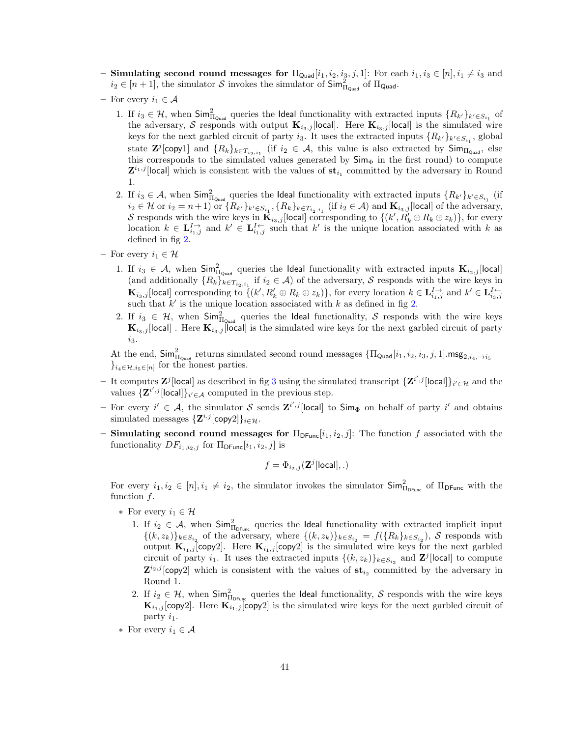– **Simulating second round messages for** $\Pi_{\mathsf{Quad}}[i_1, i_2, i_3, j, 1]$: For each $i_1, i_3 \in [n], i_1 \neq i_3$ and $i_2 \in [n+1]$, the simulator $\mathcal{S}$ invokes the simulator of $\mathsf{Sim}^2_{\Pi_{\mathsf{Quad}}}$ of $\Pi_{\mathsf{Quad}}$.

– For every $i_1 \in \mathcal{A}$

1. If $i_3 \in \mathcal{H}$, when $\mathsf{Sim}^2_{\Pi_{\mathsf{Quad}}}$ queries the Ideal functionality with extracted inputs $\{R_{k'}\}_{k' \in S_{i_1}}$ of the adversary, $\mathcal{S}$ responds with output $\mathbf{K}_{i_3,j}[\mathsf{local}]$. Here $\mathbf{K}_{i_3,j}[\mathsf{local}]$ is the simulated wire keys for the next garbled circuit of party $i_3$. It uses the extracted inputs $\{R_{k'}\}_{k' \in S_{i_1}}$, global state $\mathbf{Z}^j[\mathsf{copy1}]$ and $\{R_k\}_{k \in T_{i_2,i_1}}$ (if $i_2 \in \mathcal{A}$, this value is also extracted by $\mathsf{Sim}_{\Pi_{\mathsf{Quad}}}$, else this corresponds to the simulated values generated by $\mathsf{Sim}_\Phi$ in the first round) to compute $\mathbf{Z}^{i_1,j}[\mathsf{local}]$ which is consistent with the values of $\mathbf{st}_{i_1}$ committed by the adversary in Round 1.
2. If $i_3 \in \mathcal{A}$, when $\mathsf{Sim}^2_{\Pi_{\mathsf{Quad}}}$ queries the Ideal functionality with extracted inputs $\{R_{k'}\}_{k' \in S_{i_1}}$ (if $i_2 \in \mathcal{H}$ or $i_2 = n+1$) or $\{R_{k'}\}_{k' \in S_{i_1}}, \{R_k\}_{k \in T_{i_2,i_1}}$ (if $i_2 \in \mathcal{A}$) and $\mathbf{K}_{i_3,j}[\mathsf{local}]$ of the adversary, $\mathcal{S}$ responds with the wire keys in $\mathbf{K}_{i_3,j}[\mathsf{local}]$ corresponding to $\{(k', R'_k \oplus R_k \oplus z_k)\}$, for every location $k \in \mathbf{L}^{I\rightarrow}_{i_1,j}$ and $k' \in \mathbf{L}^{I\leftarrow}_{i_1,j}$ such that $k'$ is the unique location associated with $k$ as defined in fig 2.

– For every $i_1 \in \mathcal{H}$

1. If $i_3 \in \mathcal{A}$, when $\mathsf{Sim}^2_{\Pi_{\mathsf{Quad}}}$ queries the Ideal functionality with extracted inputs $\mathbf{K}_{i_2,j}[\mathsf{local}]$ (and additionally $\{R_k\}_{k \in T_{i_2,i_1}}$ if $i_2 \in \mathcal{A}$) of the adversary, $\mathcal{S}$ responds with the wire keys in $\mathbf{K}_{i_3,j}[\mathsf{local}]$ corresponding to $\{(k', R'_k \oplus R_k \oplus z_k)\}$, for every location $k \in \mathbf{L}^{I\rightarrow}_{i_1,j}$ and $k' \in \mathbf{L}^{I\leftarrow}_{i_3,j}$ such that $k'$ is the unique location associated with $k$ as defined in fig 2.
2. If $i_3 \in \mathcal{H}$, when $\mathsf{Sim}^2_{\Pi_{\mathsf{Quad}}}$ queries the Ideal functionality, $\mathcal{S}$ responds with the wire keys $\mathbf{K}_{i_3,j}[\mathsf{local}]$ . Here $\mathbf{K}_{i_3,j}[\mathsf{local}]$ is the simulated wire keys for the next garbled circuit of party $i_3$.

At the end, $\mathsf{Sim}^2_{\Pi_{\mathsf{Quad}}}$ returns simulated second round messages $\{\Pi_{\mathsf{Quad}}[i_1, i_2, i_3, j, 1].\mathsf{msg}_{2,i_4,\rightarrow i_5}\}_{i_4 \in \mathcal{H}, i_5 \in [n]}$ for the honest parties.

– It computes $\mathbf{Z}^j[\mathsf{local}]$ as described in fig 3 using the simulated transcript $\{\mathbf{Z}^{i',j}[\mathsf{local}]\}_{i' \in \mathcal{H}}$ and the values $\{\mathbf{Z}^{i',j}[\mathsf{local}]\}_{i' \in \mathcal{A}}$ computed in the previous step.

– For every $i' \in \mathcal{A}$, the simulator $\mathcal{S}$ sends $\mathbf{Z}^{i',j}[\mathsf{local}]$ to $\mathsf{Sim}_\Phi$ on behalf of party $i'$ and obtains simulated messages $\{\mathbf{Z}^{i,j}[\mathsf{copy2}]\}_{i \in \mathcal{H}}$.

– **Simulating second round messages for** $\Pi_{\mathsf{DFunc}}[i_1, i_2, j]$: The function $f$ associated with the functionality $DF_{i_1,i_2,j}$ for $\Pi_{\mathsf{DFunc}}[i_1, i_2, j]$ is

$$f = \Phi_{i_2,j}(\mathbf{Z}^j[\mathsf{local}], .)$$

For every $i_1, i_2 \in [n], i_1 \neq i_2$, the simulator invokes the simulator $\mathsf{Sim}^2_{\Pi_{\mathsf{DFunc}}}$ of $\Pi_{\mathsf{DFunc}}$ with the function $f$.

* For every $i_1 \in \mathcal{H}$

  1. If $i_2 \in \mathcal{A}$, when $\mathsf{Sim}^2_{\Pi_{\mathsf{DFunc}}}$ queries the Ideal functionality with extracted implicit input $\{(k, z_k)\}_{k \in S_{i_2}}$ of the adversary, where $\{(k, z_k)\}_{k \in S_{i_2}} = f(\{R_k\}_{k \in S_{i_2}})$, $\mathcal{S}$ responds with output $\mathbf{K}_{i_1,j}[\mathsf{copy2}]$. Here $\mathbf{K}_{i_1,j}[\mathsf{copy2}]$ is the simulated wire keys for the next garbled circuit of party $i_1$. It uses the extracted inputs $\{(k, z_k)\}_{k \in S_{i_2}}$ and $\mathbf{Z}^j[\mathsf{local}]$ to compute $\mathbf{Z}^{i_2,j}[\mathsf{copy2}]$ which is consistent with the values of $\mathbf{st}_{i_2}$ committed by the adversary in Round 1.
  2. If $i_2 \in \mathcal{H}$, when $\mathsf{Sim}^2_{\Pi_{\mathsf{DFunc}}}$ queries the Ideal functionality, $\mathcal{S}$ responds with the wire keys $\mathbf{K}_{i_1,j}[\mathsf{copy2}]$. Here $\mathbf{K}_{i_1,j}[\mathsf{copy2}]$ is the simulated wire keys for the next garbled circuit of party $i_1$.

* For every $i_1 \in \mathcal{A}$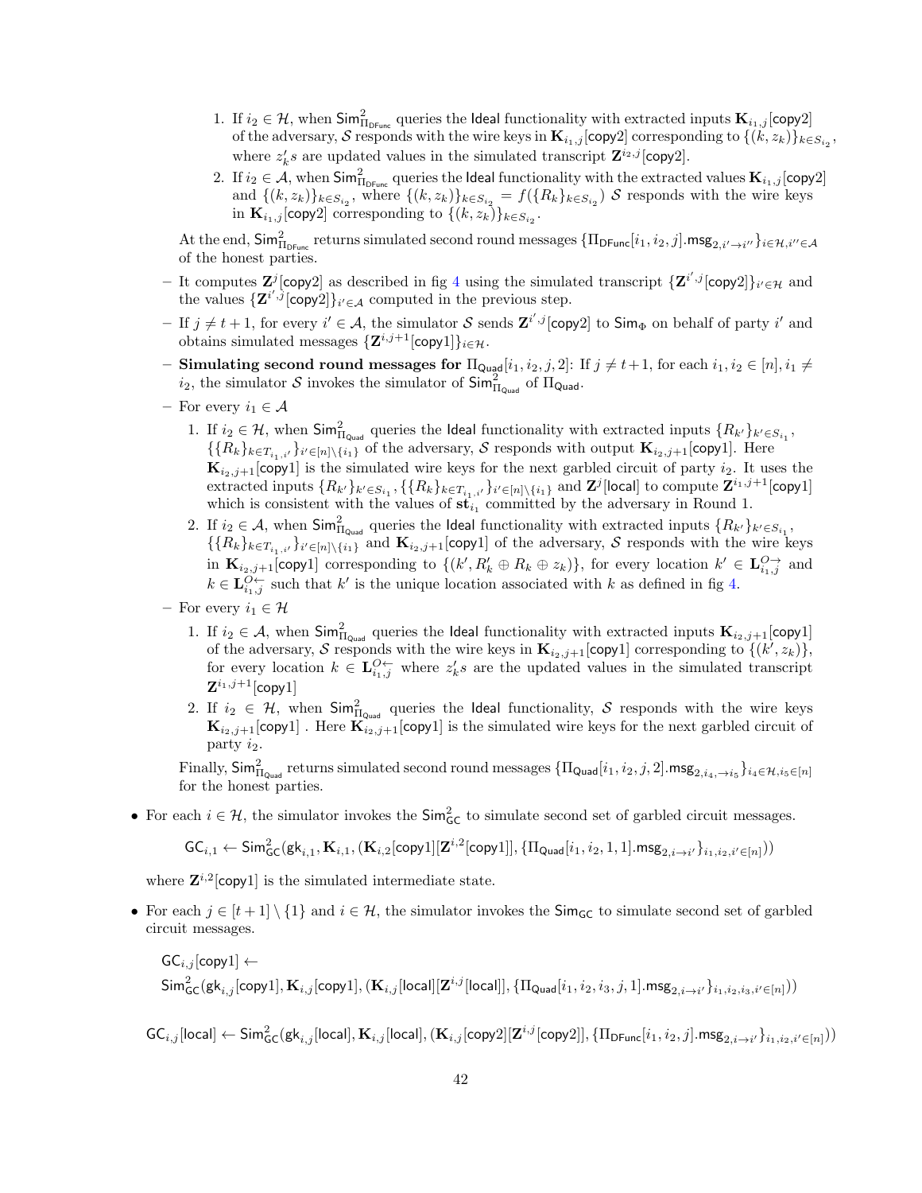1. If $i_2 \in \mathcal{H}$, when $\mathsf{Sim}^2_{\Pi_{\mathsf{DFunc}}}$ queries the Ideal functionality with extracted inputs $\mathbf{K}_{i_1,j}[\mathsf{copy2}]$ of the adversary, $\mathcal{S}$ responds with the wire keys in $\mathbf{K}_{i_1,j}[\mathsf{copy2}]$ corresponding to $\{(k, z_k)\}_{k \in S_{i_2}}$, where $z'_k s$ are updated values in the simulated transcript $\mathbf{Z}^{i_2,j}[\mathsf{copy2}]$.
2. If $i_2 \in \mathcal{A}$, when $\mathsf{Sim}^2_{\Pi_{\mathsf{DFunc}}}$ queries the Ideal functionality with the extracted values $\mathbf{K}_{i_1,j}[\mathsf{copy2}]$ and $\{(k, z_k)\}_{k \in S_{i_2}}$, where $\{(k, z_k)\}_{k \in S_{i_2}} = f(\{R_k\}_{k \in S_{i_2}})$ $\mathcal{S}$ responds with the wire keys in $\mathbf{K}_{i_1,j}[\mathsf{copy2}]$ corresponding to $\{(k, z_k)\}_{k \in S_{i_2}}$.

At the end, $\mathsf{Sim}^2_{\Pi_{\mathsf{DFunc}}}$ returns simulated second round messages $\{\Pi_{\mathsf{DFunc}}[i_1, i_2, j].\mathsf{msg}_{2,i' \to i''}\}_{i \in \mathcal{H}, i'' \in \mathcal{A}}$ of the honest parties.

- It computes $\mathbf{Z}^j[\mathsf{copy2}]$ as described in fig 4 using the simulated transcript $\{\mathbf{Z}^{i',j}[\mathsf{copy2}]\}_{i' \in \mathcal{H}}$ and the values $\{\mathbf{Z}^{i',j}[\mathsf{copy2}]\}_{i' \in \mathcal{A}}$ computed in the previous step.
- If $j \neq t+1$, for every $i' \in \mathcal{A}$, the simulator $\mathcal{S}$ sends $\mathbf{Z}^{i',j}[\mathsf{copy2}]$ to $\mathsf{Sim}_\Phi$ on behalf of party $i'$ and obtains simulated messages $\{\mathbf{Z}^{i,j+1}[\mathsf{copy1}]\}_{i \in \mathcal{H}}$.
- **Simulating second round messages for $\Pi_{\mathsf{Quad}}[i_1, i_2, j, 2]$:** If $j \neq t+1$, for each $i_1, i_2 \in [n], i_1 \neq i_2$, the simulator $\mathcal{S}$ invokes the simulator of $\mathsf{Sim}^2_{\Pi_{\mathsf{Quad}}}$ of $\Pi_{\mathsf{Quad}}$.
- For every $i_1 \in \mathcal{A}$
  1. If $i_2 \in \mathcal{H}$, when $\mathsf{Sim}^2_{\Pi_{\mathsf{Quad}}}$ queries the Ideal functionality with extracted inputs $\{R_{k'}\}_{k' \in S_{i_1}}$, $\{\{R_k\}_{k \in T_{i_1,i'}}\}_{i' \in [n] \setminus \{i_1\}}$ of the adversary, $\mathcal{S}$ responds with output $\mathbf{K}_{i_2,j+1}[\mathsf{copy1}]$. Here $\mathbf{K}_{i_2,j+1}[\mathsf{copy1}]$ is the simulated wire keys for the next garbled circuit of party $i_2$. It uses the extracted inputs $\{R_{k'}\}_{k' \in S_{i_1}}, \{\{R_k\}_{k \in T_{i_1,i'}}\}_{i' \in [n] \setminus \{i_1\}}$ and $\mathbf{Z}^j[\mathsf{local}]$ to compute $\mathbf{Z}^{i_1,j+1}[\mathsf{copy1}]$ which is consistent with the values of $\mathbf{st}_{i_1}$ committed by the adversary in Round 1.
  2. If $i_2 \in \mathcal{A}$, when $\mathsf{Sim}^2_{\Pi_{\mathsf{Quad}}}$ queries the Ideal functionality with extracted inputs $\{R_{k'}\}_{k' \in S_{i_1}}$, $\{\{R_k\}_{k \in T_{i_1,i'}}\}_{i' \in [n] \setminus \{i_1\}}$ and $\mathbf{K}_{i_2,j+1}[\mathsf{copy1}]$ of the adversary, $\mathcal{S}$ responds with the wire keys in $\mathbf{K}_{i_2,j+1}[\mathsf{copy1}]$ corresponding to $\{(k', R'_k \oplus R_k \oplus z_k)\}$, for every location $k' \in \mathbf{L}^{O\to}_{i_1,j}$ and $k \in \mathbf{L}^{O\leftarrow}_{i_1,j}$ such that $k'$ is the unique location associated with $k$ as defined in fig 4.
- For every $i_1 \in \mathcal{H}$
  1. If $i_2 \in \mathcal{A}$, when $\mathsf{Sim}^2_{\Pi_{\mathsf{Quad}}}$ queries the Ideal functionality with extracted inputs $\mathbf{K}_{i_2,j+1}[\mathsf{copy1}]$ of the adversary, $\mathcal{S}$ responds with the wire keys in $\mathbf{K}_{i_2,j+1}[\mathsf{copy1}]$ corresponding to $\{(k', z_k)\}$, for every location $k \in \mathbf{L}^{O\leftarrow}_{i_1,j}$ where $z'_k s$ are the updated values in the simulated transcript $\mathbf{Z}^{i_1,j+1}[\mathsf{copy1}]$
  2. If $i_2 \in \mathcal{H}$, when $\mathsf{Sim}^2_{\Pi_{\mathsf{Quad}}}$ queries the Ideal functionality, $\mathcal{S}$ responds with the wire keys $\mathbf{K}_{i_2,j+1}[\mathsf{copy1}]$ . Here $\mathbf{K}_{i_2,j+1}[\mathsf{copy1}]$ is the simulated wire keys for the next garbled circuit of party $i_2$.

Finally, $\mathsf{Sim}^2_{\Pi_{\mathsf{Quad}}}$ returns simulated second round messages $\{\Pi_{\mathsf{Quad}}[i_1, i_2, j, 2].\mathsf{msg}_{2,i_4, \to i_5}\}_{i_4 \in \mathcal{H}, i_5 \in [n]}$ for the honest parties.

- For each $i \in \mathcal{H}$, the simulator invokes the $\mathsf{Sim}^2_{\mathsf{GC}}$ to simulate second set of garbled circuit messages.

$$\mathsf{GC}_{i,1} \leftarrow \mathsf{Sim}^2_{\mathsf{GC}}(\mathsf{gk}_{i,1}, \mathbf{K}_{i,1}, (\mathbf{K}_{i,2}[\mathsf{copy1}][\mathbf{Z}^{i,2}[\mathsf{copy1}]], \{\Pi_{\mathsf{Quad}}[i_1, i_2, 1, 1].\mathsf{msg}_{2,i \to i'}\}_{i_1,i_2,i' \in [n]}))$$

where $\mathbf{Z}^{i,2}[\mathsf{copy1}]$ is the simulated intermediate state.

- For each $j \in [t+1] \setminus \{1\}$ and $i \in \mathcal{H}$, the simulator invokes the $\mathsf{Sim}_{\mathsf{GC}}$ to simulate second set of garbled circuit messages.

$$\mathsf{GC}_{i,j}[\mathsf{copy1}] \leftarrow$$
$$\mathsf{Sim}^2_{\mathsf{GC}}(\mathsf{gk}_{i,j}[\mathsf{copy1}], \mathbf{K}_{i,j}[\mathsf{copy1}], (\mathbf{K}_{i,j}[\mathsf{local}][\mathbf{Z}^{i,j}[\mathsf{local}]], \{\Pi_{\mathsf{Quad}}[i_1, i_2, i_3, j, 1].\mathsf{msg}_{2,i \to i'}\}_{i_1,i_2,i_3,i' \in [n]}))$$

$$\mathsf{GC}_{i,j}[\mathsf{local}] \leftarrow \mathsf{Sim}^2_{\mathsf{GC}}(\mathsf{gk}_{i,j}[\mathsf{local}], \mathbf{K}_{i,j}[\mathsf{local}], (\mathbf{K}_{i,j}[\mathsf{copy2}][\mathbf{Z}^{i,j}[\mathsf{copy2}]], \{\Pi_{\mathsf{DFunc}}[i_1, i_2, j].\mathsf{msg}_{2,i \to i'}\}_{i_1,i_2,i' \in [n]}))$$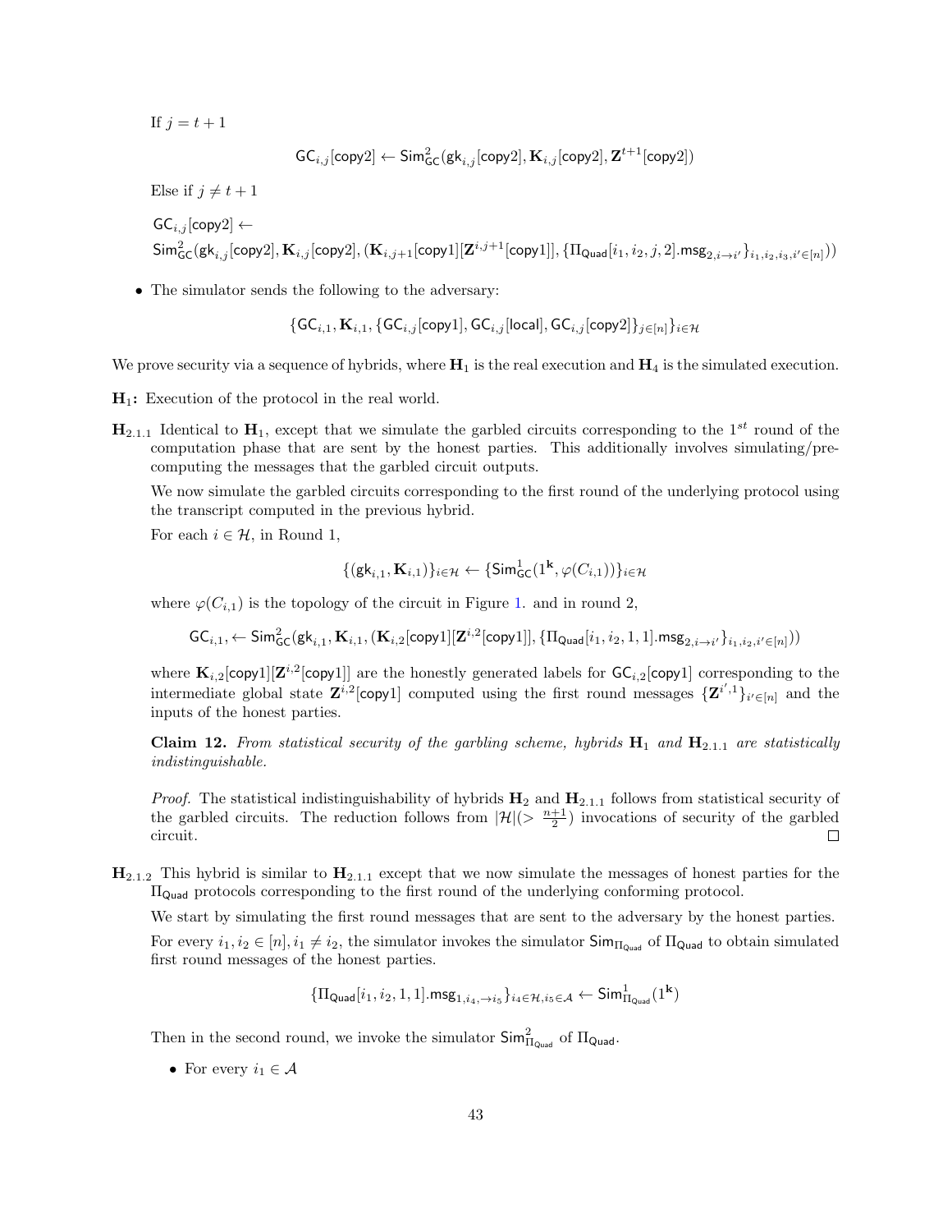If $j = t+1$

$$\mathsf{GC}_{i,j}[\mathsf{copy2}] \leftarrow \mathsf{Sim}^2_{\mathsf{GC}}(\mathsf{gk}_{i,j}[\mathsf{copy2}], \mathbf{K}_{i,j}[\mathsf{copy2}], \mathbf{Z}^{t+1}[\mathsf{copy2}])$$

Else if $j \neq t+1$

$\mathsf{GC}_{i,j}[\mathsf{copy2}] \leftarrow$
$\mathsf{Sim}^2_{\mathsf{GC}}(\mathsf{gk}_{i,j}[\mathsf{copy2}], \mathbf{K}_{i,j}[\mathsf{copy2}], (\mathbf{K}_{i,j+1}[\mathsf{copy1}][\mathbf{Z}^{i,j+1}[\mathsf{copy1}]], \{\Pi_{\mathsf{Quad}}[i_1, i_2, j, 2].\mathsf{msg}_{2,i \to i'}\}_{i_1,i_2,i_3,i' \in [n]}))$

- The simulator sends the following to the adversary:

$$\{\mathsf{GC}_{i,1}, \mathbf{K}_{i,1}, \{\mathsf{GC}_{i,j}[\mathsf{copy1}], \mathsf{GC}_{i,j}[\mathsf{local}], \mathsf{GC}_{i,j}[\mathsf{copy2}]\}_{j \in [n]}\}_{i \in \mathcal{H}}$$

We prove security via a sequence of hybrids, where $\mathbf{H}_1$ is the real execution and $\mathbf{H}_4$ is the simulated execution.

$\mathbf{H}_1$**:** Execution of the protocol in the real world.

$\mathbf{H}_{2.1.1}$ Identical to $\mathbf{H}_1$, except that we simulate the garbled circuits corresponding to the $1^{st}$ round of the computation phase that are sent by the honest parties. This additionally involves simulating/precomputing the messages that the garbled circuit outputs.

We now simulate the garbled circuits corresponding to the first round of the underlying protocol using the transcript computed in the previous hybrid.

For each $i \in \mathcal{H}$, in Round 1,

$$\{(\mathsf{gk}_{i,1}, \mathbf{K}_{i,1})\}_{i \in \mathcal{H}} \leftarrow \{\mathsf{Sim}^1_{\mathsf{GC}}(1^{\mathbf{k}}, \varphi(C_{i,1}))\}_{i \in \mathcal{H}}$$

where $\varphi(C_{i,1})$ is the topology of the circuit in Figure 1. and in round 2,

$$\mathsf{GC}_{i,1}, \leftarrow \mathsf{Sim}^2_{\mathsf{GC}}(\mathsf{gk}_{i,1}, \mathbf{K}_{i,1}, (\mathbf{K}_{i,2}[\mathsf{copy1}][\mathbf{Z}^{i,2}[\mathsf{copy1}]], \{\Pi_{\mathsf{Quad}}[i_1, i_2, 1, 1].\mathsf{msg}_{2,i \to i'}\}_{i_1,i_2,i' \in [n]}))$$

where $\mathbf{K}_{i,2}[\mathsf{copy1}][\mathbf{Z}^{i,2}[\mathsf{copy1}]]$ are the honestly generated labels for $\mathsf{GC}_{i,2}[\mathsf{copy1}]$ corresponding to the intermediate global state $\mathbf{Z}^{i,2}[\mathsf{copy1}]$ computed using the first round messages $\{\mathbf{Z}^{i',1}\}_{i' \in [n]}$ and the inputs of the honest parties.

**Claim 12.** *From statistical security of the garbling scheme, hybrids $\mathbf{H}_1$ and $\mathbf{H}_{2.1.1}$ are statistically indistinguishable.*

*Proof.* The statistical indistinguishability of hybrids $\mathbf{H}_2$ and $\mathbf{H}_{2.1.1}$ follows from statistical security of the garbled circuits. The reduction follows from $|\mathcal{H}|(> \frac{n+1}{2})$ invocations of security of the garbled circuit. ∎

$\mathbf{H}_{2.1.2}$ This hybrid is similar to $\mathbf{H}_{2.1.1}$ except that we now simulate the messages of honest parties for the $\Pi_{\mathsf{Quad}}$ protocols corresponding to the first round of the underlying conforming protocol.

We start by simulating the first round messages that are sent to the adversary by the honest parties.

For every $i_1, i_2 \in [n], i_1 \neq i_2$, the simulator invokes the simulator $\mathsf{Sim}_{\Pi_{\mathsf{Quad}}}$ of $\Pi_{\mathsf{Quad}}$ to obtain simulated first round messages of the honest parties.

$$\{\Pi_{\mathsf{Quad}}[i_1, i_2, 1, 1].\mathsf{msg}_{1,i_4,\to i_5}\}_{i_4 \in \mathcal{H}, i_5 \in \mathcal{A}} \leftarrow \mathsf{Sim}^1_{\Pi_{\mathsf{Quad}}}(1^{\mathbf{k}})$$

Then in the second round, we invoke the simulator $\mathsf{Sim}^2_{\Pi_{\mathsf{Quad}}}$ of $\Pi_{\mathsf{Quad}}$.

- For every $i_1 \in \mathcal{A}$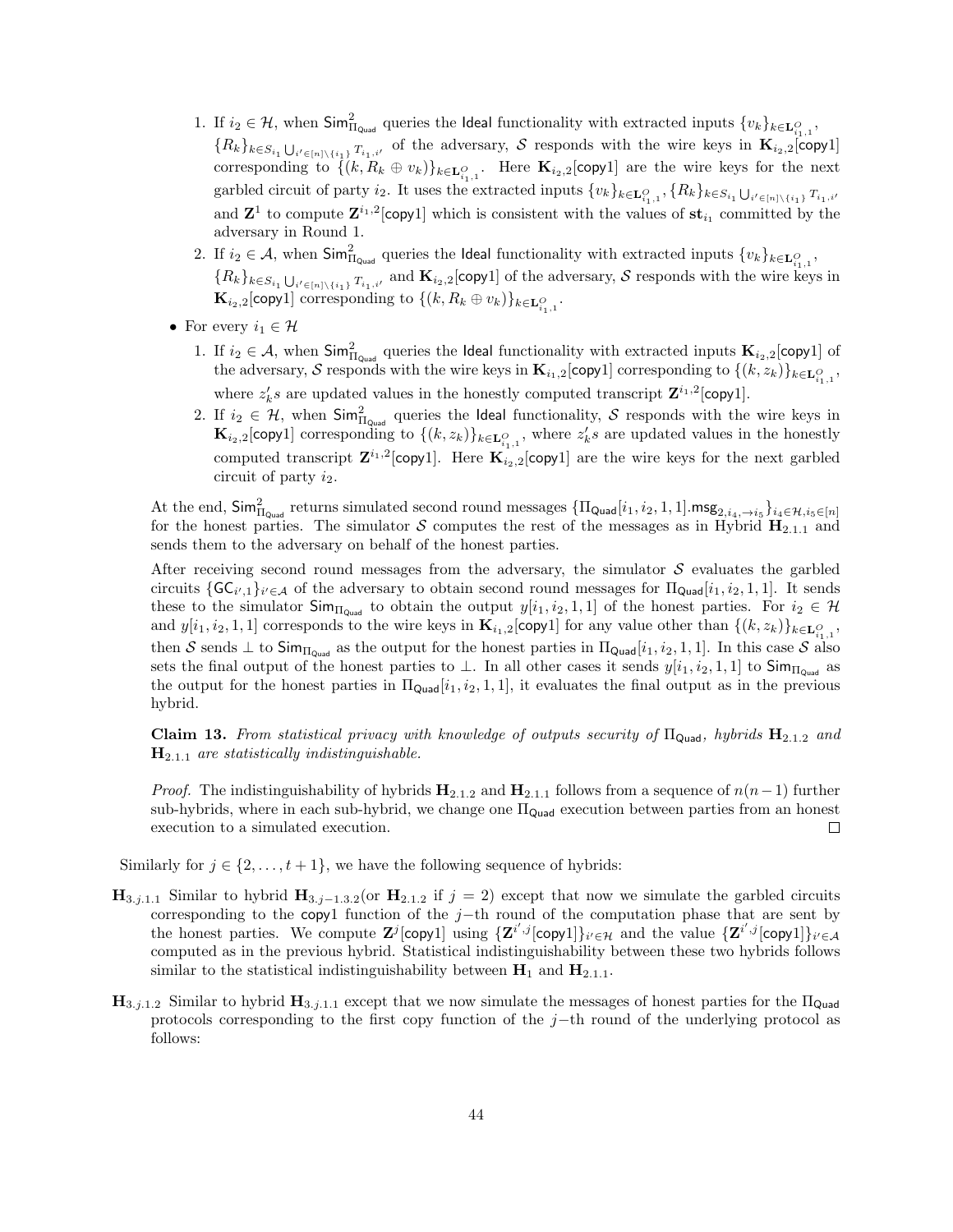1. If $i_2 \in \mathcal{H}$, when $\mathsf{Sim}^2_{\Pi_{\mathsf{Quad}}}$ queries the Ideal functionality with extracted inputs $\{v_k\}_{k\in \mathbf{L}^O_{i_1,1}}$, $\{R_k\}_{k\in S_{i_1} \bigcup_{i'\in[n]\setminus\{i_1\}} T_{i_1,i'}}$ of the adversary, $\mathcal{S}$ responds with the wire keys in $\mathbf{K}_{i_2,2}[\mathsf{copy1}]$ corresponding to $\{(k, R_k \oplus v_k)\}_{k\in \mathbf{L}^O_{i_1,1}}$. Here $\mathbf{K}_{i_2,2}[\mathsf{copy1}]$ are the wire keys for the next garbled circuit of party $i_2$. It uses the extracted inputs $\{v_k\}_{k\in \mathbf{L}^O_{i_1,1}}, \{R_k\}_{k\in S_{i_1} \bigcup_{i'\in[n]\setminus\{i_1\}} T_{i_1,i'}}$ and $\mathbf{Z}^1$ to compute $\mathbf{Z}^{i_1,2}[\mathsf{copy1}]$ which is consistent with the values of $\mathbf{st}_{i_1}$ committed by the adversary in Round 1.
2. If $i_2 \in \mathcal{A}$, when $\mathsf{Sim}^2_{\Pi_{\mathsf{Quad}}}$ queries the Ideal functionality with extracted inputs $\{v_k\}_{k\in \mathbf{L}^O_{i_1,1}}$, $\{R_k\}_{k\in S_{i_1} \bigcup_{i'\in[n]\setminus\{i_1\}} T_{i_1,i'}}$ and $\mathbf{K}_{i_2,2}[\mathsf{copy1}]$ of the adversary, $\mathcal{S}$ responds with the wire keys in $\mathbf{K}_{i_2,2}[\mathsf{copy1}]$ corresponding to $\{(k, R_k \oplus v_k)\}_{k\in \mathbf{L}^O_{i_1,1}}$.

- For every $i_1 \in \mathcal{H}$
  1. If $i_2 \in \mathcal{A}$, when $\mathsf{Sim}^2_{\Pi_{\mathsf{Quad}}}$ queries the Ideal functionality with extracted inputs $\mathbf{K}_{i_2,2}[\mathsf{copy1}]$ of the adversary, $\mathcal{S}$ responds with the wire keys in $\mathbf{K}_{i_1,2}[\mathsf{copy1}]$ corresponding to $\{(k, z_k)\}_{k\in \mathbf{L}^O_{i_1,1}}$, where $z_k's$ are updated values in the honestly computed transcript $\mathbf{Z}^{i_1,2}[\mathsf{copy1}]$.
  2. If $i_2 \in \mathcal{H}$, when $\mathsf{Sim}^2_{\Pi_{\mathsf{Quad}}}$ queries the Ideal functionality, $\mathcal{S}$ responds with the wire keys in $\mathbf{K}_{i_2,2}[\mathsf{copy1}]$ corresponding to $\{(k, z_k)\}_{k\in \mathbf{L}^O_{i_1,1}}$, where $z_k's$ are updated values in the honestly computed transcript $\mathbf{Z}^{i_1,2}[\mathsf{copy1}]$. Here $\mathbf{K}_{i_2,2}[\mathsf{copy1}]$ are the wire keys for the next garbled circuit of party $i_2$.

At the end, $\mathsf{Sim}^2_{\Pi_{\mathsf{Quad}}}$ returns simulated second round messages $\{\Pi_{\mathsf{Quad}}[i_1, i_2, 1, 1].\mathsf{msg}_{2,i_4,\to i_5}\}_{i_4\in\mathcal{H}, i_5\in[n]}$ for the honest parties. The simulator $\mathcal{S}$ computes the rest of the messages as in Hybrid $\mathbf{H}_{2.1.1}$ and sends them to the adversary on behalf of the honest parties.

After receiving second round messages from the adversary, the simulator $\mathcal{S}$ evaluates the garbled circuits $\{\mathsf{GC}_{i',1}\}_{i'\in\mathcal{A}}$ of the adversary to obtain second round messages for $\Pi_{\mathsf{Quad}}[i_1, i_2, 1, 1]$. It sends these to the simulator $\mathsf{Sim}_{\Pi_{\mathsf{Quad}}}$ to obtain the output $y[i_1, i_2, 1, 1]$ of the honest parties. For $i_2 \in \mathcal{H}$ and $y[i_1, i_2, 1, 1]$ corresponds to the wire keys in $\mathbf{K}_{i_1,2}[\mathsf{copy1}]$ for any value other than $\{(k, z_k)\}_{k\in \mathbf{L}^O_{i_1,1}}$, then $\mathcal{S}$ sends $\perp$ to $\mathsf{Sim}_{\Pi_{\mathsf{Quad}}}$ as the output for the honest parties in $\Pi_{\mathsf{Quad}}[i_1, i_2, 1, 1]$. In this case $\mathcal{S}$ also sets the final output of the honest parties to $\perp$. In all other cases it sends $y[i_1, i_2, 1, 1]$ to $\mathsf{Sim}_{\Pi_{\mathsf{Quad}}}$ as the output for the honest parties in $\Pi_{\mathsf{Quad}}[i_1, i_2, 1, 1]$, it evaluates the final output as in the previous hybrid.

**Claim 13.** *From statistical privacy with knowledge of outputs security of* $\Pi_{\mathsf{Quad}}$*, hybrids* $\mathbf{H}_{2.1.2}$ *and* $\mathbf{H}_{2.1.1}$ *are statistically indistinguishable.*

*Proof.* The indistinguishability of hybrids $\mathbf{H}_{2.1.2}$ and $\mathbf{H}_{2.1.1}$ follows from a sequence of $n(n-1)$ further sub-hybrids, where in each sub-hybrid, we change one $\Pi_{\mathsf{Quad}}$ execution between parties from an honest execution to a simulated execution. ◻

Similarly for $j \in \{2, \ldots, t+1\}$, we have the following sequence of hybrids:

**$\mathbf{H}_{3.j.1.1}$** Similar to hybrid $\mathbf{H}_{3.j-1.3.2}$(or $\mathbf{H}_{2.1.2}$ if $j = 2$) except that now we simulate the garbled circuits corresponding to the copy1 function of the $j-$th round of the computation phase that are sent by the honest parties. We compute $\mathbf{Z}^j[\mathsf{copy1}]$ using $\{\mathbf{Z}^{i',j}[\mathsf{copy1}]\}_{i'\in\mathcal{H}}$ and the value $\{\mathbf{Z}^{i',j}[\mathsf{copy1}]\}_{i'\in\mathcal{A}}$ computed as in the previous hybrid. Statistical indistinguishability between these two hybrids follows similar to the statistical indistinguishability between $\mathbf{H}_1$ and $\mathbf{H}_{2.1.1}$.

**$\mathbf{H}_{3.j.1.2}$** Similar to hybrid $\mathbf{H}_{3.j.1.1}$ except that we now simulate the messages of honest parties for the $\Pi_{\mathsf{Quad}}$ protocols corresponding to the first copy function of the $j-$th round of the underlying protocol as follows: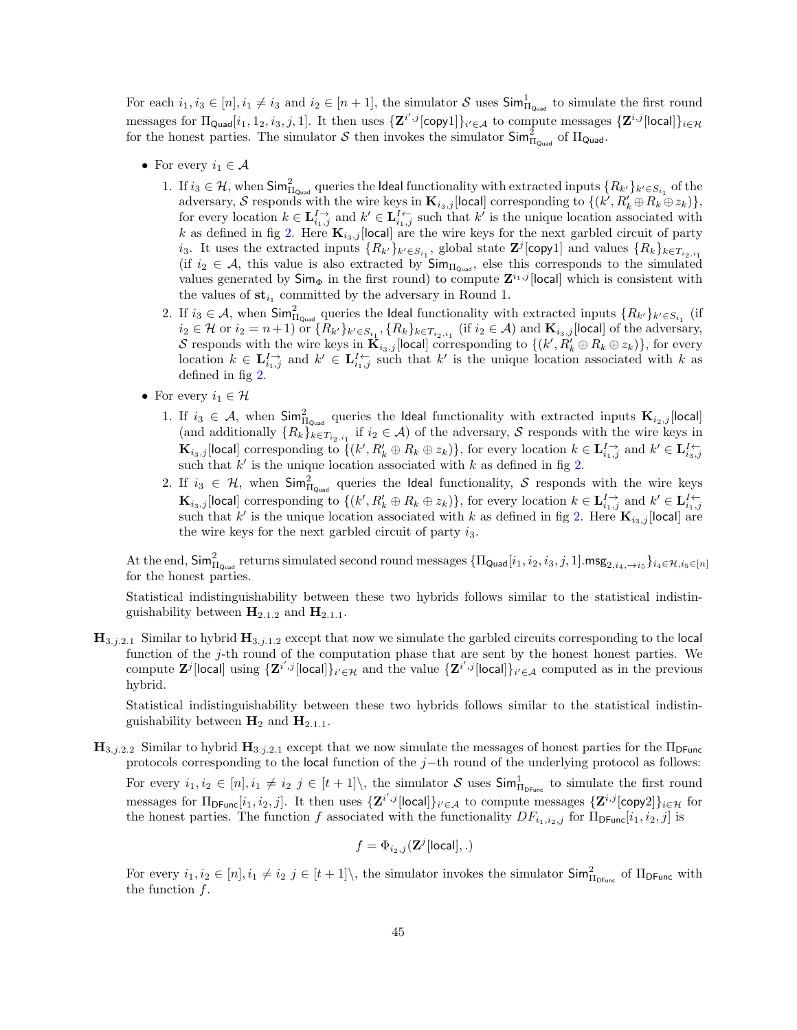For each $i_1, i_3 \in [n], i_1 \neq i_3$ and $i_2 \in [n+1]$, the simulator $\mathcal{S}$ uses $\mathsf{Sim}^1_{\Pi_{\mathsf{Quad}}}$ to simulate the first round messages for $\Pi_{\mathsf{Quad}}[i, 1_2, i_3, j, 1]$. It then uses $\{\mathbf{Z}^{i',j}[\mathsf{copy1}]\}_{i' \in \mathcal{A}}$ to compute messages $\{\mathbf{Z}^{i,j}[\mathsf{local}]\}_{i \in \mathcal{H}}$ for the honest parties. The simulator $\mathcal{S}$ then invokes the simulator $\mathsf{Sim}^2_{\Pi_{\mathsf{Quad}}}$ of $\Pi_{\mathsf{Quad}}$.

- For every $i_1 \in \mathcal{A}$
  1. If $i_3 \in \mathcal{H}$, when $\mathsf{Sim}^2_{\Pi_{\mathsf{Quad}}}$ queries the $\mathsf{Ideal}$ functionality with extracted inputs $\{R_{k'}\}_{k' \in S_{i_1}}$ of the adversary, $\mathcal{S}$ responds with the wire keys in $\mathbf{K}_{i_3,j}[\mathsf{local}]$ corresponding to $\{(k', R'_k \oplus R_k \oplus z_k)\}$, for every location $k \in \mathbf{L}^{I\rightarrow}_{i_1,j}$ and $k' \in \mathbf{L}^{I\leftarrow}_{i_1,j}$ such that $k'$ is the unique location associated with $k$ as defined in fig 2. Here $\mathbf{K}_{i_3,j}[\mathsf{local}]$ are the wire keys for the next garbled circuit of party $i_3$. It uses the extracted inputs $\{R_{k'}\}_{k' \in S_{i_1}}$, global state $\mathbf{Z}^j[\mathsf{copy1}]$ and values $\{R_k\}_{k \in T_{i_2,i_1}}$ (if $i_2 \in \mathcal{A}$, this value is also extracted by $\mathsf{Sim}_{\Pi_{\mathsf{Quad}}}$, else this corresponds to the simulated values generated by $\mathsf{Sim}_\Phi$ in the first round) to compute $\mathbf{Z}^{i_1,j}[\mathsf{local}]$ which is consistent with the values of $\mathbf{st}_{i_1}$ committed by the adversary in Round 1.
  2. If $i_3 \in \mathcal{A}$, when $\mathsf{Sim}^2_{\Pi_{\mathsf{Quad}}}$ queries the $\mathsf{Ideal}$ functionality with extracted inputs $\{R_{k'}\}_{k' \in S_{i_1}}$ (if $i_2 \in \mathcal{H}$ or $i_2 = n+1$) or $\{R_{k'}\}_{k' \in S_{i_1}}, \{R_k\}_{k \in T_{i_2,i_1}}$ (if $i_2 \in \mathcal{A}$) and $\mathbf{K}_{i_3,j}[\mathsf{local}]$ of the adversary, $\mathcal{S}$ responds with the wire keys in $\mathbf{K}_{i_3,j}[\mathsf{local}]$ corresponding to $\{(k', R'_k \oplus R_k \oplus z_k)\}$, for every location $k \in \mathbf{L}^{I\rightarrow}_{i_1,j}$ and $k' \in \mathbf{L}^{I\leftarrow}_{i_1,j}$ such that $k'$ is the unique location associated with $k$ as defined in fig 2.
- For every $i_1 \in \mathcal{H}$
  1. If $i_3 \in \mathcal{A}$, when $\mathsf{Sim}^2_{\Pi_{\mathsf{Quad}}}$ queries the $\mathsf{Ideal}$ functionality with extracted inputs $\mathbf{K}_{i_2,j}[\mathsf{local}]$ (and additionally $\{R_k\}_{k \in T_{i_2,i_1}}$ if $i_2 \in \mathcal{A}$) of the adversary, $\mathcal{S}$ responds with the wire keys in $\mathbf{K}_{i_3,j}[\mathsf{local}]$ corresponding to $\{(k', R'_k \oplus R_k \oplus z_k)\}$, for every location $k \in \mathbf{L}^{I\rightarrow}_{i_1,j}$ and $k' \in \mathbf{L}^{I\leftarrow}_{i_3,j}$ such that $k'$ is the unique location associated with $k$ as defined in fig 2.
  2. If $i_3 \in \mathcal{H}$, when $\mathsf{Sim}^2_{\Pi_{\mathsf{Quad}}}$ queries the $\mathsf{Ideal}$ functionality, $\mathcal{S}$ responds with the wire keys $\mathbf{K}_{i_3,j}[\mathsf{local}]$ corresponding to $\{(k', R'_k \oplus R_k \oplus z_k)\}$, for every location $k \in \mathbf{L}^{I\rightarrow}_{i_1,j}$ and $k' \in \mathbf{L}^{I\leftarrow}_{i,j}$ such that $k'$ is the unique location associated with $k$ as defined in fig 2. Here $\mathbf{K}_{i_3,j}[\mathsf{local}]$ are the wire keys for the next garbled circuit of party $i_3$.

At the end, $\mathsf{Sim}^2_{\Pi_{\mathsf{Quad}}}$ returns simulated second round messages $\{\Pi_{\mathsf{Quad}}[i_1, i_2, i_3, j, 1].\mathsf{msg}_{2,i_4,\rightarrow i_5}\}_{i_4 \in \mathcal{H}, i_5 \in [n]}$ for the honest parties.

Statistical indistinguishability between these two hybrids follows similar to the statistical indistinguishability between $\mathbf{H}_{2.1.2}$ and $\mathbf{H}_{2.1.1}$.

$\mathbf{H}_{3.j.2.1}$ Similar to hybrid $\mathbf{H}_{3.j.1.2}$ except that now we simulate the garbled circuits corresponding to the $\mathsf{local}$ function of the $j$-th round of the computation phase that are sent by the honest honest parties. We compute $\mathbf{Z}^j[\mathsf{local}]$ using $\{\mathbf{Z}^{i',j}[\mathsf{local}]\}_{i' \in \mathcal{H}}$ and the value $\{\mathbf{Z}^{i',j}[\mathsf{local}]\}_{i' \in \mathcal{A}}$ computed as in the previous hybrid.

Statistical indistinguishability between these two hybrids follows similar to the statistical indistinguishability between $\mathbf{H}_2$ and $\mathbf{H}_{2.1.1}$.

$\mathbf{H}_{3.j.2.2}$ Similar to hybrid $\mathbf{H}_{3.j.2.1}$ except that we now simulate the messages of honest parties for the $\Pi_{\mathsf{DFunc}}$ protocols corresponding to the $\mathsf{local}$ function of the $j-$th round of the underlying protocol as follows:

For every $i_1, i_2 \in [n], i_1 \neq i_2$ $j \in [t+1] \backslash$, the simulator $\mathcal{S}$ uses $\mathsf{Sim}^1_{\Pi_{\mathsf{DFunc}}}$ to simulate the first round messages for $\Pi_{\mathsf{DFunc}}[i_1, i_2, j]$. It then uses $\{\mathbf{Z}^{i',j}[\mathsf{local}]\}_{i' \in \mathcal{A}}$ to compute messages $\{\mathbf{Z}^{i,j}[\mathsf{copy2}]\}_{i \in \mathcal{H}}$ for the honest parties. The function $f$ associated with the functionality $DF_{i_1,i_2,j}$ for $\Pi_{\mathsf{DFunc}}[i_1, i_2, j]$ is

$$f = \Phi_{i_2,j}(\mathbf{Z}^j[\mathsf{local}], .)$$

For every $i_1, i_2 \in [n], i_1 \neq i_2$ $j \in [t+1] \backslash$, the simulator invokes the simulator $\mathsf{Sim}^2_{\Pi_{\mathsf{DFunc}}}$ of $\Pi_{\mathsf{DFunc}}$ with the function $f$.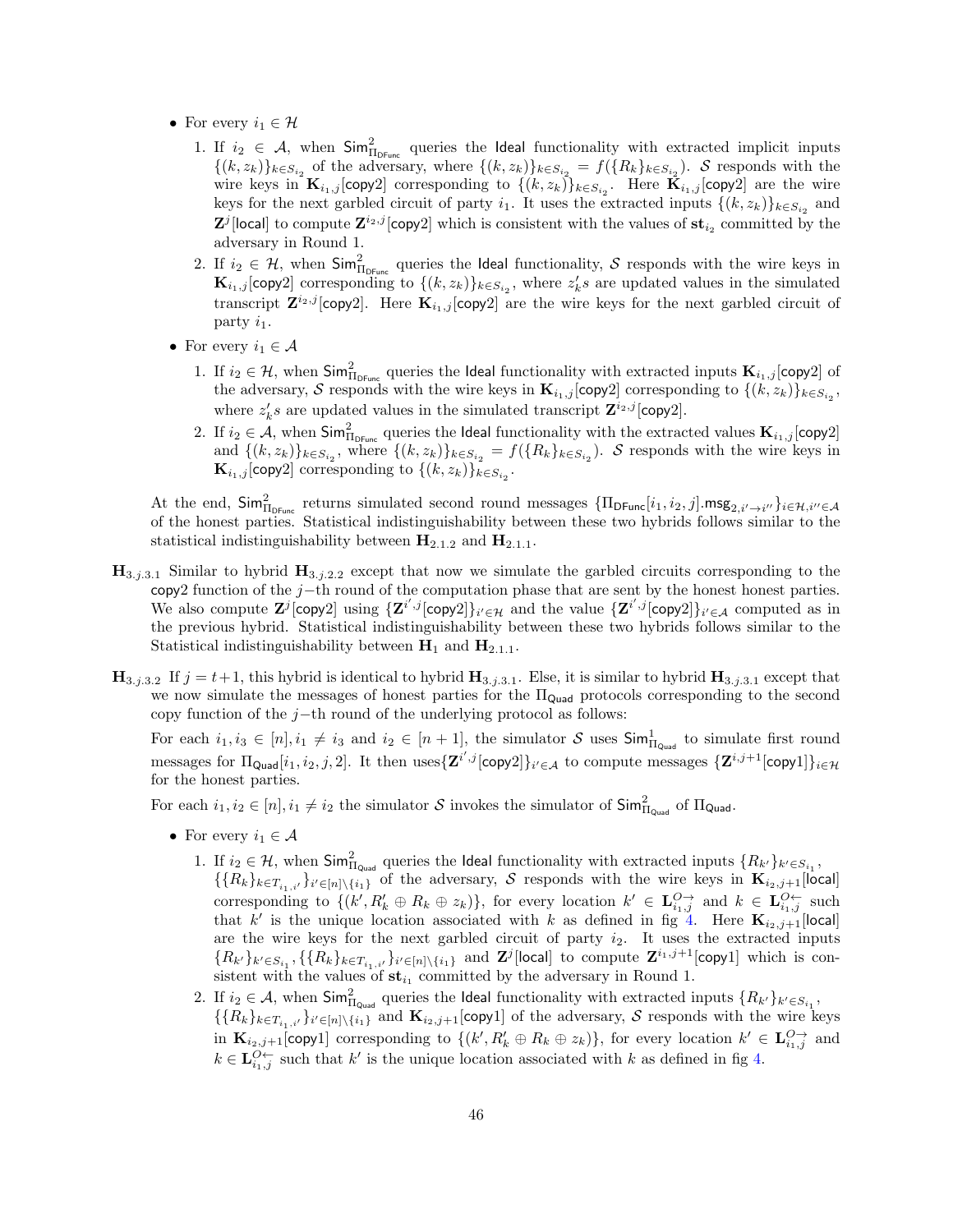- For every $i_1 \in \mathcal{H}$

  1. If $i_2 \in \mathcal{A}$, when $\mathsf{Sim}^2_{\Pi_{\mathsf{DFunc}}}$ queries the $\mathsf{Ideal}$ functionality with extracted implicit inputs $\{(k, z_k)\}_{k \in S_{i_2}}$ of the adversary, where $\{(k, z_k)\}_{k \in S_{i_2}} = f(\{R_k\}_{k \in S_{i_2}})$. $\mathcal{S}$ responds with the wire keys in $\mathbf{K}_{i_1,j}[\mathsf{copy2}]$ corresponding to $\{(k, z_k)\}_{k \in S_{i_2}}$. Here $\mathbf{K}_{i_1,j}[\mathsf{copy2}]$ are the wire keys for the next garbled circuit of party $i_1$. It uses the extracted inputs $\{(k, z_k)\}_{k \in S_{i_2}}$ and $\mathbf{Z}^j[\mathsf{local}]$ to compute $\mathbf{Z}^{i_2,j}[\mathsf{copy2}]$ which is consistent with the values of $\mathbf{st}_{i_2}$ committed by the adversary in Round 1.
  2. If $i_2 \in \mathcal{H}$, when $\mathsf{Sim}^2_{\Pi_{\mathsf{DFunc}}}$ queries the $\mathsf{Ideal}$ functionality, $\mathcal{S}$ responds with the wire keys in $\mathbf{K}_{i_1,j}[\mathsf{copy2}]$ corresponding to $\{(k, z_k)\}_{k \in S_{i_2}}$, where $z'_k s$ are updated values in the simulated transcript $\mathbf{Z}^{i_2,j}[\mathsf{copy2}]$. Here $\mathbf{K}_{i_1,j}[\mathsf{copy2}]$ are the wire keys for the next garbled circuit of party $i_1$.

- For every $i_1 \in \mathcal{A}$

  1. If $i_2 \in \mathcal{H}$, when $\mathsf{Sim}^2_{\Pi_{\mathsf{DFunc}}}$ queries the $\mathsf{Ideal}$ functionality with extracted inputs $\mathbf{K}_{i_1,j}[\mathsf{copy2}]$ of the adversary, $\mathcal{S}$ responds with the wire keys in $\mathbf{K}_{i_1,j}[\mathsf{copy2}]$ corresponding to $\{(k, z_k)\}_{k \in S_{i_2}}$, where $z'_k s$ are updated values in the simulated transcript $\mathbf{Z}^{i_2,j}[\mathsf{copy2}]$.
  2. If $i_2 \in \mathcal{A}$, when $\mathsf{Sim}^2_{\Pi_{\mathsf{DFunc}}}$ queries the $\mathsf{Ideal}$ functionality with the extracted values $\mathbf{K}_{i_1,j}[\mathsf{copy2}]$ and $\{(k, z_k)\}_{k \in S_{i_2}}$, where $\{(k, z_k)\}_{k \in S_{i_2}} = f(\{R_k\}_{k \in S_{i_2}})$. $\mathcal{S}$ responds with the wire keys in $\mathbf{K}_{i_1,j}[\mathsf{copy2}]$ corresponding to $\{(k, z_k)\}_{k \in S_{i_2}}$.

At the end, $\mathsf{Sim}^2_{\Pi_{\mathsf{DFunc}}}$ returns simulated second round messages $\{\Pi_{\mathsf{DFunc}}[i_1, i_2, j].\mathsf{msg}_{2,i' \to i''}\}_{i \in \mathcal{H}, i'' \in \mathcal{A}}$ of the honest parties. Statistical indistinguishability between these two hybrids follows similar to the statistical indistinguishability between $\mathbf{H}_{2.1.2}$ and $\mathbf{H}_{2.1.1}$.

$\mathbf{H}_{3.j.3.1}$ Similar to hybrid $\mathbf{H}_{3.j.2.2}$ except that now we simulate the garbled circuits corresponding to the copy2 function of the $j$−th round of the computation phase that are sent by the honest honest parties. We also compute $\mathbf{Z}^j[\mathsf{copy2}]$ using $\{\mathbf{Z}^{i',j}[\mathsf{copy2}]\}_{i' \in \mathcal{H}}$ and the value $\{\mathbf{Z}^{i',j}[\mathsf{copy2}]\}_{i' \in \mathcal{A}}$ computed as in the previous hybrid. Statistical indistinguishability between these two hybrids follows similar to the Statistical indistinguishability between $\mathbf{H}_1$ and $\mathbf{H}_{2.1.1}$.

$\mathbf{H}_{3.j.3.2}$ If $j = t+1$, this hybrid is identical to hybrid $\mathbf{H}_{3.j.3.1}$. Else, it is similar to hybrid $\mathbf{H}_{3.j.3.1}$ except that we now simulate the messages of honest parties for the $\Pi_{\mathsf{Quad}}$ protocols corresponding to the second copy function of the $j$−th round of the underlying protocol as follows:

For each $i_1, i_3 \in [n], i_1 \neq i_3$ and $i_2 \in [n+1]$, the simulator $\mathcal{S}$ uses $\mathsf{Sim}^1_{\Pi_{\mathsf{Quad}}}$ to simulate first round messages for $\Pi_{\mathsf{Quad}}[i_1, i_2, j, 2]$. It then uses$\{\mathbf{Z}^{i',j}[\mathsf{copy2}]\}_{i' \in \mathcal{A}}$ to compute messages $\{\mathbf{Z}^{i,j+1}[\mathsf{copy1}]\}_{i \in \mathcal{H}}$ for the honest parties.

For each $i_1, i_2 \in [n], i_1 \neq i_2$ the simulator $\mathcal{S}$ invokes the simulator of $\mathsf{Sim}^2_{\Pi_{\mathsf{Quad}}}$ of $\Pi_{\mathsf{Quad}}$.

- For every $i_1 \in \mathcal{A}$

  1. If $i_2 \in \mathcal{H}$, when $\mathsf{Sim}^2_{\Pi_{\mathsf{Quad}}}$ queries the $\mathsf{Ideal}$ functionality with extracted inputs $\{R_{k'}\}_{k' \in S_{i_1}}$, $\{\{R_k\}_{k \in T_{i_1,i'}}\}_{i' \in [n] \setminus \{i_1\}}$ of the adversary, $\mathcal{S}$ responds with the wire keys in $\mathbf{K}_{i_2,j+1}[\mathsf{local}]$ corresponding to $\{(k', R'_k \oplus R_k \oplus z_k)\}$, for every location $k' \in \mathbf{L}^{O \rightarrow}_{i_1,j}$ and $k \in \mathbf{L}^{O \leftarrow}_{i_1,j}$ such that $k'$ is the unique location associated with $k$ as defined in fig 4. Here $\mathbf{K}_{i_2,j+1}[\mathsf{local}]$ are the wire keys for the next garbled circuit of party $i_2$. It uses the extracted inputs $\{R_{k'}\}_{k' \in S_{i_1}}$, $\{\{R_k\}_{k \in T_{i_1,i'}}\}_{i' \in [n] \setminus \{i_1\}}$ and $\mathbf{Z}^j[\mathsf{local}]$ to compute $\mathbf{Z}^{i_1,j+1}[\mathsf{copy1}]$ which is consistent with the values of $\mathbf{st}_{i_1}$ committed by the adversary in Round 1.
  2. If $i_2 \in \mathcal{A}$, when $\mathsf{Sim}^2_{\Pi_{\mathsf{Quad}}}$ queries the $\mathsf{Ideal}$ functionality with extracted inputs $\{R_{k'}\}_{k' \in S_{i_1}}$, $\{\{R_k\}_{k \in T_{i_1,i'}}\}_{i' \in [n] \setminus \{i_1\}}$ and $\mathbf{K}_{i_2,j+1}[\mathsf{copy1}]$ of the adversary, $\mathcal{S}$ responds with the wire keys in $\mathbf{K}_{i_2,j+1}[\mathsf{copy1}]$ corresponding to $\{(k', R'_k \oplus R_k \oplus z_k)\}$, for every location $k' \in \mathbf{L}^{O \rightarrow}_{i_1,j}$ and $k \in \mathbf{L}^{O \leftarrow}_{i_1,j}$ such that $k'$ is the unique location associated with $k$ as defined in fig 4.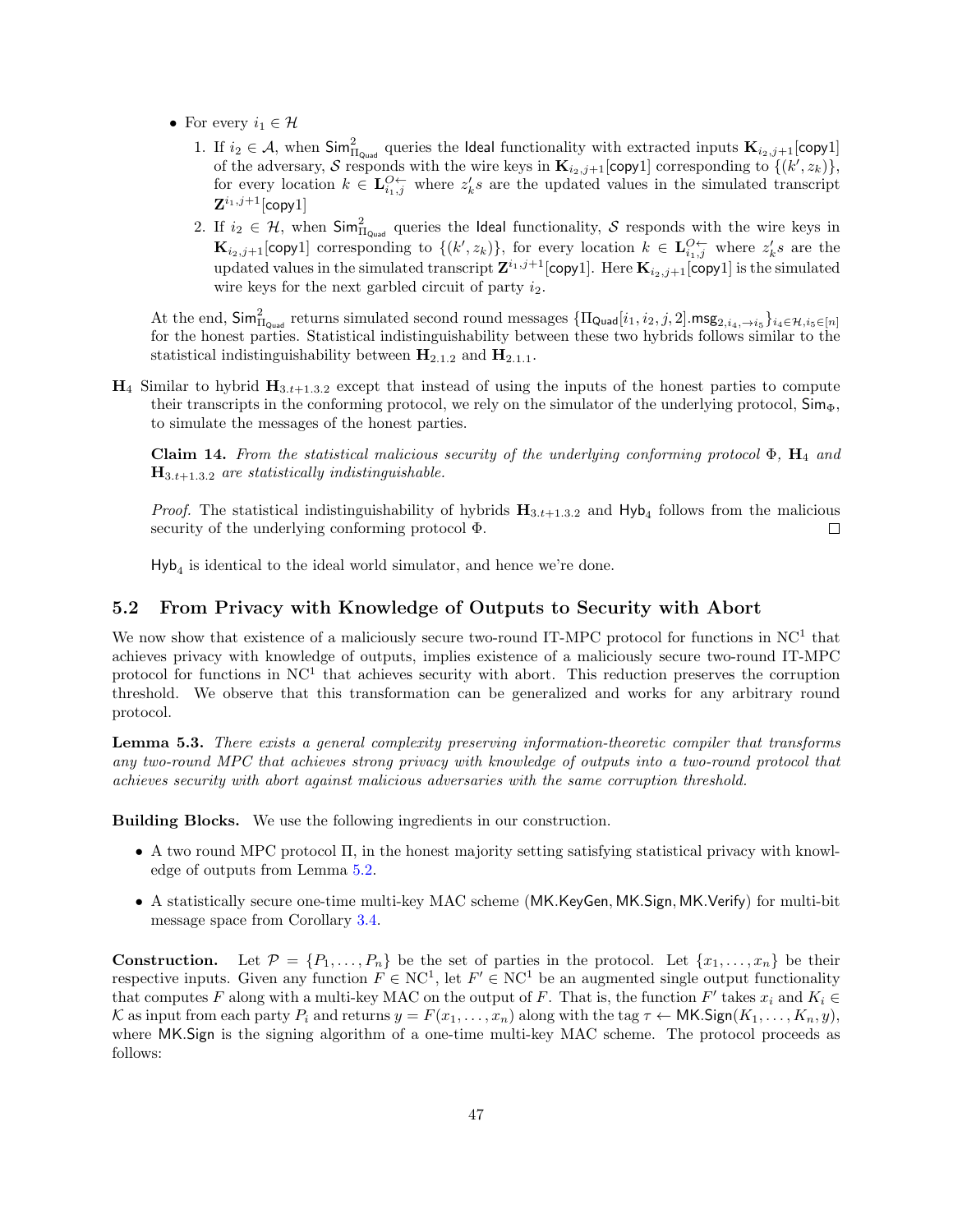- For every $i_1 \in \mathcal{H}$
  1. If $i_2 \in \mathcal{A}$, when $\mathsf{Sim}^2_{\Pi_{\mathsf{Quad}}}$ queries the $\mathsf{Ideal}$ functionality with extracted inputs $\mathbf{K}_{i_2,j+1}[\mathsf{copy}1]$ of the adversary, $\mathcal{S}$ responds with the wire keys in $\mathbf{K}_{i_2,j+1}[\mathsf{copy}1]$ corresponding to $\{(k', z_k)\}$, for every location $k \in \mathbf{L}^{O\leftarrow}_{i_1,j}$ where $z'_k s$ are the updated values in the simulated transcript $\mathbf{Z}^{i_1,j+1}[\mathsf{copy}1]$
  2. If $i_2 \in \mathcal{H}$, when $\mathsf{Sim}^2_{\Pi_{\mathsf{Quad}}}$ queries the $\mathsf{Ideal}$ functionality, $\mathcal{S}$ responds with the wire keys in $\mathbf{K}_{i_2,j+1}[\mathsf{copy}1]$ corresponding to $\{(k', z_k)\}$, for every location $k \in \mathbf{L}^{O\leftarrow}_{i_1,j}$ where $z'_k s$ are the updated values in the simulated transcript $\mathbf{Z}^{i_1,j+1}[\mathsf{copy}1]$. Here $\mathbf{K}_{i_2,j+1}[\mathsf{copy}1]$ is the simulated wire keys for the next garbled circuit of party $i_2$.

At the end, $\mathsf{Sim}^2_{\Pi_{\mathsf{Quad}}}$ returns simulated second round messages $\{\Pi_{\mathsf{Quad}}[i_1, i_2, j, 2].\mathsf{msg}_{2,i_4,\to i_5}\}_{i_4\in\mathcal{H}, i_5\in[n]}$ for the honest parties. Statistical indistinguishability between these two hybrids follows similar to the statistical indistinguishability between $\mathbf{H}_{2.1.2}$ and $\mathbf{H}_{2.1.1}$.

$\mathbf{H}_4$ Similar to hybrid $\mathbf{H}_{3.t+1.3.2}$ except that instead of using the inputs of the honest parties to compute their transcripts in the conforming protocol, we rely on the simulator of the underlying protocol, $\mathsf{Sim}_\Phi$, to simulate the messages of the honest parties.

**Claim 14.** *From the statistical malicious security of the underlying conforming protocol $\Phi$, $\mathbf{H}_4$ and $\mathbf{H}_{3.t+1.3.2}$ are statistically indistinguishable.*

*Proof.* The statistical indistinguishability of hybrids $\mathbf{H}_{3.t+1.3.2}$ and $\mathsf{Hyb}_4$ follows from the malicious security of the underlying conforming protocol $\Phi$. □

$\mathsf{Hyb}_4$ is identical to the ideal world simulator, and hence we're done.

## 5.2 From Privacy with Knowledge of Outputs to Security with Abort

We now show that existence of a maliciously secure two-round IT-MPC protocol for functions in NC$^1$ that achieves privacy with knowledge of outputs, implies existence of a maliciously secure two-round IT-MPC protocol for functions in NC$^1$ that achieves security with abort. This reduction preserves the corruption threshold. We observe that this transformation can be generalized and works for any arbitrary round protocol.

**Lemma 5.3.** *There exists a general complexity preserving information-theoretic compiler that transforms any two-round MPC that achieves strong privacy with knowledge of outputs into a two-round protocol that achieves security with abort against malicious adversaries with the same corruption threshold.*

**Building Blocks.** We use the following ingredients in our construction.

- A two round MPC protocol $\Pi$, in the honest majority setting satisfying statistical privacy with knowledge of outputs from Lemma 5.2.
- A statistically secure one-time multi-key MAC scheme ($\mathsf{MK.KeyGen}, \mathsf{MK.Sign}, \mathsf{MK.Verify}$) for multi-bit message space from Corollary 3.4.

**Construction.** Let $\mathcal{P} = \{P_1, \dots, P_n\}$ be the set of parties in the protocol. Let $\{x_1, \dots, x_n\}$ be their respective inputs. Given any function $F \in$ NC$^1$, let $F' \in$ NC$^1$ be an augmented single output functionality that computes $F$ along with a multi-key MAC on the output of $F$. That is, the function $F'$ takes $x_i$ and $K_i \in \mathcal{K}$ as input from each party $P_i$ and returns $y = F(x_1, \dots, x_n)$ along with the tag $\tau \leftarrow \mathsf{MK.Sign}(K_1, \dots, K_n, y)$, where $\mathsf{MK.Sign}$ is the signing algorithm of a one-time multi-key MAC scheme. The protocol proceeds as follows: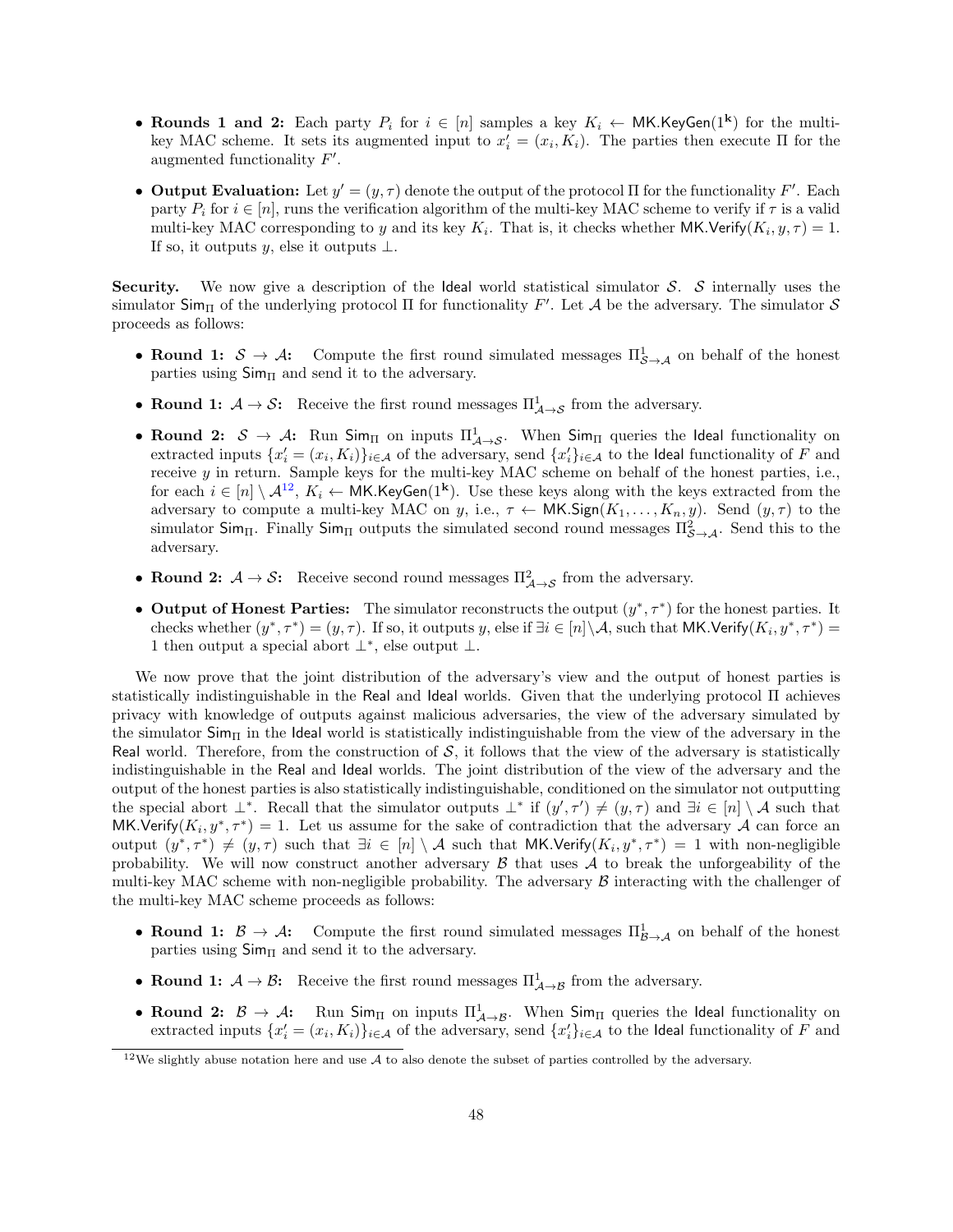- **Rounds 1 and 2:** Each party $P_i$ for $i \in [n]$ samples a key $K_i \leftarrow \mathsf{MK.KeyGen}(1^{\mathbf{k}})$ for the multi-key MAC scheme. It sets its augmented input to $x'_i = (x_i, K_i)$. The parties then execute $\Pi$ for the augmented functionality $F'$.
- **Output Evaluation:** Let $y' = (y, \tau)$ denote the output of the protocol $\Pi$ for the functionality $F'$. Each party $P_i$ for $i \in [n]$, runs the verification algorithm of the multi-key MAC scheme to verify if $\tau$ is a valid multi-key MAC corresponding to $y$ and its key $K_i$. That is, it checks whether $\mathsf{MK.Verify}(K_i, y, \tau) = 1$. If so, it outputs $y$, else it outputs $\perp$.

**Security.** We now give a description of the $\mathsf{Ideal}$ world statistical simulator $\mathcal{S}$. $\mathcal{S}$ internally uses the simulator $\mathsf{Sim}_\Pi$ of the underlying protocol $\Pi$ for functionality $F'$. Let $\mathcal{A}$ be the adversary. The simulator $\mathcal{S}$ proceeds as follows:

- **Round 1:** $\mathcal{S} \rightarrow \mathcal{A}$**:** Compute the first round simulated messages $\Pi^1_{\mathcal{S}\rightarrow\mathcal{A}}$ on behalf of the honest parties using $\mathsf{Sim}_\Pi$ and send it to the adversary.
- **Round 1:** $\mathcal{A} \rightarrow \mathcal{S}$**:** Receive the first round messages $\Pi^1_{\mathcal{A}\rightarrow\mathcal{S}}$ from the adversary.
- **Round 2:** $\mathcal{S} \rightarrow \mathcal{A}$**:** Run $\mathsf{Sim}_\Pi$ on inputs $\Pi^1_{\mathcal{A}\rightarrow\mathcal{S}}$. When $\mathsf{Sim}_\Pi$ queries the $\mathsf{Ideal}$ functionality on extracted inputs $\{x'_i = (x_i, K_i)\}_{i\in\mathcal{A}}$ of the adversary, send $\{x'_i\}_{i\in\mathcal{A}}$ to the $\mathsf{Ideal}$ functionality of $F$ and receive $y$ in return. Sample keys for the multi-key MAC scheme on behalf of the honest parties, i.e., for each $i \in [n] \setminus \mathcal{A}$[12], $K_i \leftarrow \mathsf{MK.KeyGen}(1^{\mathbf{k}})$. Use these keys along with the keys extracted from the adversary to compute a multi-key MAC on $y$, i.e., $\tau \leftarrow \mathsf{MK.Sign}(K_1, \ldots, K_n, y)$. Send $(y, \tau)$ to the simulator $\mathsf{Sim}_\Pi$. Finally $\mathsf{Sim}_\Pi$ outputs the simulated second round messages $\Pi^2_{\mathcal{S}\rightarrow\mathcal{A}}$. Send this to the adversary.
- **Round 2:** $\mathcal{A} \rightarrow \mathcal{S}$**:** Receive second round messages $\Pi^2_{\mathcal{A}\rightarrow\mathcal{S}}$ from the adversary.
- **Output of Honest Parties:** The simulator reconstructs the output $(y^*, \tau^*)$ for the honest parties. It checks whether $(y^*, \tau^*) = (y, \tau)$. If so, it outputs $y$, else if $\exists i \in [n]\setminus\mathcal{A}$, such that $\mathsf{MK.Verify}(K_i, y^*, \tau^*) = 1$ then output a special abort $\perp^*$, else output $\perp$.

We now prove that the joint distribution of the adversary's view and the output of honest parties is statistically indistinguishable in the $\mathsf{Real}$ and $\mathsf{Ideal}$ worlds. Given that the underlying protocol $\Pi$ achieves privacy with knowledge of outputs against malicious adversaries, the view of the adversary simulated by the simulator $\mathsf{Sim}_\Pi$ in the $\mathsf{Ideal}$ world is statistically indistinguishable from the view of the adversary in the $\mathsf{Real}$ world. Therefore, from the construction of $\mathcal{S}$, it follows that the view of the adversary is statistically indistinguishable in the $\mathsf{Real}$ and $\mathsf{Ideal}$ worlds. The joint distribution of the view of the adversary and the output of the honest parties is also statistically indistinguishable, conditioned on the simulator not outputting the special abort $\perp^*$. Recall that the simulator outputs $\perp^*$ if $(y', \tau') \neq (y, \tau)$ and $\exists i \in [n] \setminus \mathcal{A}$ such that $\mathsf{MK.Verify}(K_i, y^*, \tau^*) = 1$. Let us assume for the sake of contradiction that the adversary $\mathcal{A}$ can force an output $(y^*, \tau^*) \neq (y, \tau)$ such that $\exists i \in [n] \setminus \mathcal{A}$ such that $\mathsf{MK.Verify}(K_i, y^*, \tau^*) = 1$ with non-negligible probability. We will now construct another adversary $\mathcal{B}$ that uses $\mathcal{A}$ to break the unforgeability of the multi-key MAC scheme with non-negligible probability. The adversary $\mathcal{B}$ interacting with the challenger of the multi-key MAC scheme proceeds as follows:

- **Round 1:** $\mathcal{B} \rightarrow \mathcal{A}$**:** Compute the first round simulated messages $\Pi^1_{\mathcal{B}\rightarrow\mathcal{A}}$ on behalf of the honest parties using $\mathsf{Sim}_\Pi$ and send it to the adversary.
- **Round 1:** $\mathcal{A} \rightarrow \mathcal{B}$**:** Receive the first round messages $\Pi^1_{\mathcal{A}\rightarrow\mathcal{B}}$ from the adversary.
- **Round 2:** $\mathcal{B} \rightarrow \mathcal{A}$**:** Run $\mathsf{Sim}_\Pi$ on inputs $\Pi^1_{\mathcal{A}\rightarrow\mathcal{B}}$. When $\mathsf{Sim}_\Pi$ queries the $\mathsf{Ideal}$ functionality on extracted inputs $\{x'_i = (x_i, K_i)\}_{i\in\mathcal{A}}$ of the adversary, send $\{x'_i\}_{i\in\mathcal{A}}$ to the $\mathsf{Ideal}$ functionality of $F$ and

[12] We slightly abuse notation here and use $\mathcal{A}$ to also denote the subset of parties controlled by the adversary.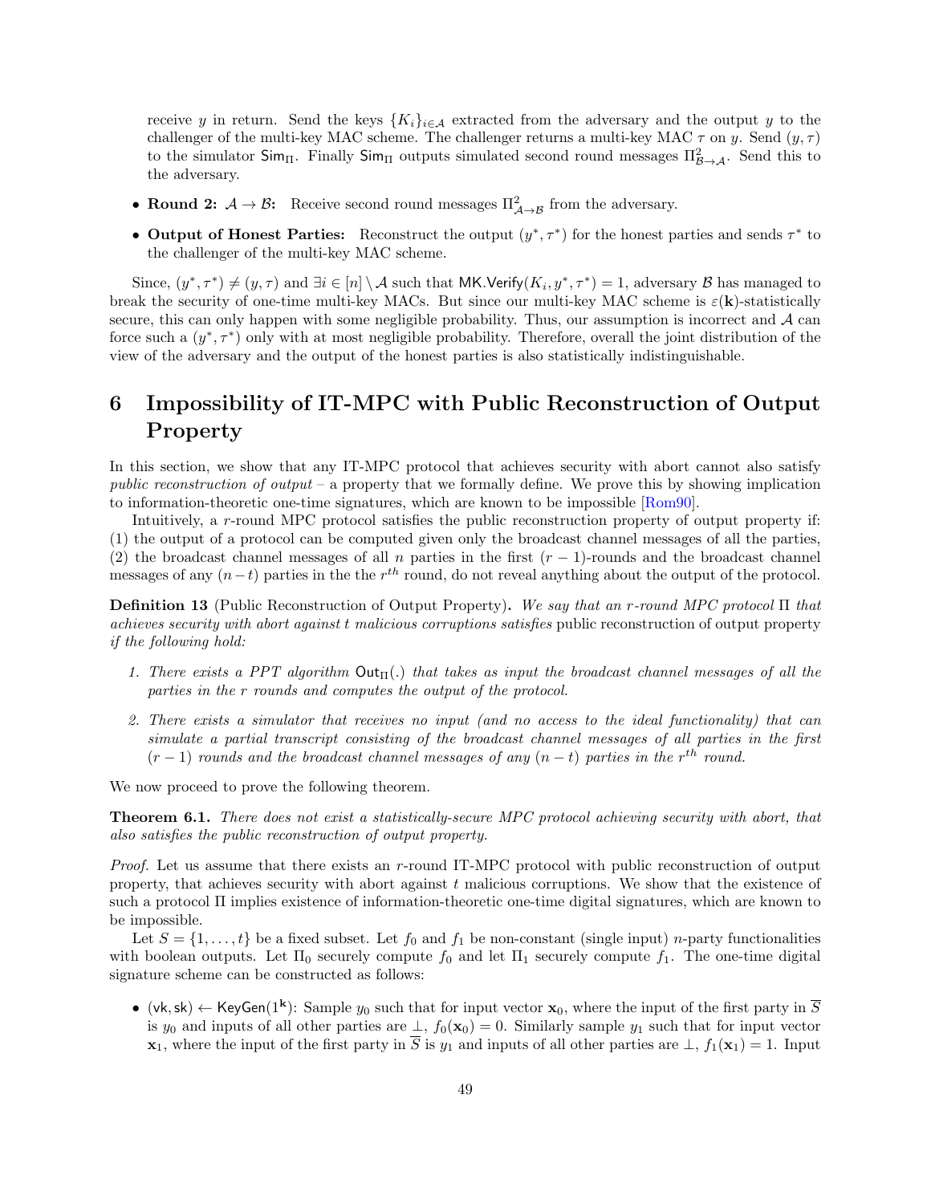receive $y$ in return. Send the keys $\{K_i\}_{i \in \mathcal{A}}$ extracted from the adversary and the output $y$ to the challenger of the multi-key MAC scheme. The challenger returns a multi-key MAC $\tau$ on $y$. Send $(y, \tau)$ to the simulator $\mathsf{Sim}_\Pi$. Finally $\mathsf{Sim}_\Pi$ outputs simulated second round messages $\Pi^2_{\mathcal{B} \to \mathcal{A}}$. Send this to the adversary.

- **Round 2: $\mathcal{A} \to \mathcal{B}$:** Receive second round messages $\Pi^2_{\mathcal{A} \to \mathcal{B}}$ from the adversary.
- **Output of Honest Parties:** Reconstruct the output $(y^*, \tau^*)$ for the honest parties and sends $\tau^*$ to the challenger of the multi-key MAC scheme.

Since, $(y^*, \tau^*) \neq (y, \tau)$ and $\exists i \in [n] \setminus \mathcal{A}$ such that $\mathsf{MK.Verify}(K_i, y^*, \tau^*) = 1$, adversary $\mathcal{B}$ has managed to break the security of one-time multi-key MACs. But since our multi-key MAC scheme is $\varepsilon(\mathbf{k})$-statistically secure, this can only happen with some negligible probability. Thus, our assumption is incorrect and $\mathcal{A}$ can force such a $(y^*, \tau^*)$ only with at most negligible probability. Therefore, overall the joint distribution of the view of the adversary and the output of the honest parties is also statistically indistinguishable.

# 6 Impossibility of IT-MPC with Public Reconstruction of Output Property

In this section, we show that any IT-MPC protocol that achieves security with abort cannot also satisfy *public reconstruction of output* – a property that we formally define. We prove this by showing implication to information-theoretic one-time signatures, which are known to be impossible [Rom90].

Intuitively, a $r$-round MPC protocol satisfies the public reconstruction of output property if: (1) the output of a protocol can be computed given only the broadcast channel messages of all the parties, (2) the broadcast channel messages of all $n$ parties in the first $(r-1)$-rounds and the broadcast channel messages of any $(n-t)$ parties in the $r^{th}$ round, do not reveal anything about the output of the protocol.

**Definition 13** (Public Reconstruction of Output Property)**.** *We say that an $r$-round MPC protocol $\Pi$ that achieves security with abort against $t$ malicious corruptions satisfies* public reconstruction of output property *if the following hold:*

1. *There exists a PPT algorithm $\mathsf{Out}_\Pi(.)$ that takes as input the broadcast channel messages of all the parties in the $r$ rounds and computes the output of the protocol.*
2. *There exists a simulator that receives no input (and no access to the ideal functionality) that can simulate a partial transcript consisting of the broadcast channel messages of all parties in the first $(r-1)$ rounds and the broadcast channel messages of any $(n-t)$ parties in the $r^{th}$ round.*

We now proceed to prove the following theorem.

**Theorem 6.1.** *There does not exist a statistically-secure MPC protocol achieving security with abort, that also satisfies the public reconstruction of output property.*

*Proof.* Let us assume that there exists an $r$-round IT-MPC protocol with public reconstruction of output property, that achieves security with abort against $t$ malicious corruptions. We show that the existence of such a protocol $\Pi$ implies existence of information-theoretic one-time digital signatures, which are known to be impossible.

Let $S = \{1, \ldots, t\}$ be a fixed subset. Let $f_0$ and $f_1$ be non-constant (single input) $n$-party functionalities with boolean outputs. Let $\Pi_0$ securely compute $f_0$ and let $\Pi_1$ securely compute $f_1$. The one-time digital signature scheme can be constructed as follows:

- $(\mathsf{vk}, \mathsf{sk}) \leftarrow \mathsf{KeyGen}(1^{\mathbf{k}})$: Sample $y_0$ such that for input vector $\mathbf{x}_0$, where the input of the first party in $\overline{S}$ is $y_0$ and inputs of all other parties are $\perp$, $f_0(\mathbf{x}_0) = 0$. Similarly sample $y_1$ such that for input vector $\mathbf{x}_1$, where the input of the first party in $\overline{S}$ is $y_1$ and inputs of all other parties are $\perp$, $f_1(\mathbf{x}_1) = 1$. Input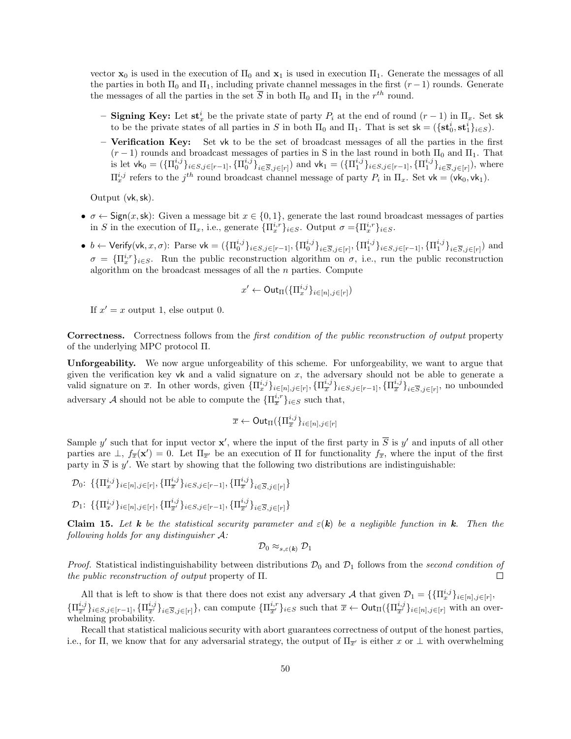vector $\mathbf{x}_0$ is used in the execution of $\Pi_0$ and $\mathbf{x}_1$ is used in execution $\Pi_1$. Generate the messages of all the parties in both $\Pi_0$ and $\Pi_1$, including private channel messages in the first $(r-1)$ rounds. Generate the messages of all the parties in the set $\overline{S}$ in both $\Pi_0$ and $\Pi_1$ in the $r^{th}$ round.

- **Signing Key:** Let $\mathbf{st}_x^i$ be the private state of party $P_i$ at the end of round $(r-1)$ in $\Pi_x$. Set $\mathsf{sk}$ to be the private states of all parties in $S$ in both $\Pi_0$ and $\Pi_1$. That is set $\mathsf{sk} = (\{\mathbf{st}_0^i, \mathbf{st}_1^i\}_{i \in S})$.
- **Verification Key:** Set $\mathsf{vk}$ to be the set of broadcast messages of all the parties in the first $(r-1)$ rounds and broadcast messages of parties in S in the last round in both $\Pi_0$ and $\Pi_1$. That is let $\mathsf{vk}_0 = (\{\Pi_0^{i,j}\}_{i\in S, j\in[r-1]}, \{\Pi_0^{i,j}\}_{i\in\overline{S}, j\in[r]})$ and $\mathsf{vk}_1 = (\{\Pi_1^{i,j}\}_{i\in S, j\in[r-1]}, \{\Pi_1^{i,j}\}_{i\in\overline{S}, j\in[r]})$, where $\Pi_x^{i,j}$ refers to the $j^{th}$ round broadcast channel message of party $P_i$ in $\Pi_x$. Set $\mathsf{vk} = (\mathsf{vk}_0, \mathsf{vk}_1)$.

Output $(\mathsf{vk}, \mathsf{sk})$.

- $\sigma \leftarrow \mathsf{Sign}(x, \mathsf{sk})$: Given a message bit $x \in \{0,1\}$, generate the last round broadcast messages of parties in $S$ in the execution of $\Pi_x$, i.e., generate $\{\Pi_x^{i,r}\}_{i\in S}$. Output $\sigma = \{\Pi_x^{i,r}\}_{i\in S}$.
- $b \leftarrow \mathsf{Verify}(\mathsf{vk}, x, \sigma)$: Parse $\mathsf{vk} = (\{\Pi_0^{i,j}\}_{i\in S, j\in[r-1]}, \{\Pi_0^{i,j}\}_{i\in\overline{S}, j\in[r]}, \{\Pi_1^{i,j}\}_{i\in S, j\in[r-1]}, \{\Pi_1^{i,j}\}_{i\in\overline{S}, j\in[r]})$ and $\sigma = \{\Pi_x^{i,r}\}_{i\in S}$. Run the public reconstruction algorithm on $\sigma$, i.e., run the public reconstruction algorithm on the broadcast messages of all the $n$ parties. Compute

$$x' \leftarrow \mathsf{Out}_\Pi(\{\Pi_x^{i,j}\}_{i\in[n], j\in[r]})$$

If $x' = x$ output 1, else output 0.

**Correctness.** Correctness follows from the *first condition of the public reconstruction of output* property of the underlying MPC protocol $\Pi$.

**Unforgeability.** We now argue unforgeability of this scheme. For unforgeability, we want to argue that given the verification key $\mathsf{vk}$ and a valid signature on $x$, the adversary should not be able to generate a valid signature on $\overline{x}$. In other words, given $\{\Pi_x^{i,j}\}_{i\in[n], j\in[r]}, \{\Pi_{\overline{x}}^{i,j}\}_{i\in S, j\in[r-1]}, \{\Pi_{\overline{x}}^{i,j}\}_{i\in\overline{S}, j\in[r]}$, no unbounded adversary $\mathcal{A}$ should not be able to compute the $\{\Pi_{\overline{x}}^{i,r}\}_{i\in S}$ such that,

$$\overline{x} \leftarrow \mathsf{Out}_\Pi(\{\Pi_{\overline{x}}^{i,j}\}_{i\in[n], j\in[r]}$$

Sample $y'$ such that for input vector $\mathbf{x}'$, where the input of the first party in $\overline{S}$ is $y'$ and inputs of all other parties are $\perp$, $f_{\overline{x}}(\mathbf{x}') = 0$. Let $\Pi_{\overline{x}'}$ be an execution of $\Pi$ for functionality $f_{\overline{x}}$, where the input of the first party in $\overline{S}$ is $y'$. We start by showing that the following two distributions are indistinguishable:

$\mathcal{D}_0$: $\{\{\Pi_x^{i,j}\}_{i\in[n], j\in[r]}, \{\Pi_{\overline{x}}^{i,j}\}_{i\in S, j\in[r-1]}, \{\Pi_{\overline{x}}^{i,j}\}_{i\in\overline{S}, j\in[r]}\}$

$\mathcal{D}_1$: $\{\{\Pi_x^{i,j}\}_{i\in[n], j\in[r]}, \{\Pi_{\overline{x}'}^{i,j}\}_{i\in S, j\in[r-1]}, \{\Pi_{\overline{x}'}^{i,j}\}_{i\in\overline{S}, j\in[r]}\}$

**Claim 15.** *Let $\boldsymbol{k}$ be the statistical security parameter and $\varepsilon(\boldsymbol{k})$ be a negligible function in $\boldsymbol{k}$. Then the following holds for any distinguisher $\mathcal{A}$:*

$$\mathcal{D}_0 \approx_{s,\varepsilon(\boldsymbol{k})} \mathcal{D}_1$$

*Proof.* Statistical indistinguishability between distributions $\mathcal{D}_0$ and $\mathcal{D}_1$ follows from the *second condition of the public reconstruction of output* property of $\Pi$. □

All that is left to show is that there does not exist any adversary $\mathcal{A}$ that given $\mathcal{D}_1 = \{\{\Pi_x^{i,j}\}_{i\in[n], j\in[r]}, \{\Pi_{\overline{x}'}^{i,j}\}_{i\in S, j\in[r-1]}, \{\Pi_{\overline{x}'}^{i,j}\}_{i\in\overline{S}, j\in[r]}\}$, can compute $\{\Pi_{\overline{x}'}^{i,r}\}_{i\in S}$ such that $\overline{x} \leftarrow \mathsf{Out}_\Pi(\{\Pi_{\overline{x}'}^{i,j}\}_{i\in[n], j\in[r]}$ with an overwhelming probability.

Recall that statistical malicious security with abort guarantees correctness of output of the honest parties, i.e., for $\Pi$, we know that for any adversarial strategy, the output of $\Pi_{\overline{x}'}$ is either $x$ or $\perp$ with overwhelming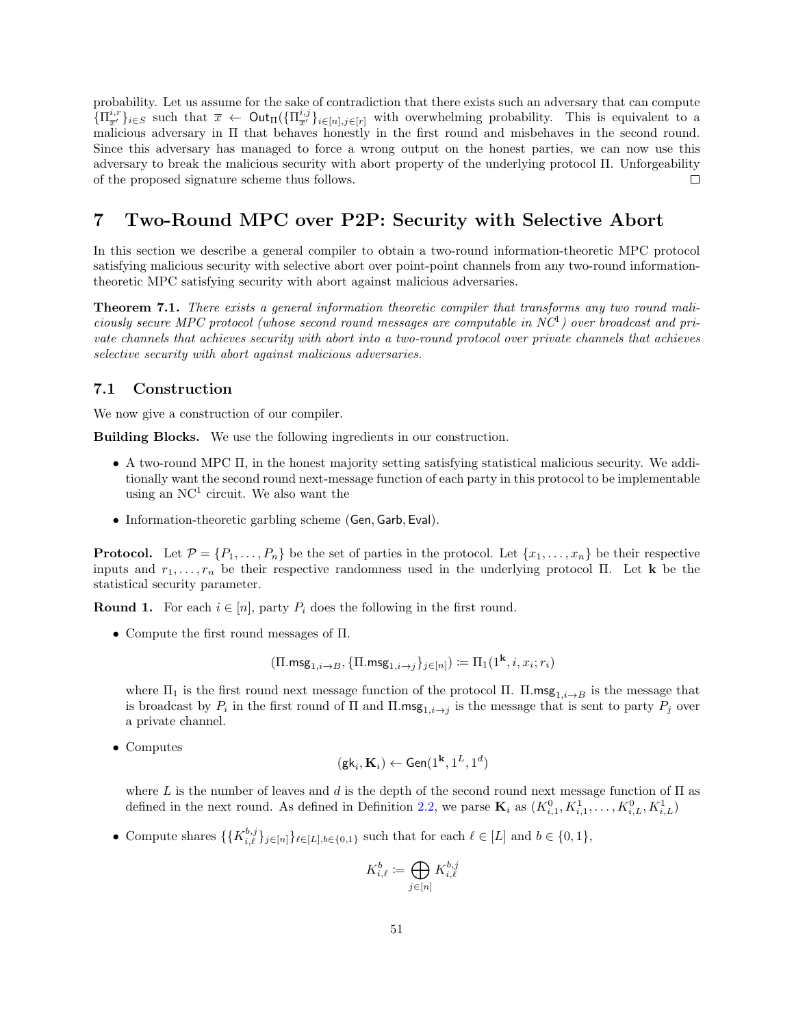probability. Let us assume for the sake of contradiction that there exists such an adversary that can compute $\{\Pi^{i,r}_{\overline{x}'}\}_{i \in S}$ such that $\overline{x} \leftarrow \mathsf{Out}_\Pi(\{\Pi^{i,j}_{\overline{x}'}\}_{i\in[n],j\in[r]}$ with overwhelming probability. This is equivalent to a malicious adversary in $\Pi$ that behaves honestly in the first round and misbehaves in the second round. Since this adversary has managed to force a wrong output on the honest parties, we can now use this adversary to break the malicious security with abort property of the underlying protocol $\Pi$. Unforgeability of the proposed signature scheme thus follows. □

# 7 Two-Round MPC over P2P: Security with Selective Abort

In this section we describe a general compiler to obtain a two-round information-theoretic MPC protocol satisfying malicious security with selective abort over point-point channels from any two-round information-theoretic MPC satisfying security with abort against malicious adversaries.

**Theorem 7.1.** *There exists a general information theoretic compiler that transforms any two round maliciously secure MPC protocol (whose second round messages are computable in $NC^1$) over broadcast and private channels that achieves security with abort into a two-round protocol over private channels that achieves selective security with abort against malicious adversaries.*

## 7.1 Construction

We now give a construction of our compiler.

**Building Blocks.** We use the following ingredients in our construction.

- A two-round MPC $\Pi$, in the honest majority setting satisfying statistical malicious security. We additionally want the second round next-message function of each party in this protocol to be implementable using an $NC^1$ circuit. We also want the
- Information-theoretic garbling scheme $(\mathsf{Gen}, \mathsf{Garb}, \mathsf{Eval})$.

**Protocol.** Let $\mathcal{P} = \{P_1, \ldots, P_n\}$ be the set of parties in the protocol. Let $\{x_1, \ldots, x_n\}$ be their respective inputs and $r_1, \ldots, r_n$ be their respective randomness used in the underlying protocol $\Pi$. Let $\mathbf{k}$ be the statistical security parameter.

**Round 1.** For each $i \in [n]$, party $P_i$ does the following in the first round.

- Compute the first round messages of $\Pi$.

$$(\Pi.\mathsf{msg}_{1,i\to B}, \{\Pi.\mathsf{msg}_{1,i\to j}\}_{j\in[n]}) := \Pi_1(1^{\mathbf{k}}, i, x_i; r_i)$$

  where $\Pi_1$ is the first round next message function of the protocol $\Pi$. $\Pi.\mathsf{msg}_{1,i\to B}$ is the message that is broadcast by $P_i$ in the first round of $\Pi$ and $\Pi.\mathsf{msg}_{1,i\to j}$ is the message that is sent to party $P_j$ over a private channel.

- Computes

$$(\mathsf{gk}_i, \mathbf{K}_i) \leftarrow \mathsf{Gen}(1^{\mathbf{k}}, 1^L, 1^d)$$

  where $L$ is the number of leaves and $d$ is the depth of the second round next message function of $\Pi$ as defined in the next round. As defined in Definition 2.2, we parse $\mathbf{K}_i$ as $(K^0_{i,1}, K^1_{i,1}, \ldots, K^0_{i,L}, K^1_{i,L})$

- Compute shares $\{\{K^{b,j}_{i,\ell}\}_{j\in[n]}\}_{\ell\in[L],b\in\{0,1\}}$ such that for each $\ell \in [L]$ and $b \in \{0,1\}$,

$$K^b_{i,\ell} := \bigoplus_{j\in[n]} K^{b,j}_{i,\ell}$$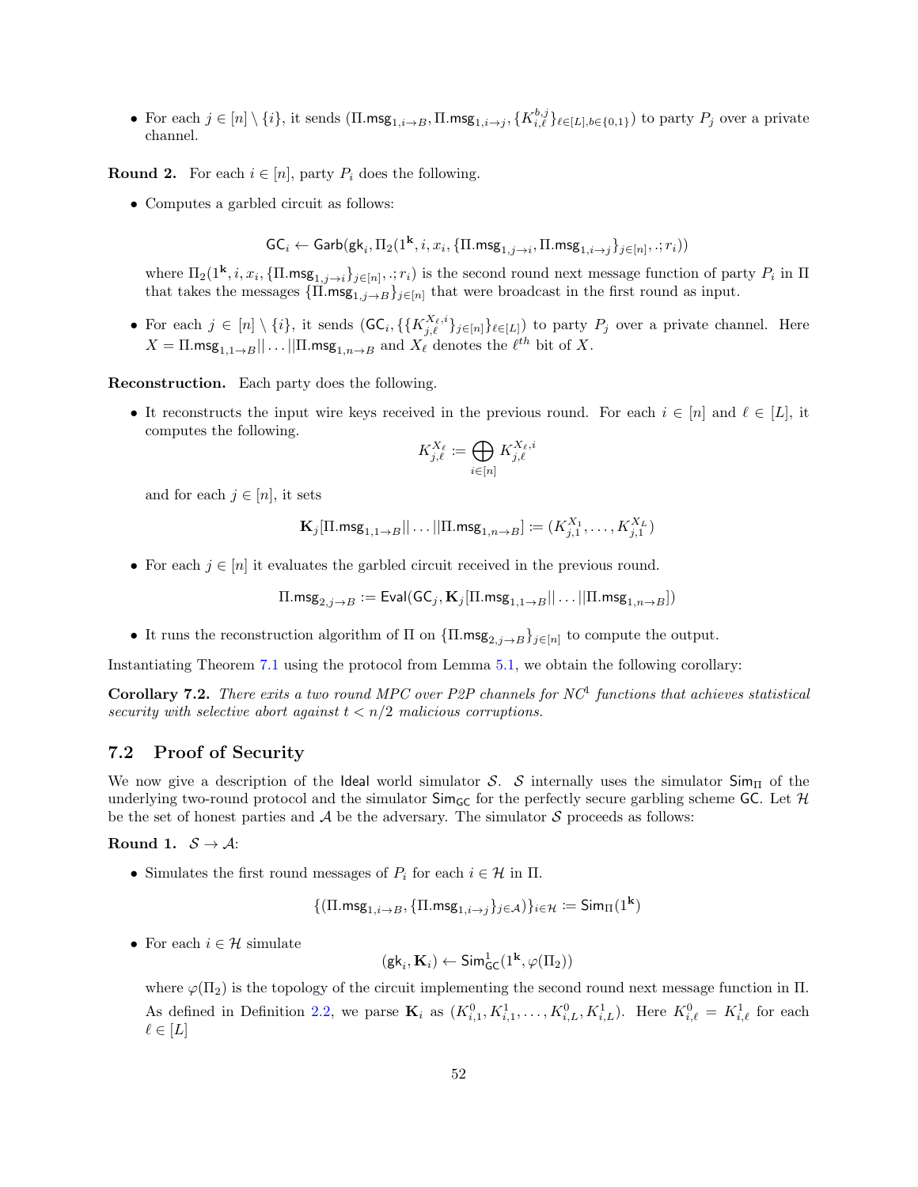- For each $j \in [n] \setminus \{i\}$, it sends $(\Pi.\mathsf{msg}_{1,i\to B}, \Pi.\mathsf{msg}_{1,i\to j}, \{K_{i,\ell}^{b,j}\}_{\ell\in[L],b\in\{0,1\}})$ to party $P_j$ over a private channel.

**Round 2.** For each $i \in [n]$, party $P_i$ does the following.

- Computes a garbled circuit as follows:

$$\mathsf{GC}_i \leftarrow \mathsf{Garb}(\mathsf{gk}_i, \Pi_2(1^{\mathbf{k}}, i, x_i, \{\Pi.\mathsf{msg}_{1,j\to i}, \Pi.\mathsf{msg}_{1,i\to j}\}_{j\in[n]}, .; r_i))$$

  where $\Pi_2(1^{\mathbf{k}}, i, x_i, \{\Pi.\mathsf{msg}_{1,j\to i}\}_{j\in[n]}, .; r_i)$ is the second round next message function of party $P_i$ in $\Pi$ that takes the messages $\{\Pi.\mathsf{msg}_{1,j\to B}\}_{j\in[n]}$ that were broadcast in the first round as input.

- For each $j \in [n] \setminus \{i\}$, it sends $(\mathsf{GC}_i, \{\{K_{j,\ell}^{X_\ell,i}\}_{j\in[n]}\}_{\ell\in[L]})$ to party $P_j$ over a private channel. Here $X = \Pi.\mathsf{msg}_{1,1\to B}||\ldots||\Pi.\mathsf{msg}_{1,n\to B}$ and $X_\ell$ denotes the $\ell^{th}$ bit of $X$.

**Reconstruction.** Each party does the following.

- It reconstructs the input wire keys received in the previous round. For each $i \in [n]$ and $\ell \in [L]$, it computes the following.

$$K_{j,\ell}^{X_\ell} := \bigoplus_{i\in[n]} K_{j,\ell}^{X_\ell,i}$$

  and for each $j \in [n]$, it sets

$$\mathbf{K}_j[\Pi.\mathsf{msg}_{1,1\to B}||\ldots||\Pi.\mathsf{msg}_{1,n\to B}] := (K_{j,1}^{X_1}, \ldots, K_{j,1}^{X_L})$$

- For each $j \in [n]$ it evaluates the garbled circuit received in the previous round.

$$\Pi.\mathsf{msg}_{2,j\to B} := \mathsf{Eval}(\mathsf{GC}_j, \mathbf{K}_j[\Pi.\mathsf{msg}_{1,1\to B}||\ldots||\Pi.\mathsf{msg}_{1,n\to B}])$$

- It runs the reconstruction algorithm of $\Pi$ on $\{\Pi.\mathsf{msg}_{2,j\to B}\}_{j\in[n]}$ to compute the output.

Instantiating Theorem 7.1 using the protocol from Lemma 5.1, we obtain the following corollary:

**Corollary 7.2.** *There exits a two round MPC over P2P channels for $NC^1$ functions that achieves statistical security with selective abort against $t < n/2$ malicious corruptions.*

## 7.2 Proof of Security

We now give a description of the Ideal world simulator $\mathcal{S}$. $\mathcal{S}$ internally uses the simulator $\mathsf{Sim}_\Pi$ of the underlying two-round protocol and the simulator $\mathsf{Sim}_{\mathsf{GC}}$ for the perfectly secure garbling scheme $\mathsf{GC}$. Let $\mathcal{H}$ be the set of honest parties and $\mathcal{A}$ be the adversary. The simulator $\mathcal{S}$ proceeds as follows:

**Round 1.** $\mathcal{S} \to \mathcal{A}$:

- Simulates the first round messages of $P_i$ for each $i \in \mathcal{H}$ in $\Pi$.

$$\{(\Pi.\mathsf{msg}_{1,i\to B}, \{\Pi.\mathsf{msg}_{1,i\to j}\}_{j\in\mathcal{A}})\}_{i\in\mathcal{H}} := \mathsf{Sim}_\Pi(1^{\mathbf{k}})$$

- For each $i \in \mathcal{H}$ simulate

$$(\mathsf{gk}_i, \mathbf{K}_i) \leftarrow \mathsf{Sim}_{\mathsf{GC}}^1(1^{\mathbf{k}}, \varphi(\Pi_2))$$

  where $\varphi(\Pi_2)$ is the topology of the circuit implementing the second round next message function in $\Pi$. As defined in Definition 2.2, we parse $\mathbf{K}_i$ as $(K_{i,1}^0, K_{i,1}^1, \ldots, K_{i,L}^0, K_{i,L}^1)$. Here $K_{i,\ell}^0 = K_{i,\ell}^1$ for each $\ell \in [L]$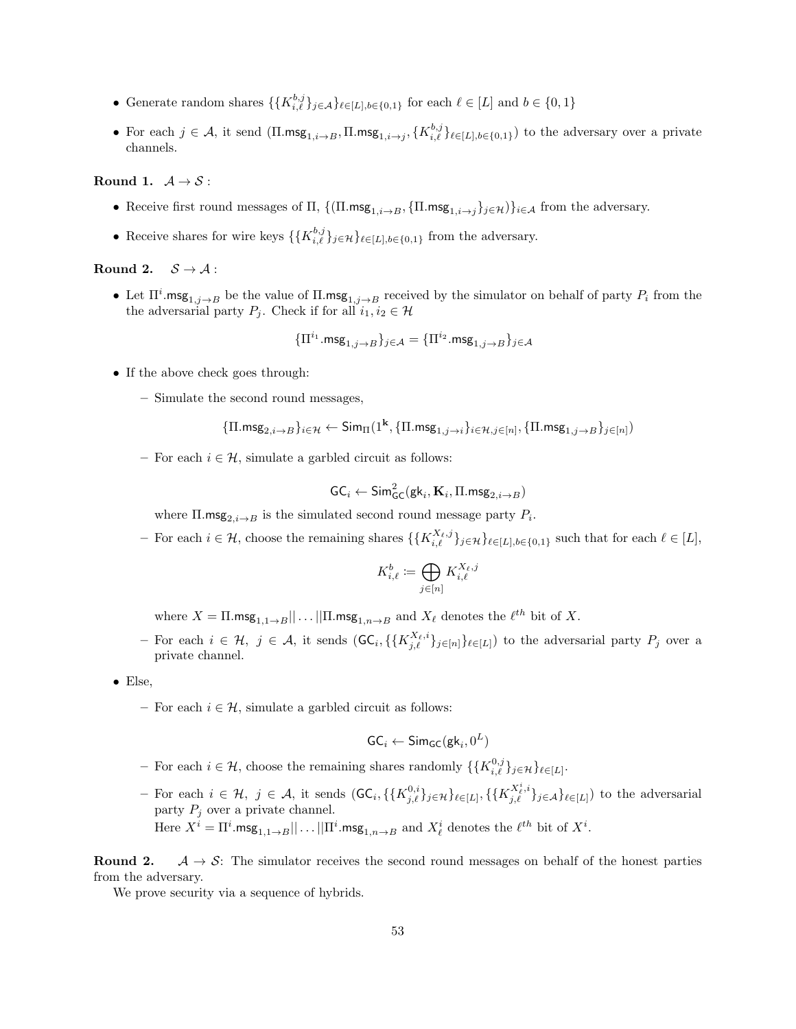- Generate random shares $\{\{K^{b,j}_{i,\ell}\}_{j\in\mathcal{A}}\}_{\ell\in[L],b\in\{0,1\}}$ for each $\ell \in [L]$ and $b \in \{0,1\}$
- For each $j \in \mathcal{A}$, it send $(\Pi.\mathsf{msg}_{1,i\to B}, \Pi.\mathsf{msg}_{1,i\to j}, \{K^{b,j}_{i,\ell}\}_{\ell\in[L],b\in\{0,1\}})$ to the adversary over a private channels.

**Round 1.** $\mathcal{A} \to \mathcal{S}$ :

- Receive first round messages of $\Pi$, $\{(\Pi.\mathsf{msg}_{1,i\to B}, \{\Pi.\mathsf{msg}_{1,i\to j}\}_{j\in\mathcal{H}})\}_{i\in\mathcal{A}}$ from the adversary.
- Receive shares for wire keys $\{\{K^{b,j}_{i,\ell}\}_{j\in\mathcal{H}}\}_{\ell\in[L],b\in\{0,1\}}$ from the adversary.

**Round 2.** $\mathcal{S} \to \mathcal{A}$ :

- Let $\Pi^i.\mathsf{msg}_{1,j\to B}$ be the value of $\Pi.\mathsf{msg}_{1,j\to B}$ received by the simulator on behalf of party $P_i$ from the the adversarial party $P_j$. Check if for all $i_1, i_2 \in \mathcal{H}$

$$\{\Pi^{i_1}.\mathsf{msg}_{1,j\to B}\}_{j\in\mathcal{A}} = \{\Pi^{i_2}.\mathsf{msg}_{1,j\to B}\}_{j\in\mathcal{A}}$$

- If the above check goes through:
  - Simulate the second round messages,

$$\{\Pi.\mathsf{msg}_{2,i\to B}\}_{i\in\mathcal{H}} \leftarrow \mathsf{Sim}_\Pi(1^{\mathbf{k}}, \{\Pi.\mathsf{msg}_{1,j\to i}\}_{i\in\mathcal{H},j\in[n]}, \{\Pi.\mathsf{msg}_{1,j\to B}\}_{j\in[n]})$$

  - For each $i \in \mathcal{H}$, simulate a garbled circuit as follows:

$$\mathsf{GC}_i \leftarrow \mathsf{Sim}^2_{\mathsf{GC}}(\mathsf{gk}_i, \mathbf{K}_i, \Pi.\mathsf{msg}_{2,i\to B})$$

    where $\Pi.\mathsf{msg}_{2,i\to B}$ is the simulated second round message party $P_i$.
  - For each $i \in \mathcal{H}$, choose the remaining shares $\{\{K^{X_\ell,j}_{i,\ell}\}_{j\in\mathcal{H}}\}_{\ell\in[L],b\in\{0,1\}}$ such that for each $\ell \in [L]$,

$$K^b_{i,\ell} \coloneqq \bigoplus_{j\in[n]} K^{X_\ell,j}_{i,\ell}$$

    where $X = \Pi.\mathsf{msg}_{1,1\to B}||\ldots||\Pi.\mathsf{msg}_{1,n\to B}$ and $X_\ell$ denotes the $\ell^{th}$ bit of $X$.
  - For each $i \in \mathcal{H}$, $j \in \mathcal{A}$, it sends $(\mathsf{GC}_i, \{\{K^{X_\ell,i}_{j,\ell}\}_{j\in[n]}\}_{\ell\in[L]})$ to the adversarial party $P_j$ over a private channel.
- Else,
  - For each $i \in \mathcal{H}$, simulate a garbled circuit as follows:

$$\mathsf{GC}_i \leftarrow \mathsf{Sim}_{\mathsf{GC}}(\mathsf{gk}_i, 0^L)$$

  - For each $i \in \mathcal{H}$, choose the remaining shares randomly $\{\{K^{0,j}_{i,\ell}\}_{j\in\mathcal{H}}\}_{\ell\in[L]}$.
  - For each $i \in \mathcal{H}$, $j \in \mathcal{A}$, it sends $(\mathsf{GC}_i, \{\{K^{0,i}_{j,\ell}\}_{j\in\mathcal{H}}\}_{\ell\in[L]}, \{\{K^{X^i_\ell,i}_{j,\ell}\}_{j\in\mathcal{A}}\}_{\ell\in[L]})$ to the adversarial party $P_j$ over a private channel.
    Here $X^i = \Pi^i.\mathsf{msg}_{1,1\to B}||\ldots||\Pi^i.\mathsf{msg}_{1,n\to B}$ and $X^i_\ell$ denotes the $\ell^{th}$ bit of $X^i$.

**Round 2.** $\mathcal{A} \to \mathcal{S}$: The simulator receives the second round messages on behalf of the honest parties from the adversary.

We prove security via a sequence of hybrids.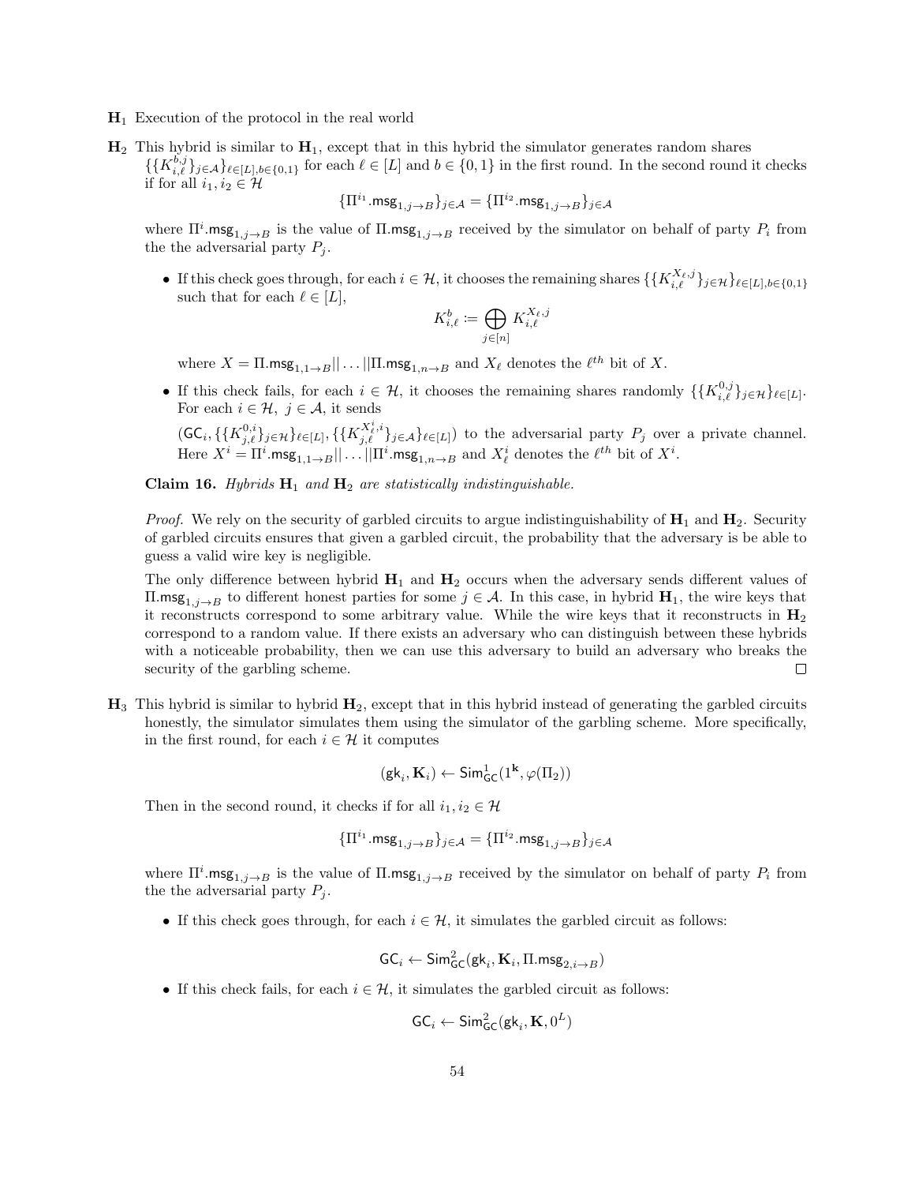**$\mathbf{H}_1$** Execution of the protocol in the real world

**$\mathbf{H}_2$** This hybrid is similar to $\mathbf{H}_1$, except that in this hybrid the simulator generates random shares $\{\{K_{i,\ell}^{b,j}\}_{j\in\mathcal{A}}\}_{\ell\in[L],b\in\{0,1\}}$ for each $\ell \in [L]$ and $b \in \{0,1\}$ in the first round. In the second round it checks if for all $i_1, i_2 \in \mathcal{H}$

$$\{\Pi^{i_1}.\mathsf{msg}_{1,j\to B}\}_{j\in\mathcal{A}} = \{\Pi^{i_2}.\mathsf{msg}_{1,j\to B}\}_{j\in\mathcal{A}}$$

where $\Pi^i.\mathsf{msg}_{1,j\to B}$ is the value of $\Pi.\mathsf{msg}_{1,j\to B}$ received by the simulator on behalf of party $P_i$ from the the adversarial party $P_j$.

- If this check goes through, for each $i \in \mathcal{H}$, it chooses the remaining shares $\{\{K_{i,\ell}^{X_\ell,j}\}_{j\in\mathcal{H}}\}_{\ell\in[L],b\in\{0,1\}}$ such that for each $\ell \in [L]$,

$$K_{i,\ell}^b := \bigoplus_{j\in[n]} K_{i,\ell}^{X_\ell,j}$$

where $X = \Pi.\mathsf{msg}_{1,1\to B}||\ldots||\Pi.\mathsf{msg}_{1,n\to B}$ and $X_\ell$ denotes the $\ell^{th}$ bit of $X$.

- If this check fails, for each $i \in \mathcal{H}$, it chooses the remaining shares randomly $\{\{K_{i,\ell}^{0,j}\}_{j\in\mathcal{H}}\}_{\ell\in[L]}$. For each $i \in \mathcal{H},\ j \in \mathcal{A}$, it sends

$(\mathsf{GC}_i, \{\{K_{j,\ell}^{0,i}\}_{j\in\mathcal{H}}\}_{\ell\in[L]}, \{\{K_{j,\ell}^{X_\ell^i,i}\}_{j\in\mathcal{A}}\}_{\ell\in[L]})$ to the adversarial party $P_j$ over a private channel. Here $X^i = \Pi^i.\mathsf{msg}_{1,1\to B}||\ldots||\Pi^i.\mathsf{msg}_{1,n\to B}$ and $X_\ell^i$ denotes the $\ell^{th}$ bit of $X^i$.

**Claim 16.** *Hybrids $\mathbf{H}_1$ and $\mathbf{H}_2$ are statistically indistinguishable.*

*Proof.* We rely on the security of garbled circuits to argue indistinguishability of $\mathbf{H}_1$ and $\mathbf{H}_2$. Security of garbled circuits ensures that given a garbled circuit, the probability that the adversary is be able to guess a valid wire key is negligible.

The only difference between hybrid $\mathbf{H}_1$ and $\mathbf{H}_2$ occurs when the adversary sends different values of $\Pi.\mathsf{msg}_{1,j\to B}$ to different honest parties for some $j \in \mathcal{A}$. In this case, in hybrid $\mathbf{H}_1$, the wire keys that it reconstructs correspond to some arbitrary value. While the wire keys that it reconstructs in $\mathbf{H}_2$ correspond to a random value. If there exists an adversary who can distinguish between these hybrids with a noticeable probability, then we can use this adversary to build an adversary who breaks the security of the garbling scheme. □

**$\mathbf{H}_3$** This hybrid is similar to hybrid $\mathbf{H}_2$, except that in this hybrid instead of generating the garbled circuits honestly, the simulator simulates them using the simulator of the garbling scheme. More specifically, in the first round, for each $i \in \mathcal{H}$ it computes

$$(\mathsf{gk}_i, \mathbf{K}_i) \leftarrow \mathsf{Sim}^1_{\mathsf{GC}}(1^{\mathbf{k}}, \varphi(\Pi_2))$$

Then in the second round, it checks if for all $i_1, i_2 \in \mathcal{H}$

$$\{\Pi^{i_1}.\mathsf{msg}_{1,j\to B}\}_{j\in\mathcal{A}} = \{\Pi^{i_2}.\mathsf{msg}_{1,j\to B}\}_{j\in\mathcal{A}}$$

where $\Pi^i.\mathsf{msg}_{1,j\to B}$ is the value of $\Pi.\mathsf{msg}_{1,j\to B}$ received by the simulator on behalf of party $P_i$ from the the adversarial party $P_j$.

- If this check goes through, for each $i \in \mathcal{H}$, it simulates the garbled circuit as follows:

$$\mathsf{GC}_i \leftarrow \mathsf{Sim}^2_{\mathsf{GC}}(\mathsf{gk}_i, \mathbf{K}_i, \Pi.\mathsf{msg}_{2,i\to B})$$

- If this check fails, for each $i \in \mathcal{H}$, it simulates the garbled circuit as follows:

$$\mathsf{GC}_i \leftarrow \mathsf{Sim}^2_{\mathsf{GC}}(\mathsf{gk}_i, \mathbf{K}, 0^L)$$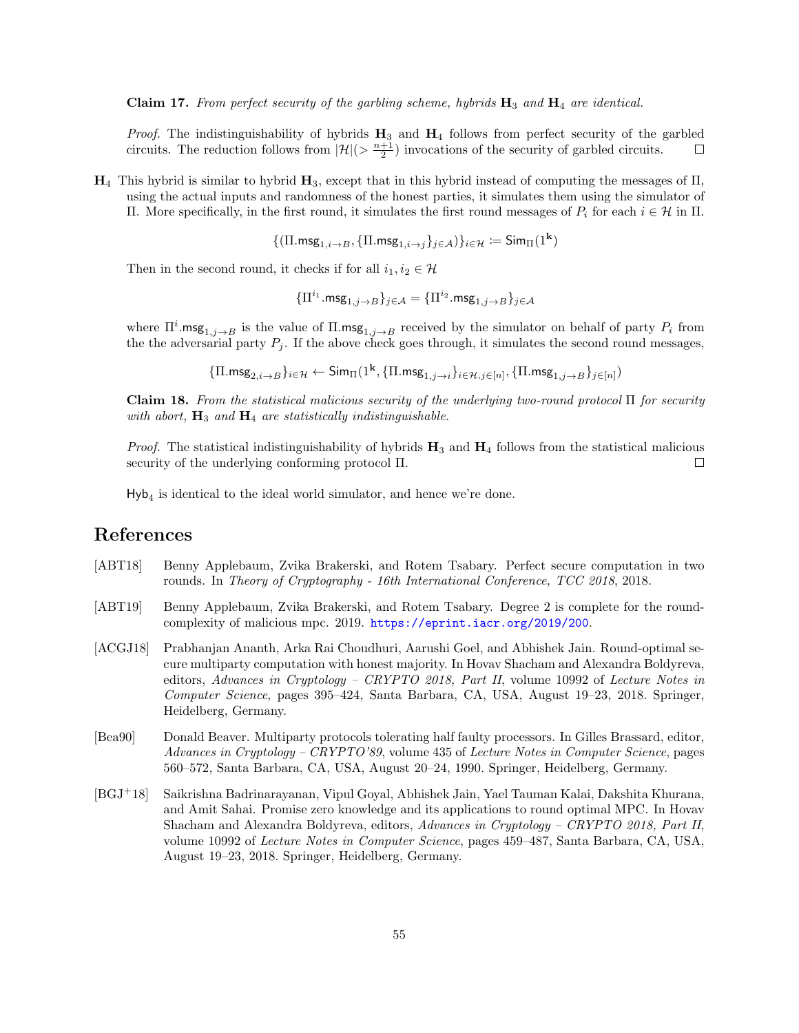**Claim 17.** *From perfect security of the garbling scheme, hybrids* $\mathbf{H}_3$ *and* $\mathbf{H}_4$ *are identical.*

*Proof.* The indistinguishability of hybrids $\mathbf{H}_3$ and $\mathbf{H}_4$ follows from perfect security of the garbled circuits. The reduction follows from $|\mathcal{H}|(> \frac{n+1}{2})$ invocations of the security of garbled circuits. ☐

$\mathbf{H}_4$ This hybrid is similar to hybrid $\mathbf{H}_3$, except that in this hybrid instead of computing the messages of $\Pi$, using the actual inputs and randomness of the honest parties, it simulates them using the simulator of $\Pi$. More specifically, in the first round, it simulates the first round messages of $P_i$ for each $i \in \mathcal{H}$ in $\Pi$.

$$\{(\Pi.\mathsf{msg}_{1,i\to B}, \{\Pi.\mathsf{msg}_{1,i\to j}\}_{j\in\mathcal{A}})\}_{i\in\mathcal{H}} := \mathsf{Sim}_{\Pi}(1^{\mathbf{k}})$$

Then in the second round, it checks if for all $i_1, i_2 \in \mathcal{H}$

$$\{\Pi^{i_1}.\mathsf{msg}_{1,j\to B}\}_{j\in\mathcal{A}} = \{\Pi^{i_2}.\mathsf{msg}_{1,j\to B}\}_{j\in\mathcal{A}}$$

where $\Pi^i.\mathsf{msg}_{1,j\to B}$ is the value of $\Pi.\mathsf{msg}_{1,j\to B}$ received by the simulator on behalf of party $P_i$ from the the adversarial party $P_j$. If the above check goes through, it simulates the second round messages,

$$\{\Pi.\mathsf{msg}_{2,i\to B}\}_{i\in\mathcal{H}} \leftarrow \mathsf{Sim}_{\Pi}(1^{\mathbf{k}}, \{\Pi.\mathsf{msg}_{1,j\to i}\}_{i\in\mathcal{H},j\in[n]}, \{\Pi.\mathsf{msg}_{1,j\to B}\}_{j\in[n]})$$

**Claim 18.** *From the statistical malicious security of the underlying two-round protocol* $\Pi$ *for security with abort,* $\mathbf{H}_3$ *and* $\mathbf{H}_4$ *are statistically indistinguishable.*

*Proof.* The statistical indistinguishability of hybrids $\mathbf{H}_3$ and $\mathbf{H}_4$ follows from the statistical malicious security of the underlying conforming protocol $\Pi$. ☐

$\mathsf{Hyb}_4$ is identical to the ideal world simulator, and hence we're done.

# References

[ABT18] Benny Applebaum, Zvika Brakerski, and Rotem Tsabary. Perfect secure computation in two rounds. In *Theory of Cryptography - 16th International Conference, TCC 2018*, 2018.

[ABT19] Benny Applebaum, Zvika Brakerski, and Rotem Tsabary. Degree 2 is complete for the round-complexity of malicious mpc. 2019. https://eprint.iacr.org/2019/200.

[ACGJ18] Prabhanjan Ananth, Arka Rai Choudhuri, Aarushi Goel, and Abhishek Jain. Round-optimal secure multiparty computation with honest majority. In Hovav Shacham and Alexandra Boldyreva, editors, *Advances in Cryptology – CRYPTO 2018, Part II*, volume 10992 of *Lecture Notes in Computer Science*, pages 395–424, Santa Barbara, CA, USA, August 19–23, 2018. Springer, Heidelberg, Germany.

[Bea90] Donald Beaver. Multiparty protocols tolerating half faulty processors. In Gilles Brassard, editor, *Advances in Cryptology – CRYPTO'89*, volume 435 of *Lecture Notes in Computer Science*, pages 560–572, Santa Barbara, CA, USA, August 20–24, 1990. Springer, Heidelberg, Germany.

[BGJ+18] Saikrishna Badrinarayanan, Vipul Goyal, Abhishek Jain, Yael Tauman Kalai, Dakshita Khurana, and Amit Sahai. Promise zero knowledge and its applications to round optimal MPC. In Hovav Shacham and Alexandra Boldyreva, editors, *Advances in Cryptology – CRYPTO 2018, Part II*, volume 10992 of *Lecture Notes in Computer Science*, pages 459–487, Santa Barbara, CA, USA, August 19–23, 2018. Springer, Heidelberg, Germany.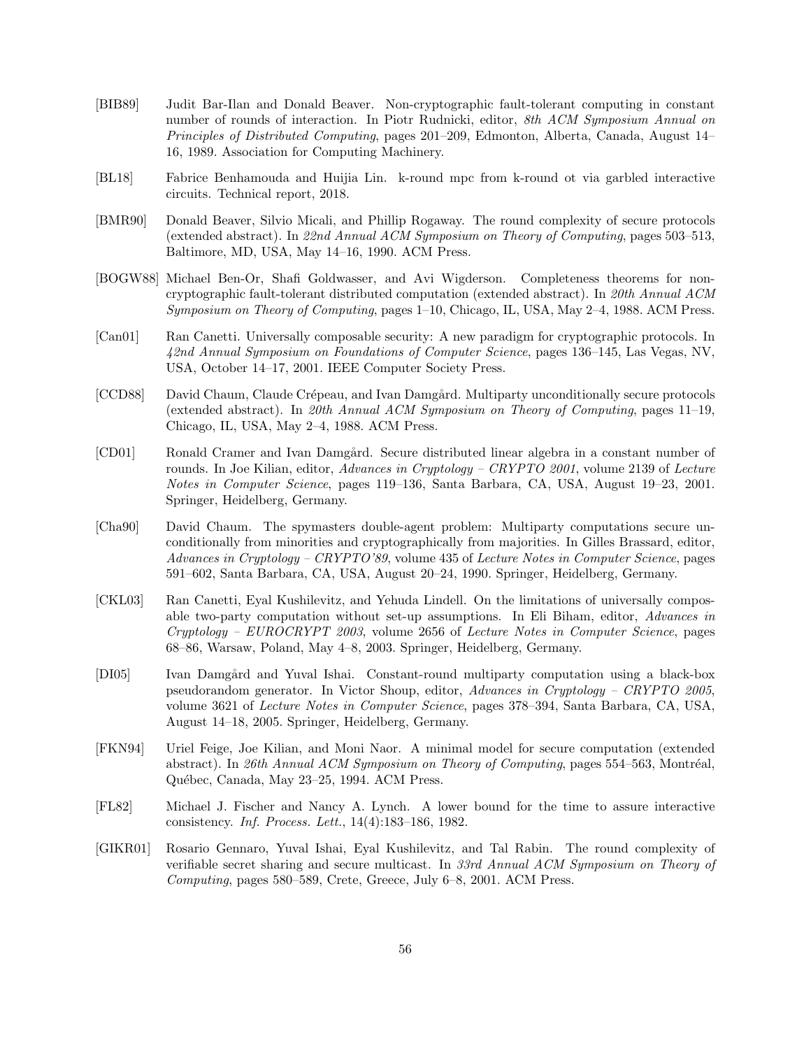[BIB89] Judit Bar-Ilan and Donald Beaver. Non-cryptographic fault-tolerant computing in constant number of rounds of interaction. In Piotr Rudnicki, editor, *8th ACM Symposium Annual on Principles of Distributed Computing*, pages 201–209, Edmonton, Alberta, Canada, August 14–16, 1989. Association for Computing Machinery.

[BL18] Fabrice Benhamouda and Huijia Lin. k-round mpc from k-round ot via garbled interactive circuits. Technical report, 2018.

[BMR90] Donald Beaver, Silvio Micali, and Phillip Rogaway. The round complexity of secure protocols (extended abstract). In *22nd Annual ACM Symposium on Theory of Computing*, pages 503–513, Baltimore, MD, USA, May 14–16, 1990. ACM Press.

[BOGW88] Michael Ben-Or, Shafi Goldwasser, and Avi Wigderson. Completeness theorems for non-cryptographic fault-tolerant distributed computation (extended abstract). In *20th Annual ACM Symposium on Theory of Computing*, pages 1–10, Chicago, IL, USA, May 2–4, 1988. ACM Press.

[Can01] Ran Canetti. Universally composable security: A new paradigm for cryptographic protocols. In *42nd Annual Symposium on Foundations of Computer Science*, pages 136–145, Las Vegas, NV, USA, October 14–17, 2001. IEEE Computer Society Press.

[CCD88] David Chaum, Claude Crépeau, and Ivan Damgård. Multiparty unconditionally secure protocols (extended abstract). In *20th Annual ACM Symposium on Theory of Computing*, pages 11–19, Chicago, IL, USA, May 2–4, 1988. ACM Press.

[CD01] Ronald Cramer and Ivan Damgård. Secure distributed linear algebra in a constant number of rounds. In Joe Kilian, editor, *Advances in Cryptology – CRYPTO 2001*, volume 2139 of *Lecture Notes in Computer Science*, pages 119–136, Santa Barbara, CA, USA, August 19–23, 2001. Springer, Heidelberg, Germany.

[Cha90] David Chaum. The spymasters double-agent problem: Multiparty computations secure unconditionally from minorities and cryptographically from majorities. In Gilles Brassard, editor, *Advances in Cryptology – CRYPTO'89*, volume 435 of *Lecture Notes in Computer Science*, pages 591–602, Santa Barbara, CA, USA, August 20–24, 1990. Springer, Heidelberg, Germany.

[CKL03] Ran Canetti, Eyal Kushilevitz, and Yehuda Lindell. On the limitations of universally composable two-party computation without set-up assumptions. In Eli Biham, editor, *Advances in Cryptology – EUROCRYPT 2003*, volume 2656 of *Lecture Notes in Computer Science*, pages 68–86, Warsaw, Poland, May 4–8, 2003. Springer, Heidelberg, Germany.

[DI05] Ivan Damgård and Yuval Ishai. Constant-round multiparty computation using a black-box pseudorandom generator. In Victor Shoup, editor, *Advances in Cryptology – CRYPTO 2005*, volume 3621 of *Lecture Notes in Computer Science*, pages 378–394, Santa Barbara, CA, USA, August 14–18, 2005. Springer, Heidelberg, Germany.

[FKN94] Uriel Feige, Joe Kilian, and Moni Naor. A minimal model for secure computation (extended abstract). In *26th Annual ACM Symposium on Theory of Computing*, pages 554–563, Montréal, Québec, Canada, May 23–25, 1994. ACM Press.

[FL82] Michael J. Fischer and Nancy A. Lynch. A lower bound for the time to assure interactive consistency. *Inf. Process. Lett.*, 14(4):183–186, 1982.

[GIKR01] Rosario Gennaro, Yuval Ishai, Eyal Kushilevitz, and Tal Rabin. The round complexity of verifiable secret sharing and secure multicast. In *33rd Annual ACM Symposium on Theory of Computing*, pages 580–589, Crete, Greece, July 6–8, 2001. ACM Press.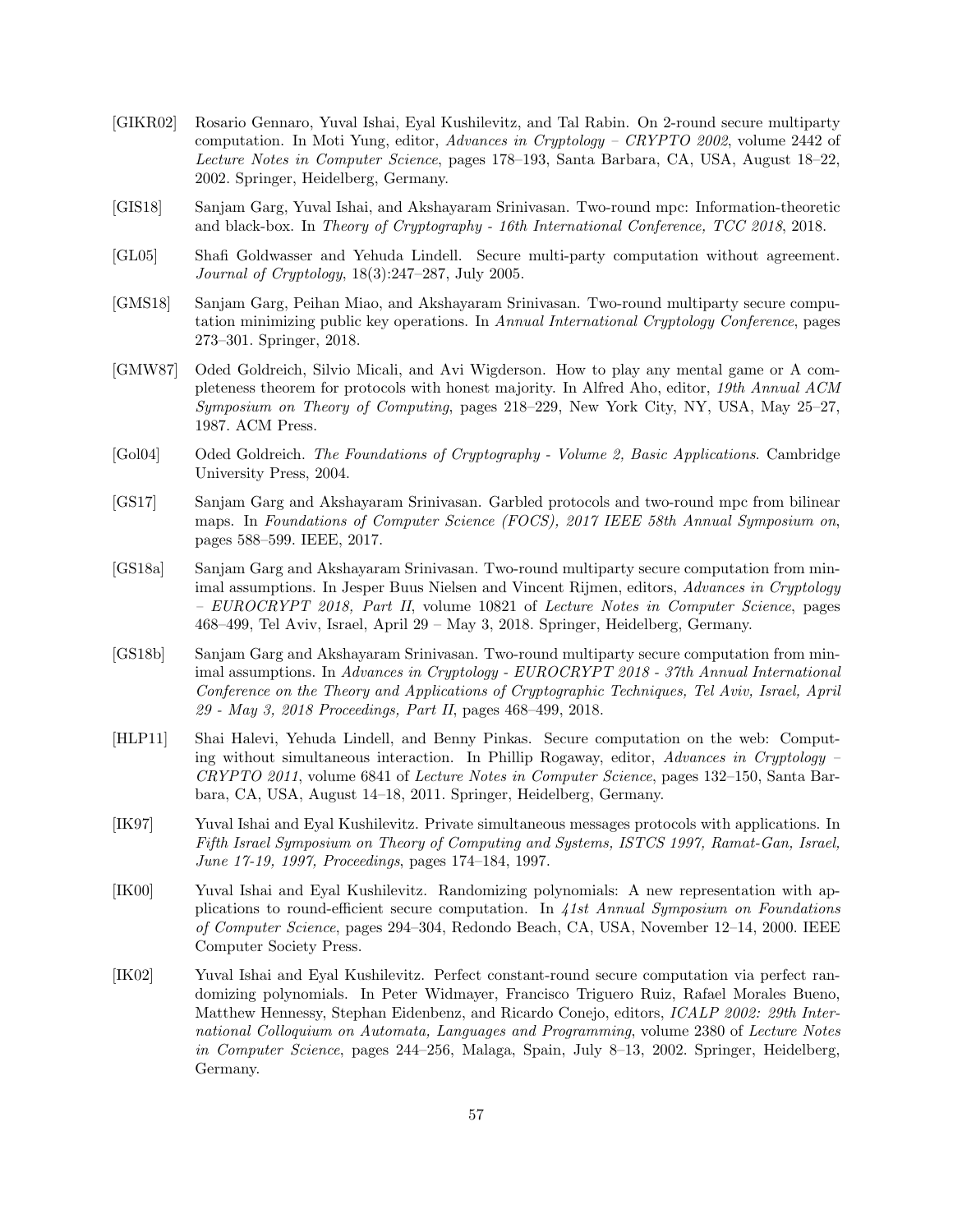[GIKR02] Rosario Gennaro, Yuval Ishai, Eyal Kushilevitz, and Tal Rabin. On 2-round secure multiparty computation. In Moti Yung, editor, *Advances in Cryptology – CRYPTO 2002*, volume 2442 of *Lecture Notes in Computer Science*, pages 178–193, Santa Barbara, CA, USA, August 18–22, 2002. Springer, Heidelberg, Germany.

[GIS18] Sanjam Garg, Yuval Ishai, and Akshayaram Srinivasan. Two-round mpc: Information-theoretic and black-box. In *Theory of Cryptography - 16th International Conference, TCC 2018*, 2018.

[GL05] Shafi Goldwasser and Yehuda Lindell. Secure multi-party computation without agreement. *Journal of Cryptology*, 18(3):247–287, July 2005.

[GMS18] Sanjam Garg, Peihan Miao, and Akshayaram Srinivasan. Two-round multiparty secure computation minimizing public key operations. In *Annual International Cryptology Conference*, pages 273–301. Springer, 2018.

[GMW87] Oded Goldreich, Silvio Micali, and Avi Wigderson. How to play any mental game or A completeness theorem for protocols with honest majority. In Alfred Aho, editor, *19th Annual ACM Symposium on Theory of Computing*, pages 218–229, New York City, NY, USA, May 25–27, 1987. ACM Press.

[Gol04] Oded Goldreich. *The Foundations of Cryptography - Volume 2, Basic Applications*. Cambridge University Press, 2004.

[GS17] Sanjam Garg and Akshayaram Srinivasan. Garbled protocols and two-round mpc from bilinear maps. In *Foundations of Computer Science (FOCS), 2017 IEEE 58th Annual Symposium on*, pages 588–599. IEEE, 2017.

[GS18a] Sanjam Garg and Akshayaram Srinivasan. Two-round multiparty secure computation from minimal assumptions. In Jesper Buus Nielsen and Vincent Rijmen, editors, *Advances in Cryptology – EUROCRYPT 2018, Part II*, volume 10821 of *Lecture Notes in Computer Science*, pages 468–499, Tel Aviv, Israel, April 29 – May 3, 2018. Springer, Heidelberg, Germany.

[GS18b] Sanjam Garg and Akshayaram Srinivasan. Two-round multiparty secure computation from minimal assumptions. In *Advances in Cryptology - EUROCRYPT 2018 - 37th Annual International Conference on the Theory and Applications of Cryptographic Techniques, Tel Aviv, Israel, April 29 - May 3, 2018 Proceedings, Part II*, pages 468–499, 2018.

[HLP11] Shai Halevi, Yehuda Lindell, and Benny Pinkas. Secure computation on the web: Computing without simultaneous interaction. In Phillip Rogaway, editor, *Advances in Cryptology – CRYPTO 2011*, volume 6841 of *Lecture Notes in Computer Science*, pages 132–150, Santa Barbara, CA, USA, August 14–18, 2011. Springer, Heidelberg, Germany.

[IK97] Yuval Ishai and Eyal Kushilevitz. Private simultaneous messages protocols with applications. In *Fifth Israel Symposium on Theory of Computing and Systems, ISTCS 1997, Ramat-Gan, Israel, June 17-19, 1997, Proceedings*, pages 174–184, 1997.

[IK00] Yuval Ishai and Eyal Kushilevitz. Randomizing polynomials: A new representation with applications to round-efficient secure computation. In *41st Annual Symposium on Foundations of Computer Science*, pages 294–304, Redondo Beach, CA, USA, November 12–14, 2000. IEEE Computer Society Press.

[IK02] Yuval Ishai and Eyal Kushilevitz. Perfect constant-round secure computation via perfect randomizing polynomials. In Peter Widmayer, Francisco Triguero Ruiz, Rafael Morales Bueno, Matthew Hennessy, Stephan Eidenbenz, and Ricardo Conejo, editors, *ICALP 2002: 29th International Colloquium on Automata, Languages and Programming*, volume 2380 of *Lecture Notes in Computer Science*, pages 244–256, Malaga, Spain, July 8–13, 2002. Springer, Heidelberg, Germany.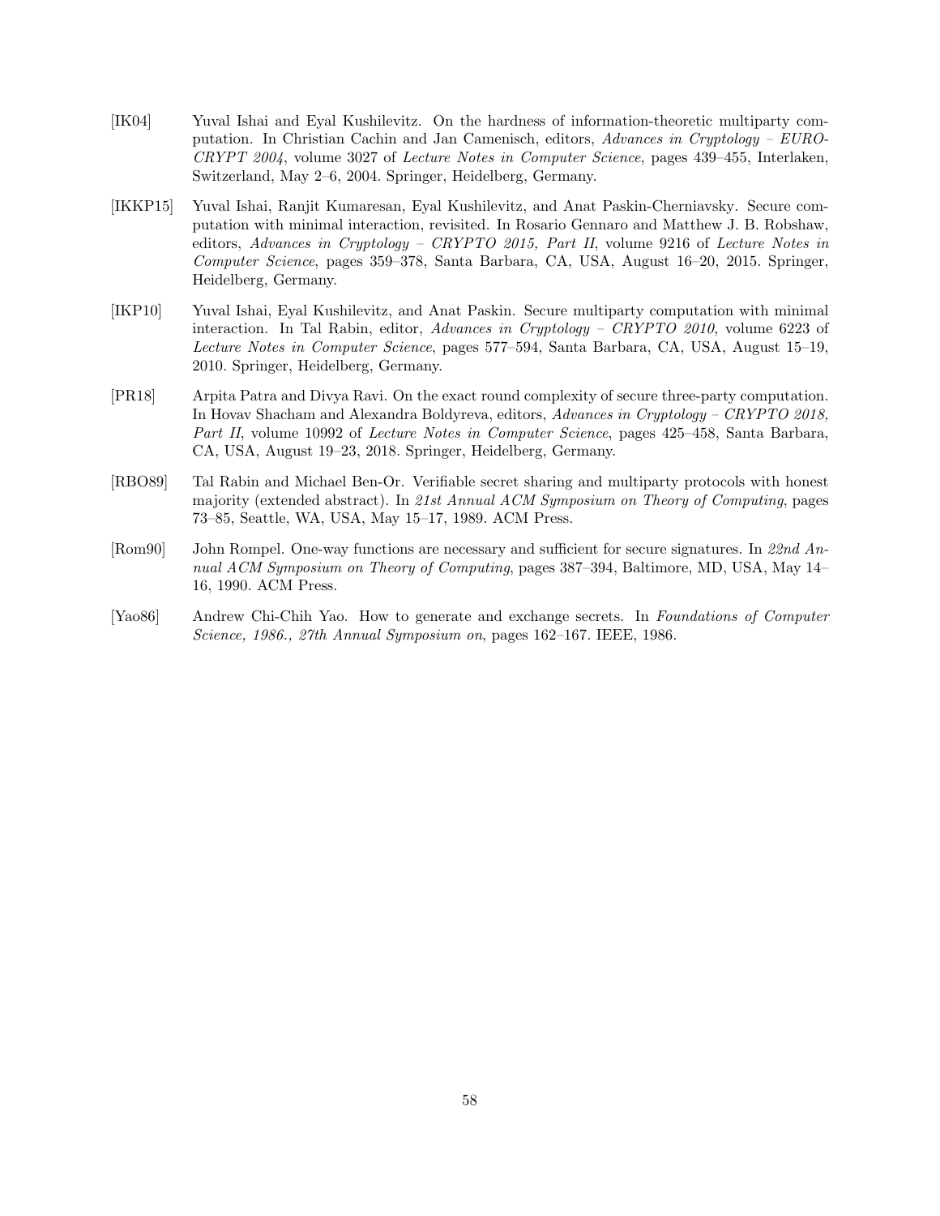[IK04] Yuval Ishai and Eyal Kushilevitz. On the hardness of information-theoretic multiparty computation. In Christian Cachin and Jan Camenisch, editors, *Advances in Cryptology – EUROCRYPT 2004*, volume 3027 of *Lecture Notes in Computer Science*, pages 439–455, Interlaken, Switzerland, May 2–6, 2004. Springer, Heidelberg, Germany.

[IKKP15] Yuval Ishai, Ranjit Kumaresan, Eyal Kushilevitz, and Anat Paskin-Cherniavsky. Secure computation with minimal interaction, revisited. In Rosario Gennaro and Matthew J. B. Robshaw, editors, *Advances in Cryptology – CRYPTO 2015, Part II*, volume 9216 of *Lecture Notes in Computer Science*, pages 359–378, Santa Barbara, CA, USA, August 16–20, 2015. Springer, Heidelberg, Germany.

[IKP10] Yuval Ishai, Eyal Kushilevitz, and Anat Paskin. Secure multiparty computation with minimal interaction. In Tal Rabin, editor, *Advances in Cryptology – CRYPTO 2010*, volume 6223 of *Lecture Notes in Computer Science*, pages 577–594, Santa Barbara, CA, USA, August 15–19, 2010. Springer, Heidelberg, Germany.

[PR18] Arpita Patra and Divya Ravi. On the exact round complexity of secure three-party computation. In Hovav Shacham and Alexandra Boldyreva, editors, *Advances in Cryptology – CRYPTO 2018, Part II*, volume 10992 of *Lecture Notes in Computer Science*, pages 425–458, Santa Barbara, CA, USA, August 19–23, 2018. Springer, Heidelberg, Germany.

[RBO89] Tal Rabin and Michael Ben-Or. Verifiable secret sharing and multiparty protocols with honest majority (extended abstract). In *21st Annual ACM Symposium on Theory of Computing*, pages 73–85, Seattle, WA, USA, May 15–17, 1989. ACM Press.

[Rom90] John Rompel. One-way functions are necessary and sufficient for secure signatures. In *22nd Annual ACM Symposium on Theory of Computing*, pages 387–394, Baltimore, MD, USA, May 14–16, 1990. ACM Press.

[Yao86] Andrew Chi-Chih Yao. How to generate and exchange secrets. In *Foundations of Computer Science, 1986., 27th Annual Symposium on*, pages 162–167. IEEE, 1986.